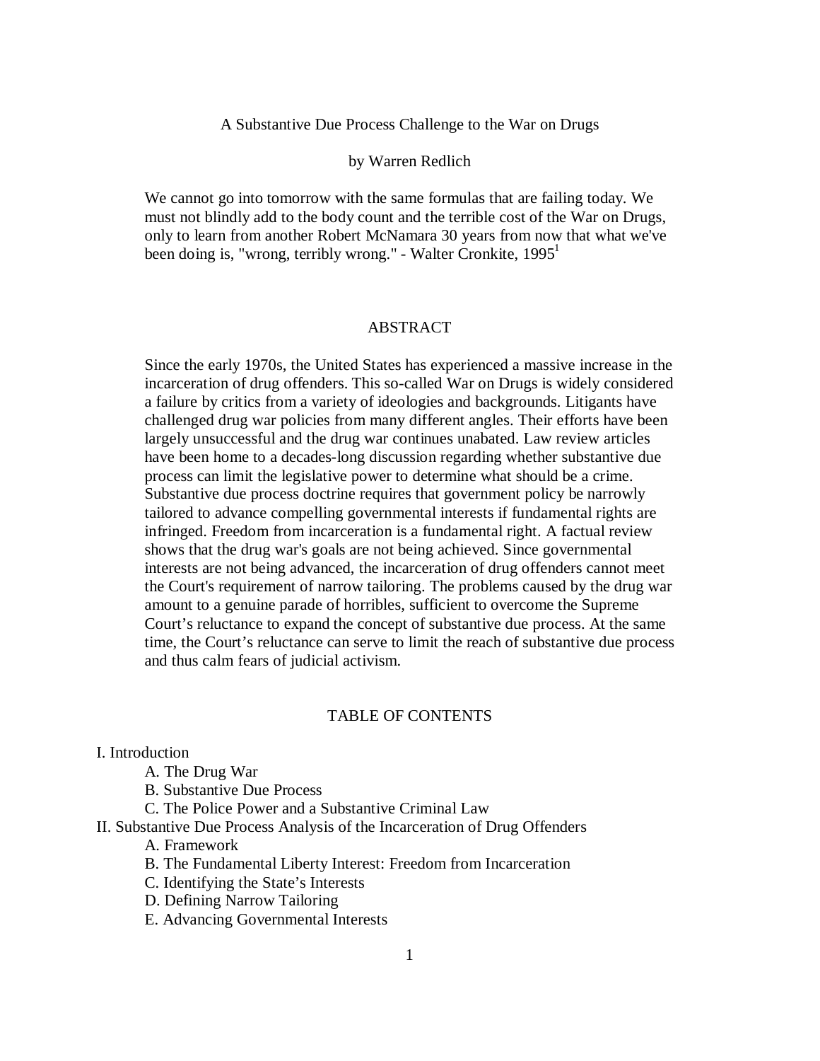# A Substantive Due Process Challenge to the War on Drugs

by Warren Redlich

> We cannot go into tomorrow with the same formulas that are failing today. We must not blindly add to the body count and the terrible cost of the War on Drugs, only to learn from another Robert McNamara 30 years from now that what we've been doing is, "wrong, terribly wrong." - Walter Cronkite, 1995[1]

## ABSTRACT

Since the early 1970s, the United States has experienced a massive increase in the incarceration of drug offenders. This so-called War on Drugs is widely considered a failure by critics from a variety of ideologies and backgrounds. Litigants have challenged drug war policies from many different angles. Their efforts have been largely unsuccessful and the drug war continues unabated. Law review articles have been home to a decades-long discussion regarding whether substantive due process can limit the legislative power to determine what should be a crime. Substantive due process doctrine requires that government policy be narrowly tailored to advance compelling governmental interests if fundamental rights are infringed. Freedom from incarceration is a fundamental right. A factual review shows that the drug war's goals are not being achieved. Since governmental interests are not being advanced, the incarceration of drug offenders cannot meet the Court's requirement of narrow tailoring. The problems caused by the drug war amount to a genuine parade of horribles, sufficient to overcome the Supreme Court's reluctance to expand the concept of substantive due process. At the same time, the Court's reluctance can serve to limit the reach of substantive due process and thus calm fears of judicial activism.

## TABLE OF CONTENTS

I. Introduction
- A. The Drug War
- B. Substantive Due Process
- C. The Police Power and a Substantive Criminal Law

II. Substantive Due Process Analysis of the Incarceration of Drug Offenders
- A. Framework
- B. The Fundamental Liberty Interest: Freedom from Incarceration
- C. Identifying the State's Interests
- D. Defining Narrow Tailoring
- E. Advancing Governmental Interests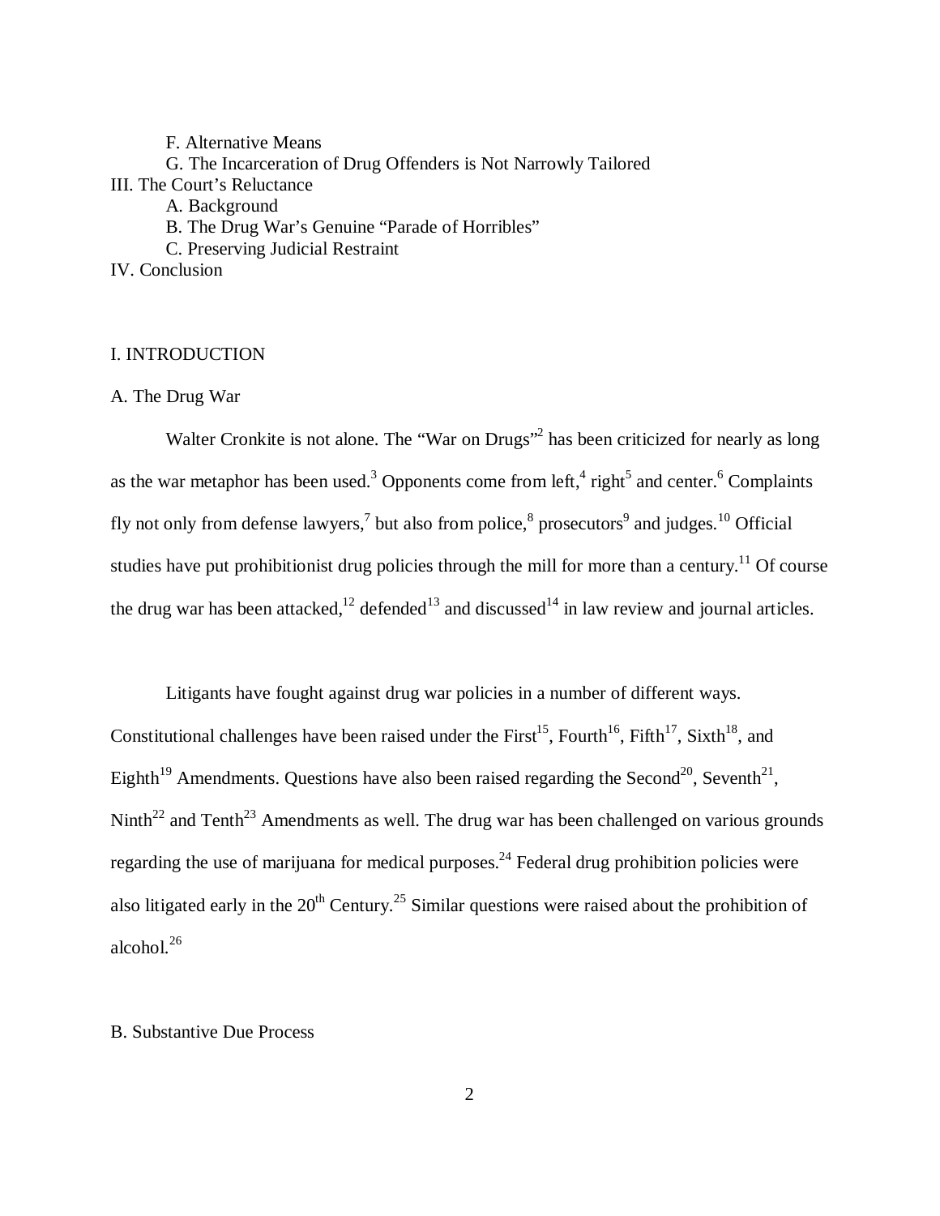F. Alternative Means

G. The Incarceration of Drug Offenders is Not Narrowly Tailored

III. The Court's Reluctance

A. Background

B. The Drug War's Genuine "Parade of Horribles"

C. Preserving Judicial Restraint

IV. Conclusion

## I. INTRODUCTION

### A. The Drug War

Walter Cronkite is not alone. The "War on Drugs"[2] has been criticized for nearly as long as the war metaphor has been used.[3] Opponents come from left,[4] right[5] and center.[6] Complaints fly not only from defense lawyers,[7] but also from police,[8] prosecutors[9] and judges.[10] Official studies have put prohibitionist drug policies through the mill for more than a century.[11] Of course the drug war has been attacked,[12] defended[13] and discussed[14] in law review and journal articles.

Litigants have fought against drug war policies in a number of different ways. Constitutional challenges have been raised under the First[15], Fourth[16], Fifth[17], Sixth[18], and Eighth[19] Amendments. Questions have also been raised regarding the Second[20], Seventh[21], Ninth[22] and Tenth[23] Amendments as well. The drug war has been challenged on various grounds regarding the use of marijuana for medical purposes.[24] Federal drug prohibition policies were also litigated early in the 20th Century.[25] Similar questions were raised about the prohibition of alcohol.[26]

### B. Substantive Due Process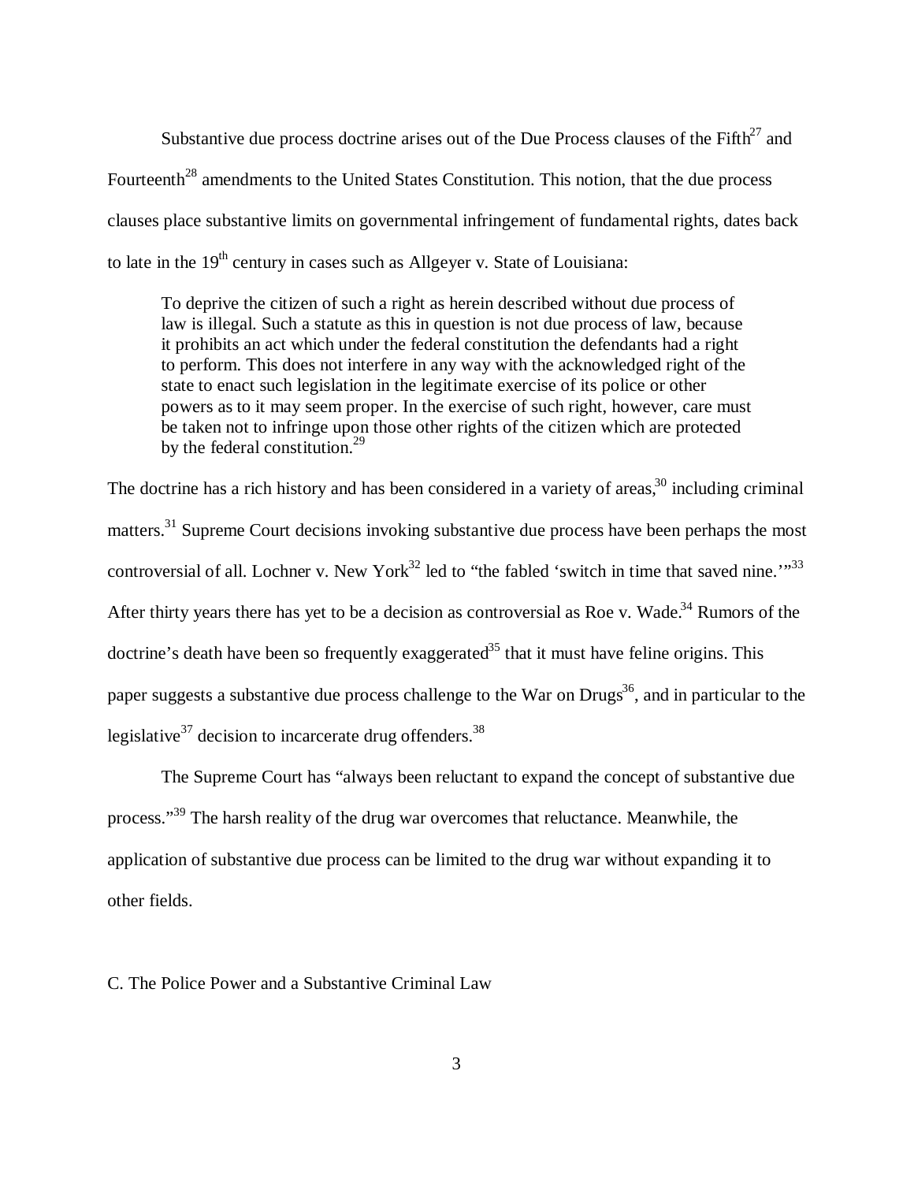Substantive due process doctrine arises out of the Due Process clauses of the Fifth[27] and Fourteenth[28] amendments to the United States Constitution. This notion, that the due process clauses place substantive limits on governmental infringement of fundamental rights, dates back to late in the 19th century in cases such as Allgeyer v. State of Louisiana:

> To deprive the citizen of such a right as herein described without due process of law is illegal. Such a statute as this in question is not due process of law, because it prohibits an act which under the federal constitution the defendants had a right to perform. This does not interfere in any way with the acknowledged right of the state to enact such legislation in the legitimate exercise of its police or other powers as to it may seem proper. In the exercise of such right, however, care must be taken not to infringe upon those other rights of the citizen which are protected by the federal constitution.[29]

The doctrine has a rich history and has been considered in a variety of areas,[30] including criminal matters.[31] Supreme Court decisions invoking substantive due process have been perhaps the most controversial of all. Lochner v. New York[32] led to "the fabled 'switch in time that saved nine.'"[33] After thirty years there has yet to be a decision as controversial as Roe v. Wade.[34] Rumors of the doctrine's death have been so frequently exaggerated[35] that it must have feline origins. This paper suggests a substantive due process challenge to the War on Drugs[36], and in particular to the legislative[37] decision to incarcerate drug offenders.[38]

The Supreme Court has "always been reluctant to expand the concept of substantive due process."[39] The harsh reality of the drug war overcomes that reluctance. Meanwhile, the application of substantive due process can be limited to the drug war without expanding it to other fields.

## C. The Police Power and a Substantive Criminal Law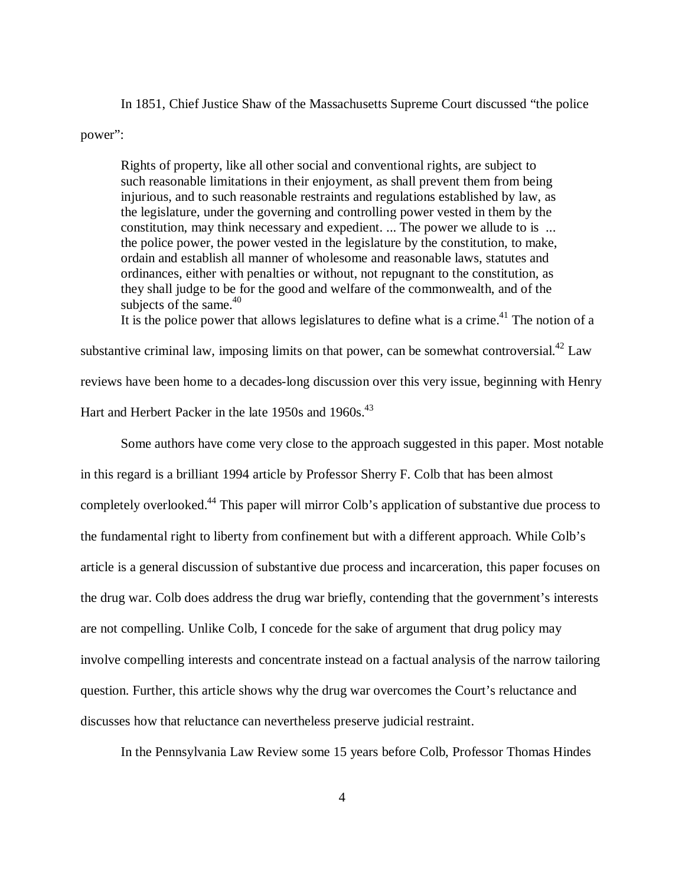In 1851, Chief Justice Shaw of the Massachusetts Supreme Court discussed "the police power":

> Rights of property, like all other social and conventional rights, are subject to such reasonable limitations in their enjoyment, as shall prevent them from being injurious, and to such reasonable restraints and regulations established by law, as the legislature, under the governing and controlling power vested in them by the constitution, may think necessary and expedient. ... The power we allude to is ... the police power, the power vested in the legislature by the constitution, to make, ordain and establish all manner of wholesome and reasonable laws, statutes and ordinances, either with penalties or without, not repugnant to the constitution, as they shall judge to be for the good and welfare of the commonwealth, and of the subjects of the same.[40]

It is the police power that allows legislatures to define what is a crime.[41] The notion of a substantive criminal law, imposing limits on that power, can be somewhat controversial.[42] Law reviews have been home to a decades-long discussion over this very issue, beginning with Henry Hart and Herbert Packer in the late 1950s and 1960s.[43]

Some authors have come very close to the approach suggested in this paper. Most notable in this regard is a brilliant 1994 article by Professor Sherry F. Colb that has been almost completely overlooked.[44] This paper will mirror Colb's application of substantive due process to the fundamental right to liberty from confinement but with a different approach. While Colb's article is a general discussion of substantive due process and incarceration, this paper focuses on the drug war. Colb does address the drug war briefly, contending that the government's interests are not compelling. Unlike Colb, I concede for the sake of argument that drug policy may involve compelling interests and concentrate instead on a factual analysis of the narrow tailoring question. Further, this article shows why the drug war overcomes the Court's reluctance and discusses how that reluctance can nevertheless preserve judicial restraint.

In the Pennsylvania Law Review some 15 years before Colb, Professor Thomas Hindes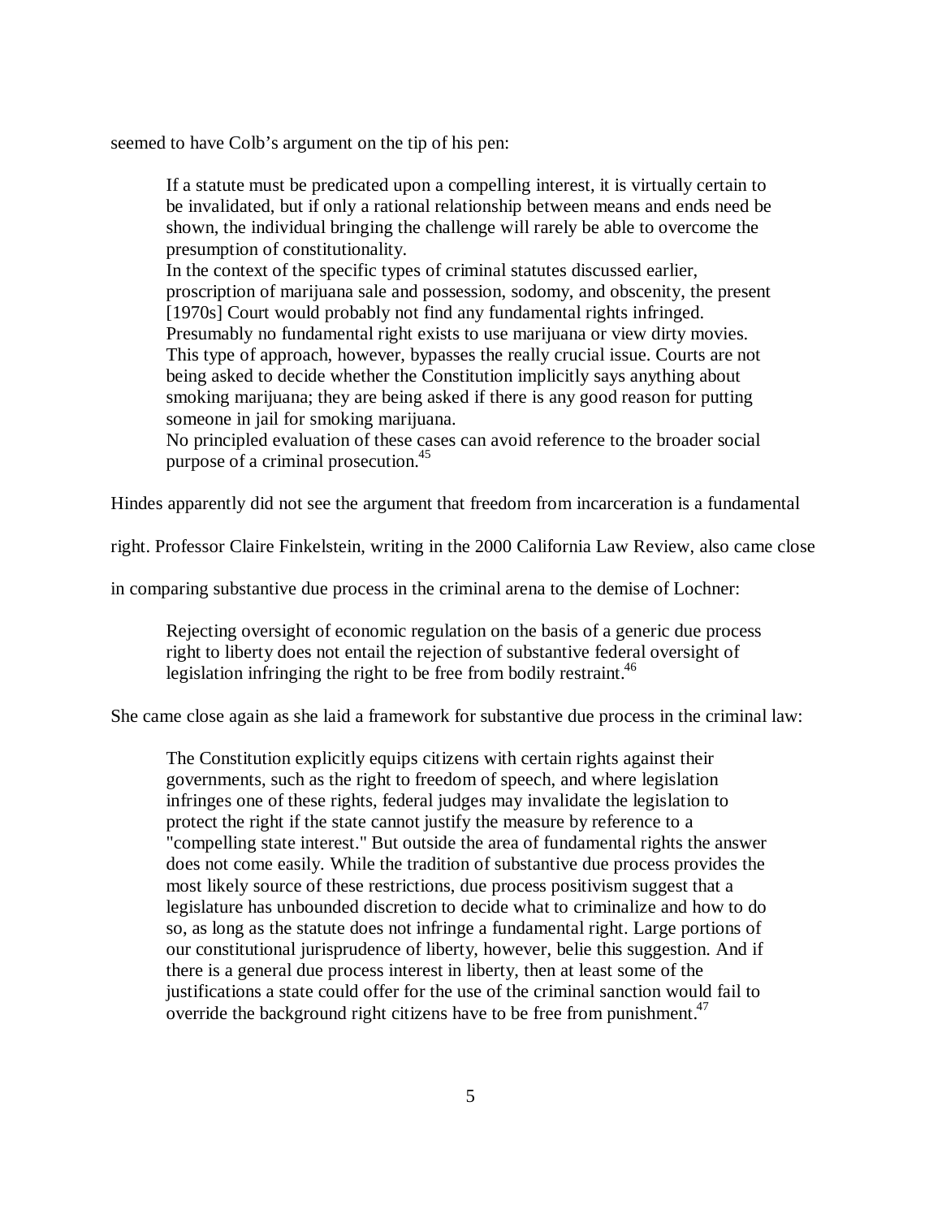seemed to have Colb's argument on the tip of his pen:

> If a statute must be predicated upon a compelling interest, it is virtually certain to be invalidated, but if only a rational relationship between means and ends need be shown, the individual bringing the challenge will rarely be able to overcome the presumption of constitutionality.
>
> In the context of the specific types of criminal statutes discussed earlier, proscription of marijuana sale and possession, sodomy, and obscenity, the present [1970s] Court would probably not find any fundamental rights infringed. Presumably no fundamental right exists to use marijuana or view dirty movies. This type of approach, however, bypasses the really crucial issue. Courts are not being asked to decide whether the Constitution implicitly says anything about smoking marijuana; they are being asked if there is any good reason for putting someone in jail for smoking marijuana.
>
> No principled evaluation of these cases can avoid reference to the broader social purpose of a criminal prosecution.[45]

Hindes apparently did not see the argument that freedom from incarceration is a fundamental right. Professor Claire Finkelstein, writing in the 2000 California Law Review, also came close in comparing substantive due process in the criminal arena to the demise of Lochner:

> Rejecting oversight of economic regulation on the basis of a generic due process right to liberty does not entail the rejection of substantive federal oversight of legislation infringing the right to be free from bodily restraint.[46]

She came close again as she laid a framework for substantive due process in the criminal law:

> The Constitution explicitly equips citizens with certain rights against their governments, such as the right to freedom of speech, and where legislation infringes one of these rights, federal judges may invalidate the legislation to protect the right if the state cannot justify the measure by reference to a "compelling state interest." But outside the area of fundamental rights the answer does not come easily. While the tradition of substantive due process provides the most likely source of these restrictions, due process positivism suggest that a legislature has unbounded discretion to decide what to criminalize and how to do so, as long as the statute does not infringe a fundamental right. Large portions of our constitutional jurisprudence of liberty, however, belie this suggestion. And if there is a general due process interest in liberty, then at least some of the justifications a state could offer for the use of the criminal sanction would fail to override the background right citizens have to be free from punishment.[47]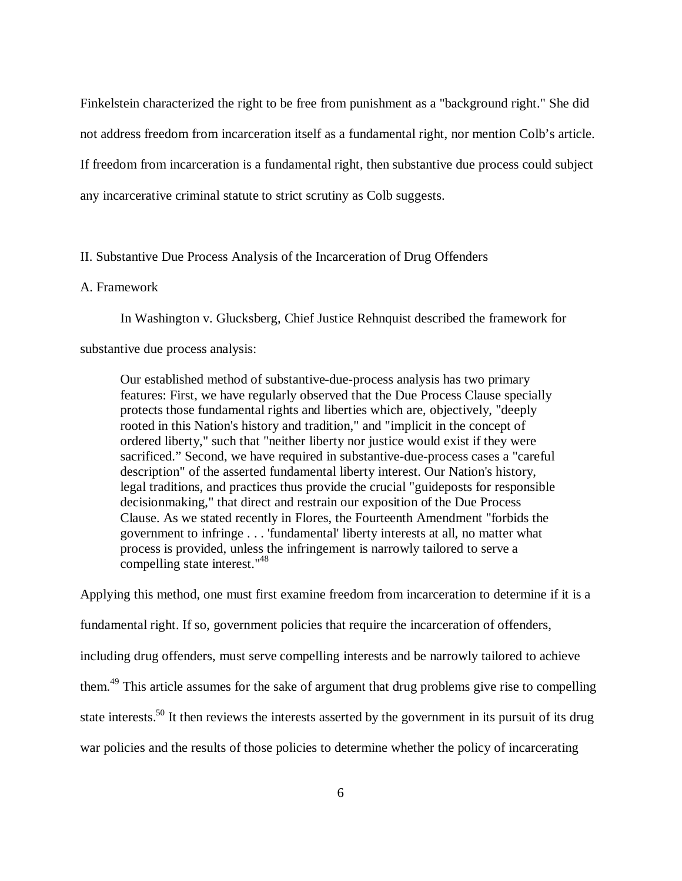Finkelstein characterized the right to be free from punishment as a "background right." She did not address freedom from incarceration itself as a fundamental right, nor mention Colb's article. If freedom from incarceration is a fundamental right, then substantive due process could subject any incarcerative criminal statute to strict scrutiny as Colb suggests.

## II. Substantive Due Process Analysis of the Incarceration of Drug Offenders

### A. Framework

In Washington v. Glucksberg, Chief Justice Rehnquist described the framework for substantive due process analysis:

> Our established method of substantive-due-process analysis has two primary features: First, we have regularly observed that the Due Process Clause specially protects those fundamental rights and liberties which are, objectively, "deeply rooted in this Nation's history and tradition," and "implicit in the concept of ordered liberty," such that "neither liberty nor justice would exist if they were sacrificed." Second, we have required in substantive-due-process cases a "careful description" of the asserted fundamental liberty interest. Our Nation's history, legal traditions, and practices thus provide the crucial "guideposts for responsible decisionmaking," that direct and restrain our exposition of the Due Process Clause. As we stated recently in Flores, the Fourteenth Amendment "forbids the government to infringe . . . 'fundamental' liberty interests at all, no matter what process is provided, unless the infringement is narrowly tailored to serve a compelling state interest."[48]

Applying this method, one must first examine freedom from incarceration to determine if it is a fundamental right. If so, government policies that require the incarceration of offenders, including drug offenders, must serve compelling interests and be narrowly tailored to achieve them.[49] This article assumes for the sake of argument that drug problems give rise to compelling state interests.[50] It then reviews the interests asserted by the government in its pursuit of its drug war policies and the results of those policies to determine whether the policy of incarcerating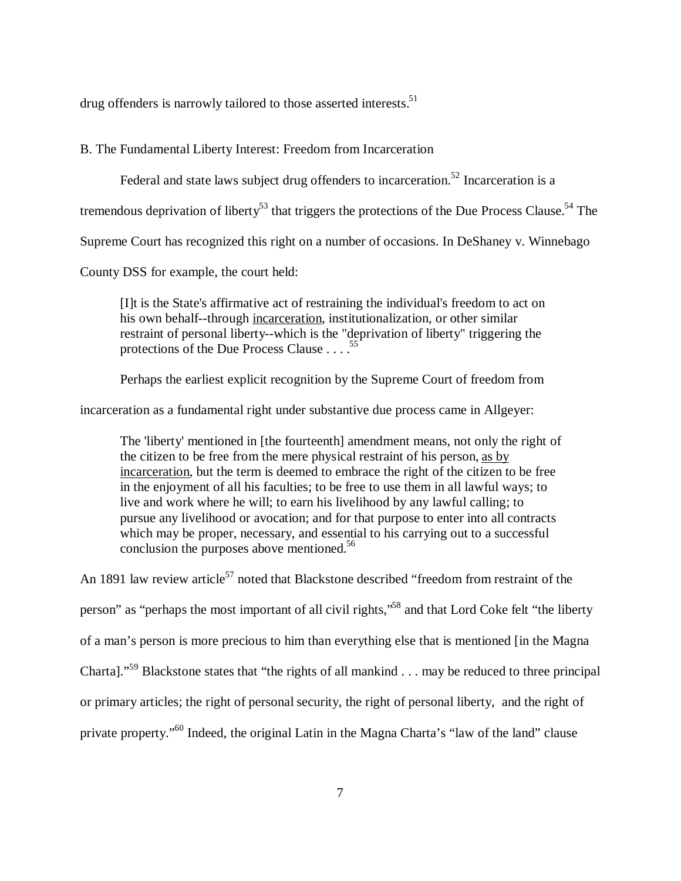drug offenders is narrowly tailored to those asserted interests.[51]

### B. The Fundamental Liberty Interest: Freedom from Incarceration

Federal and state laws subject drug offenders to incarceration.[52] Incarceration is a tremendous deprivation of liberty[53] that triggers the protections of the Due Process Clause.[54] The Supreme Court has recognized this right on a number of occasions. In DeShaney v. Winnebago County DSS for example, the court held:

> [I]t is the State's affirmative act of restraining the individual's freedom to act on his own behalf--through <u>incarceration</u>, institutionalization, or other similar restraint of personal liberty--which is the "deprivation of liberty" triggering the protections of the Due Process Clause . . . .[55]

Perhaps the earliest explicit recognition by the Supreme Court of freedom from incarceration as a fundamental right under substantive due process came in Allgeyer:

> The 'liberty' mentioned in [the fourteenth] amendment means, not only the right of the citizen to be free from the mere physical restraint of his person, <u>as by incarceration</u>, but the term is deemed to embrace the right of the citizen to be free in the enjoyment of all his faculties; to be free to use them in all lawful ways; to live and work where he will; to earn his livelihood by any lawful calling; to pursue any livelihood or avocation; and for that purpose to enter into all contracts which may be proper, necessary, and essential to his carrying out to a successful conclusion the purposes above mentioned.[56]

An 1891 law review article[57] noted that Blackstone described "freedom from restraint of the person" as "perhaps the most important of all civil rights,"[58] and that Lord Coke felt "the liberty of a man's person is more precious to him than everything else that is mentioned [in the Magna Charta]."[59] Blackstone states that "the rights of all mankind . . . may be reduced to three principal or primary articles; the right of personal security, the right of personal liberty, and the right of private property."[60] Indeed, the original Latin in the Magna Charta's "law of the land" clause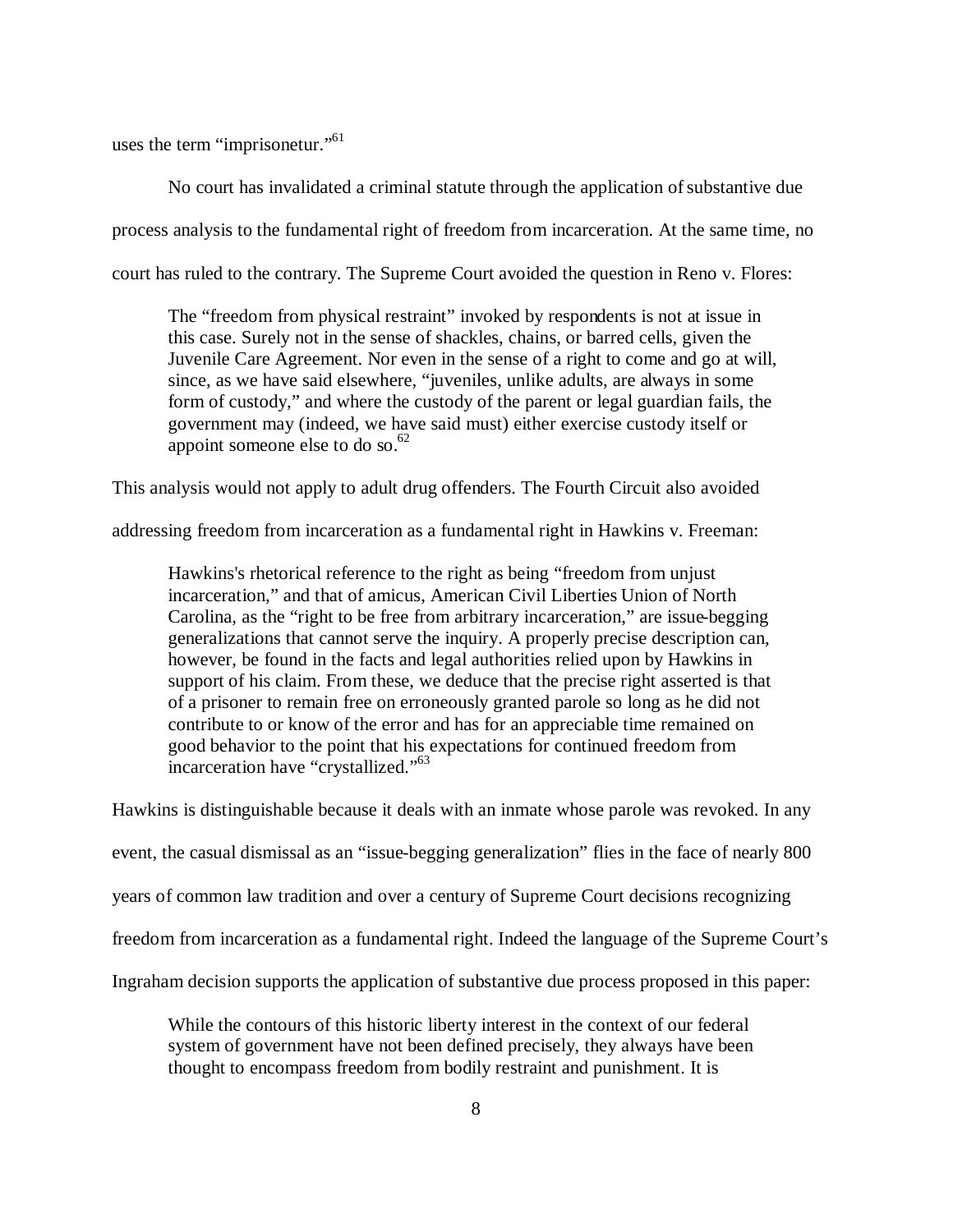uses the term "imprisonetur."[61]

No court has invalidated a criminal statute through the application of substantive due process analysis to the fundamental right of freedom from incarceration. At the same time, no court has ruled to the contrary. The Supreme Court avoided the question in Reno v. Flores:

> The "freedom from physical restraint" invoked by respondents is not at issue in this case. Surely not in the sense of shackles, chains, or barred cells, given the Juvenile Care Agreement. Nor even in the sense of a right to come and go at will, since, as we have said elsewhere, "juveniles, unlike adults, are always in some form of custody," and where the custody of the parent or legal guardian fails, the government may (indeed, we have said must) either exercise custody itself or appoint someone else to do so.[62]

This analysis would not apply to adult drug offenders. The Fourth Circuit also avoided addressing freedom from incarceration as a fundamental right in Hawkins v. Freeman:

> Hawkins's rhetorical reference to the right as being "freedom from unjust incarceration," and that of amicus, American Civil Liberties Union of North Carolina, as the "right to be free from arbitrary incarceration," are issue-begging generalizations that cannot serve the inquiry. A properly precise description can, however, be found in the facts and legal authorities relied upon by Hawkins in support of his claim. From these, we deduce that the precise right asserted is that of a prisoner to remain free on erroneously granted parole so long as he did not contribute to or know of the error and has for an appreciable time remained on good behavior to the point that his expectations for continued freedom from incarceration have "crystallized."[63]

Hawkins is distinguishable because it deals with an inmate whose parole was revoked. In any event, the casual dismissal as an "issue-begging generalization" flies in the face of nearly 800 years of common law tradition and over a century of Supreme Court decisions recognizing freedom from incarceration as a fundamental right. Indeed the language of the Supreme Court's Ingraham decision supports the application of substantive due process proposed in this paper:

> While the contours of this historic liberty interest in the context of our federal system of government have not been defined precisely, they always have been thought to encompass freedom from bodily restraint and punishment. It is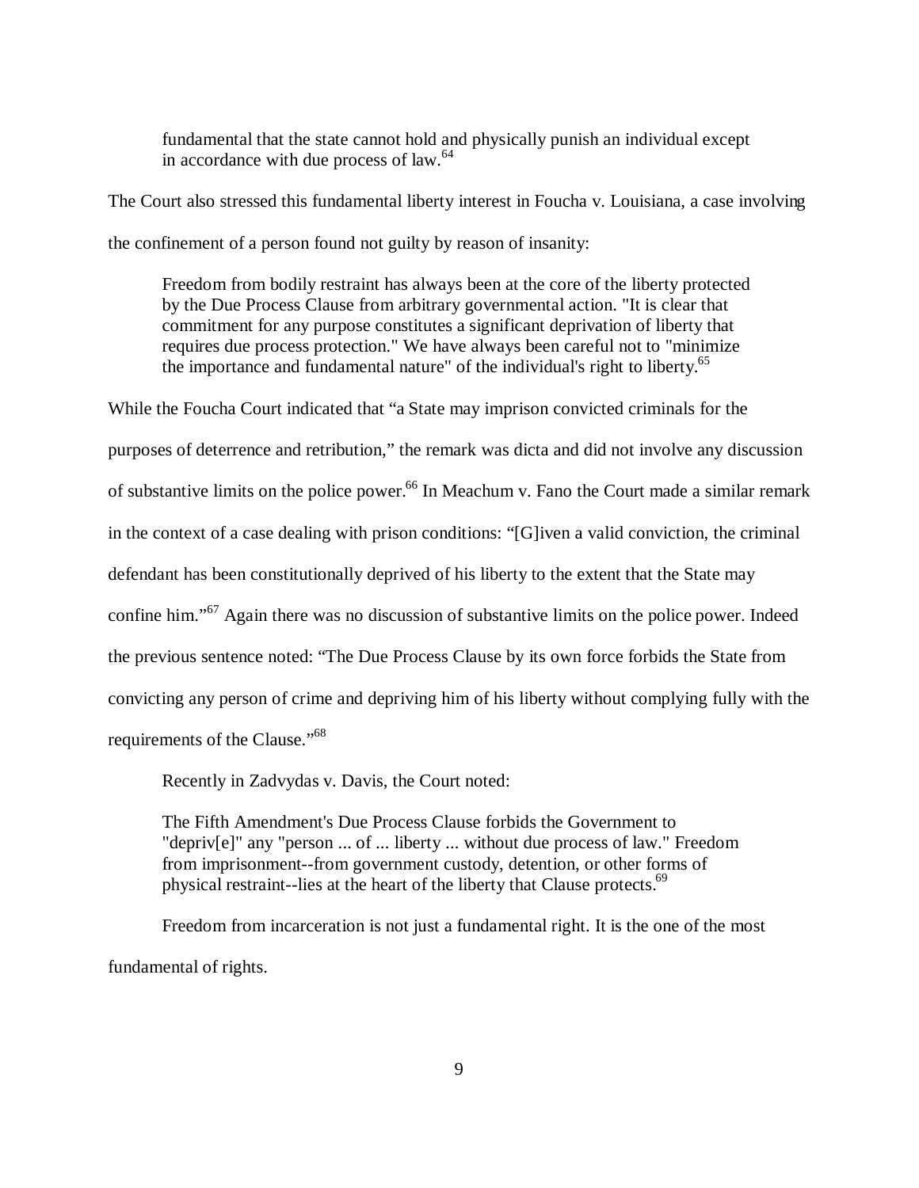> fundamental that the state cannot hold and physically punish an individual except in accordance with due process of law.[64]

The Court also stressed this fundamental liberty interest in Foucha v. Louisiana, a case involving the confinement of a person found not guilty by reason of insanity:

> Freedom from bodily restraint has always been at the core of the liberty protected by the Due Process Clause from arbitrary governmental action. "It is clear that commitment for any purpose constitutes a significant deprivation of liberty that requires due process protection." We have always been careful not to "minimize the importance and fundamental nature" of the individual's right to liberty.[65]

While the Foucha Court indicated that "a State may imprison convicted criminals for the purposes of deterrence and retribution," the remark was dicta and did not involve any discussion of substantive limits on the police power.[66] In Meachum v. Fano the Court made a similar remark in the context of a case dealing with prison conditions: "[G]iven a valid conviction, the criminal defendant has been constitutionally deprived of his liberty to the extent that the State may confine him."[67] Again there was no discussion of substantive limits on the police power. Indeed the previous sentence noted: "The Due Process Clause by its own force forbids the State from convicting any person of crime and depriving him of his liberty without complying fully with the requirements of the Clause."[68]

Recently in Zadvydas v. Davis, the Court noted:

> The Fifth Amendment's Due Process Clause forbids the Government to "depriv[e]" any "person ... of ... liberty ... without due process of law." Freedom from imprisonment--from government custody, detention, or other forms of physical restraint--lies at the heart of the liberty that Clause protects.[69]

Freedom from incarceration is not just a fundamental right. It is the one of the most fundamental of rights.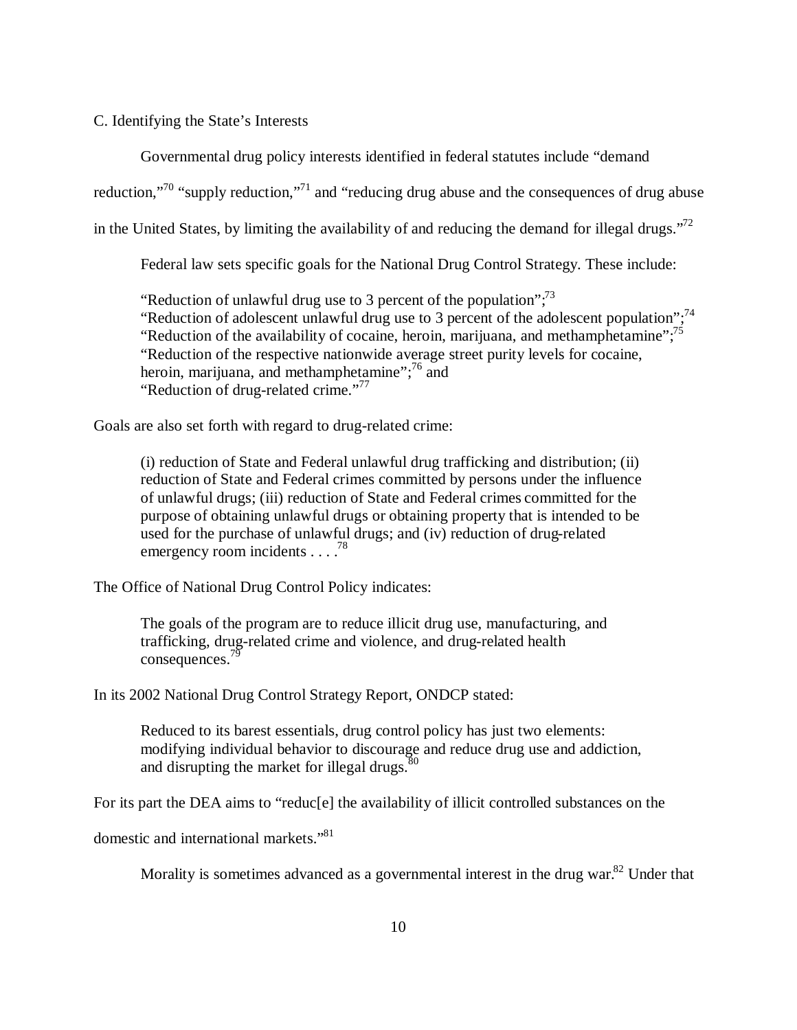### C. Identifying the State's Interests

Governmental drug policy interests identified in federal statutes include "demand reduction,"[70] "supply reduction,"[71] and "reducing drug abuse and the consequences of drug abuse in the United States, by limiting the availability of and reducing the demand for illegal drugs."[72]

Federal law sets specific goals for the National Drug Control Strategy. These include:

> "Reduction of unlawful drug use to 3 percent of the population";[73]
> "Reduction of adolescent unlawful drug use to 3 percent of the adolescent population";[74]
> "Reduction of the availability of cocaine, heroin, marijuana, and methamphetamine";[75]
> "Reduction of the respective nationwide average street purity levels for cocaine, heroin, marijuana, and methamphetamine";[76] and
> "Reduction of drug-related crime."[77]

Goals are also set forth with regard to drug-related crime:

> (i) reduction of State and Federal unlawful drug trafficking and distribution; (ii) reduction of State and Federal crimes committed by persons under the influence of unlawful drugs; (iii) reduction of State and Federal crimes committed for the purpose of obtaining unlawful drugs or obtaining property that is intended to be used for the purchase of unlawful drugs; and (iv) reduction of drug-related emergency room incidents . . . .[78]

The Office of National Drug Control Policy indicates:

> The goals of the program are to reduce illicit drug use, manufacturing, and trafficking, drug-related crime and violence, and drug-related health consequences.[79]

In its 2002 National Drug Control Strategy Report, ONDCP stated:

> Reduced to its barest essentials, drug control policy has just two elements: modifying individual behavior to discourage and reduce drug use and addiction, and disrupting the market for illegal drugs.[80]

For its part the DEA aims to "reduc[e] the availability of illicit controlled substances on the domestic and international markets."[81]

Morality is sometimes advanced as a governmental interest in the drug war.[82] Under that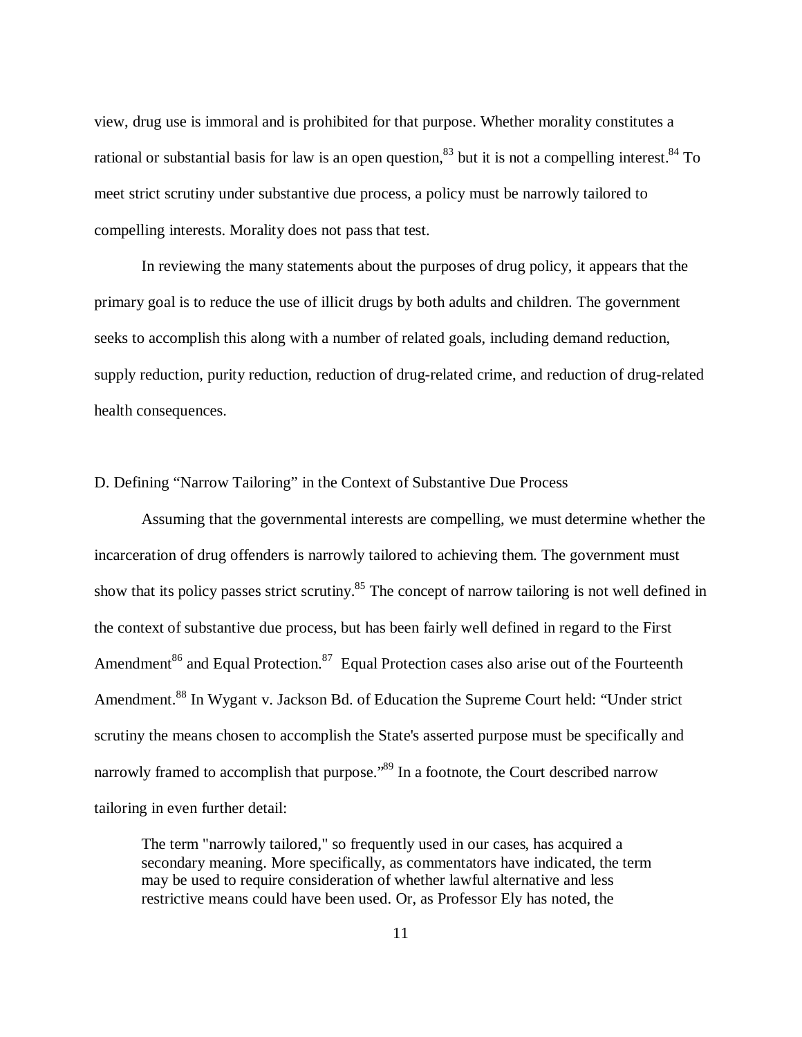view, drug use is immoral and is prohibited for that purpose. Whether morality constitutes a rational or substantial basis for law is an open question,[83] but it is not a compelling interest.[84] To meet strict scrutiny under substantive due process, a policy must be narrowly tailored to compelling interests. Morality does not pass that test.

In reviewing the many statements about the purposes of drug policy, it appears that the primary goal is to reduce the use of illicit drugs by both adults and children. The government seeks to accomplish this along with a number of related goals, including demand reduction, supply reduction, purity reduction, reduction of drug-related crime, and reduction of drug-related health consequences.

### D. Defining "Narrow Tailoring" in the Context of Substantive Due Process

Assuming that the governmental interests are compelling, we must determine whether the incarceration of drug offenders is narrowly tailored to achieving them. The government must show that its policy passes strict scrutiny.[85] The concept of narrow tailoring is not well defined in the context of substantive due process, but has been fairly well defined in regard to the First Amendment[86] and Equal Protection.[87] Equal Protection cases also arise out of the Fourteenth Amendment.[88] In Wygant v. Jackson Bd. of Education the Supreme Court held: "Under strict scrutiny the means chosen to accomplish the State's asserted purpose must be specifically and narrowly framed to accomplish that purpose."[89] In a footnote, the Court described narrow tailoring in even further detail:

> The term "narrowly tailored," so frequently used in our cases, has acquired a secondary meaning. More specifically, as commentators have indicated, the term may be used to require consideration of whether lawful alternative and less restrictive means could have been used. Or, as Professor Ely has noted, the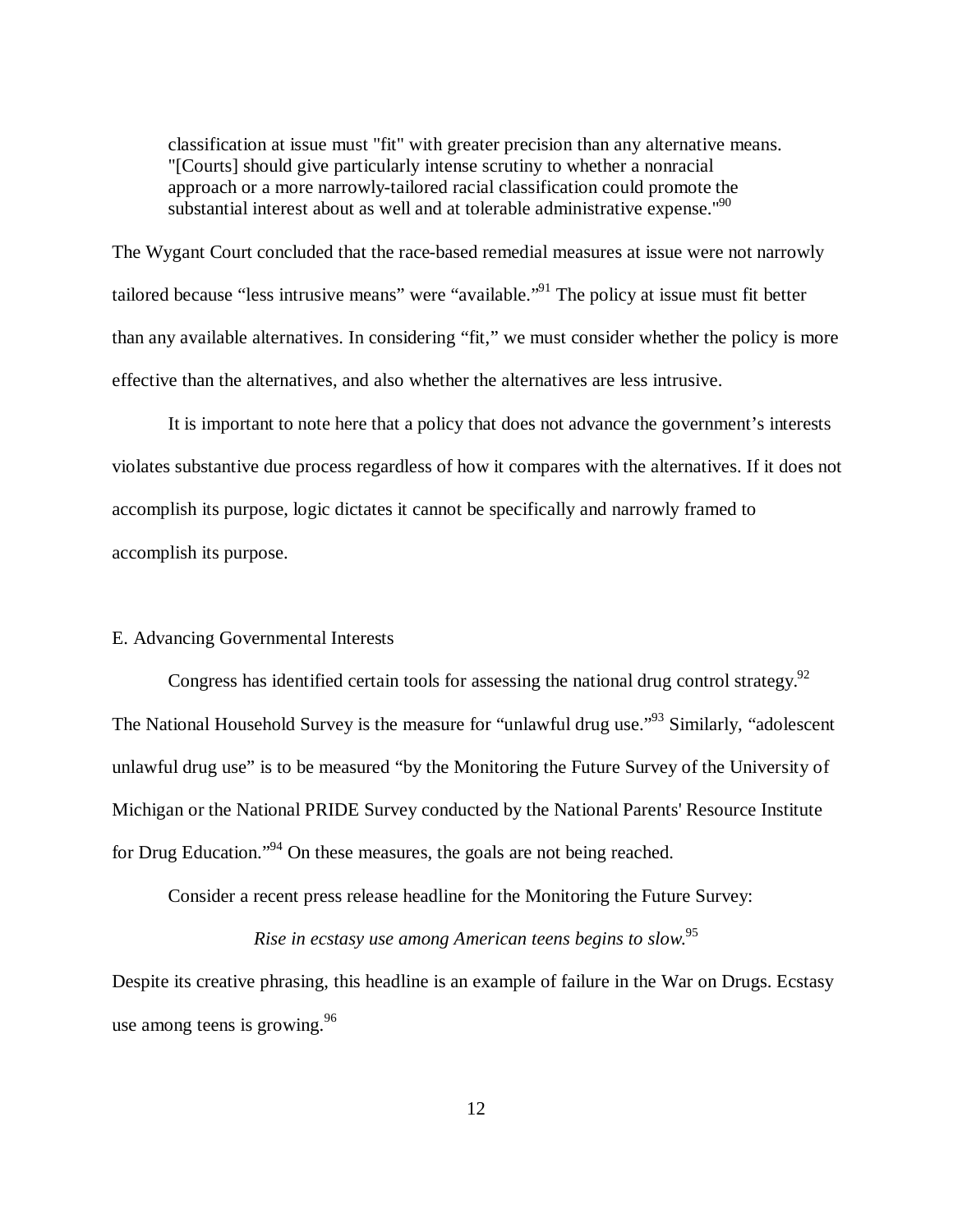> classification at issue must "fit" with greater precision than any alternative means. "[Courts] should give particularly intense scrutiny to whether a nonracial approach or a more narrowly-tailored racial classification could promote the substantial interest about as well and at tolerable administrative expense."[90]

The Wygant Court concluded that the race-based remedial measures at issue were not narrowly tailored because "less intrusive means" were "available."[91] The policy at issue must fit better than any available alternatives. In considering "fit," we must consider whether the policy is more effective than the alternatives, and also whether the alternatives are less intrusive.

It is important to note here that a policy that does not advance the government's interests violates substantive due process regardless of how it compares with the alternatives. If it does not accomplish its purpose, logic dictates it cannot be specifically and narrowly framed to accomplish its purpose.

### E. Advancing Governmental Interests

Congress has identified certain tools for assessing the national drug control strategy.[92] The National Household Survey is the measure for "unlawful drug use."[93] Similarly, "adolescent unlawful drug use" is to be measured "by the Monitoring the Future Survey of the University of Michigan or the National PRIDE Survey conducted by the National Parents' Resource Institute for Drug Education."[94] On these measures, the goals are not being reached.

Consider a recent press release headline for the Monitoring the Future Survey:

*Rise in ecstasy use among American teens begins to slow.*[95]

Despite its creative phrasing, this headline is an example of failure in the War on Drugs. Ecstasy use among teens is growing.[96]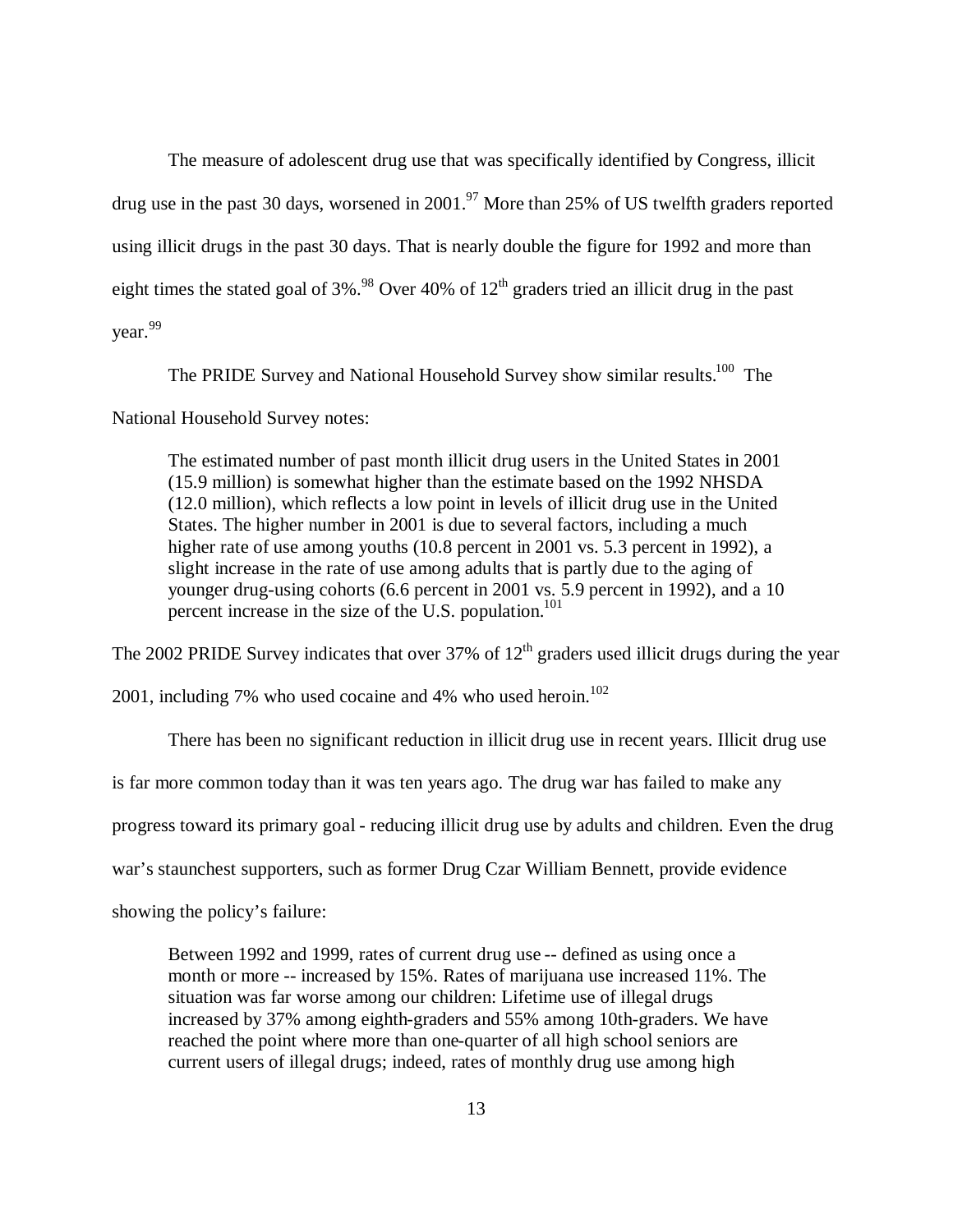The measure of adolescent drug use that was specifically identified by Congress, illicit drug use in the past 30 days, worsened in 2001.[97] More than 25% of US twelfth graders reported using illicit drugs in the past 30 days. That is nearly double the figure for 1992 and more than eight times the stated goal of 3%.[98] Over 40% of 12th graders tried an illicit drug in the past year.[99]

The PRIDE Survey and National Household Survey show similar results.[100] The National Household Survey notes:

> The estimated number of past month illicit drug users in the United States in 2001 (15.9 million) is somewhat higher than the estimate based on the 1992 NHSDA (12.0 million), which reflects a low point in levels of illicit drug use in the United States. The higher number in 2001 is due to several factors, including a much higher rate of use among youths (10.8 percent in 2001 vs. 5.3 percent in 1992), a slight increase in the rate of use among adults that is partly due to the aging of younger drug-using cohorts (6.6 percent in 2001 vs. 5.9 percent in 1992), and a 10 percent increase in the size of the U.S. population.[101]

The 2002 PRIDE Survey indicates that over 37% of 12th graders used illicit drugs during the year 2001, including 7% who used cocaine and 4% who used heroin.[102]

There has been no significant reduction in illicit drug use in recent years. Illicit drug use is far more common today than it was ten years ago. The drug war has failed to make any progress toward its primary goal - reducing illicit drug use by adults and children. Even the drug war's staunchest supporters, such as former Drug Czar William Bennett, provide evidence showing the policy's failure:

> Between 1992 and 1999, rates of current drug use -- defined as using once a month or more -- increased by 15%. Rates of marijuana use increased 11%. The situation was far worse among our children: Lifetime use of illegal drugs increased by 37% among eighth-graders and 55% among 10th-graders. We have reached the point where more than one-quarter of all high school seniors are current users of illegal drugs; indeed, rates of monthly drug use among high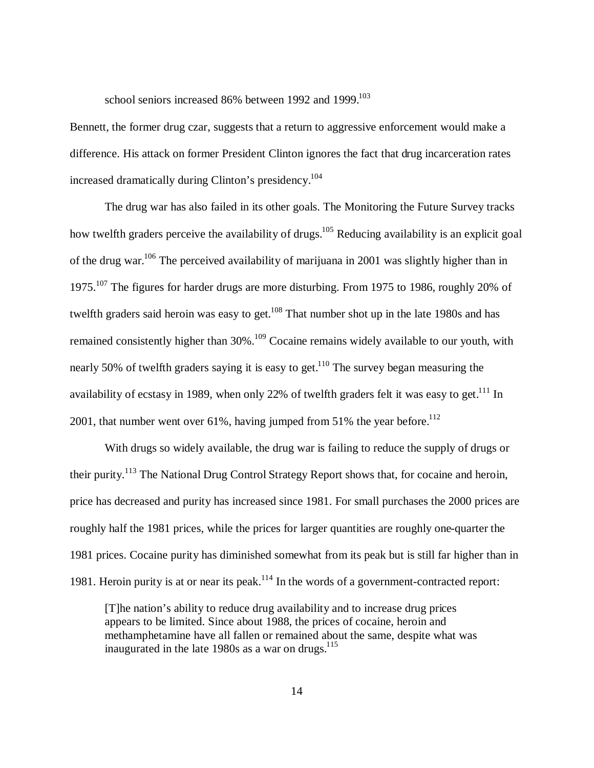school seniors increased 86% between 1992 and 1999.[103]

Bennett, the former drug czar, suggests that a return to aggressive enforcement would make a difference. His attack on former President Clinton ignores the fact that drug incarceration rates increased dramatically during Clinton's presidency.[104]

The drug war has also failed in its other goals. The Monitoring the Future Survey tracks how twelfth graders perceive the availability of drugs.[105] Reducing availability is an explicit goal of the drug war.[106] The perceived availability of marijuana in 2001 was slightly higher than in 1975.[107] The figures for harder drugs are more disturbing. From 1975 to 1986, roughly 20% of twelfth graders said heroin was easy to get.[108] That number shot up in the late 1980s and has remained consistently higher than 30%.[109] Cocaine remains widely available to our youth, with nearly 50% of twelfth graders saying it is easy to get.[110] The survey began measuring the availability of ecstasy in 1989, when only 22% of twelfth graders felt it was easy to get.[111] In 2001, that number went over 61%, having jumped from 51% the year before.[112]

With drugs so widely available, the drug war is failing to reduce the supply of drugs or their purity.[113] The National Drug Control Strategy Report shows that, for cocaine and heroin, price has decreased and purity has increased since 1981. For small purchases the 2000 prices are roughly half the 1981 prices, while the prices for larger quantities are roughly one-quarter the 1981 prices. Cocaine purity has diminished somewhat from its peak but is still far higher than in 1981. Heroin purity is at or near its peak.[114] In the words of a government-contracted report:

> [T]he nation's ability to reduce drug availability and to increase drug prices appears to be limited. Since about 1988, the prices of cocaine, heroin and methamphetamine have all fallen or remained about the same, despite what was inaugurated in the late 1980s as a war on drugs.[115]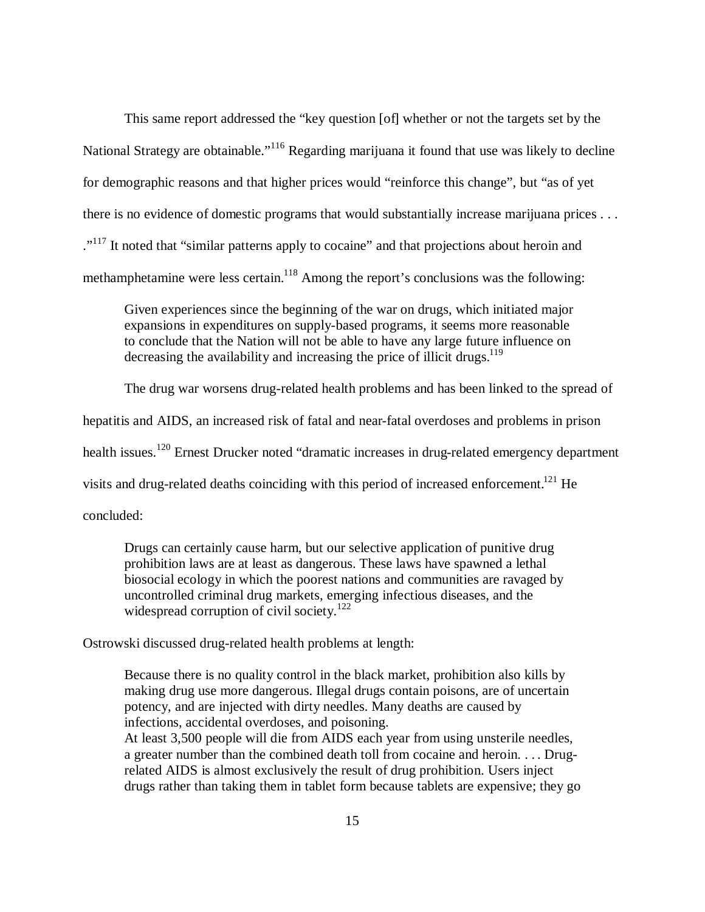This same report addressed the "key question [of] whether or not the targets set by the National Strategy are obtainable."[116] Regarding marijuana it found that use was likely to decline for demographic reasons and that higher prices would "reinforce this change", but "as of yet there is no evidence of domestic programs that would substantially increase marijuana prices . . . ."[117] It noted that "similar patterns apply to cocaine" and that projections about heroin and methamphetamine were less certain.[118] Among the report's conclusions was the following:

> Given experiences since the beginning of the war on drugs, which initiated major expansions in expenditures on supply-based programs, it seems more reasonable to conclude that the Nation will not be able to have any large future influence on decreasing the availability and increasing the price of illicit drugs.[119]

The drug war worsens drug-related health problems and has been linked to the spread of hepatitis and AIDS, an increased risk of fatal and near-fatal overdoses and problems in prison health issues.[120] Ernest Drucker noted "dramatic increases in drug-related emergency department visits and drug-related deaths coinciding with this period of increased enforcement.[121] He concluded:

> Drugs can certainly cause harm, but our selective application of punitive drug prohibition laws are at least as dangerous. These laws have spawned a lethal biosocial ecology in which the poorest nations and communities are ravaged by uncontrolled criminal drug markets, emerging infectious diseases, and the widespread corruption of civil society.[122]

Ostrowski discussed drug-related health problems at length:

> Because there is no quality control in the black market, prohibition also kills by making drug use more dangerous. Illegal drugs contain poisons, are of uncertain potency, and are injected with dirty needles. Many deaths are caused by infections, accidental overdoses, and poisoning.
> At least 3,500 people will die from AIDS each year from using unsterile needles, a greater number than the combined death toll from cocaine and heroin. . . . Drug-related AIDS is almost exclusively the result of drug prohibition. Users inject drugs rather than taking them in tablet form because tablets are expensive; they go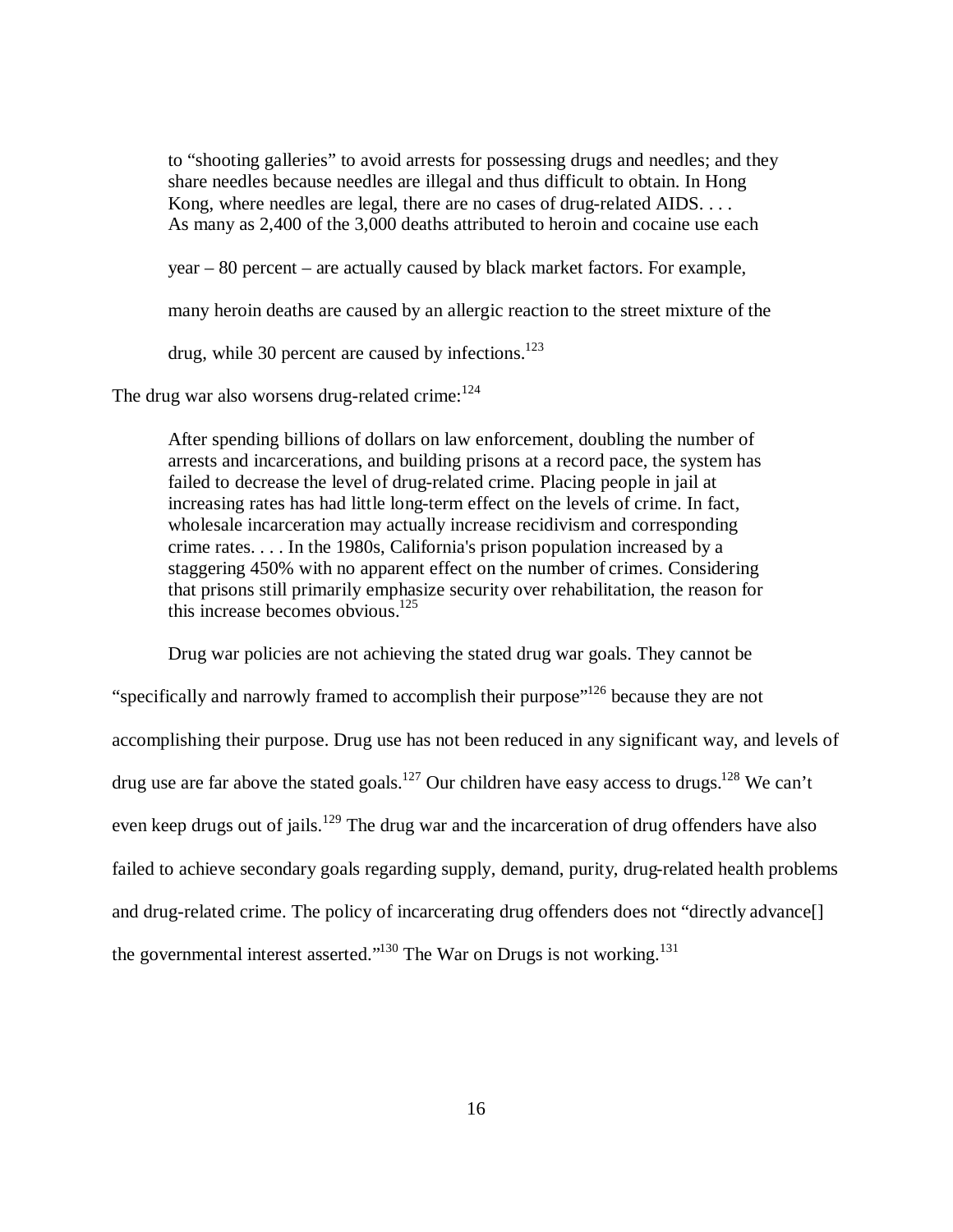> to "shooting galleries" to avoid arrests for possessing drugs and needles; and they share needles because needles are illegal and thus difficult to obtain. In Hong Kong, where needles are legal, there are no cases of drug-related AIDS. . . . As many as 2,400 of the 3,000 deaths attributed to heroin and cocaine use each year – 80 percent – are actually caused by black market factors. For example, many heroin deaths are caused by an allergic reaction to the street mixture of the drug, while 30 percent are caused by infections.[123]

The drug war also worsens drug-related crime:[124]

> After spending billions of dollars on law enforcement, doubling the number of arrests and incarcerations, and building prisons at a record pace, the system has failed to decrease the level of drug-related crime. Placing people in jail at increasing rates has had little long-term effect on the levels of crime. In fact, wholesale incarceration may actually increase recidivism and corresponding crime rates. . . . In the 1980s, California's prison population increased by a staggering 450% with no apparent effect on the number of crimes. Considering that prisons still primarily emphasize security over rehabilitation, the reason for this increase becomes obvious.[125]

Drug war policies are not achieving the stated drug war goals. They cannot be "specifically and narrowly framed to accomplish their purpose"[126] because they are not accomplishing their purpose. Drug use has not been reduced in any significant way, and levels of drug use are far above the stated goals.[127] Our children have easy access to drugs.[128] We can't even keep drugs out of jails.[129] The drug war and the incarceration of drug offenders have also failed to achieve secondary goals regarding supply, demand, purity, drug-related health problems and drug-related crime. The policy of incarcerating drug offenders does not "directly advance[] the governmental interest asserted."[130] The War on Drugs is not working.[131]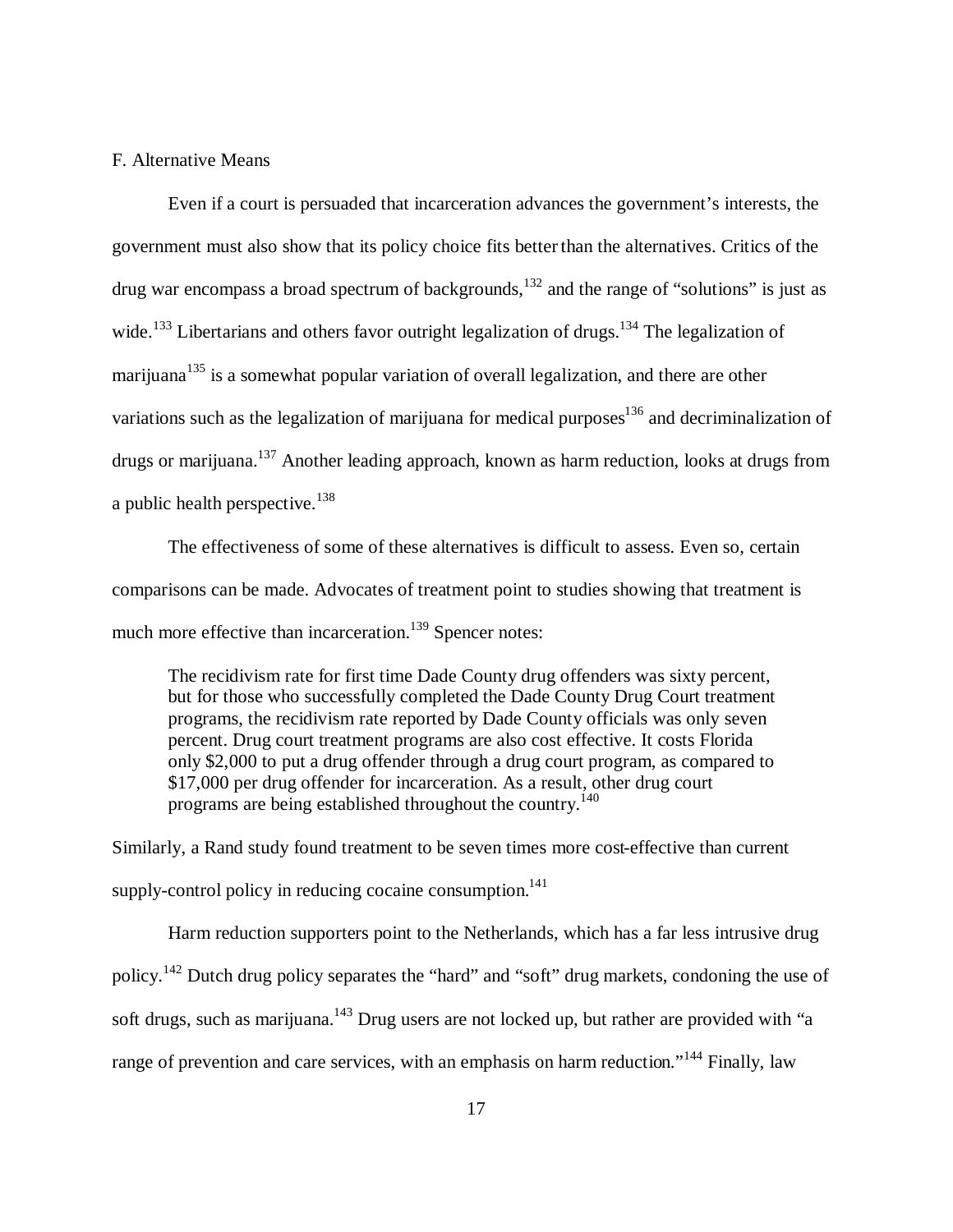F. Alternative Means

Even if a court is persuaded that incarceration advances the government's interests, the government must also show that its policy choice fits better than the alternatives. Critics of the drug war encompass a broad spectrum of backgrounds,[132] and the range of "solutions" is just as wide.[133] Libertarians and others favor outright legalization of drugs.[134] The legalization of marijuana[135] is a somewhat popular variation of overall legalization, and there are other variations such as the legalization of marijuana for medical purposes[136] and decriminalization of drugs or marijuana.[137] Another leading approach, known as harm reduction, looks at drugs from a public health perspective.[138]

The effectiveness of some of these alternatives is difficult to assess. Even so, certain comparisons can be made. Advocates of treatment point to studies showing that treatment is much more effective than incarceration.[139] Spencer notes:

> The recidivism rate for first time Dade County drug offenders was sixty percent, but for those who successfully completed the Dade County Drug Court treatment programs, the recidivism rate reported by Dade County officials was only seven percent. Drug court treatment programs are also cost effective. It costs Florida only $2,000 to put a drug offender through a drug court program, as compared to $17,000 per drug offender for incarceration. As a result, other drug court programs are being established throughout the country.[140]

Similarly, a Rand study found treatment to be seven times more cost-effective than current supply-control policy in reducing cocaine consumption.[141]

Harm reduction supporters point to the Netherlands, which has a far less intrusive drug policy.[142] Dutch drug policy separates the "hard" and "soft" drug markets, condoning the use of soft drugs, such as marijuana.[143] Drug users are not locked up, but rather are provided with "a range of prevention and care services, with an emphasis on harm reduction."[144] Finally, law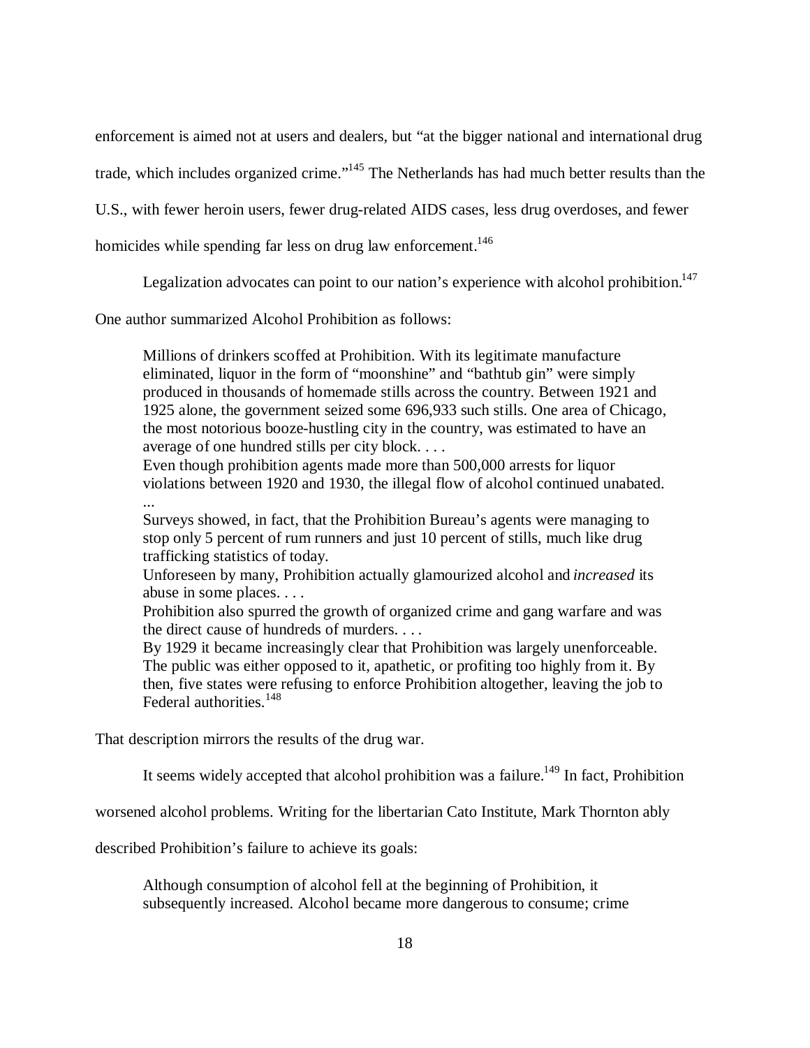enforcement is aimed not at users and dealers, but "at the bigger national and international drug trade, which includes organized crime."[145] The Netherlands has had much better results than the U.S., with fewer heroin users, fewer drug-related AIDS cases, less drug overdoses, and fewer homicides while spending far less on drug law enforcement.[146]

Legalization advocates can point to our nation's experience with alcohol prohibition.[147] One author summarized Alcohol Prohibition as follows:

> Millions of drinkers scoffed at Prohibition. With its legitimate manufacture eliminated, liquor in the form of "moonshine" and "bathtub gin" were simply produced in thousands of homemade stills across the country. Between 1921 and 1925 alone, the government seized some 696,933 such stills. One area of Chicago, the most notorious booze-hustling city in the country, was estimated to have an average of one hundred stills per city block. . . .
>
> Even though prohibition agents made more than 500,000 arrests for liquor violations between 1920 and 1930, the illegal flow of alcohol continued unabated. ...
>
> Surveys showed, in fact, that the Prohibition Bureau's agents were managing to stop only 5 percent of rum runners and just 10 percent of stills, much like drug trafficking statistics of today.
>
> Unforeseen by many, Prohibition actually glamourized alcohol and *increased* its abuse in some places. . . .
>
> Prohibition also spurred the growth of organized crime and gang warfare and was the direct cause of hundreds of murders. . . .
>
> By 1929 it became increasingly clear that Prohibition was largely unenforceable. The public was either opposed to it, apathetic, or profiting too highly from it. By then, five states were refusing to enforce Prohibition altogether, leaving the job to Federal authorities.[148]

That description mirrors the results of the drug war.

It seems widely accepted that alcohol prohibition was a failure.[149] In fact, Prohibition worsened alcohol problems. Writing for the libertarian Cato Institute, Mark Thornton ably described Prohibition's failure to achieve its goals:

> Although consumption of alcohol fell at the beginning of Prohibition, it subsequently increased. Alcohol became more dangerous to consume; crime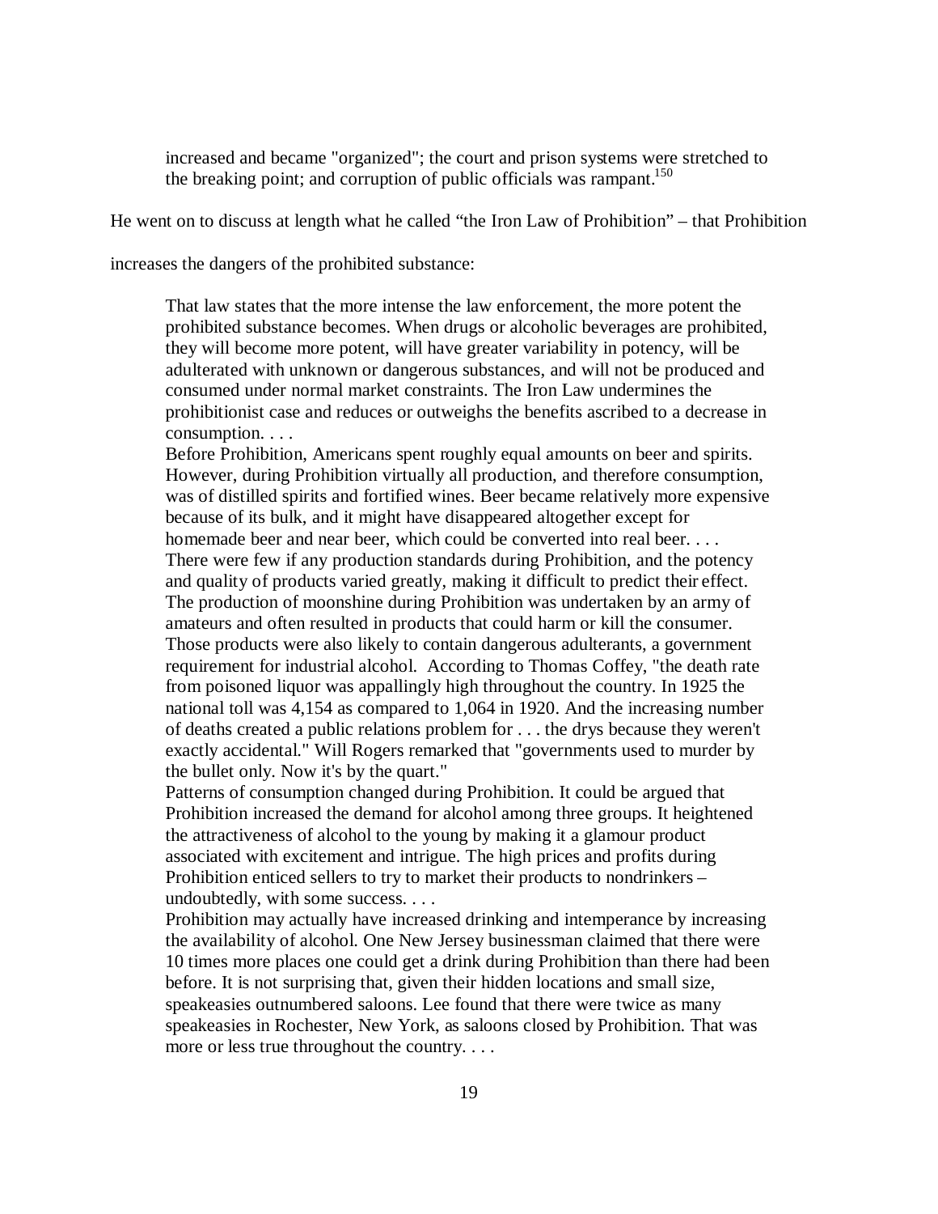> increased and became "organized"; the court and prison systems were stretched to the breaking point; and corruption of public officials was rampant.[150]

He went on to discuss at length what he called "the Iron Law of Prohibition" – that Prohibition increases the dangers of the prohibited substance:

> That law states that the more intense the law enforcement, the more potent the prohibited substance becomes. When drugs or alcoholic beverages are prohibited, they will become more potent, will have greater variability in potency, will be adulterated with unknown or dangerous substances, and will not be produced and consumed under normal market constraints. The Iron Law undermines the prohibitionist case and reduces or outweighs the benefits ascribed to a decrease in consumption. . . .
>
> Before Prohibition, Americans spent roughly equal amounts on beer and spirits. However, during Prohibition virtually all production, and therefore consumption, was of distilled spirits and fortified wines. Beer became relatively more expensive because of its bulk, and it might have disappeared altogether except for homemade beer and near beer, which could be converted into real beer. . . .
>
> There were few if any production standards during Prohibition, and the potency and quality of products varied greatly, making it difficult to predict their effect. The production of moonshine during Prohibition was undertaken by an army of amateurs and often resulted in products that could harm or kill the consumer. Those products were also likely to contain dangerous adulterants, a government requirement for industrial alcohol. According to Thomas Coffey, "the death rate from poisoned liquor was appallingly high throughout the country. In 1925 the national toll was 4,154 as compared to 1,064 in 1920. And the increasing number of deaths created a public relations problem for . . . the drys because they weren't exactly accidental." Will Rogers remarked that "governments used to murder by the bullet only. Now it's by the quart."
>
> Patterns of consumption changed during Prohibition. It could be argued that Prohibition increased the demand for alcohol among three groups. It heightened the attractiveness of alcohol to the young by making it a glamour product associated with excitement and intrigue. The high prices and profits during Prohibition enticed sellers to try to market their products to nondrinkers – undoubtedly, with some success. . . .
>
> Prohibition may actually have increased drinking and intemperance by increasing the availability of alcohol. One New Jersey businessman claimed that there were 10 times more places one could get a drink during Prohibition than there had been before. It is not surprising that, given their hidden locations and small size, speakeasies outnumbered saloons. Lee found that there were twice as many speakeasies in Rochester, New York, as saloons closed by Prohibition. That was more or less true throughout the country. . . .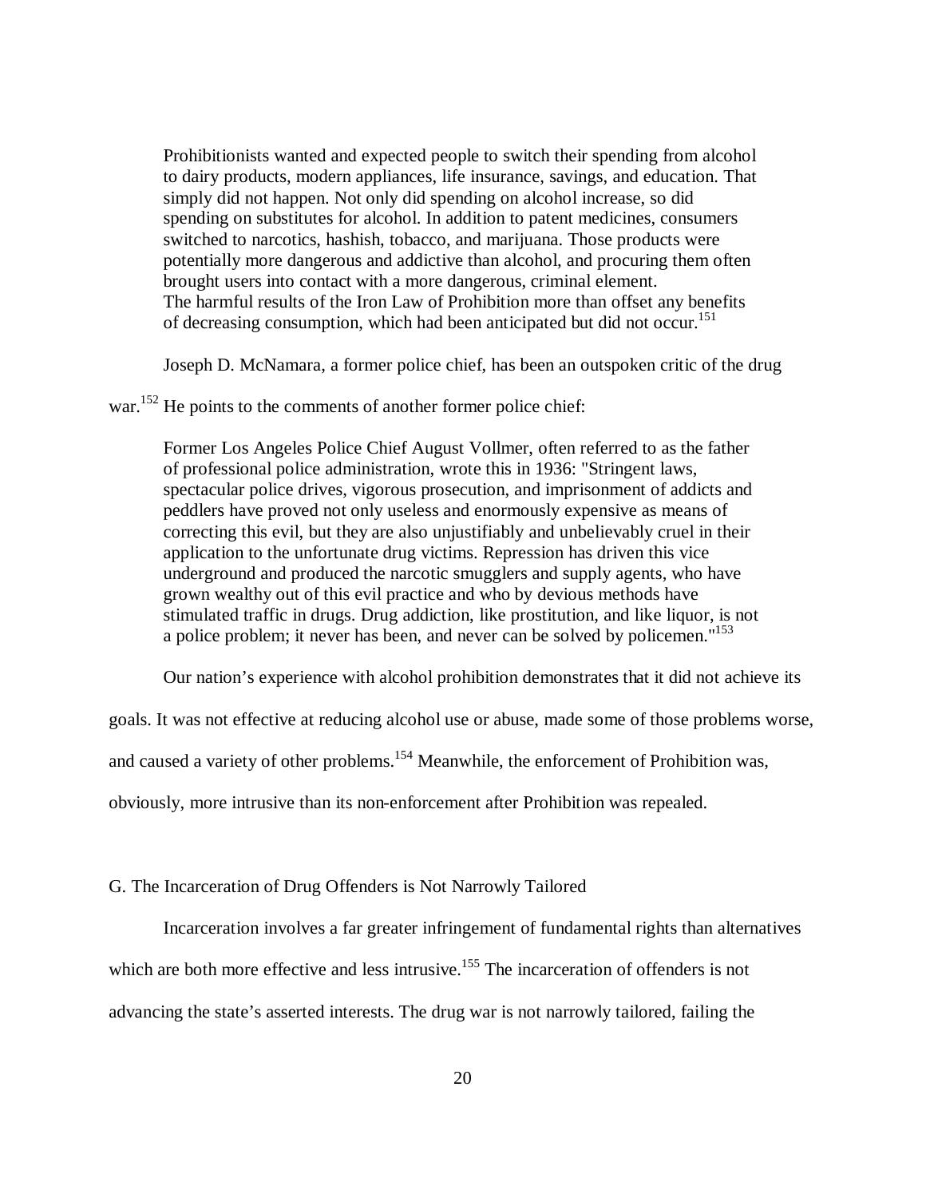> Prohibitionists wanted and expected people to switch their spending from alcohol to dairy products, modern appliances, life insurance, savings, and education. That simply did not happen. Not only did spending on alcohol increase, so did spending on substitutes for alcohol. In addition to patent medicines, consumers switched to narcotics, hashish, tobacco, and marijuana. Those products were potentially more dangerous and addictive than alcohol, and procuring them often brought users into contact with a more dangerous, criminal element.
> The harmful results of the Iron Law of Prohibition more than offset any benefits of decreasing consumption, which had been anticipated but did not occur.[151]

Joseph D. McNamara, a former police chief, has been an outspoken critic of the drug war.[152] He points to the comments of another former police chief:

> Former Los Angeles Police Chief August Vollmer, often referred to as the father of professional police administration, wrote this in 1936: "Stringent laws, spectacular police drives, vigorous prosecution, and imprisonment of addicts and peddlers have proved not only useless and enormously expensive as means of correcting this evil, but they are also unjustifiably and unbelievably cruel in their application to the unfortunate drug victims. Repression has driven this vice underground and produced the narcotic smugglers and supply agents, who have grown wealthy out of this evil practice and who by devious methods have stimulated traffic in drugs. Drug addiction, like prostitution, and like liquor, is not a police problem; it never has been, and never can be solved by policemen."[153]

Our nation's experience with alcohol prohibition demonstrates that it did not achieve its goals. It was not effective at reducing alcohol use or abuse, made some of those problems worse, and caused a variety of other problems.[154] Meanwhile, the enforcement of Prohibition was, obviously, more intrusive than its non-enforcement after Prohibition was repealed.

## G. The Incarceration of Drug Offenders is Not Narrowly Tailored

Incarceration involves a far greater infringement of fundamental rights than alternatives which are both more effective and less intrusive.[155] The incarceration of offenders is not advancing the state's asserted interests. The drug war is not narrowly tailored, failing the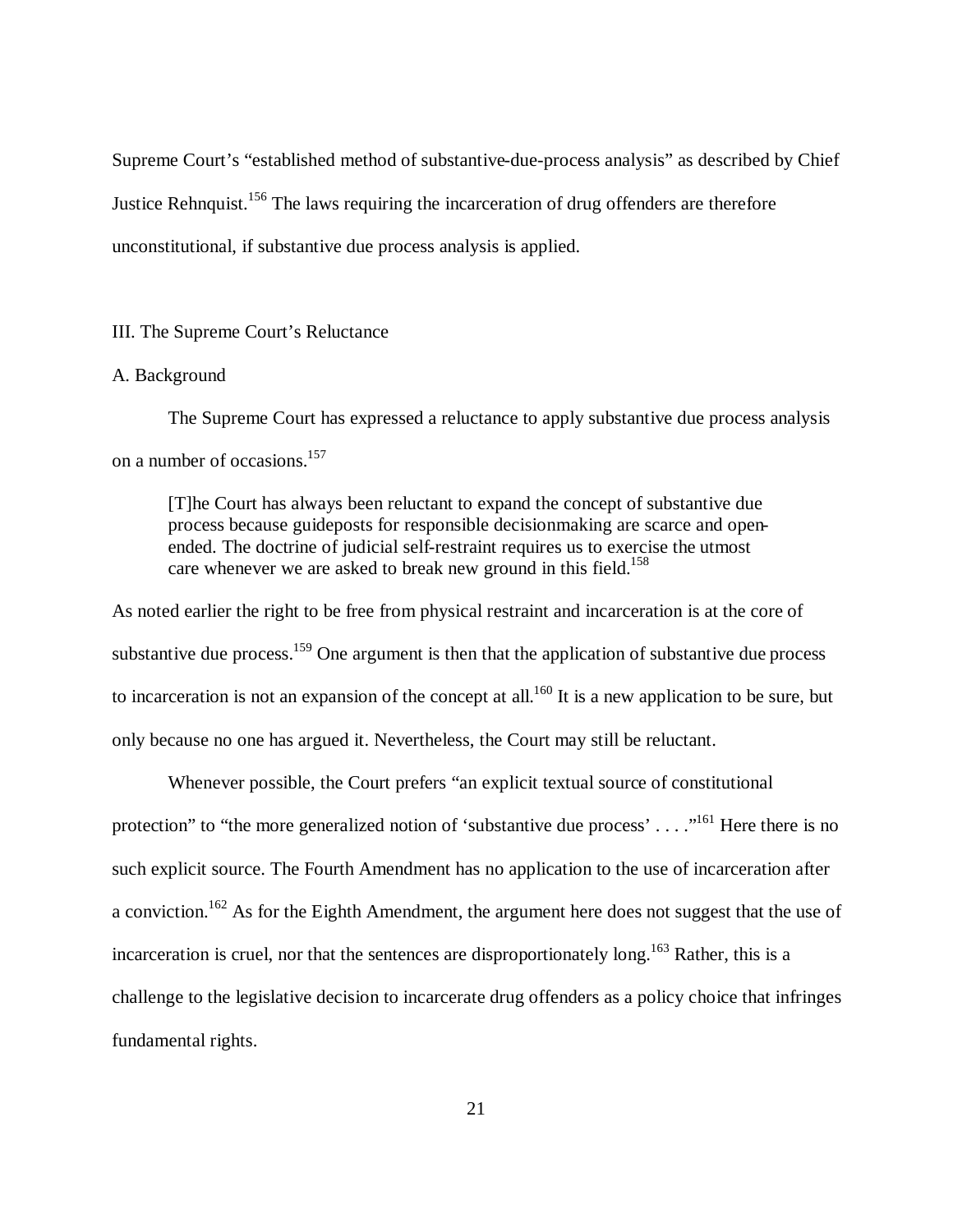Supreme Court's "established method of substantive-due-process analysis" as described by Chief Justice Rehnquist.[156] The laws requiring the incarceration of drug offenders are therefore unconstitutional, if substantive due process analysis is applied.

## III. The Supreme Court's Reluctance

### A. Background

The Supreme Court has expressed a reluctance to apply substantive due process analysis on a number of occasions.[157]

> [T]he Court has always been reluctant to expand the concept of substantive due process because guideposts for responsible decisionmaking are scarce and open-ended. The doctrine of judicial self-restraint requires us to exercise the utmost care whenever we are asked to break new ground in this field.[158]

As noted earlier the right to be free from physical restraint and incarceration is at the core of substantive due process.[159] One argument is then that the application of substantive due process to incarceration is not an expansion of the concept at all.[160] It is a new application to be sure, but only because no one has argued it. Nevertheless, the Court may still be reluctant.

Whenever possible, the Court prefers "an explicit textual source of constitutional protection" to "the more generalized notion of 'substantive due process' . . . ."[161] Here there is no such explicit source. The Fourth Amendment has no application to the use of incarceration after a conviction.[162] As for the Eighth Amendment, the argument here does not suggest that the use of incarceration is cruel, nor that the sentences are disproportionately long.[163] Rather, this is a challenge to the legislative decision to incarcerate drug offenders as a policy choice that infringes fundamental rights.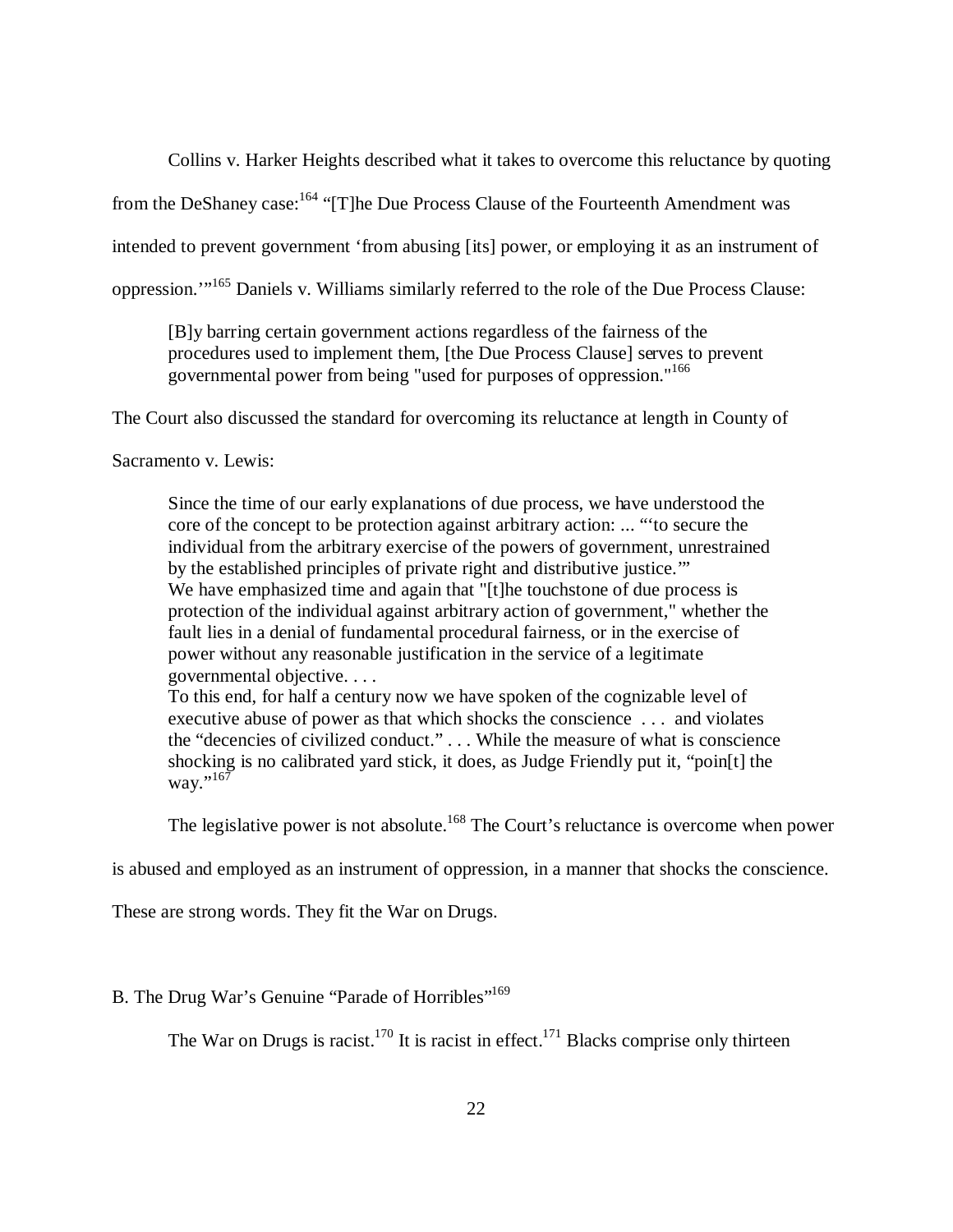Collins v. Harker Heights described what it takes to overcome this reluctance by quoting from the DeShaney case:[164] "[T]he Due Process Clause of the Fourteenth Amendment was intended to prevent government 'from abusing [its] power, or employing it as an instrument of oppression.'"[165] Daniels v. Williams similarly referred to the role of the Due Process Clause:

> [B]y barring certain government actions regardless of the fairness of the procedures used to implement them, [the Due Process Clause] serves to prevent governmental power from being "used for purposes of oppression."[166]

The Court also discussed the standard for overcoming its reluctance at length in County of Sacramento v. Lewis:

> Since the time of our early explanations of due process, we have understood the core of the concept to be protection against arbitrary action: ... "'to secure the individual from the arbitrary exercise of the powers of government, unrestrained by the established principles of private right and distributive justice.'"
> We have emphasized time and again that "[t]he touchstone of due process is protection of the individual against arbitrary action of government," whether the fault lies in a denial of fundamental procedural fairness, or in the exercise of power without any reasonable justification in the service of a legitimate governmental objective. . . .
> To this end, for half a century now we have spoken of the cognizable level of executive abuse of power as that which shocks the conscience . . . and violates the "decencies of civilized conduct." . . . While the measure of what is conscience shocking is no calibrated yard stick, it does, as Judge Friendly put it, "poin[t] the way."[167]

The legislative power is not absolute.[168] The Court's reluctance is overcome when power is abused and employed as an instrument of oppression, in a manner that shocks the conscience. These are strong words. They fit the War on Drugs.

## B. The Drug War's Genuine "Parade of Horribles"[169]

The War on Drugs is racist.[170] It is racist in effect.[171] Blacks comprise only thirteen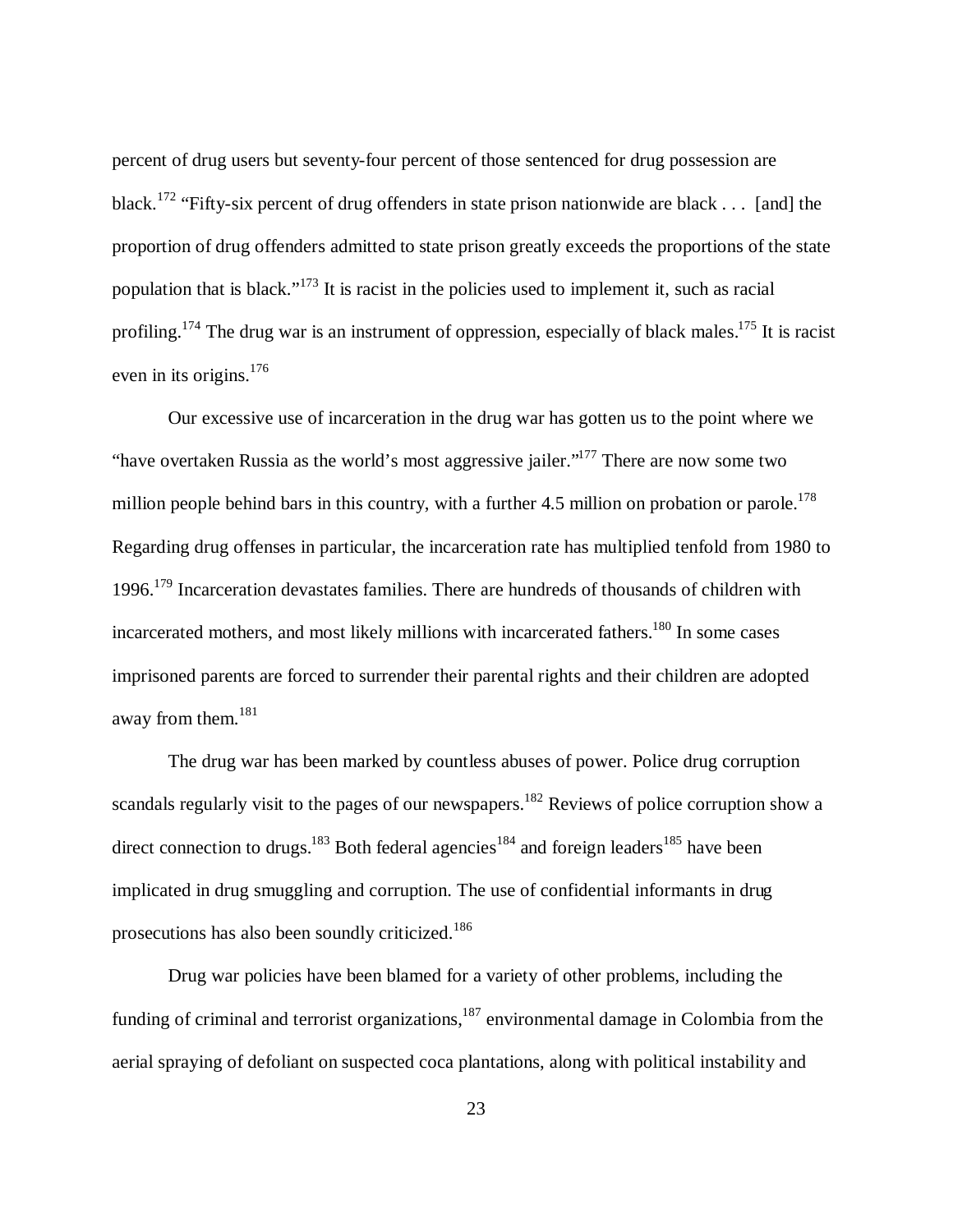percent of drug users but seventy-four percent of those sentenced for drug possession are black.[172] "Fifty-six percent of drug offenders in state prison nationwide are black . . . [and] the proportion of drug offenders admitted to state prison greatly exceeds the proportions of the state population that is black."[173] It is racist in the policies used to implement it, such as racial profiling.[174] The drug war is an instrument of oppression, especially of black males.[175] It is racist even in its origins.[176]

Our excessive use of incarceration in the drug war has gotten us to the point where we "have overtaken Russia as the world's most aggressive jailer."[177] There are now some two million people behind bars in this country, with a further 4.5 million on probation or parole.[178] Regarding drug offenses in particular, the incarceration rate has multiplied tenfold from 1980 to 1996.[179] Incarceration devastates families. There are hundreds of thousands of children with incarcerated mothers, and most likely millions with incarcerated fathers.[180] In some cases imprisoned parents are forced to surrender their parental rights and their children are adopted away from them.[181]

The drug war has been marked by countless abuses of power. Police drug corruption scandals regularly visit to the pages of our newspapers.[182] Reviews of police corruption show a direct connection to drugs.[183] Both federal agencies[184] and foreign leaders[185] have been implicated in drug smuggling and corruption. The use of confidential informants in drug prosecutions has also been soundly criticized.[186]

Drug war policies have been blamed for a variety of other problems, including the funding of criminal and terrorist organizations,[187] environmental damage in Colombia from the aerial spraying of defoliant on suspected coca plantations, along with political instability and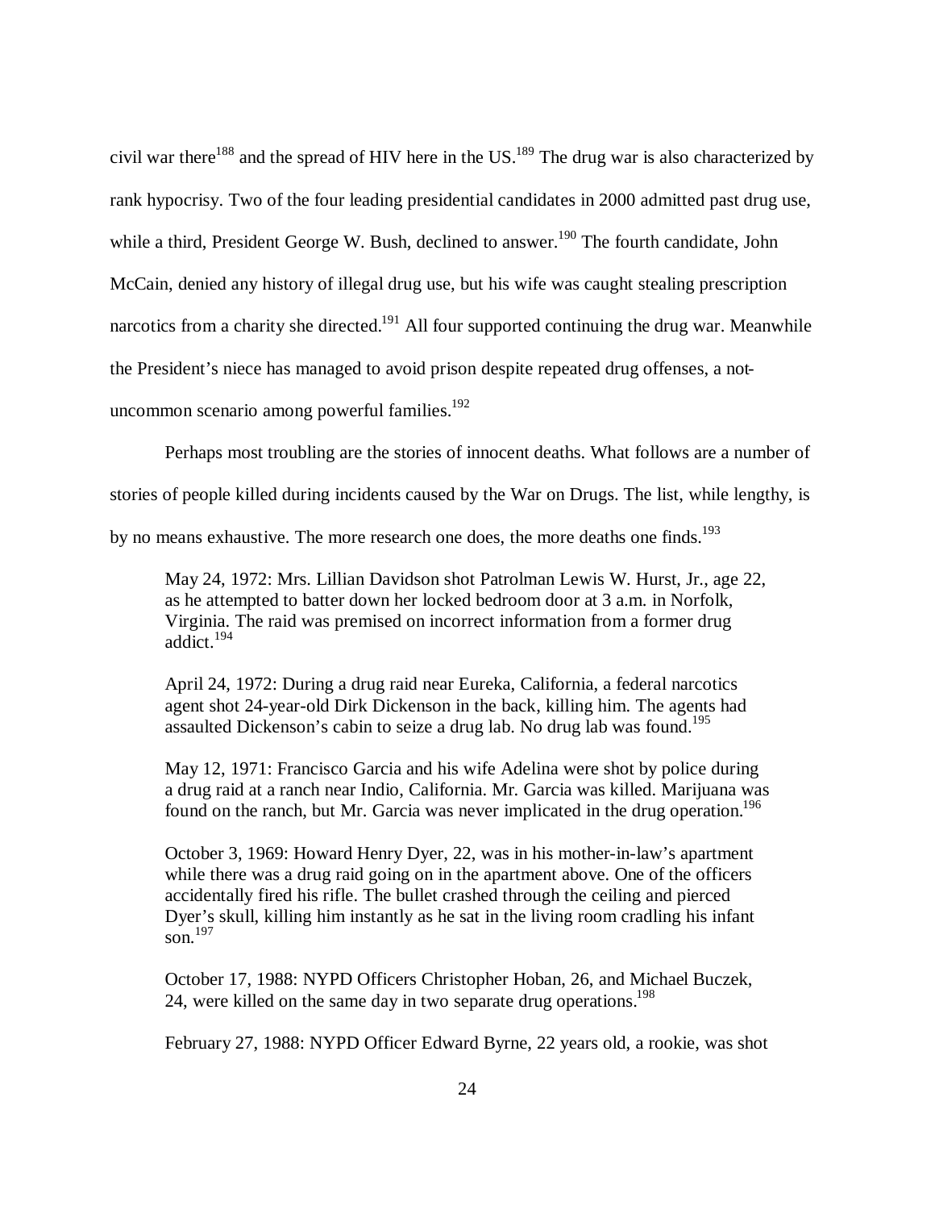civil war there[188] and the spread of HIV here in the US.[189] The drug war is also characterized by rank hypocrisy. Two of the four leading presidential candidates in 2000 admitted past drug use, while a third, President George W. Bush, declined to answer.[190] The fourth candidate, John McCain, denied any history of illegal drug use, but his wife was caught stealing prescription narcotics from a charity she directed.[191] All four supported continuing the drug war. Meanwhile the President's niece has managed to avoid prison despite repeated drug offenses, a not-uncommon scenario among powerful families.[192]

Perhaps most troubling are the stories of innocent deaths. What follows are a number of stories of people killed during incidents caused by the War on Drugs. The list, while lengthy, is by no means exhaustive. The more research one does, the more deaths one finds.[193]

> May 24, 1972: Mrs. Lillian Davidson shot Patrolman Lewis W. Hurst, Jr., age 22, as he attempted to batter down her locked bedroom door at 3 a.m. in Norfolk, Virginia. The raid was premised on incorrect information from a former drug addict.[194]
>
> April 24, 1972: During a drug raid near Eureka, California, a federal narcotics agent shot 24-year-old Dirk Dickenson in the back, killing him. The agents had assaulted Dickenson's cabin to seize a drug lab. No drug lab was found.[195]
>
> May 12, 1971: Francisco Garcia and his wife Adelina were shot by police during a drug raid at a ranch near Indio, California. Mr. Garcia was killed. Marijuana was found on the ranch, but Mr. Garcia was never implicated in the drug operation.[196]
>
> October 3, 1969: Howard Henry Dyer, 22, was in his mother-in-law's apartment while there was a drug raid going on in the apartment above. One of the officers accidentally fired his rifle. The bullet crashed through the ceiling and pierced Dyer's skull, killing him instantly as he sat in the living room cradling his infant son.[197]
>
> October 17, 1988: NYPD Officers Christopher Hoban, 26, and Michael Buczek, 24, were killed on the same day in two separate drug operations.[198]
>
> February 27, 1988: NYPD Officer Edward Byrne, 22 years old, a rookie, was shot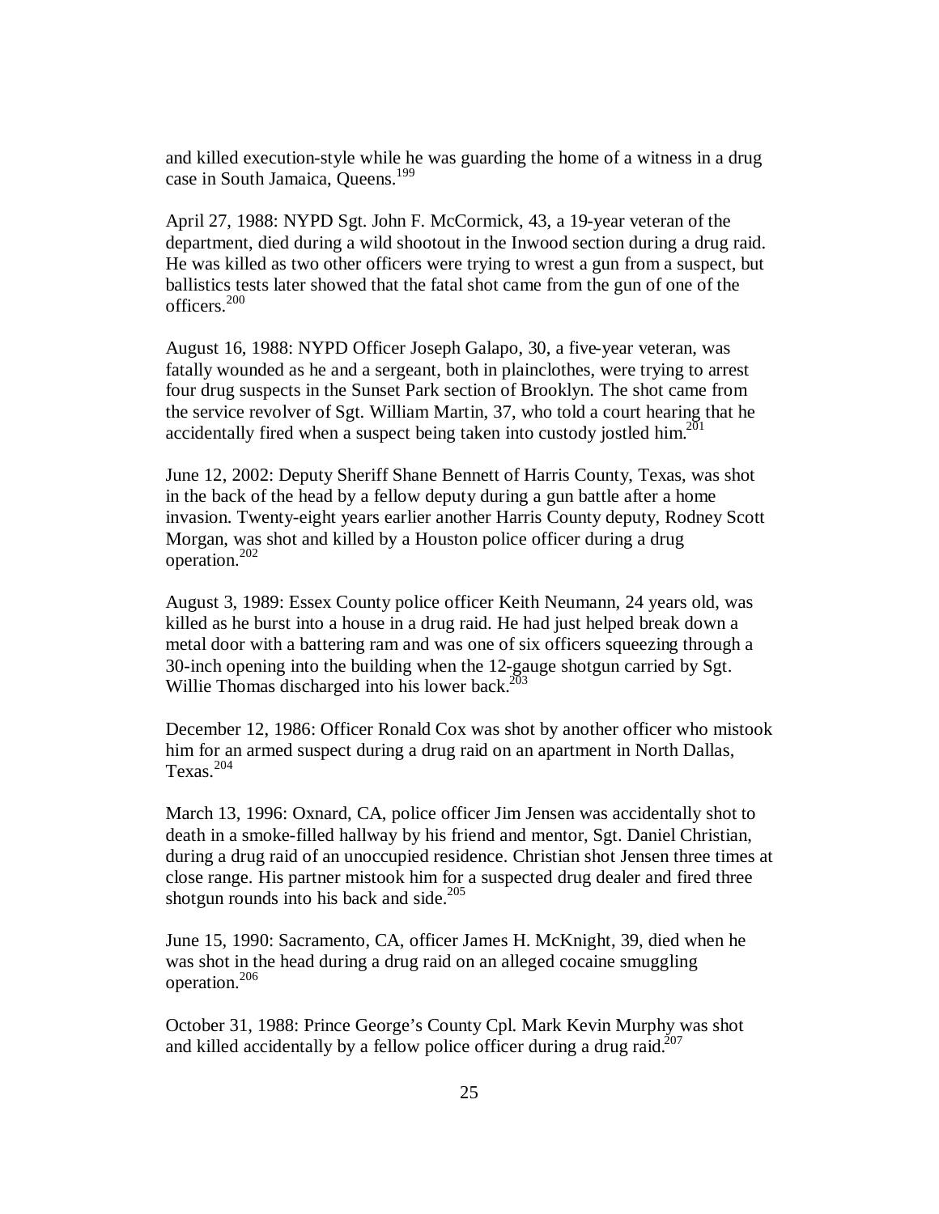and killed execution-style while he was guarding the home of a witness in a drug case in South Jamaica, Queens.[199]

April 27, 1988: NYPD Sgt. John F. McCormick, 43, a 19-year veteran of the department, died during a wild shootout in the Inwood section during a drug raid. He was killed as two other officers were trying to wrest a gun from a suspect, but ballistics tests later showed that the fatal shot came from the gun of one of the officers.[200]

August 16, 1988: NYPD Officer Joseph Galapo, 30, a five-year veteran, was fatally wounded as he and a sergeant, both in plainclothes, were trying to arrest four drug suspects in the Sunset Park section of Brooklyn. The shot came from the service revolver of Sgt. William Martin, 37, who told a court hearing that he accidentally fired when a suspect being taken into custody jostled him.[201]

June 12, 2002: Deputy Sheriff Shane Bennett of Harris County, Texas, was shot in the back of the head by a fellow deputy during a gun battle after a home invasion. Twenty-eight years earlier another Harris County deputy, Rodney Scott Morgan, was shot and killed by a Houston police officer during a drug operation.[202]

August 3, 1989: Essex County police officer Keith Neumann, 24 years old, was killed as he burst into a house in a drug raid. He had just helped break down a metal door with a battering ram and was one of six officers squeezing through a 30-inch opening into the building when the 12-gauge shotgun carried by Sgt. Willie Thomas discharged into his lower back.[203]

December 12, 1986: Officer Ronald Cox was shot by another officer who mistook him for an armed suspect during a drug raid on an apartment in North Dallas, Texas.[204]

March 13, 1996: Oxnard, CA, police officer Jim Jensen was accidentally shot to death in a smoke-filled hallway by his friend and mentor, Sgt. Daniel Christian, during a drug raid of an unoccupied residence. Christian shot Jensen three times at close range. His partner mistook him for a suspected drug dealer and fired three shotgun rounds into his back and side.[205]

June 15, 1990: Sacramento, CA, officer James H. McKnight, 39, died when he was shot in the head during a drug raid on an alleged cocaine smuggling operation.[206]

October 31, 1988: Prince George's County Cpl. Mark Kevin Murphy was shot and killed accidentally by a fellow police officer during a drug raid.[207]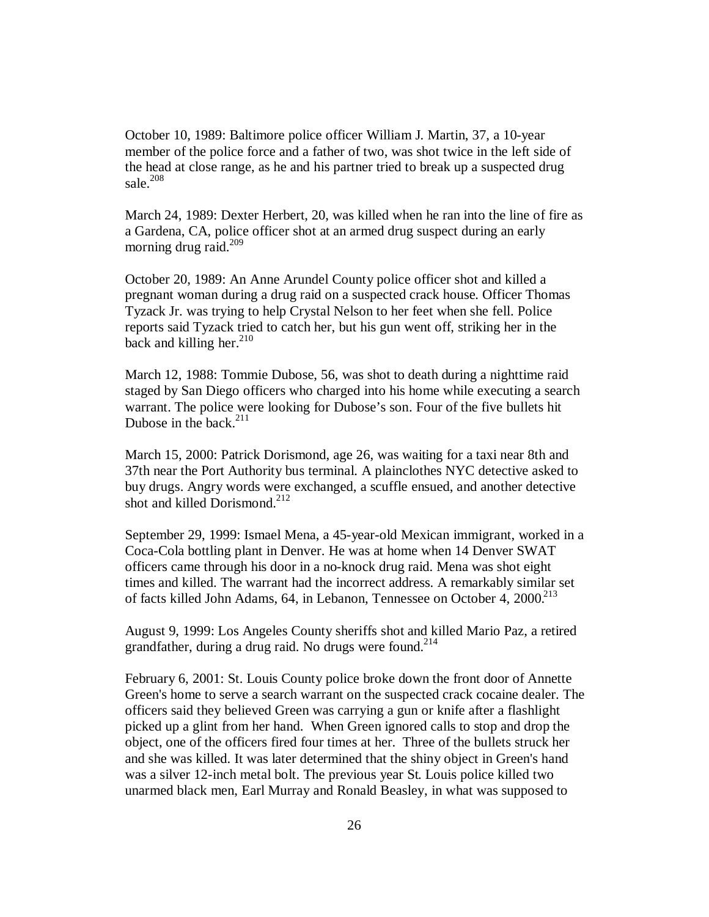October 10, 1989: Baltimore police officer William J. Martin, 37, a 10-year member of the police force and a father of two, was shot twice in the left side of the head at close range, as he and his partner tried to break up a suspected drug sale.[208]

March 24, 1989: Dexter Herbert, 20, was killed when he ran into the line of fire as a Gardena, CA, police officer shot at an armed drug suspect during an early morning drug raid.[209]

October 20, 1989: An Anne Arundel County police officer shot and killed a pregnant woman during a drug raid on a suspected crack house. Officer Thomas Tyzack Jr. was trying to help Crystal Nelson to her feet when she fell. Police reports said Tyzack tried to catch her, but his gun went off, striking her in the back and killing her.[210]

March 12, 1988: Tommie Dubose, 56, was shot to death during a nighttime raid staged by San Diego officers who charged into his home while executing a search warrant. The police were looking for Dubose's son. Four of the five bullets hit Dubose in the back.[211]

March 15, 2000: Patrick Dorismond, age 26, was waiting for a taxi near 8th and 37th near the Port Authority bus terminal. A plainclothes NYC detective asked to buy drugs. Angry words were exchanged, a scuffle ensued, and another detective shot and killed Dorismond.[212]

September 29, 1999: Ismael Mena, a 45-year-old Mexican immigrant, worked in a Coca-Cola bottling plant in Denver. He was at home when 14 Denver SWAT officers came through his door in a no-knock drug raid. Mena was shot eight times and killed. The warrant had the incorrect address. A remarkably similar set of facts killed John Adams, 64, in Lebanon, Tennessee on October 4, 2000.[213]

August 9, 1999: Los Angeles County sheriffs shot and killed Mario Paz, a retired grandfather, during a drug raid. No drugs were found.[214]

February 6, 2001: St. Louis County police broke down the front door of Annette Green's home to serve a search warrant on the suspected crack cocaine dealer. The officers said they believed Green was carrying a gun or knife after a flashlight picked up a glint from her hand. When Green ignored calls to stop and drop the object, one of the officers fired four times at her. Three of the bullets struck her and she was killed. It was later determined that the shiny object in Green's hand was a silver 12-inch metal bolt. The previous year St. Louis police killed two unarmed black men, Earl Murray and Ronald Beasley, in what was supposed to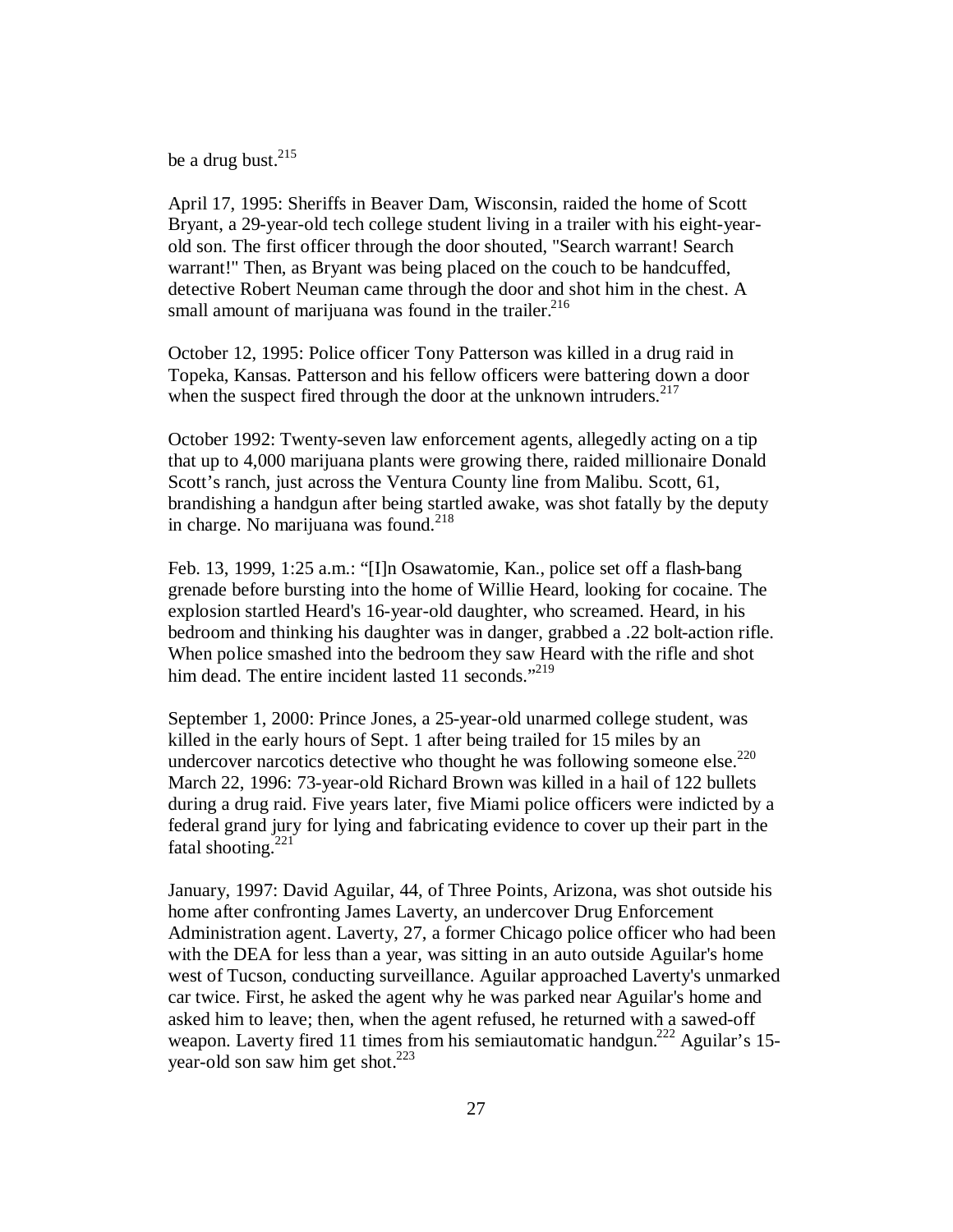be a drug bust.[215]

April 17, 1995: Sheriffs in Beaver Dam, Wisconsin, raided the home of Scott Bryant, a 29-year-old tech college student living in a trailer with his eight-year-old son. The first officer through the door shouted, "Search warrant! Search warrant!" Then, as Bryant was being placed on the couch to be handcuffed, detective Robert Neuman came through the door and shot him in the chest. A small amount of marijuana was found in the trailer.[216]

October 12, 1995: Police officer Tony Patterson was killed in a drug raid in Topeka, Kansas. Patterson and his fellow officers were battering down a door when the suspect fired through the door at the unknown intruders.[217]

October 1992: Twenty-seven law enforcement agents, allegedly acting on a tip that up to 4,000 marijuana plants were growing there, raided millionaire Donald Scott's ranch, just across the Ventura County line from Malibu. Scott, 61, brandishing a handgun after being startled awake, was shot fatally by the deputy in charge. No marijuana was found.[218]

Feb. 13, 1999, 1:25 a.m.: "[I]n Osawatomie, Kan., police set off a flash-bang grenade before bursting into the home of Willie Heard, looking for cocaine. The explosion startled Heard's 16-year-old daughter, who screamed. Heard, in his bedroom and thinking his daughter was in danger, grabbed a .22 bolt-action rifle. When police smashed into the bedroom they saw Heard with the rifle and shot him dead. The entire incident lasted 11 seconds."[219]

September 1, 2000: Prince Jones, a 25-year-old unarmed college student, was killed in the early hours of Sept. 1 after being trailed for 15 miles by an undercover narcotics detective who thought he was following someone else.[220]
March 22, 1996: 73-year-old Richard Brown was killed in a hail of 122 bullets during a drug raid. Five years later, five Miami police officers were indicted by a federal grand jury for lying and fabricating evidence to cover up their part in the fatal shooting.[221]

January, 1997: David Aguilar, 44, of Three Points, Arizona, was shot outside his home after confronting James Laverty, an undercover Drug Enforcement Administration agent. Laverty, 27, a former Chicago police officer who had been with the DEA for less than a year, was sitting in an auto outside Aguilar's home west of Tucson, conducting surveillance. Aguilar approached Laverty's unmarked car twice. First, he asked the agent why he was parked near Aguilar's home and asked him to leave; then, when the agent refused, he returned with a sawed-off weapon. Laverty fired 11 times from his semiautomatic handgun.[222] Aguilar's 15-year-old son saw him get shot.[223]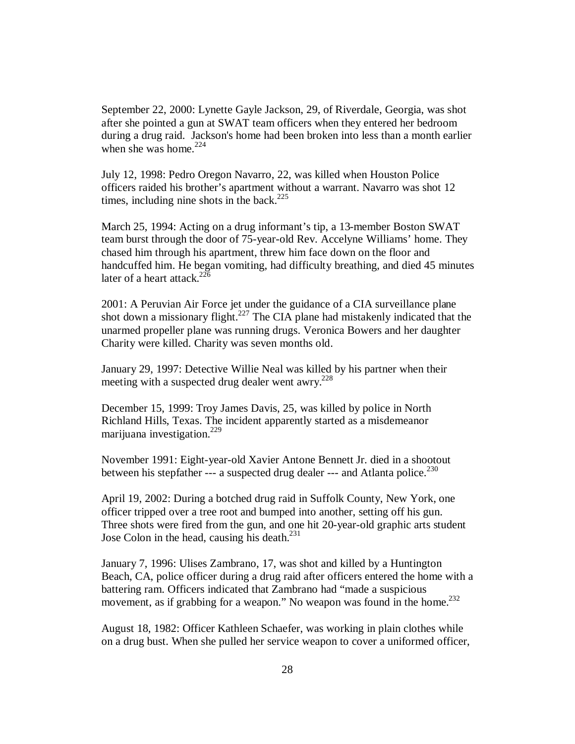September 22, 2000: Lynette Gayle Jackson, 29, of Riverdale, Georgia, was shot after she pointed a gun at SWAT team officers when they entered her bedroom during a drug raid. Jackson's home had been broken into less than a month earlier when she was home.[224]

July 12, 1998: Pedro Oregon Navarro, 22, was killed when Houston Police officers raided his brother's apartment without a warrant. Navarro was shot 12 times, including nine shots in the back.[225]

March 25, 1994: Acting on a drug informant's tip, a 13-member Boston SWAT team burst through the door of 75-year-old Rev. Accelyne Williams' home. They chased him through his apartment, threw him face down on the floor and handcuffed him. He began vomiting, had difficulty breathing, and died 45 minutes later of a heart attack.[226]

2001: A Peruvian Air Force jet under the guidance of a CIA surveillance plane shot down a missionary flight.[227] The CIA plane had mistakenly indicated that the unarmed propeller plane was running drugs. Veronica Bowers and her daughter Charity were killed. Charity was seven months old.

January 29, 1997: Detective Willie Neal was killed by his partner when their meeting with a suspected drug dealer went awry.[228]

December 15, 1999: Troy James Davis, 25, was killed by police in North Richland Hills, Texas. The incident apparently started as a misdemeanor marijuana investigation.[229]

November 1991: Eight-year-old Xavier Antone Bennett Jr. died in a shootout between his stepfather --- a suspected drug dealer --- and Atlanta police.[230]

April 19, 2002: During a botched drug raid in Suffolk County, New York, one officer tripped over a tree root and bumped into another, setting off his gun. Three shots were fired from the gun, and one hit 20-year-old graphic arts student Jose Colon in the head, causing his death.[231]

January 7, 1996: Ulises Zambrano, 17, was shot and killed by a Huntington Beach, CA, police officer during a drug raid after officers entered the home with a battering ram. Officers indicated that Zambrano had "made a suspicious movement, as if grabbing for a weapon." No weapon was found in the home.[232]

August 18, 1982: Officer Kathleen Schaefer, was working in plain clothes while on a drug bust. When she pulled her service weapon to cover a uniformed officer,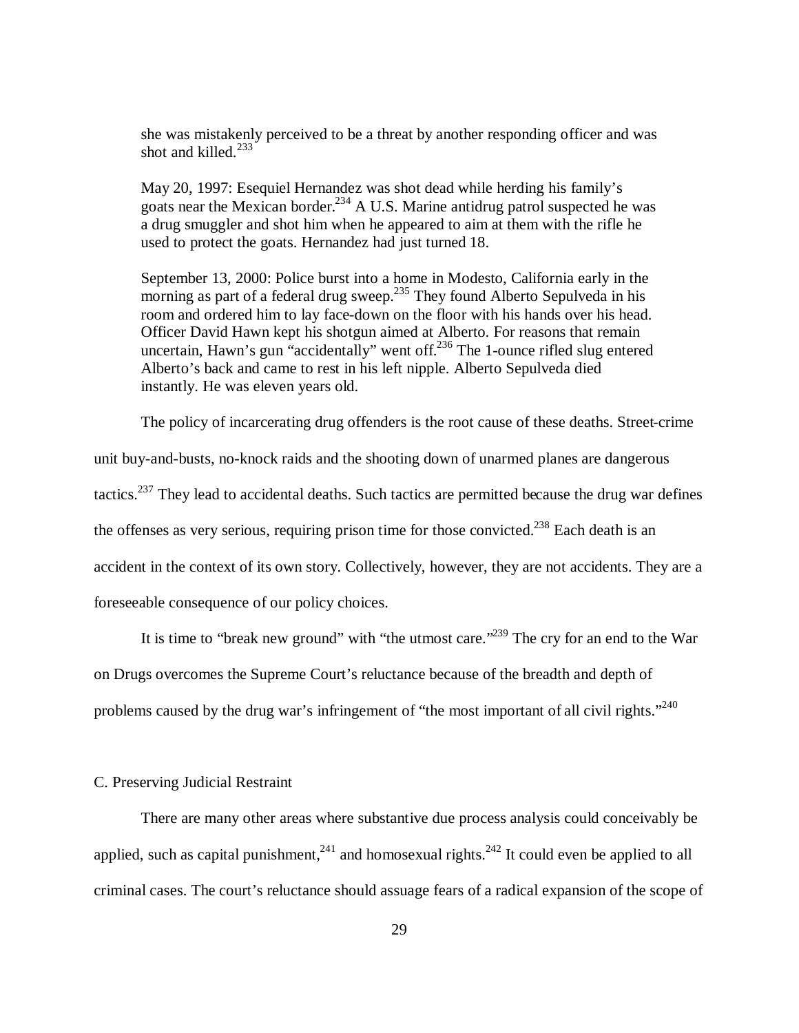> she was mistakenly perceived to be a threat by another responding officer and was shot and killed.[233]
>
> May 20, 1997: Esequiel Hernandez was shot dead while herding his family's goats near the Mexican border.[234] A U.S. Marine antidrug patrol suspected he was a drug smuggler and shot him when he appeared to aim at them with the rifle he used to protect the goats. Hernandez had just turned 18.
>
> September 13, 2000: Police burst into a home in Modesto, California early in the morning as part of a federal drug sweep.[235] They found Alberto Sepulveda in his room and ordered him to lay face-down on the floor with his hands over his head. Officer David Hawn kept his shotgun aimed at Alberto. For reasons that remain uncertain, Hawn's gun "accidentally" went off.[236] The 1-ounce rifled slug entered Alberto's back and came to rest in his left nipple. Alberto Sepulveda died instantly. He was eleven years old.

The policy of incarcerating drug offenders is the root cause of these deaths. Street-crime unit buy-and-busts, no-knock raids and the shooting down of unarmed planes are dangerous tactics.[237] They lead to accidental deaths. Such tactics are permitted because the drug war defines the offenses as very serious, requiring prison time for those convicted.[238] Each death is an accident in the context of its own story. Collectively, however, they are not accidents. They are a foreseeable consequence of our policy choices.

It is time to "break new ground" with "the utmost care."[239] The cry for an end to the War on Drugs overcomes the Supreme Court's reluctance because of the breadth and depth of problems caused by the drug war's infringement of "the most important of all civil rights."[240]

### C. Preserving Judicial Restraint

There are many other areas where substantive due process analysis could conceivably be applied, such as capital punishment,[241] and homosexual rights.[242] It could even be applied to all criminal cases. The court's reluctance should assuage fears of a radical expansion of the scope of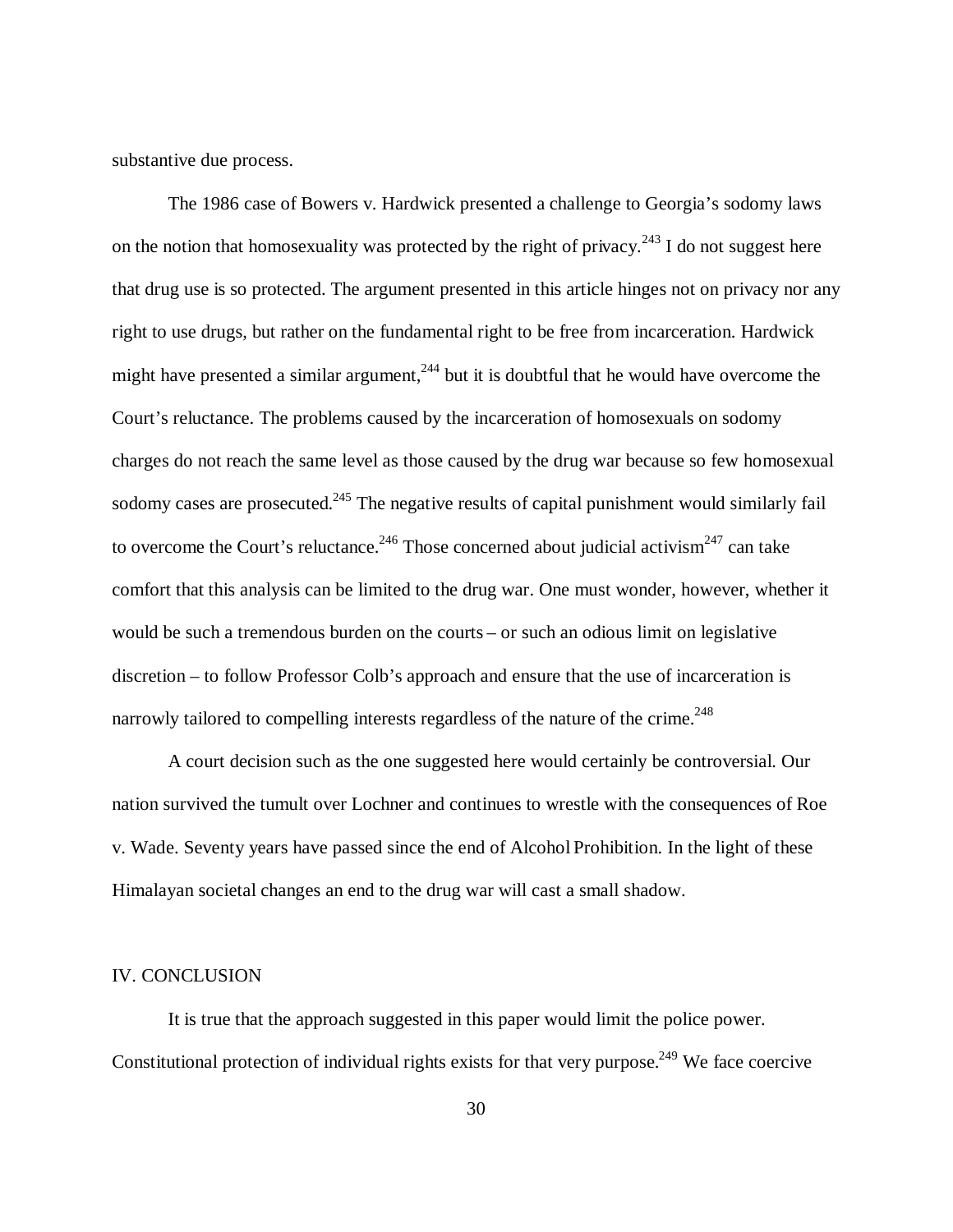substantive due process.

The 1986 case of Bowers v. Hardwick presented a challenge to Georgia's sodomy laws on the notion that homosexuality was protected by the right of privacy.[243] I do not suggest here that drug use is so protected. The argument presented in this article hinges not on privacy nor any right to use drugs, but rather on the fundamental right to be free from incarceration. Hardwick might have presented a similar argument,[244] but it is doubtful that he would have overcome the Court's reluctance. The problems caused by the incarceration of homosexuals on sodomy charges do not reach the same level as those caused by the drug war because so few homosexual sodomy cases are prosecuted.[245] The negative results of capital punishment would similarly fail to overcome the Court's reluctance.[246] Those concerned about judicial activism[247] can take comfort that this analysis can be limited to the drug war. One must wonder, however, whether it would be such a tremendous burden on the courts – or such an odious limit on legislative discretion – to follow Professor Colb's approach and ensure that the use of incarceration is narrowly tailored to compelling interests regardless of the nature of the crime.[248]

A court decision such as the one suggested here would certainly be controversial. Our nation survived the tumult over Lochner and continues to wrestle with the consequences of Roe v. Wade. Seventy years have passed since the end of Alcohol Prohibition. In the light of these Himalayan societal changes an end to the drug war will cast a small shadow.

## IV. CONCLUSION

It is true that the approach suggested in this paper would limit the police power. Constitutional protection of individual rights exists for that very purpose.[249] We face coercive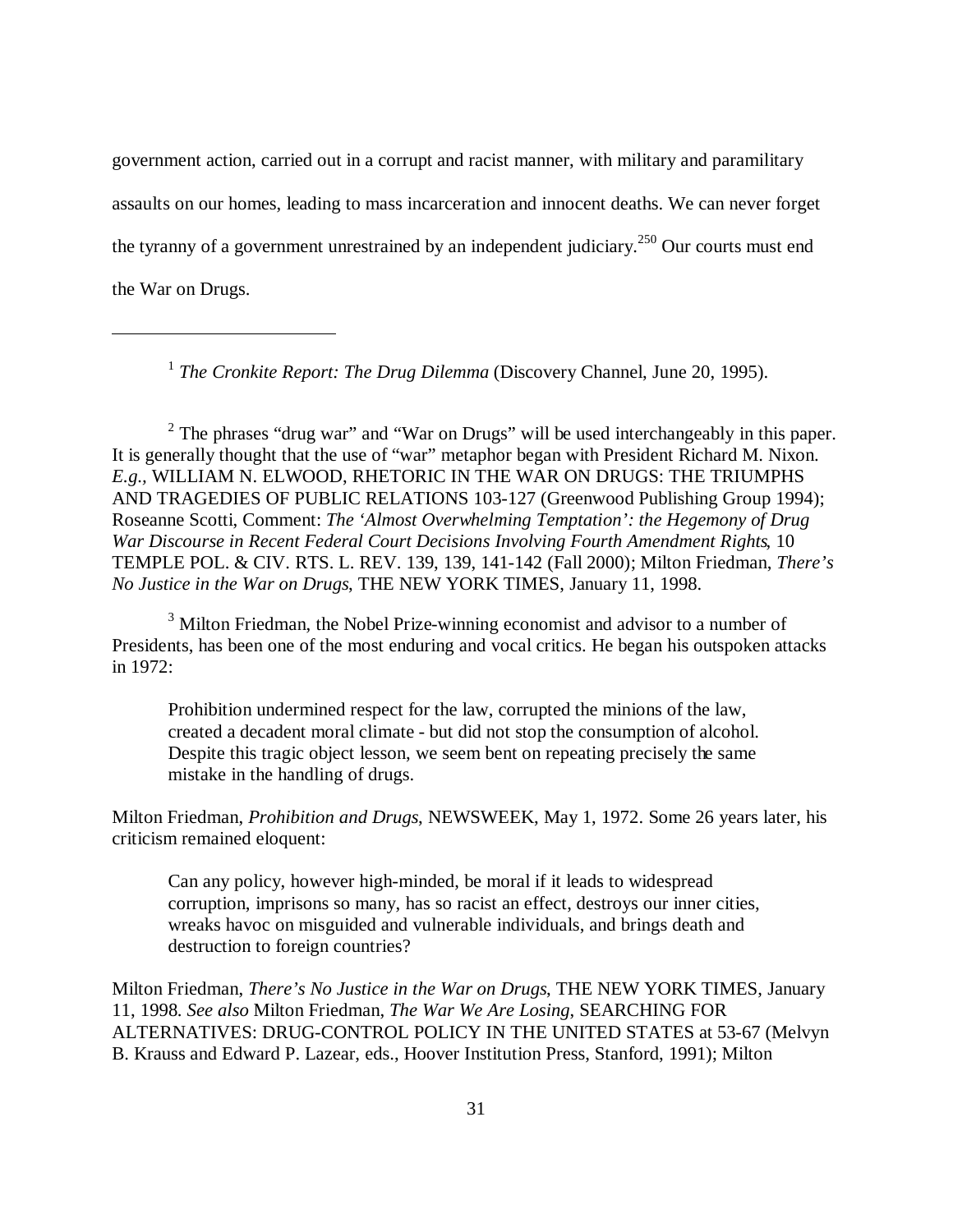government action, carried out in a corrupt and racist manner, with military and paramilitary assaults on our homes, leading to mass incarceration and innocent deaths. We can never forget the tyranny of a government unrestrained by an independent judiciary.[250] Our courts must end the War on Drugs.

---

[1] *The Cronkite Report: The Drug Dilemma* (Discovery Channel, June 20, 1995).

[2] The phrases "drug war" and "War on Drugs" will be used interchangeably in this paper. It is generally thought that the use of "war" metaphor began with President Richard M. Nixon. *E.g.,* WILLIAM N. ELWOOD, RHETORIC IN THE WAR ON DRUGS: THE TRIUMPHS AND TRAGEDIES OF PUBLIC RELATIONS 103-127 (Greenwood Publishing Group 1994); Roseanne Scotti, Comment: *The 'Almost Overwhelming Temptation': the Hegemony of Drug War Discourse in Recent Federal Court Decisions Involving Fourth Amendment Rights*, 10 TEMPLE POL. & CIV. RTS. L. REV. 139, 139, 141-142 (Fall 2000); Milton Friedman, *There's No Justice in the War on Drugs*, THE NEW YORK TIMES, January 11, 1998.

[3] Milton Friedman, the Nobel Prize-winning economist and advisor to a number of Presidents, has been one of the most enduring and vocal critics. He began his outspoken attacks in 1972:

> Prohibition undermined respect for the law, corrupted the minions of the law, created a decadent moral climate - but did not stop the consumption of alcohol. Despite this tragic object lesson, we seem bent on repeating precisely the same mistake in the handling of drugs.

Milton Friedman, *Prohibition and Drugs*, NEWSWEEK, May 1, 1972. Some 26 years later, his criticism remained eloquent:

> Can any policy, however high-minded, be moral if it leads to widespread corruption, imprisons so many, has so racist an effect, destroys our inner cities, wreaks havoc on misguided and vulnerable individuals, and brings death and destruction to foreign countries?

Milton Friedman, *There's No Justice in the War on Drugs*, THE NEW YORK TIMES, January 11, 1998. *See also* Milton Friedman, *The War We Are Losing*, SEARCHING FOR ALTERNATIVES: DRUG-CONTROL POLICY IN THE UNITED STATES at 53-67 (Melvyn B. Krauss and Edward P. Lazear, eds., Hoover Institution Press, Stanford, 1991); Milton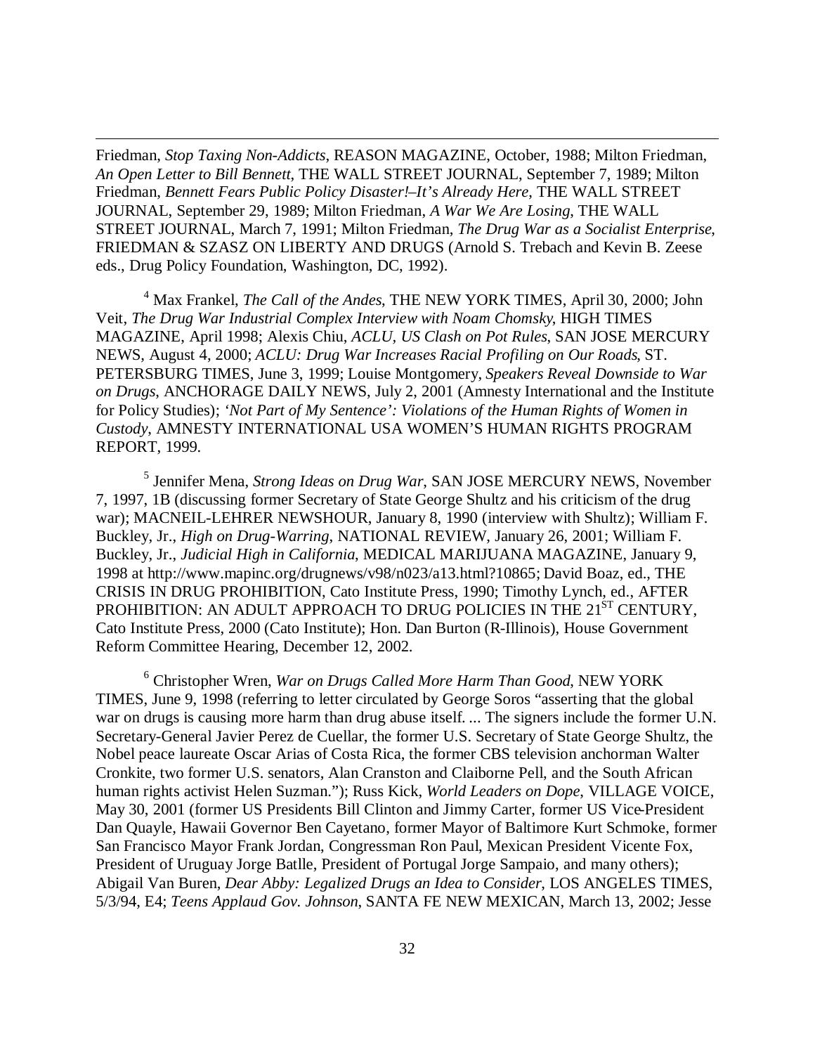Friedman, *Stop Taxing Non-Addicts*, REASON MAGAZINE, October, 1988; Milton Friedman, *An Open Letter to Bill Bennett*, THE WALL STREET JOURNAL, September 7, 1989; Milton Friedman, *Bennett Fears Public Policy Disaster!–It's Already Here*, THE WALL STREET JOURNAL, September 29, 1989; Milton Friedman, *A War We Are Losing*, THE WALL STREET JOURNAL, March 7, 1991; Milton Friedman, *The Drug War as a Socialist Enterprise*, FRIEDMAN & SZASZ ON LIBERTY AND DRUGS (Arnold S. Trebach and Kevin B. Zeese eds., Drug Policy Foundation, Washington, DC, 1992).

[4] Max Frankel, *The Call of the Andes*, THE NEW YORK TIMES, April 30, 2000; John Veit, *The Drug War Industrial Complex Interview with Noam Chomsky*, HIGH TIMES MAGAZINE, April 1998; Alexis Chiu, *ACLU, US Clash on Pot Rules*, SAN JOSE MERCURY NEWS, August 4, 2000; *ACLU: Drug War Increases Racial Profiling on Our Roads*, ST. PETERSBURG TIMES, June 3, 1999; Louise Montgomery, *Speakers Reveal Downside to War on Drugs*, ANCHORAGE DAILY NEWS, July 2, 2001 (Amnesty International and the Institute for Policy Studies); *'Not Part of My Sentence': Violations of the Human Rights of Women in Custody*, AMNESTY INTERNATIONAL USA WOMEN'S HUMAN RIGHTS PROGRAM REPORT, 1999.

[5] Jennifer Mena, *Strong Ideas on Drug War*, SAN JOSE MERCURY NEWS, November 7, 1997, 1B (discussing former Secretary of State George Shultz and his criticism of the drug war); MACNEIL-LEHRER NEWSHOUR, January 8, 1990 (interview with Shultz); William F. Buckley, Jr., *High on Drug-Warring*, NATIONAL REVIEW, January 26, 2001; William F. Buckley, Jr., *Judicial High in California*, MEDICAL MARIJUANA MAGAZINE, January 9, 1998 at http://www.mapinc.org/drugnews/v98/n023/a13.html?10865; David Boaz, ed., THE CRISIS IN DRUG PROHIBITION, Cato Institute Press, 1990; Timothy Lynch, ed., AFTER PROHIBITION: AN ADULT APPROACH TO DRUG POLICIES IN THE 21ST CENTURY, Cato Institute Press, 2000 (Cato Institute); Hon. Dan Burton (R-Illinois), House Government Reform Committee Hearing, December 12, 2002.

[6] Christopher Wren, *War on Drugs Called More Harm Than Good*, NEW YORK TIMES, June 9, 1998 (referring to letter circulated by George Soros "asserting that the global war on drugs is causing more harm than drug abuse itself. ... The signers include the former U.N. Secretary-General Javier Perez de Cuellar, the former U.S. Secretary of State George Shultz, the Nobel peace laureate Oscar Arias of Costa Rica, the former CBS television anchorman Walter Cronkite, two former U.S. senators, Alan Cranston and Claiborne Pell, and the South African human rights activist Helen Suzman."); Russ Kick, *World Leaders on Dope*, VILLAGE VOICE, May 30, 2001 (former US Presidents Bill Clinton and Jimmy Carter, former US Vice-President Dan Quayle, Hawaii Governor Ben Cayetano, former Mayor of Baltimore Kurt Schmoke, former San Francisco Mayor Frank Jordan, Congressman Ron Paul, Mexican President Vicente Fox, President of Uruguay Jorge Batlle, President of Portugal Jorge Sampaio, and many others); Abigail Van Buren, *Dear Abby: Legalized Drugs an Idea to Consider*, LOS ANGELES TIMES, 5/3/94, E4; *Teens Applaud Gov. Johnson*, SANTA FE NEW MEXICAN, March 13, 2002; Jesse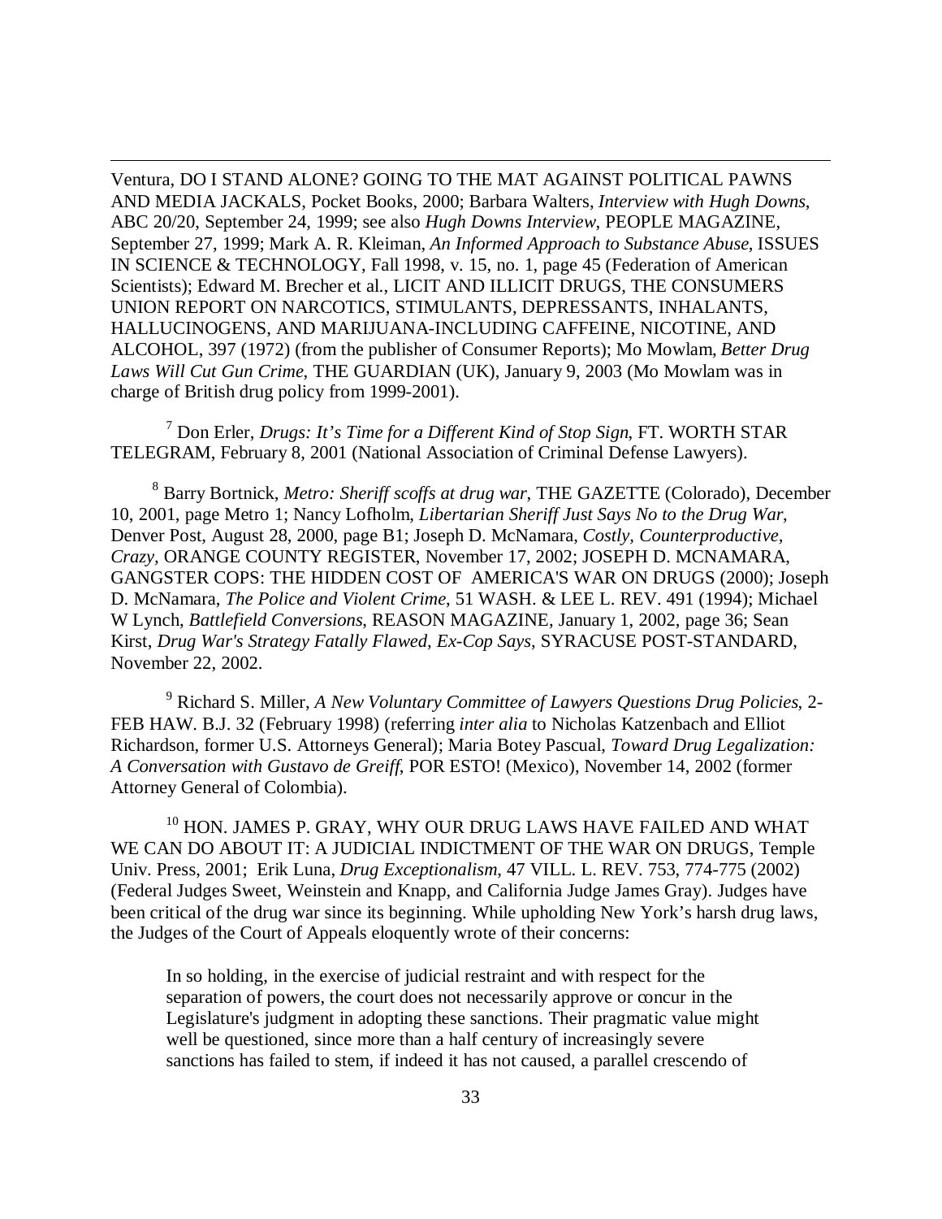Ventura, DO I STAND ALONE? GOING TO THE MAT AGAINST POLITICAL PAWNS AND MEDIA JACKALS, Pocket Books, 2000; Barbara Walters, *Interview with Hugh Downs*, ABC 20/20, September 24, 1999; see also *Hugh Downs Interview*, PEOPLE MAGAZINE, September 27, 1999; Mark A. R. Kleiman, *An Informed Approach to Substance Abuse*, ISSUES IN SCIENCE & TECHNOLOGY, Fall 1998, v. 15, no. 1, page 45 (Federation of American Scientists); Edward M. Brecher et al., LICIT AND ILLICIT DRUGS, THE CONSUMERS UNION REPORT ON NARCOTICS, STIMULANTS, DEPRESSANTS, INHALANTS, HALLUCINOGENS, AND MARIJUANA-INCLUDING CAFFEINE, NICOTINE, AND ALCOHOL, 397 (1972) (from the publisher of Consumer Reports); Mo Mowlam, *Better Drug Laws Will Cut Gun Crime*, THE GUARDIAN (UK), January 9, 2003 (Mo Mowlam was in charge of British drug policy from 1999-2001).

[7] Don Erler, *Drugs: It's Time for a Different Kind of Stop Sign*, FT. WORTH STAR TELEGRAM, February 8, 2001 (National Association of Criminal Defense Lawyers).

[8] Barry Bortnick, *Metro: Sheriff scoffs at drug war*, THE GAZETTE (Colorado), December 10, 2001, page Metro 1; Nancy Lofholm, *Libertarian Sheriff Just Says No to the Drug War*, Denver Post, August 28, 2000, page B1; Joseph D. McNamara, *Costly, Counterproductive, Crazy*, ORANGE COUNTY REGISTER, November 17, 2002; JOSEPH D. MCNAMARA, GANGSTER COPS: THE HIDDEN COST OF AMERICA'S WAR ON DRUGS (2000); Joseph D. McNamara, *The Police and Violent Crime*, 51 WASH. & LEE L. REV. 491 (1994); Michael W Lynch, *Battlefield Conversions*, REASON MAGAZINE, January 1, 2002, page 36; Sean Kirst, *Drug War's Strategy Fatally Flawed, Ex-Cop Says*, SYRACUSE POST-STANDARD, November 22, 2002.

[9] Richard S. Miller, *A New Voluntary Committee of Lawyers Questions Drug Policies*, 2-FEB HAW. B.J. 32 (February 1998) (referring *inter alia* to Nicholas Katzenbach and Elliot Richardson, former U.S. Attorneys General); Maria Botey Pascual, *Toward Drug Legalization: A Conversation with Gustavo de Greiff*, POR ESTO! (Mexico), November 14, 2002 (former Attorney General of Colombia).

[10] HON. JAMES P. GRAY, WHY OUR DRUG LAWS HAVE FAILED AND WHAT WE CAN DO ABOUT IT: A JUDICIAL INDICTMENT OF THE WAR ON DRUGS, Temple Univ. Press, 2001; Erik Luna, *Drug Exceptionalism*, 47 VILL. L. REV. 753, 774-775 (2002) (Federal Judges Sweet, Weinstein and Knapp, and California Judge James Gray). Judges have been critical of the drug war since its beginning. While upholding New York's harsh drug laws, the Judges of the Court of Appeals eloquently wrote of their concerns:

> In so holding, in the exercise of judicial restraint and with respect for the separation of powers, the court does not necessarily approve or concur in the Legislature's judgment in adopting these sanctions. Their pragmatic value might well be questioned, since more than a half century of increasingly severe sanctions has failed to stem, if indeed it has not caused, a parallel crescendo of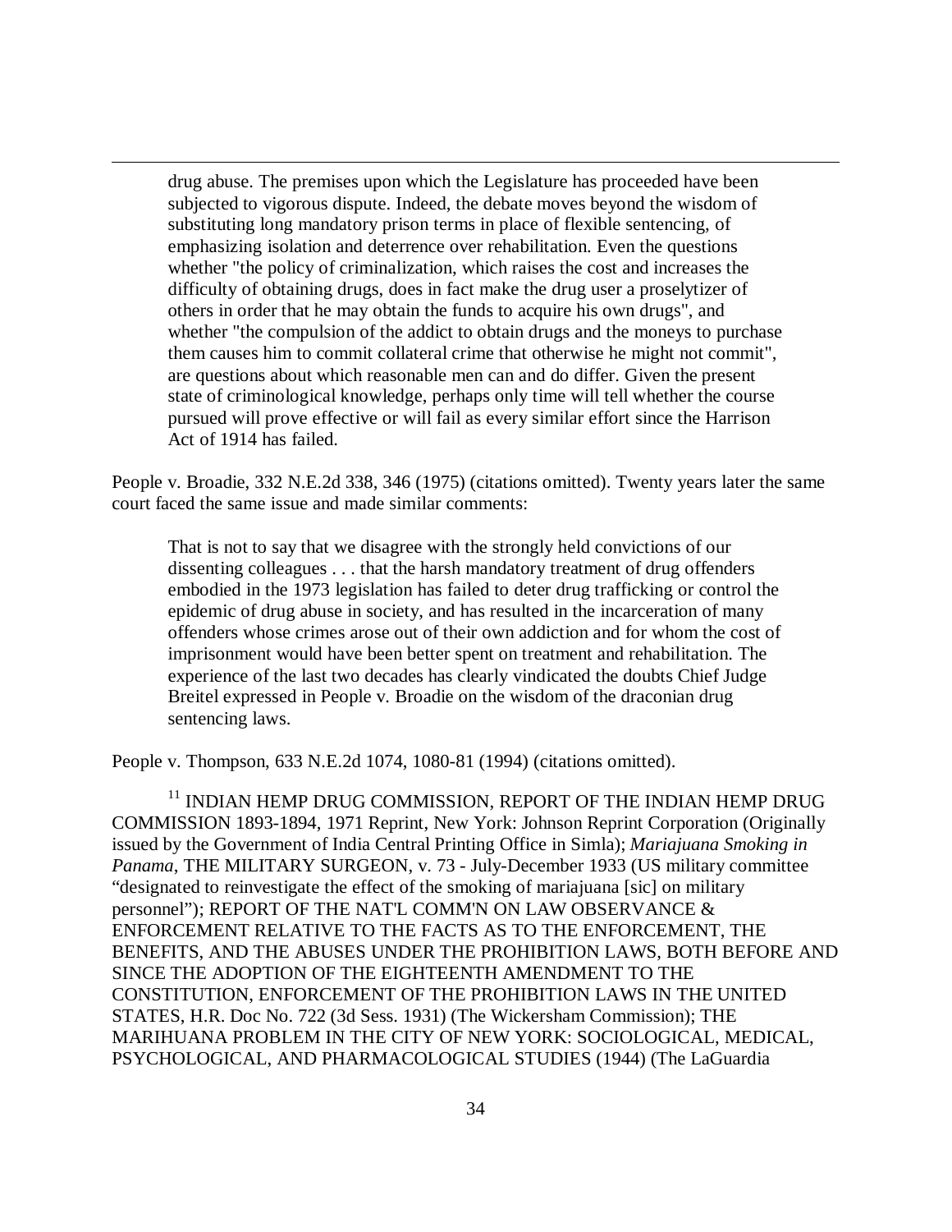> drug abuse. The premises upon which the Legislature has proceeded have been subjected to vigorous dispute. Indeed, the debate moves beyond the wisdom of substituting long mandatory prison terms in place of flexible sentencing, of emphasizing isolation and deterrence over rehabilitation. Even the questions whether "the policy of criminalization, which raises the cost and increases the difficulty of obtaining drugs, does in fact make the drug user a proselytizer of others in order that he may obtain the funds to acquire his own drugs", and whether "the compulsion of the addict to obtain drugs and the moneys to purchase them causes him to commit collateral crime that otherwise he might not commit", are questions about which reasonable men can and do differ. Given the present state of criminological knowledge, perhaps only time will tell whether the course pursued will prove effective or will fail as every similar effort since the Harrison Act of 1914 has failed.

People v. Broadie, 332 N.E.2d 338, 346 (1975) (citations omitted). Twenty years later the same court faced the same issue and made similar comments:

> That is not to say that we disagree with the strongly held convictions of our dissenting colleagues . . . that the harsh mandatory treatment of drug offenders embodied in the 1973 legislation has failed to deter drug trafficking or control the epidemic of drug abuse in society, and has resulted in the incarceration of many offenders whose crimes arose out of their own addiction and for whom the cost of imprisonment would have been better spent on treatment and rehabilitation. The experience of the last two decades has clearly vindicated the doubts Chief Judge Breitel expressed in People v. Broadie on the wisdom of the draconian drug sentencing laws.

People v. Thompson, 633 N.E.2d 1074, 1080-81 (1994) (citations omitted).

[11] INDIAN HEMP DRUG COMMISSION, REPORT OF THE INDIAN HEMP DRUG COMMISSION 1893-1894, 1971 Reprint, New York: Johnson Reprint Corporation (Originally issued by the Government of India Central Printing Office in Simla); *Mariajuana Smoking in Panama*, THE MILITARY SURGEON, v. 73 - July-December 1933 (US military committee "designated to reinvestigate the effect of the smoking of mariajuana [sic] on military personnel"); REPORT OF THE NAT'L COMM'N ON LAW OBSERVANCE & ENFORCEMENT RELATIVE TO THE FACTS AS TO THE ENFORCEMENT, THE BENEFITS, AND THE ABUSES UNDER THE PROHIBITION LAWS, BOTH BEFORE AND SINCE THE ADOPTION OF THE EIGHTEENTH AMENDMENT TO THE CONSTITUTION, ENFORCEMENT OF THE PROHIBITION LAWS IN THE UNITED STATES, H.R. Doc No. 722 (3d Sess. 1931) (The Wickersham Commission); THE MARIHUANA PROBLEM IN THE CITY OF NEW YORK: SOCIOLOGICAL, MEDICAL, PSYCHOLOGICAL, AND PHARMACOLOGICAL STUDIES (1944) (The LaGuardia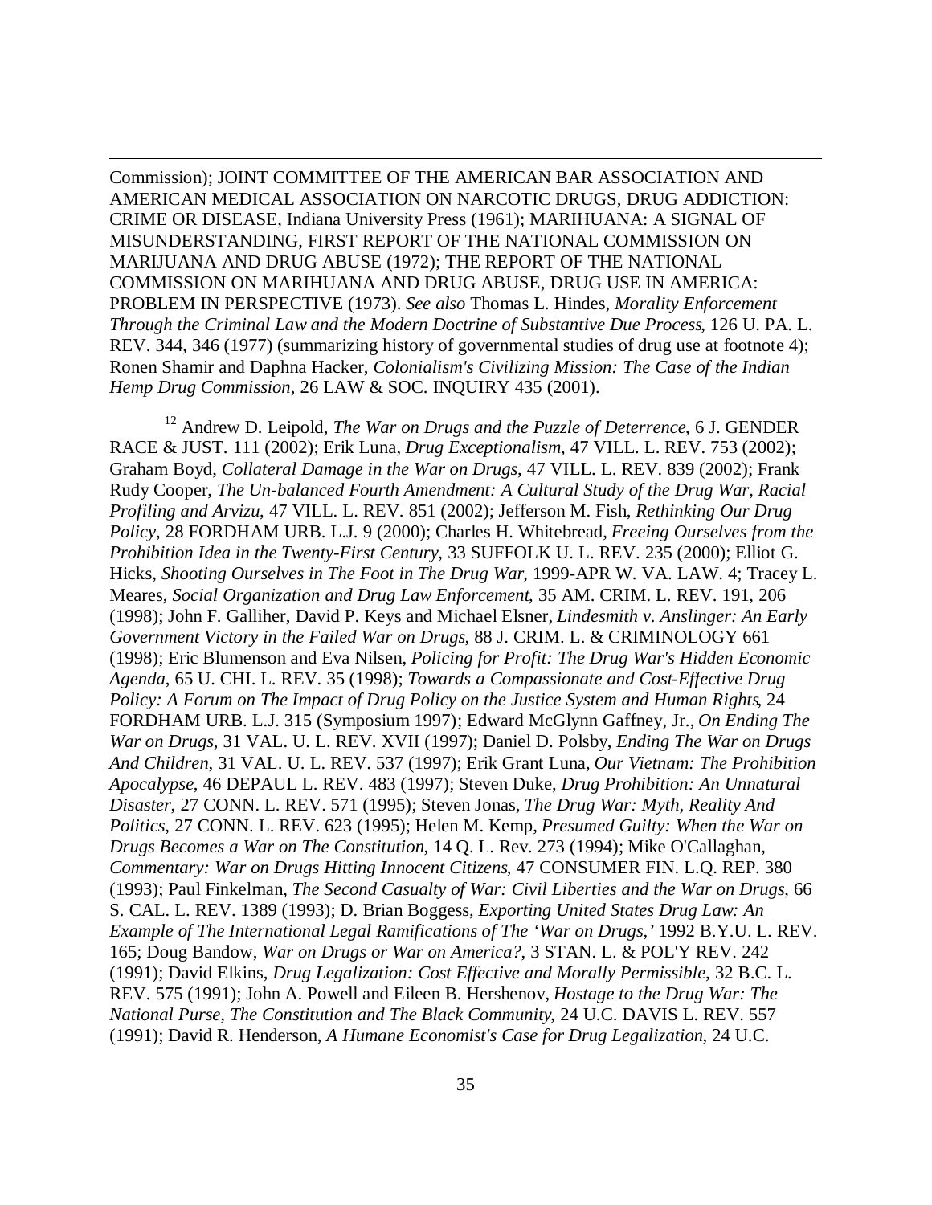Commission); JOINT COMMITTEE OF THE AMERICAN BAR ASSOCIATION AND AMERICAN MEDICAL ASSOCIATION ON NARCOTIC DRUGS, DRUG ADDICTION: CRIME OR DISEASE, Indiana University Press (1961); MARIHUANA: A SIGNAL OF MISUNDERSTANDING, FIRST REPORT OF THE NATIONAL COMMISSION ON MARIJUANA AND DRUG ABUSE (1972); THE REPORT OF THE NATIONAL COMMISSION ON MARIHUANA AND DRUG ABUSE, DRUG USE IN AMERICA: PROBLEM IN PERSPECTIVE (1973). *See also* Thomas L. Hindes, *Morality Enforcement Through the Criminal Law and the Modern Doctrine of Substantive Due Process*, 126 U. PA. L. REV. 344, 346 (1977) (summarizing history of governmental studies of drug use at footnote 4); Ronen Shamir and Daphna Hacker, *Colonialism's Civilizing Mission: The Case of the Indian Hemp Drug Commission*, 26 LAW & SOC. INQUIRY 435 (2001).

[12] Andrew D. Leipold, *The War on Drugs and the Puzzle of Deterrence*, 6 J. GENDER RACE & JUST. 111 (2002); Erik Luna, *Drug Exceptionalism*, 47 VILL. L. REV. 753 (2002); Graham Boyd, *Collateral Damage in the War on Drugs*, 47 VILL. L. REV. 839 (2002); Frank Rudy Cooper, *The Un-balanced Fourth Amendment: A Cultural Study of the Drug War, Racial Profiling and Arvizu*, 47 VILL. L. REV. 851 (2002); Jefferson M. Fish, *Rethinking Our Drug Policy*, 28 FORDHAM URB. L.J. 9 (2000); Charles H. Whitebread, *Freeing Ourselves from the Prohibition Idea in the Twenty-First Century*, 33 SUFFOLK U. L. REV. 235 (2000); Elliot G. Hicks, *Shooting Ourselves in The Foot in The Drug War*, 1999-APR W. VA. LAW. 4; Tracey L. Meares, *Social Organization and Drug Law Enforcement*, 35 AM. CRIM. L. REV. 191, 206 (1998); John F. Galliher, David P. Keys and Michael Elsner, *Lindesmith v. Anslinger: An Early Government Victory in the Failed War on Drugs*, 88 J. CRIM. L. & CRIMINOLOGY 661 (1998); Eric Blumenson and Eva Nilsen, *Policing for Profit: The Drug War's Hidden Economic Agenda*, 65 U. CHI. L. REV. 35 (1998); *Towards a Compassionate and Cost-Effective Drug Policy: A Forum on The Impact of Drug Policy on the Justice System and Human Rights*, 24 FORDHAM URB. L.J. 315 (Symposium 1997); Edward McGlynn Gaffney, Jr., *On Ending The War on Drugs*, 31 VAL. U. L. REV. XVII (1997); Daniel D. Polsby, *Ending The War on Drugs And Children*, 31 VAL. U. L. REV. 537 (1997); Erik Grant Luna, *Our Vietnam: The Prohibition Apocalypse*, 46 DEPAUL L. REV. 483 (1997); Steven Duke, *Drug Prohibition: An Unnatural Disaster*, 27 CONN. L. REV. 571 (1995); Steven Jonas, *The Drug War: Myth, Reality And Politics*, 27 CONN. L. REV. 623 (1995); Helen M. Kemp, *Presumed Guilty: When the War on Drugs Becomes a War on The Constitution*, 14 Q. L. Rev. 273 (1994); Mike O'Callaghan, *Commentary: War on Drugs Hitting Innocent Citizens*, 47 CONSUMER FIN. L.Q. REP. 380 (1993); Paul Finkelman, *The Second Casualty of War: Civil Liberties and the War on Drugs*, 66 S. CAL. L. REV. 1389 (1993); D. Brian Boggess, *Exporting United States Drug Law: An Example of The International Legal Ramifications of The 'War on Drugs,'* 1992 B.Y.U. L. REV. 165; Doug Bandow, *War on Drugs or War on America?*, 3 STAN. L. & POL'Y REV. 242 (1991); David Elkins, *Drug Legalization: Cost Effective and Morally Permissible*, 32 B.C. L. REV. 575 (1991); John A. Powell and Eileen B. Hershenov, *Hostage to the Drug War: The National Purse, The Constitution and The Black Community*, 24 U.C. DAVIS L. REV. 557 (1991); David R. Henderson, *A Humane Economist's Case for Drug Legalization*, 24 U.C.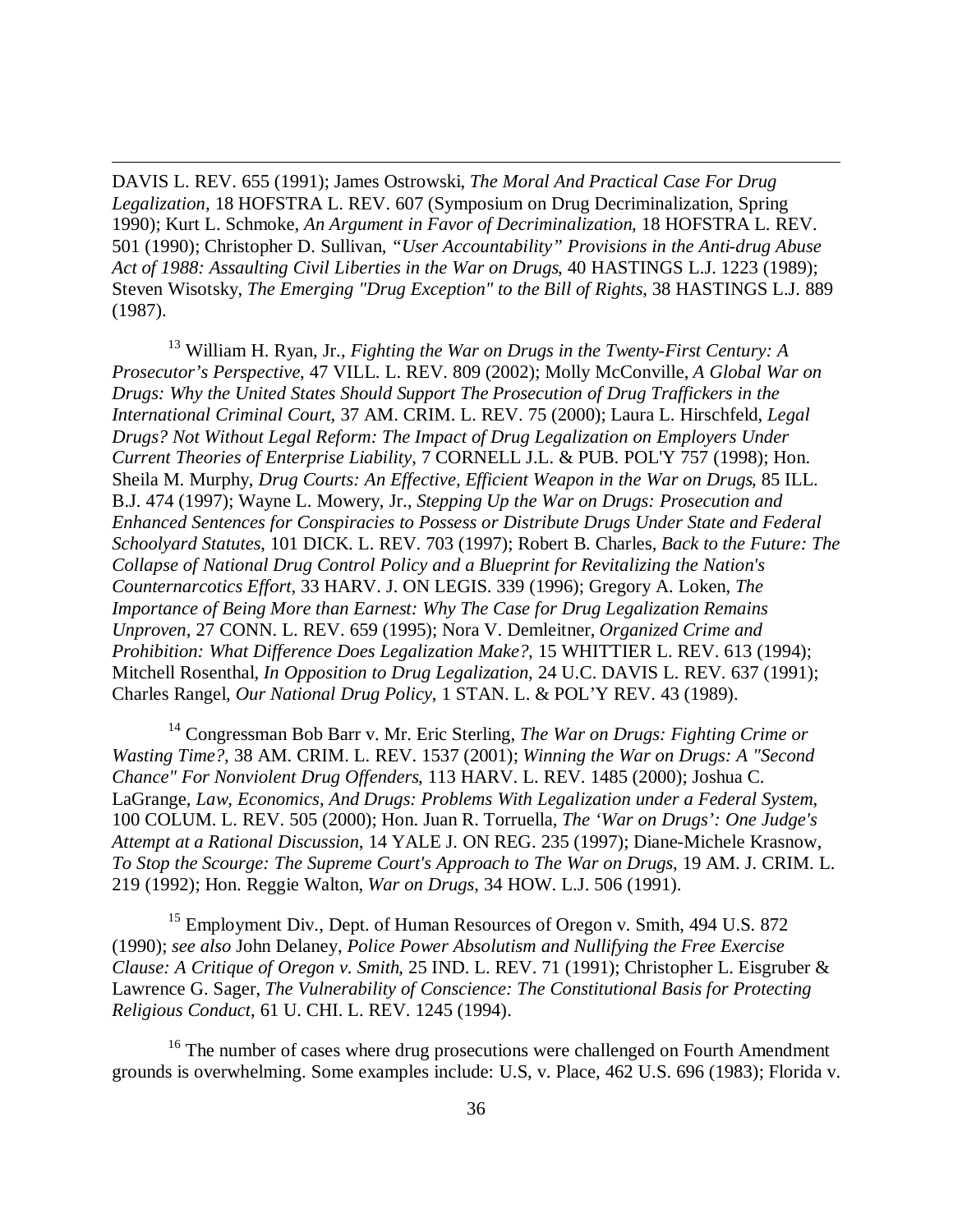DAVIS L. REV. 655 (1991); James Ostrowski, *The Moral And Practical Case For Drug Legalization*, 18 HOFSTRA L. REV. 607 (Symposium on Drug Decriminalization, Spring 1990); Kurt L. Schmoke, *An Argument in Favor of Decriminalization*, 18 HOFSTRA L. REV. 501 (1990); Christopher D. Sullivan, *"User Accountability" Provisions in the Anti-drug Abuse Act of 1988: Assaulting Civil Liberties in the War on Drugs*, 40 HASTINGS L.J. 1223 (1989); Steven Wisotsky, *The Emerging "Drug Exception" to the Bill of Rights*, 38 HASTINGS L.J. 889 (1987).

[13] William H. Ryan, Jr., *Fighting the War on Drugs in the Twenty-First Century: A Prosecutor's Perspective*, 47 VILL. L. REV. 809 (2002); Molly McConville, *A Global War on Drugs: Why the United States Should Support The Prosecution of Drug Traffickers in the International Criminal Court*, 37 AM. CRIM. L. REV. 75 (2000); Laura L. Hirschfeld, *Legal Drugs? Not Without Legal Reform: The Impact of Drug Legalization on Employers Under Current Theories of Enterprise Liability*, 7 CORNELL J.L. & PUB. POL'Y 757 (1998); Hon. Sheila M. Murphy, *Drug Courts: An Effective, Efficient Weapon in the War on Drugs*, 85 ILL. B.J. 474 (1997); Wayne L. Mowery, Jr., *Stepping Up the War on Drugs: Prosecution and Enhanced Sentences for Conspiracies to Possess or Distribute Drugs Under State and Federal Schoolyard Statutes*, 101 DICK. L. REV. 703 (1997); Robert B. Charles, *Back to the Future: The Collapse of National Drug Control Policy and a Blueprint for Revitalizing the Nation's Counternarcotics Effort*, 33 HARV. J. ON LEGIS. 339 (1996); Gregory A. Loken, *The Importance of Being More than Earnest: Why The Case for Drug Legalization Remains Unproven*, 27 CONN. L. REV. 659 (1995); Nora V. Demleitner, *Organized Crime and Prohibition: What Difference Does Legalization Make?*, 15 WHITTIER L. REV. 613 (1994); Mitchell Rosenthal, *In Opposition to Drug Legalization*, 24 U.C. DAVIS L. REV. 637 (1991); Charles Rangel, *Our National Drug Policy*, 1 STAN. L. & POL'Y REV. 43 (1989).

[14] Congressman Bob Barr v. Mr. Eric Sterling, *The War on Drugs: Fighting Crime or Wasting Time?*, 38 AM. CRIM. L. REV. 1537 (2001); *Winning the War on Drugs: A "Second Chance" For Nonviolent Drug Offenders*, 113 HARV. L. REV. 1485 (2000); Joshua C. LaGrange, *Law, Economics, And Drugs: Problems With Legalization under a Federal System*, 100 COLUM. L. REV. 505 (2000); Hon. Juan R. Torruella, *The 'War on Drugs': One Judge's Attempt at a Rational Discussion*, 14 YALE J. ON REG. 235 (1997); Diane-Michele Krasnow, *To Stop the Scourge: The Supreme Court's Approach to The War on Drugs*, 19 AM. J. CRIM. L. 219 (1992); Hon. Reggie Walton, *War on Drugs*, 34 HOW. L.J. 506 (1991).

[15] Employment Div., Dept. of Human Resources of Oregon v. Smith, 494 U.S. 872 (1990); *see also* John Delaney, *Police Power Absolutism and Nullifying the Free Exercise Clause: A Critique of Oregon v. Smith*, 25 IND. L. REV. 71 (1991); Christopher L. Eisgruber & Lawrence G. Sager, *The Vulnerability of Conscience: The Constitutional Basis for Protecting Religious Conduct*, 61 U. CHI. L. REV. 1245 (1994).

[16] The number of cases where drug prosecutions were challenged on Fourth Amendment grounds is overwhelming. Some examples include: U.S, v. Place, 462 U.S. 696 (1983); Florida v.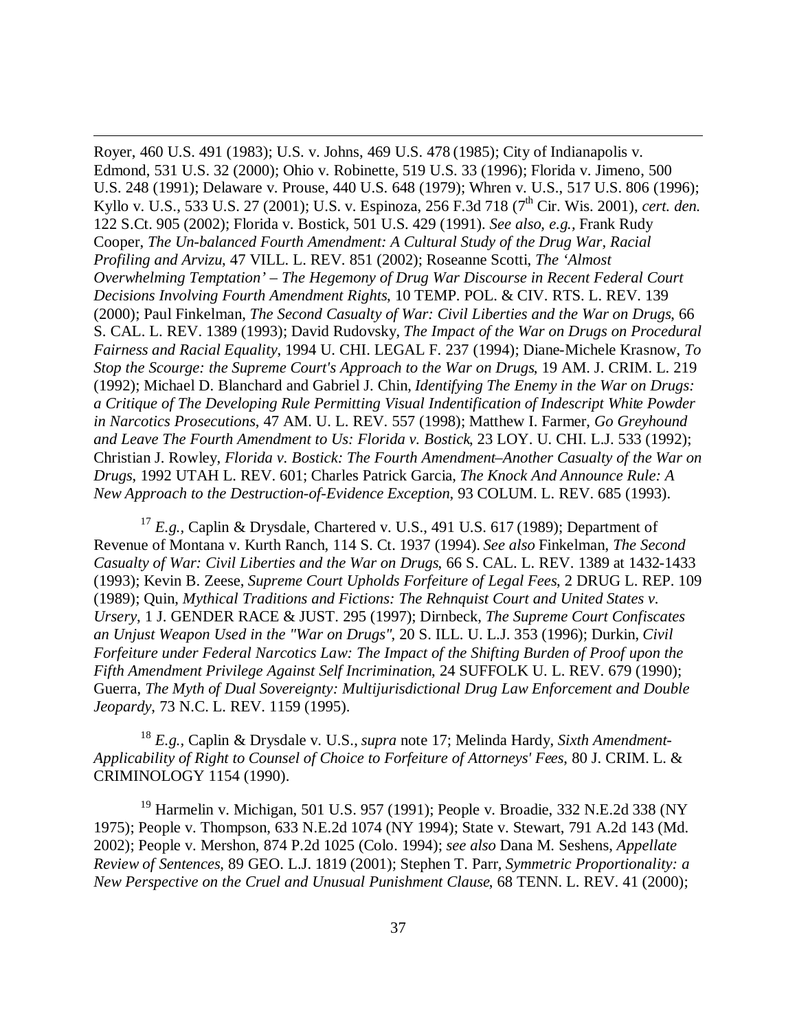Royer, 460 U.S. 491 (1983); U.S. v. Johns, 469 U.S. 478 (1985); City of Indianapolis v. Edmond, 531 U.S. 32 (2000); Ohio v. Robinette, 519 U.S. 33 (1996); Florida v. Jimeno, 500 U.S. 248 (1991); Delaware v. Prouse, 440 U.S. 648 (1979); Whren v. U.S., 517 U.S. 806 (1996); Kyllo v. U.S., 533 U.S. 27 (2001); U.S. v. Espinoza, 256 F.3d 718 (7th Cir. Wis. 2001), *cert. den.* 122 S.Ct. 905 (2002); Florida v. Bostick, 501 U.S. 429 (1991). *See also, e.g.*, Frank Rudy Cooper, *The Un-balanced Fourth Amendment: A Cultural Study of the Drug War, Racial Profiling and Arvizu*, 47 VILL. L. REV. 851 (2002); Roseanne Scotti, *The 'Almost Overwhelming Temptation' – The Hegemony of Drug War Discourse in Recent Federal Court Decisions Involving Fourth Amendment Rights*, 10 TEMP. POL. & CIV. RTS. L. REV. 139 (2000); Paul Finkelman, *The Second Casualty of War: Civil Liberties and the War on Drugs*, 66 S. CAL. L. REV. 1389 (1993); David Rudovsky, *The Impact of the War on Drugs on Procedural Fairness and Racial Equality*, 1994 U. CHI. LEGAL F. 237 (1994); Diane-Michele Krasnow, *To Stop the Scourge: the Supreme Court's Approach to the War on Drugs*, 19 AM. J. CRIM. L. 219 (1992); Michael D. Blanchard and Gabriel J. Chin, *Identifying The Enemy in the War on Drugs: a Critique of The Developing Rule Permitting Visual Indentification of Indescript White Powder in Narcotics Prosecutions*, 47 AM. U. L. REV. 557 (1998); Matthew I. Farmer, *Go Greyhound and Leave The Fourth Amendment to Us: Florida v. Bostick*, 23 LOY. U. CHI. L.J. 533 (1992); Christian J. Rowley, *Florida v. Bostick: The Fourth Amendment–Another Casualty of the War on Drugs*, 1992 UTAH L. REV. 601; Charles Patrick Garcia, *The Knock And Announce Rule: A New Approach to the Destruction-of-Evidence Exception*, 93 COLUM. L. REV. 685 (1993).

[17] *E.g.*, Caplin & Drysdale, Chartered v. U.S., 491 U.S. 617 (1989); Department of Revenue of Montana v. Kurth Ranch, 114 S. Ct. 1937 (1994). *See also* Finkelman, *The Second Casualty of War: Civil Liberties and the War on Drugs*, 66 S. CAL. L. REV. 1389 at 1432-1433 (1993); Kevin B. Zeese, *Supreme Court Upholds Forfeiture of Legal Fees*, 2 DRUG L. REP. 109 (1989); Quin, *Mythical Traditions and Fictions: The Rehnquist Court and United States v. Ursery*, 1 J. GENDER RACE & JUST. 295 (1997); Dirnbeck, *The Supreme Court Confiscates an Unjust Weapon Used in the "War on Drugs"*, 20 S. ILL. U. L.J. 353 (1996); Durkin, *Civil Forfeiture under Federal Narcotics Law: The Impact of the Shifting Burden of Proof upon the Fifth Amendment Privilege Against Self Incrimination*, 24 SUFFOLK U. L. REV. 679 (1990); Guerra, *The Myth of Dual Sovereignty: Multijurisdictional Drug Law Enforcement and Double Jeopardy*, 73 N.C. L. REV. 1159 (1995).

[18] *E.g.*, Caplin & Drysdale v. U.S., *supra* note 17; Melinda Hardy, *Sixth Amendment-Applicability of Right to Counsel of Choice to Forfeiture of Attorneys' Fees*, 80 J. CRIM. L. & CRIMINOLOGY 1154 (1990).

[19] Harmelin v. Michigan, 501 U.S. 957 (1991); People v. Broadie, 332 N.E.2d 338 (NY 1975); People v. Thompson, 633 N.E.2d 1074 (NY 1994); State v. Stewart, 791 A.2d 143 (Md. 2002); People v. Mershon, 874 P.2d 1025 (Colo. 1994); *see also* Dana M. Seshens, *Appellate Review of Sentences*, 89 GEO. L.J. 1819 (2001); Stephen T. Parr, *Symmetric Proportionality: a New Perspective on the Cruel and Unusual Punishment Clause*, 68 TENN. L. REV. 41 (2000);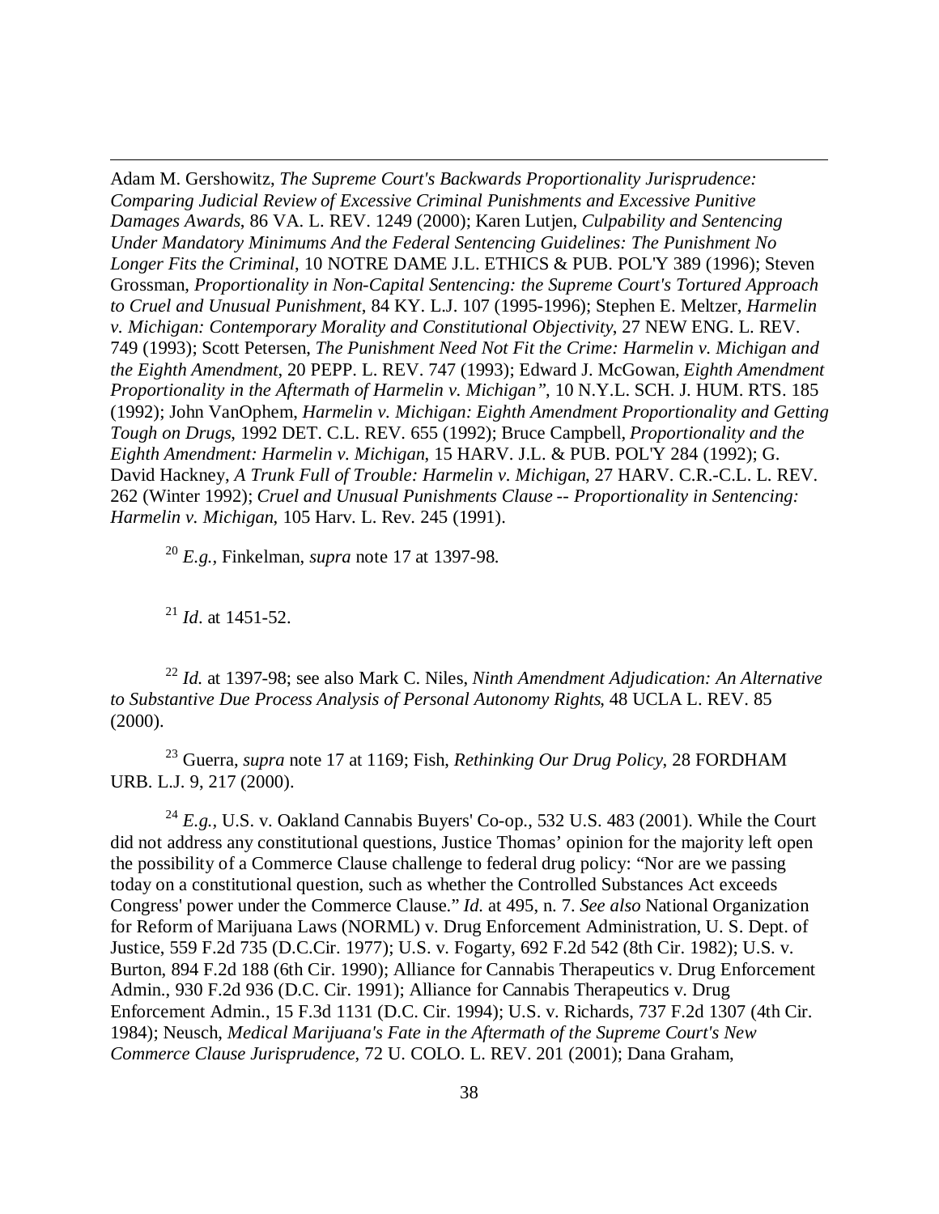Adam M. Gershowitz, *The Supreme Court's Backwards Proportionality Jurisprudence: Comparing Judicial Review of Excessive Criminal Punishments and Excessive Punitive Damages Awards*, 86 VA. L. REV. 1249 (2000); Karen Lutjen, *Culpability and Sentencing Under Mandatory Minimums And the Federal Sentencing Guidelines: The Punishment No Longer Fits the Criminal*, 10 NOTRE DAME J.L. ETHICS & PUB. POL'Y 389 (1996); Steven Grossman, *Proportionality in Non-Capital Sentencing: the Supreme Court's Tortured Approach to Cruel and Unusual Punishment*, 84 KY. L.J. 107 (1995-1996); Stephen E. Meltzer, *Harmelin v. Michigan: Contemporary Morality and Constitutional Objectivity*, 27 NEW ENG. L. REV. 749 (1993); Scott Petersen, *The Punishment Need Not Fit the Crime: Harmelin v. Michigan and the Eighth Amendment*, 20 PEPP. L. REV. 747 (1993); Edward J. McGowan, *Eighth Amendment Proportionality in the Aftermath of Harmelin v. Michigan"*, 10 N.Y.L. SCH. J. HUM. RTS. 185 (1992); John VanOphem, *Harmelin v. Michigan: Eighth Amendment Proportionality and Getting Tough on Drugs*, 1992 DET. C.L. REV. 655 (1992); Bruce Campbell, *Proportionality and the Eighth Amendment: Harmelin v. Michigan*, 15 HARV. J.L. & PUB. POL'Y 284 (1992); G. David Hackney, *A Trunk Full of Trouble: Harmelin v. Michigan*, 27 HARV. C.R.-C.L. L. REV. 262 (Winter 1992); *Cruel and Unusual Punishments Clause -- Proportionality in Sentencing: Harmelin v. Michigan*, 105 Harv. L. Rev. 245 (1991).

[20] *E.g.*, Finkelman, *supra* note 17 at 1397-98.

[21] *Id*. at 1451-52.

[22] *Id.* at 1397-98; see also Mark C. Niles, *Ninth Amendment Adjudication: An Alternative to Substantive Due Process Analysis of Personal Autonomy Rights*, 48 UCLA L. REV. 85 (2000).

[23] Guerra, *supra* note 17 at 1169; Fish, *Rethinking Our Drug Policy*, 28 FORDHAM URB. L.J. 9, 217 (2000).

[24] *E.g.*, U.S. v. Oakland Cannabis Buyers' Co-op., 532 U.S. 483 (2001). While the Court did not address any constitutional questions, Justice Thomas' opinion for the majority left open the possibility of a Commerce Clause challenge to federal drug policy: "Nor are we passing today on a constitutional question, such as whether the Controlled Substances Act exceeds Congress' power under the Commerce Clause." *Id.* at 495, n. 7. *See also* National Organization for Reform of Marijuana Laws (NORML) v. Drug Enforcement Administration, U. S. Dept. of Justice, 559 F.2d 735 (D.C.Cir. 1977); U.S. v. Fogarty, 692 F.2d 542 (8th Cir. 1982); U.S. v. Burton, 894 F.2d 188 (6th Cir. 1990); Alliance for Cannabis Therapeutics v. Drug Enforcement Admin., 930 F.2d 936 (D.C. Cir. 1991); Alliance for Cannabis Therapeutics v. Drug Enforcement Admin., 15 F.3d 1131 (D.C. Cir. 1994); U.S. v. Richards, 737 F.2d 1307 (4th Cir. 1984); Neusch, *Medical Marijuana's Fate in the Aftermath of the Supreme Court's New Commerce Clause Jurisprudence*, 72 U. COLO. L. REV. 201 (2001); Dana Graham,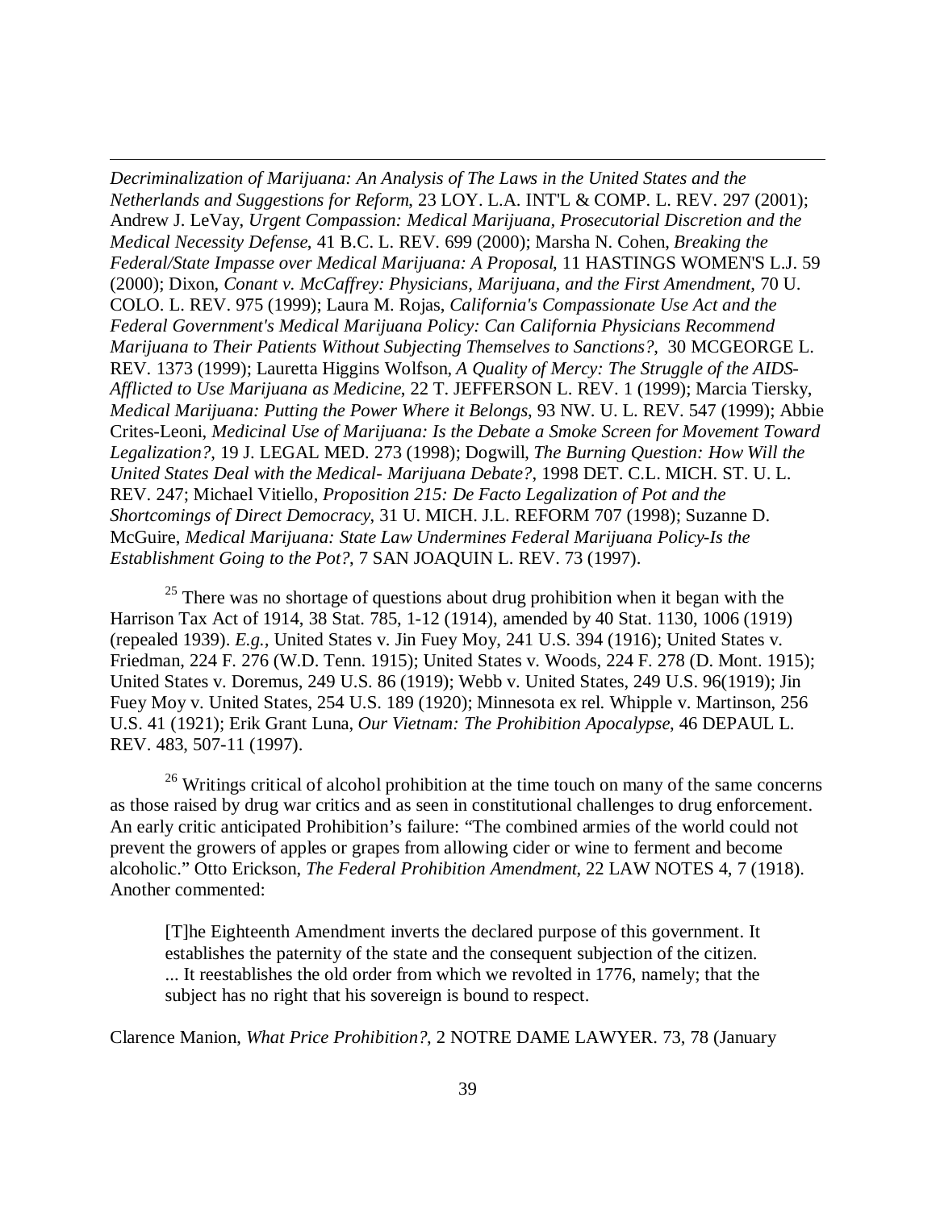*Decriminalization of Marijuana: An Analysis of The Laws in the United States and the Netherlands and Suggestions for Reform*, 23 LOY. L.A. INT'L & COMP. L. REV. 297 (2001); Andrew J. LeVay, *Urgent Compassion: Medical Marijuana, Prosecutorial Discretion and the Medical Necessity Defense*, 41 B.C. L. REV. 699 (2000); Marsha N. Cohen, *Breaking the Federal/State Impasse over Medical Marijuana: A Proposal*, 11 HASTINGS WOMEN'S L.J. 59 (2000); Dixon, *Conant v. McCaffrey: Physicians, Marijuana, and the First Amendment*, 70 U. COLO. L. REV. 975 (1999); Laura M. Rojas, *California's Compassionate Use Act and the Federal Government's Medical Marijuana Policy: Can California Physicians Recommend Marijuana to Their Patients Without Subjecting Themselves to Sanctions?*, 30 MCGEORGE L. REV. 1373 (1999); Lauretta Higgins Wolfson, *A Quality of Mercy: The Struggle of the AIDS-Afflicted to Use Marijuana as Medicine*, 22 T. JEFFERSON L. REV. 1 (1999); Marcia Tiersky, *Medical Marijuana: Putting the Power Where it Belongs*, 93 NW. U. L. REV. 547 (1999); Abbie Crites-Leoni, *Medicinal Use of Marijuana: Is the Debate a Smoke Screen for Movement Toward Legalization?*, 19 J. LEGAL MED. 273 (1998); Dogwill, *The Burning Question: How Will the United States Deal with the Medical- Marijuana Debate?*, 1998 DET. C.L. MICH. ST. U. L. REV. 247; Michael Vitiello, *Proposition 215: De Facto Legalization of Pot and the Shortcomings of Direct Democracy*, 31 U. MICH. J.L. REFORM 707 (1998); Suzanne D. McGuire, *Medical Marijuana: State Law Undermines Federal Marijuana Policy-Is the Establishment Going to the Pot?*, 7 SAN JOAQUIN L. REV. 73 (1997).

[25] There was no shortage of questions about drug prohibition when it began with the Harrison Tax Act of 1914, 38 Stat. 785, 1-12 (1914), amended by 40 Stat. 1130, 1006 (1919) (repealed 1939). *E.g.*, United States v. Jin Fuey Moy, 241 U.S. 394 (1916); United States v. Friedman, 224 F. 276 (W.D. Tenn. 1915); United States v. Woods, 224 F. 278 (D. Mont. 1915); United States v. Doremus, 249 U.S. 86 (1919); Webb v. United States, 249 U.S. 96(1919); Jin Fuey Moy v. United States, 254 U.S. 189 (1920); Minnesota ex rel. Whipple v. Martinson, 256 U.S. 41 (1921); Erik Grant Luna, *Our Vietnam: The Prohibition Apocalypse*, 46 DEPAUL L. REV. 483, 507-11 (1997).

[26] Writings critical of alcohol prohibition at the time touch on many of the same concerns as those raised by drug war critics and as seen in constitutional challenges to drug enforcement. An early critic anticipated Prohibition's failure: "The combined armies of the world could not prevent the growers of apples or grapes from allowing cider or wine to ferment and become alcoholic." Otto Erickson, *The Federal Prohibition Amendment*, 22 LAW NOTES 4, 7 (1918). Another commented:

> [T]he Eighteenth Amendment inverts the declared purpose of this government. It establishes the paternity of the state and the consequent subjection of the citizen. ... It reestablishes the old order from which we revolted in 1776, namely; that the subject has no right that his sovereign is bound to respect.

Clarence Manion, *What Price Prohibition?*, 2 NOTRE DAME LAWYER. 73, 78 (January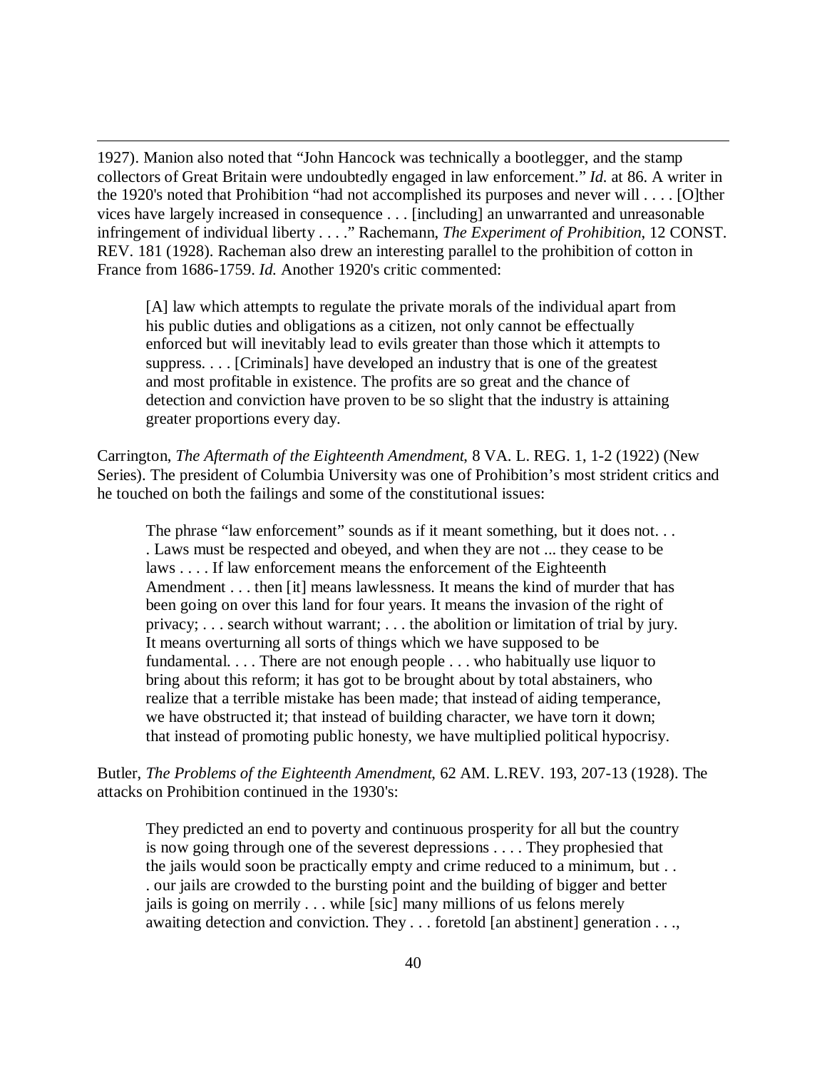1927). Manion also noted that "John Hancock was technically a bootlegger, and the stamp collectors of Great Britain were undoubtedly engaged in law enforcement." *Id.* at 86. A writer in the 1920's noted that Prohibition "had not accomplished its purposes and never will . . . . [O]ther vices have largely increased in consequence . . . [including] an unwarranted and unreasonable infringement of individual liberty . . . ." Rachemann, *The Experiment of Prohibition*, 12 CONST. REV. 181 (1928). Racheman also drew an interesting parallel to the prohibition of cotton in France from 1686-1759. *Id.* Another 1920's critic commented:

> [A] law which attempts to regulate the private morals of the individual apart from his public duties and obligations as a citizen, not only cannot be effectually enforced but will inevitably lead to evils greater than those which it attempts to suppress. . . . [Criminals] have developed an industry that is one of the greatest and most profitable in existence. The profits are so great and the chance of detection and conviction have proven to be so slight that the industry is attaining greater proportions every day.

Carrington, *The Aftermath of the Eighteenth Amendment*, 8 VA. L. REG. 1, 1-2 (1922) (New Series). The president of Columbia University was one of Prohibition's most strident critics and he touched on both the failings and some of the constitutional issues:

> The phrase "law enforcement" sounds as if it meant something, but it does not. . . . Laws must be respected and obeyed, and when they are not ... they cease to be laws . . . . If law enforcement means the enforcement of the Eighteenth Amendment . . . then [it] means lawlessness. It means the kind of murder that has been going on over this land for four years. It means the invasion of the right of privacy; . . . search without warrant; . . . the abolition or limitation of trial by jury. It means overturning all sorts of things which we have supposed to be fundamental. . . . There are not enough people . . . who habitually use liquor to bring about this reform; it has got to be brought about by total abstainers, who realize that a terrible mistake has been made; that instead of aiding temperance, we have obstructed it; that instead of building character, we have torn it down; that instead of promoting public honesty, we have multiplied political hypocrisy.

Butler, *The Problems of the Eighteenth Amendment*, 62 AM. L.REV. 193, 207-13 (1928). The attacks on Prohibition continued in the 1930's:

> They predicted an end to poverty and continuous prosperity for all but the country is now going through one of the severest depressions . . . . They prophesied that the jails would soon be practically empty and crime reduced to a minimum, but . . . our jails are crowded to the bursting point and the building of bigger and better jails is going on merrily . . . while [sic] many millions of us felons merely awaiting detection and conviction. They . . . foretold [an abstinent] generation . . .,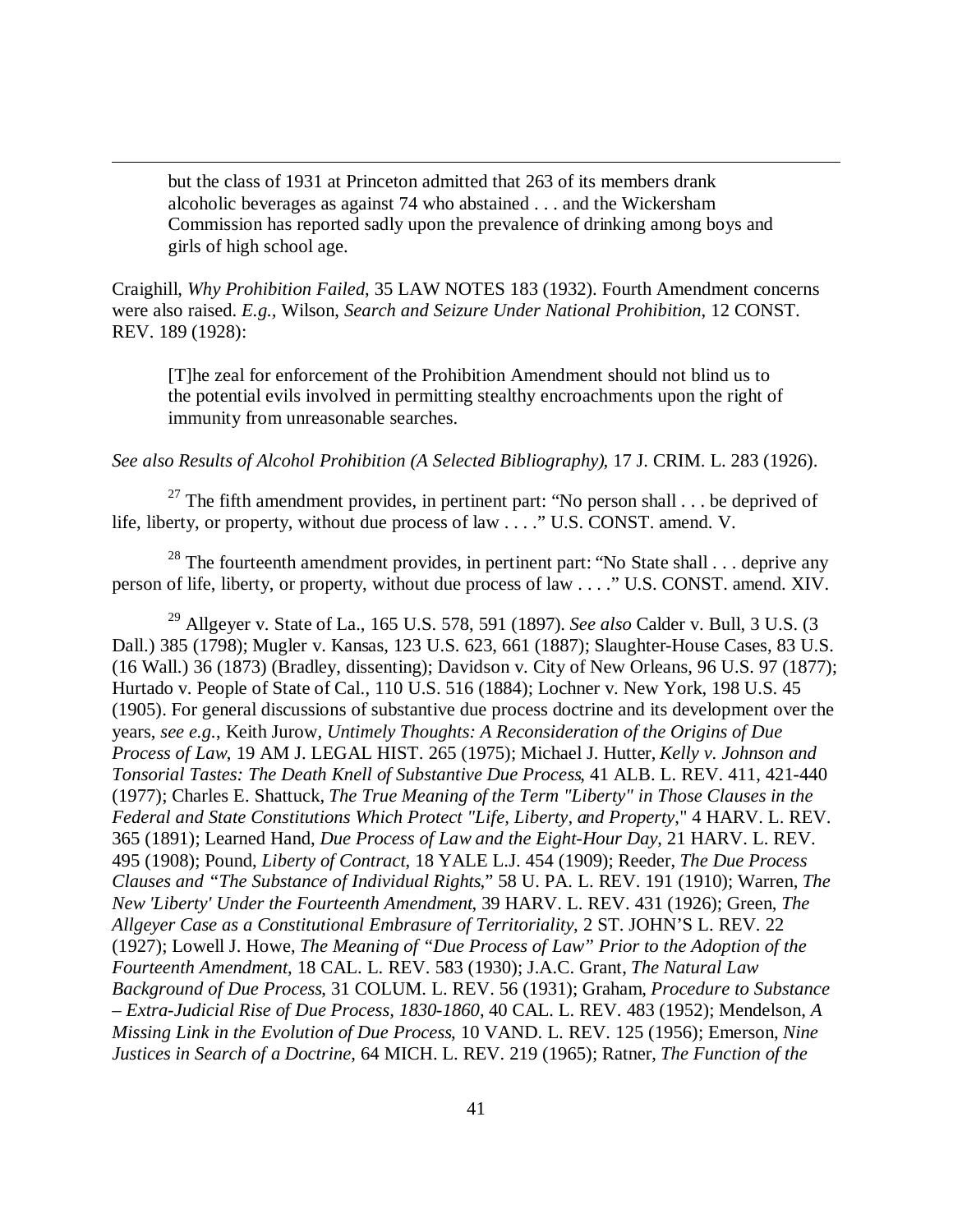> but the class of 1931 at Princeton admitted that 263 of its members drank alcoholic beverages as against 74 who abstained . . . and the Wickersham Commission has reported sadly upon the prevalence of drinking among boys and girls of high school age.

Craighill, *Why Prohibition Failed*, 35 LAW NOTES 183 (1932). Fourth Amendment concerns were also raised. *E.g.*, Wilson, *Search and Seizure Under National Prohibition*, 12 CONST. REV. 189 (1928):

> [T]he zeal for enforcement of the Prohibition Amendment should not blind us to the potential evils involved in permitting stealthy encroachments upon the right of immunity from unreasonable searches.

*See also Results of Alcohol Prohibition (A Selected Bibliography)*, 17 J. CRIM. L. 283 (1926).

[27] The fifth amendment provides, in pertinent part: "No person shall . . . be deprived of life, liberty, or property, without due process of law . . . ." U.S. CONST. amend. V.

[28] The fourteenth amendment provides, in pertinent part: "No State shall . . . deprive any person of life, liberty, or property, without due process of law . . . ." U.S. CONST. amend. XIV.

[29] Allgeyer v. State of La., 165 U.S. 578, 591 (1897). *See also* Calder v. Bull, 3 U.S. (3 Dall.) 385 (1798); Mugler v. Kansas, 123 U.S. 623, 661 (1887); Slaughter-House Cases, 83 U.S. (16 Wall.) 36 (1873) (Bradley, dissenting); Davidson v. City of New Orleans, 96 U.S. 97 (1877); Hurtado v. People of State of Cal., 110 U.S. 516 (1884); Lochner v. New York, 198 U.S. 45 (1905). For general discussions of substantive due process doctrine and its development over the years, *see e.g.*, Keith Jurow, *Untimely Thoughts: A Reconsideration of the Origins of Due Process of Law*, 19 AM J. LEGAL HIST. 265 (1975); Michael J. Hutter, *Kelly v. Johnson and Tonsorial Tastes: The Death Knell of Substantive Due Process*, 41 ALB. L. REV. 411, 421-440 (1977); Charles E. Shattuck, *The True Meaning of the Term "Liberty" in Those Clauses in the Federal and State Constitutions Which Protect "Life, Liberty, and Property*," 4 HARV. L. REV. 365 (1891); Learned Hand, *Due Process of Law and the Eight-Hour Day*, 21 HARV. L. REV. 495 (1908); Pound, *Liberty of Contract*, 18 YALE L.J. 454 (1909); Reeder, *The Due Process Clauses and "The Substance of Individual Rights*," 58 U. PA. L. REV. 191 (1910); Warren, *The New 'Liberty' Under the Fourteenth Amendment*, 39 HARV. L. REV. 431 (1926); Green, *The Allgeyer Case as a Constitutional Embrasure of Territoriality*, 2 ST. JOHN'S L. REV. 22 (1927); Lowell J. Howe, *The Meaning of "Due Process of Law" Prior to the Adoption of the Fourteenth Amendment*, 18 CAL. L. REV. 583 (1930); J.A.C. Grant, *The Natural Law Background of Due Process*, 31 COLUM. L. REV. 56 (1931); Graham, *Procedure to Substance – Extra-Judicial Rise of Due Process, 1830-1860*, 40 CAL. L. REV. 483 (1952); Mendelson, *A Missing Link in the Evolution of Due Process*, 10 VAND. L. REV. 125 (1956); Emerson, *Nine Justices in Search of a Doctrine*, 64 MICH. L. REV. 219 (1965); Ratner, *The Function of the*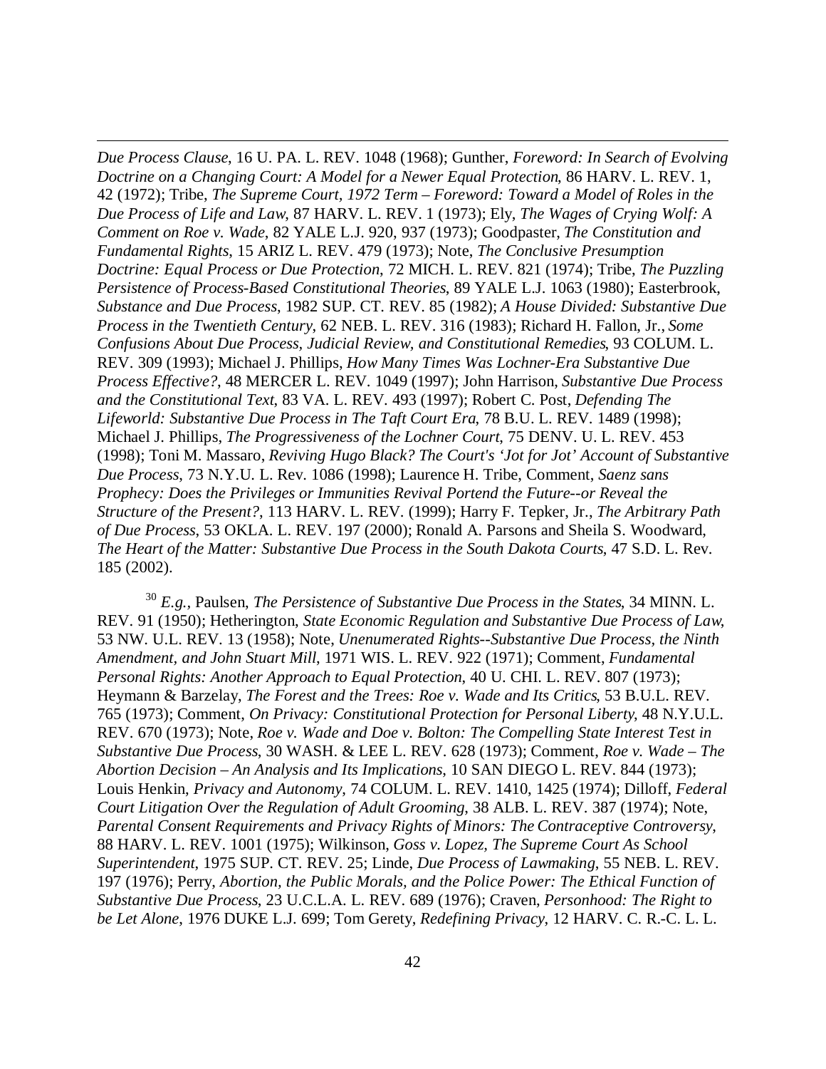*Due Process Clause*, 16 U. PA. L. REV. 1048 (1968); Gunther, *Foreword: In Search of Evolving Doctrine on a Changing Court: A Model for a Newer Equal Protection*, 86 HARV. L. REV. 1, 42 (1972); Tribe, *The Supreme Court, 1972 Term – Foreword: Toward a Model of Roles in the Due Process of Life and Law*, 87 HARV. L. REV. 1 (1973); Ely, *The Wages of Crying Wolf: A Comment on Roe v. Wade*, 82 YALE L.J. 920, 937 (1973); Goodpaster, *The Constitution and Fundamental Rights*, 15 ARIZ L. REV. 479 (1973); Note, *The Conclusive Presumption Doctrine: Equal Process or Due Protection*, 72 MICH. L. REV. 821 (1974); Tribe, *The Puzzling Persistence of Process-Based Constitutional Theories*, 89 YALE L.J. 1063 (1980); Easterbrook, *Substance and Due Process*, 1982 SUP. CT. REV. 85 (1982); *A House Divided: Substantive Due Process in the Twentieth Century*, 62 NEB. L. REV. 316 (1983); Richard H. Fallon, Jr., *Some Confusions About Due Process, Judicial Review, and Constitutional Remedies*, 93 COLUM. L. REV. 309 (1993); Michael J. Phillips, *How Many Times Was Lochner-Era Substantive Due Process Effective?*, 48 MERCER L. REV. 1049 (1997); John Harrison, *Substantive Due Process and the Constitutional Text*, 83 VA. L. REV. 493 (1997); Robert C. Post, *Defending The Lifeworld: Substantive Due Process in The Taft Court Era*, 78 B.U. L. REV. 1489 (1998); Michael J. Phillips, *The Progressiveness of the Lochner Court*, 75 DENV. U. L. REV. 453 (1998); Toni M. Massaro, *Reviving Hugo Black? The Court's 'Jot for Jot' Account of Substantive Due Process*, 73 N.Y.U. L. Rev. 1086 (1998); Laurence H. Tribe, Comment, *Saenz sans Prophecy: Does the Privileges or Immunities Revival Portend the Future--or Reveal the Structure of the Present?*, 113 HARV. L. REV. (1999); Harry F. Tepker, Jr., *The Arbitrary Path of Due Process*, 53 OKLA. L. REV. 197 (2000); Ronald A. Parsons and Sheila S. Woodward, *The Heart of the Matter: Substantive Due Process in the South Dakota Courts*, 47 S.D. L. Rev. 185 (2002).

[30] *E.g.*, Paulsen, *The Persistence of Substantive Due Process in the States*, 34 MINN. L. REV. 91 (1950); Hetherington, *State Economic Regulation and Substantive Due Process of Law*, 53 NW. U.L. REV. 13 (1958); Note, *Unenumerated Rights--Substantive Due Process, the Ninth Amendment, and John Stuart Mill*, 1971 WIS. L. REV. 922 (1971); Comment, *Fundamental Personal Rights: Another Approach to Equal Protection*, 40 U. CHI. L. REV. 807 (1973); Heymann & Barzelay, *The Forest and the Trees: Roe v. Wade and Its Critics*, 53 B.U.L. REV. 765 (1973); Comment, *On Privacy: Constitutional Protection for Personal Liberty*, 48 N.Y.U.L. REV. 670 (1973); Note, *Roe v. Wade and Doe v. Bolton: The Compelling State Interest Test in Substantive Due Process*, 30 WASH. & LEE L. REV. 628 (1973); Comment, *Roe v. Wade – The Abortion Decision – An Analysis and Its Implications*, 10 SAN DIEGO L. REV. 844 (1973); Louis Henkin, *Privacy and Autonomy*, 74 COLUM. L. REV. 1410, 1425 (1974); Dilloff, *Federal Court Litigation Over the Regulation of Adult Grooming*, 38 ALB. L. REV. 387 (1974); Note, *Parental Consent Requirements and Privacy Rights of Minors: The Contraceptive Controversy*, 88 HARV. L. REV. 1001 (1975); Wilkinson, *Goss v. Lopez, The Supreme Court As School Superintendent*, 1975 SUP. CT. REV. 25; Linde, *Due Process of Lawmaking*, 55 NEB. L. REV. 197 (1976); Perry, *Abortion, the Public Morals, and the Police Power: The Ethical Function of Substantive Due Process*, 23 U.C.L.A. L. REV. 689 (1976); Craven, *Personhood: The Right to be Let Alone*, 1976 DUKE L.J. 699; Tom Gerety, *Redefining Privacy*, 12 HARV. C. R.-C. L. L.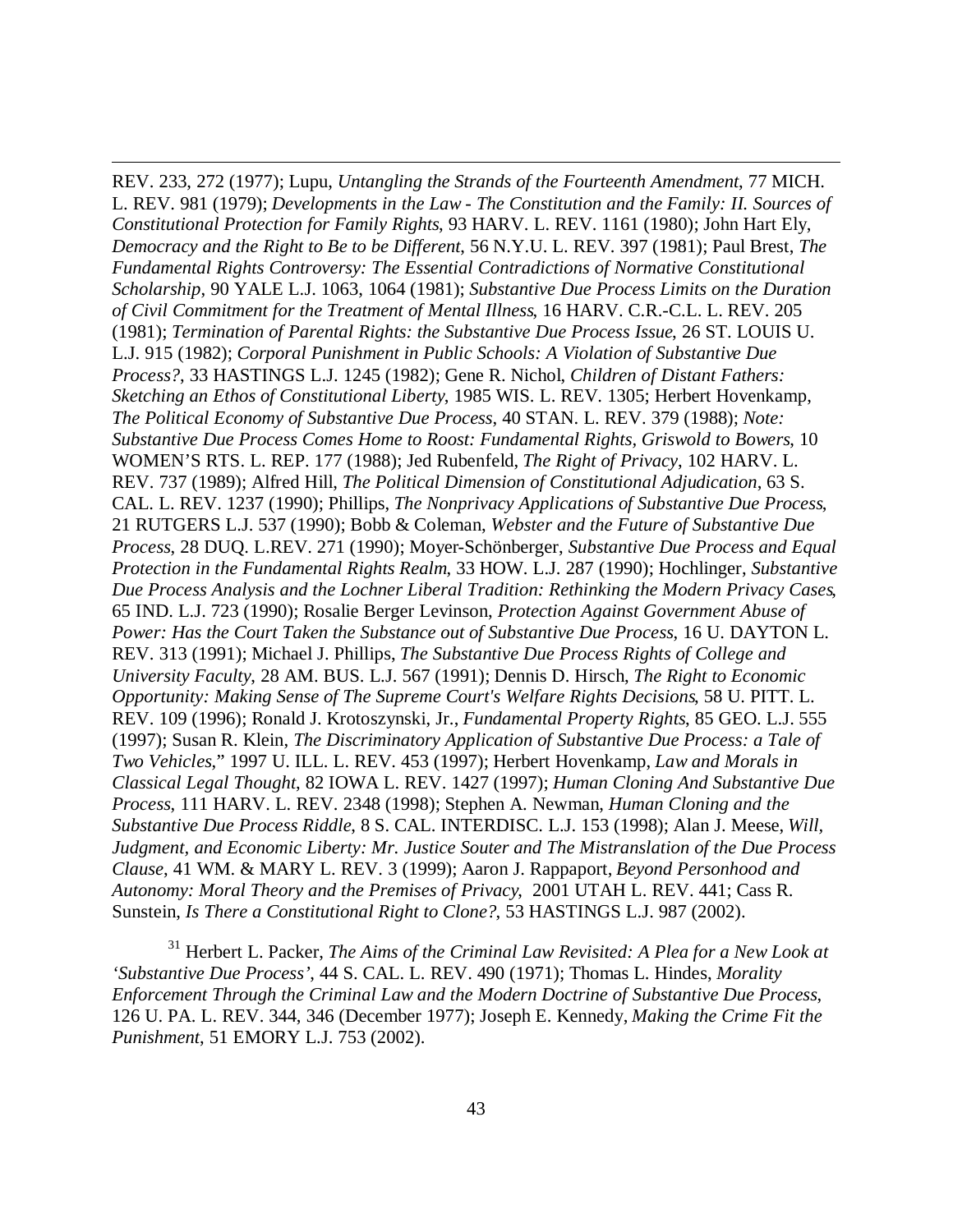REV. 233, 272 (1977); Lupu, *Untangling the Strands of the Fourteenth Amendment*, 77 MICH. L. REV. 981 (1979); *Developments in the Law - The Constitution and the Family: II. Sources of Constitutional Protection for Family Rights*, 93 HARV. L. REV. 1161 (1980); John Hart Ely, *Democracy and the Right to Be to be Different*, 56 N.Y.U. L. REV. 397 (1981); Paul Brest, *The Fundamental Rights Controversy: The Essential Contradictions of Normative Constitutional Scholarship*, 90 YALE L.J. 1063, 1064 (1981); *Substantive Due Process Limits on the Duration of Civil Commitment for the Treatment of Mental Illness*, 16 HARV. C.R.-C.L. L. REV. 205 (1981); *Termination of Parental Rights: the Substantive Due Process Issue*, 26 ST. LOUIS U. L.J. 915 (1982); *Corporal Punishment in Public Schools: A Violation of Substantive Due Process?*, 33 HASTINGS L.J. 1245 (1982); Gene R. Nichol, *Children of Distant Fathers: Sketching an Ethos of Constitutional Liberty*, 1985 WIS. L. REV. 1305; Herbert Hovenkamp, *The Political Economy of Substantive Due Process*, 40 STAN. L. REV. 379 (1988); *Note: Substantive Due Process Comes Home to Roost: Fundamental Rights, Griswold to Bowers*, 10 WOMEN'S RTS. L. REP. 177 (1988); Jed Rubenfeld, *The Right of Privacy*, 102 HARV. L. REV. 737 (1989); Alfred Hill, *The Political Dimension of Constitutional Adjudication*, 63 S. CAL. L. REV. 1237 (1990); Phillips, *The Nonprivacy Applications of Substantive Due Process*, 21 RUTGERS L.J. 537 (1990); Bobb & Coleman, *Webster and the Future of Substantive Due Process*, 28 DUQ. L.REV. 271 (1990); Moyer-Schönberger, *Substantive Due Process and Equal Protection in the Fundamental Rights Realm*, 33 HOW. L.J. 287 (1990); Hochlinger, *Substantive Due Process Analysis and the Lochner Liberal Tradition: Rethinking the Modern Privacy Cases*, 65 IND. L.J. 723 (1990); Rosalie Berger Levinson, *Protection Against Government Abuse of Power: Has the Court Taken the Substance out of Substantive Due Process*, 16 U. DAYTON L. REV. 313 (1991); Michael J. Phillips, *The Substantive Due Process Rights of College and University Faculty*, 28 AM. BUS. L.J. 567 (1991); Dennis D. Hirsch, *The Right to Economic Opportunity: Making Sense of The Supreme Court's Welfare Rights Decisions*, 58 U. PITT. L. REV. 109 (1996); Ronald J. Krotoszynski, Jr., *Fundamental Property Rights*, 85 GEO. L.J. 555 (1997); Susan R. Klein, *The Discriminatory Application of Substantive Due Process: a Tale of Two Vehicles*," 1997 U. ILL. L. REV. 453 (1997); Herbert Hovenkamp, *Law and Morals in Classical Legal Thought*, 82 IOWA L. REV. 1427 (1997); *Human Cloning And Substantive Due Process*, 111 HARV. L. REV. 2348 (1998); Stephen A. Newman, *Human Cloning and the Substantive Due Process Riddle*, 8 S. CAL. INTERDISC. L.J. 153 (1998); Alan J. Meese, *Will, Judgment, and Economic Liberty: Mr. Justice Souter and The Mistranslation of the Due Process Clause*, 41 WM. & MARY L. REV. 3 (1999); Aaron J. Rappaport, *Beyond Personhood and Autonomy: Moral Theory and the Premises of Privacy*, 2001 UTAH L. REV. 441; Cass R. Sunstein, *Is There a Constitutional Right to Clone?*, 53 HASTINGS L.J. 987 (2002).

[31] Herbert L. Packer, *The Aims of the Criminal Law Revisited: A Plea for a New Look at 'Substantive Due Process'*, 44 S. CAL. L. REV. 490 (1971); Thomas L. Hindes, *Morality Enforcement Through the Criminal Law and the Modern Doctrine of Substantive Due Process*, 126 U. PA. L. REV. 344, 346 (December 1977); Joseph E. Kennedy, *Making the Crime Fit the Punishment*, 51 EMORY L.J. 753 (2002).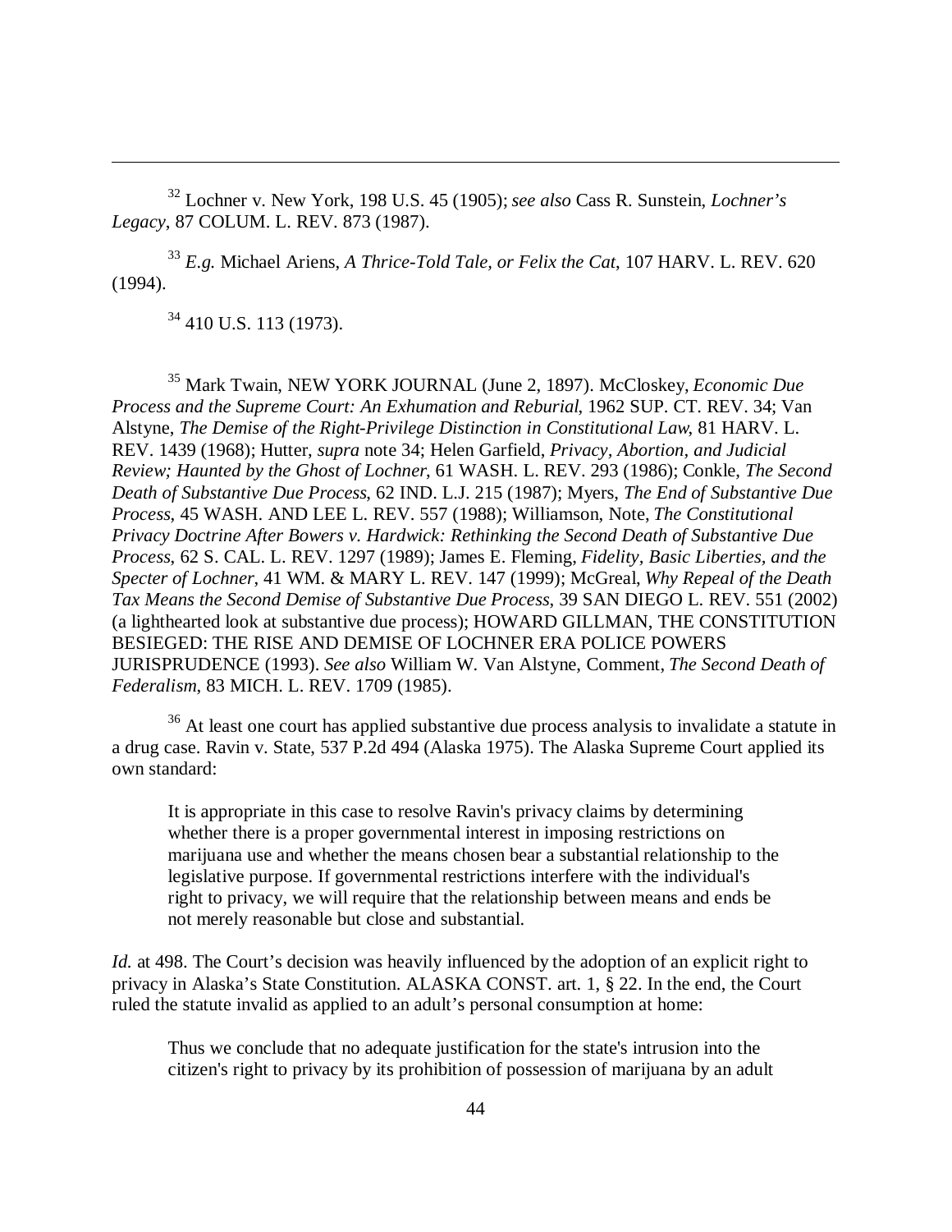[32] Lochner v. New York, 198 U.S. 45 (1905); *see also* Cass R. Sunstein, *Lochner's Legacy*, 87 COLUM. L. REV. 873 (1987).

[33] *E.g.* Michael Ariens, *A Thrice-Told Tale, or Felix the Cat*, 107 HARV. L. REV. 620 (1994).

[34] 410 U.S. 113 (1973).

[35] Mark Twain, NEW YORK JOURNAL (June 2, 1897). McCloskey, *Economic Due Process and the Supreme Court: An Exhumation and Reburial*, 1962 SUP. CT. REV. 34; Van Alstyne, *The Demise of the Right-Privilege Distinction in Constitutional Law*, 81 HARV. L. REV. 1439 (1968); Hutter, *supra* note 34; Helen Garfield, *Privacy, Abortion, and Judicial Review; Haunted by the Ghost of Lochner*, 61 WASH. L. REV. 293 (1986); Conkle, *The Second Death of Substantive Due Process*, 62 IND. L.J. 215 (1987); Myers, *The End of Substantive Due Process*, 45 WASH. AND LEE L. REV. 557 (1988); Williamson, Note, *The Constitutional Privacy Doctrine After Bowers v. Hardwick: Rethinking the Second Death of Substantive Due Process*, 62 S. CAL. L. REV. 1297 (1989); James E. Fleming, *Fidelity, Basic Liberties, and the Specter of Lochner*, 41 WM. & MARY L. REV. 147 (1999); McGreal, *Why Repeal of the Death Tax Means the Second Demise of Substantive Due Process*, 39 SAN DIEGO L. REV. 551 (2002) (a lighthearted look at substantive due process); HOWARD GILLMAN, THE CONSTITUTION BESIEGED: THE RISE AND DEMISE OF LOCHNER ERA POLICE POWERS JURISPRUDENCE (1993). *See also* William W. Van Alstyne, Comment, *The Second Death of Federalism*, 83 MICH. L. REV. 1709 (1985).

[36] At least one court has applied substantive due process analysis to invalidate a statute in a drug case. Ravin v. State, 537 P.2d 494 (Alaska 1975). The Alaska Supreme Court applied its own standard:

> It is appropriate in this case to resolve Ravin's privacy claims by determining whether there is a proper governmental interest in imposing restrictions on marijuana use and whether the means chosen bear a substantial relationship to the legislative purpose. If governmental restrictions interfere with the individual's right to privacy, we will require that the relationship between means and ends be not merely reasonable but close and substantial.

*Id.* at 498. The Court's decision was heavily influenced by the adoption of an explicit right to privacy in Alaska's State Constitution. ALASKA CONST. art. 1, § 22. In the end, the Court ruled the statute invalid as applied to an adult's personal consumption at home:

> Thus we conclude that no adequate justification for the state's intrusion into the citizen's right to privacy by its prohibition of possession of marijuana by an adult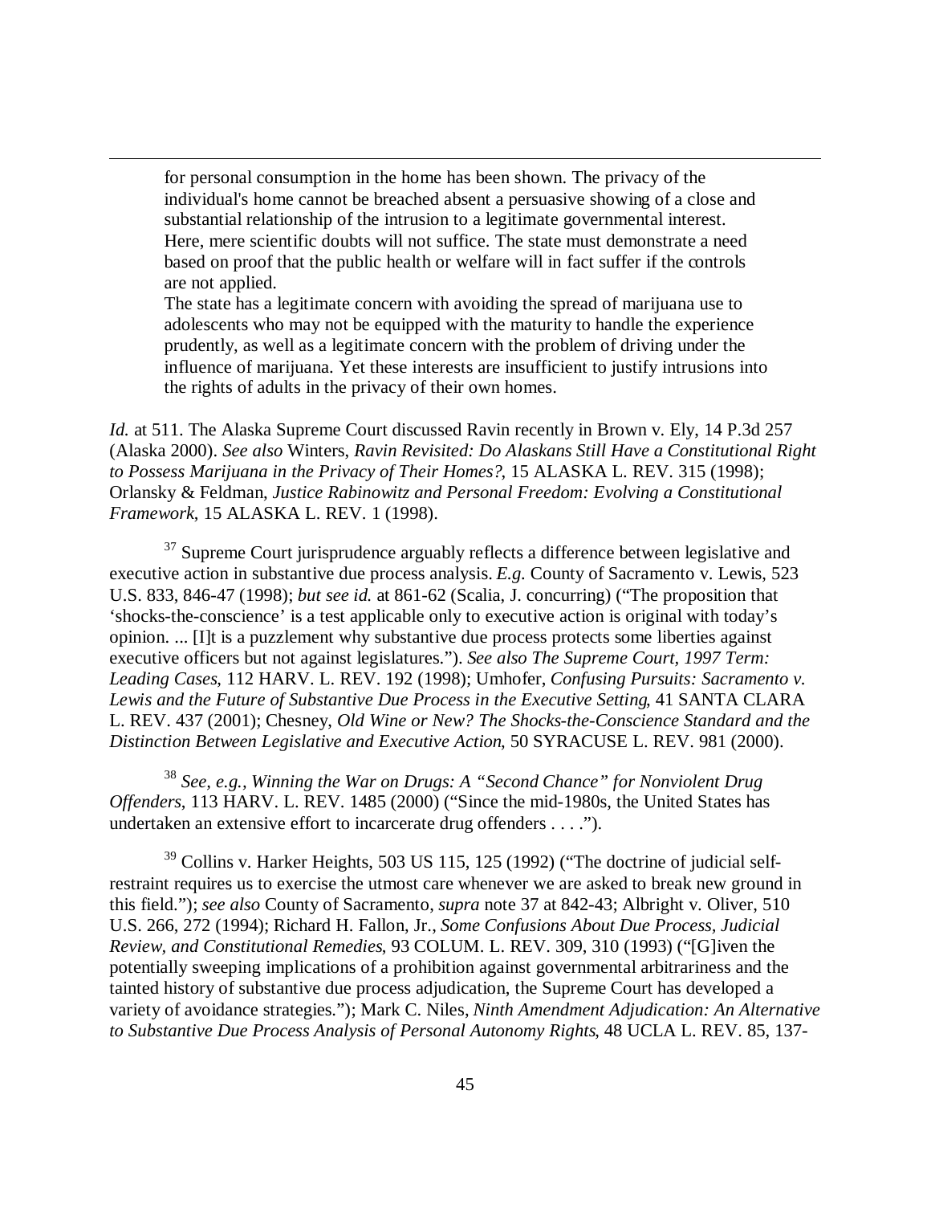> for personal consumption in the home has been shown. The privacy of the individual's home cannot be breached absent a persuasive showing of a close and substantial relationship of the intrusion to a legitimate governmental interest. Here, mere scientific doubts will not suffice. The state must demonstrate a need based on proof that the public health or welfare will in fact suffer if the controls are not applied.
>
> The state has a legitimate concern with avoiding the spread of marijuana use to adolescents who may not be equipped with the maturity to handle the experience prudently, as well as a legitimate concern with the problem of driving under the influence of marijuana. Yet these interests are insufficient to justify intrusions into the rights of adults in the privacy of their own homes.

*Id.* at 511. The Alaska Supreme Court discussed Ravin recently in Brown v. Ely, 14 P.3d 257 (Alaska 2000). *See also* Winters, *Ravin Revisited: Do Alaskans Still Have a Constitutional Right to Possess Marijuana in the Privacy of Their Homes?*, 15 ALASKA L. REV. 315 (1998); Orlansky & Feldman, *Justice Rabinowitz and Personal Freedom: Evolving a Constitutional Framework*, 15 ALASKA L. REV. 1 (1998).

[37] Supreme Court jurisprudence arguably reflects a difference between legislative and executive action in substantive due process analysis. *E.g.* County of Sacramento v. Lewis, 523 U.S. 833, 846-47 (1998); *but see id.* at 861-62 (Scalia, J. concurring) ("The proposition that 'shocks-the-conscience' is a test applicable only to executive action is original with today's opinion. ... [I]t is a puzzlement why substantive due process protects some liberties against executive officers but not against legislatures."). *See also The Supreme Court, 1997 Term: Leading Cases*, 112 HARV. L. REV. 192 (1998); Umhofer, *Confusing Pursuits: Sacramento v. Lewis and the Future of Substantive Due Process in the Executive Setting*, 41 SANTA CLARA L. REV. 437 (2001); Chesney, *Old Wine or New? The Shocks-the-Conscience Standard and the Distinction Between Legislative and Executive Action*, 50 SYRACUSE L. REV. 981 (2000).

[38] *See, e.g.*, *Winning the War on Drugs: A "Second Chance" for Nonviolent Drug Offenders*, 113 HARV. L. REV. 1485 (2000) ("Since the mid-1980s, the United States has undertaken an extensive effort to incarcerate drug offenders . . . .").

[39] Collins v. Harker Heights, 503 US 115, 125 (1992) ("The doctrine of judicial self-restraint requires us to exercise the utmost care whenever we are asked to break new ground in this field."); *see also* County of Sacramento, *supra* note 37 at 842-43; Albright v. Oliver, 510 U.S. 266, 272 (1994); Richard H. Fallon, Jr., *Some Confusions About Due Process, Judicial Review, and Constitutional Remedies*, 93 COLUM. L. REV. 309, 310 (1993) ("[G]iven the potentially sweeping implications of a prohibition against governmental arbitrariness and the tainted history of substantive due process adjudication, the Supreme Court has developed a variety of avoidance strategies."); Mark C. Niles, *Ninth Amendment Adjudication: An Alternative to Substantive Due Process Analysis of Personal Autonomy Rights*, 48 UCLA L. REV. 85, 137-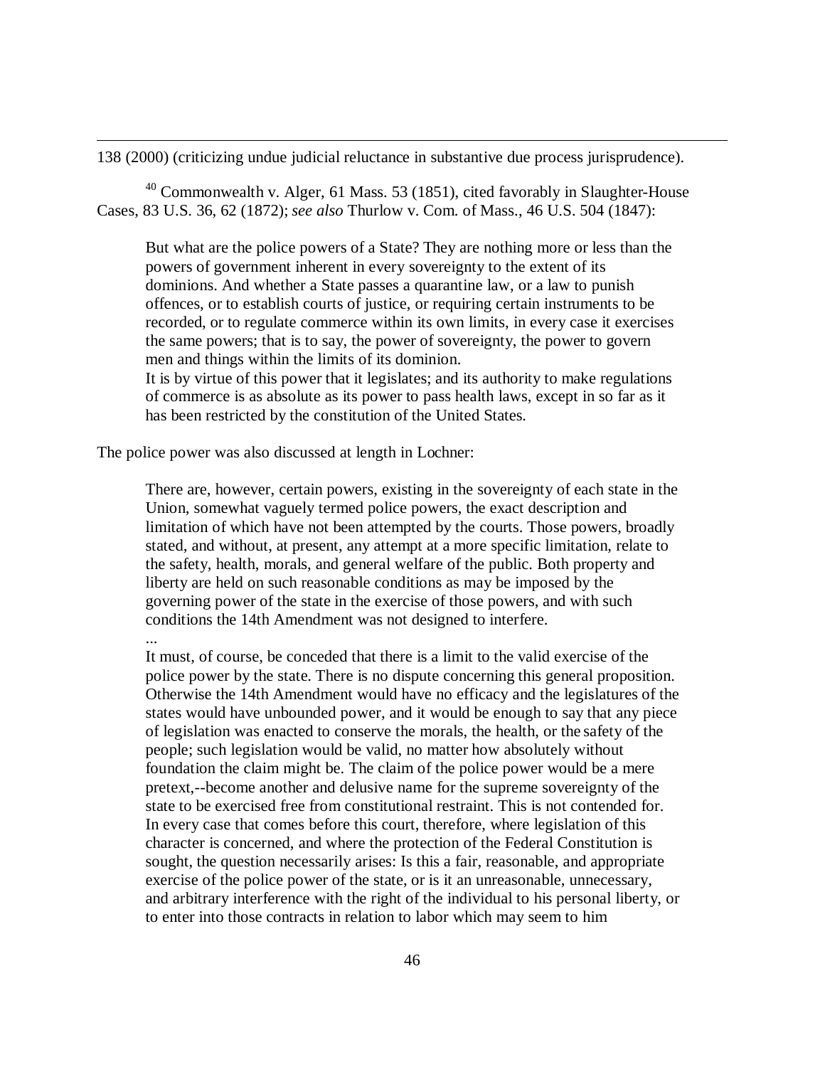138 (2000) (criticizing undue judicial reluctance in substantive due process jurisprudence).

[40] Commonwealth v. Alger, 61 Mass. 53 (1851), cited favorably in Slaughter-House Cases, 83 U.S. 36, 62 (1872); *see also* Thurlow v. Com. of Mass., 46 U.S. 504 (1847):

> But what are the police powers of a State? They are nothing more or less than the powers of government inherent in every sovereignty to the extent of its dominions. And whether a State passes a quarantine law, or a law to punish offences, or to establish courts of justice, or requiring certain instruments to be recorded, or to regulate commerce within its own limits, in every case it exercises the same powers; that is to say, the power of sovereignty, the power to govern men and things within the limits of its dominion.
> It is by virtue of this power that it legislates; and its authority to make regulations of commerce is as absolute as its power to pass health laws, except in so far as it has been restricted by the constitution of the United States.

The police power was also discussed at length in Lochner:

> There are, however, certain powers, existing in the sovereignty of each state in the Union, somewhat vaguely termed police powers, the exact description and limitation of which have not been attempted by the courts. Those powers, broadly stated, and without, at present, any attempt at a more specific limitation, relate to the safety, health, morals, and general welfare of the public. Both property and liberty are held on such reasonable conditions as may be imposed by the governing power of the state in the exercise of those powers, and with such conditions the 14th Amendment was not designed to interfere.
> ...
> It must, of course, be conceded that there is a limit to the valid exercise of the police power by the state. There is no dispute concerning this general proposition. Otherwise the 14th Amendment would have no efficacy and the legislatures of the states would have unbounded power, and it would be enough to say that any piece of legislation was enacted to conserve the morals, the health, or the safety of the people; such legislation would be valid, no matter how absolutely without foundation the claim might be. The claim of the police power would be a mere pretext,--become another and delusive name for the supreme sovereignty of the state to be exercised free from constitutional restraint. This is not contended for. In every case that comes before this court, therefore, where legislation of this character is concerned, and where the protection of the Federal Constitution is sought, the question necessarily arises: Is this a fair, reasonable, and appropriate exercise of the police power of the state, or is it an unreasonable, unnecessary, and arbitrary interference with the right of the individual to his personal liberty, or to enter into those contracts in relation to labor which may seem to him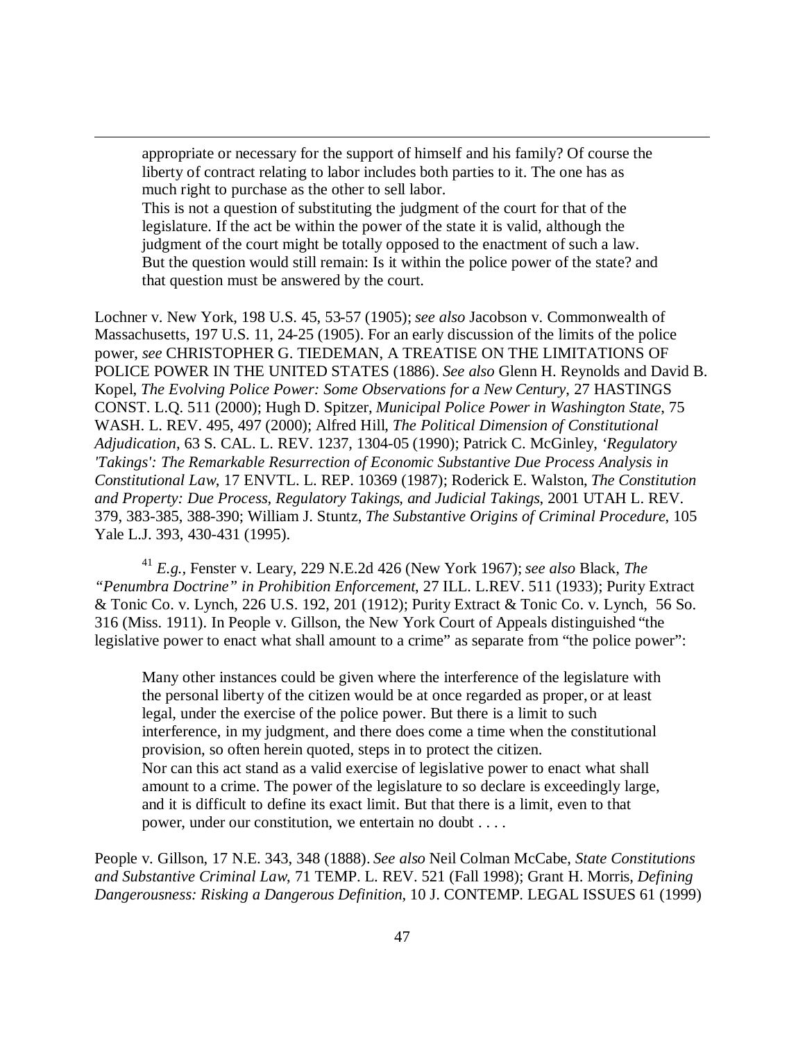> appropriate or necessary for the support of himself and his family? Of course the liberty of contract relating to labor includes both parties to it. The one has as much right to purchase as the other to sell labor.
>
> This is not a question of substituting the judgment of the court for that of the legislature. If the act be within the power of the state it is valid, although the judgment of the court might be totally opposed to the enactment of such a law. But the question would still remain: Is it within the police power of the state? and that question must be answered by the court.

Lochner v. New York, 198 U.S. 45, 53-57 (1905); *see also* Jacobson v. Commonwealth of Massachusetts, 197 U.S. 11, 24-25 (1905). For an early discussion of the limits of the police power, *see* CHRISTOPHER G. TIEDEMAN, A TREATISE ON THE LIMITATIONS OF POLICE POWER IN THE UNITED STATES (1886). *See also* Glenn H. Reynolds and David B. Kopel, *The Evolving Police Power: Some Observations for a New Century*, 27 HASTINGS CONST. L.Q. 511 (2000); Hugh D. Spitzer, *Municipal Police Power in Washington State*, 75 WASH. L. REV. 495, 497 (2000); Alfred Hill, *The Political Dimension of Constitutional Adjudication*, 63 S. CAL. L. REV. 1237, 1304-05 (1990); Patrick C. McGinley, *'Regulatory 'Takings': The Remarkable Resurrection of Economic Substantive Due Process Analysis in Constitutional Law*, 17 ENVTL. L. REP. 10369 (1987); Roderick E. Walston, *The Constitution and Property: Due Process, Regulatory Takings, and Judicial Takings*, 2001 UTAH L. REV. 379, 383-385, 388-390; William J. Stuntz, *The Substantive Origins of Criminal Procedure*, 105 Yale L.J. 393, 430-431 (1995).

[41] *E.g.,* Fenster v. Leary, 229 N.E.2d 426 (New York 1967); *see also* Black, *The "Penumbra Doctrine" in Prohibition Enforcement*, 27 ILL. L.REV. 511 (1933); Purity Extract & Tonic Co. v. Lynch, 226 U.S. 192, 201 (1912); Purity Extract & Tonic Co. v. Lynch, 56 So. 316 (Miss. 1911). In People v. Gillson, the New York Court of Appeals distinguished "the legislative power to enact what shall amount to a crime" as separate from "the police power":

> Many other instances could be given where the interference of the legislature with the personal liberty of the citizen would be at once regarded as proper, or at least legal, under the exercise of the police power. But there is a limit to such interference, in my judgment, and there does come a time when the constitutional provision, so often herein quoted, steps in to protect the citizen.
>
> Nor can this act stand as a valid exercise of legislative power to enact what shall amount to a crime. The power of the legislature to so declare is exceedingly large, and it is difficult to define its exact limit. But that there is a limit, even to that power, under our constitution, we entertain no doubt . . . .

People v. Gillson, 17 N.E. 343, 348 (1888). *See also* Neil Colman McCabe, *State Constitutions and Substantive Criminal Law*, 71 TEMP. L. REV. 521 (Fall 1998); Grant H. Morris, *Defining Dangerousness: Risking a Dangerous Definition*, 10 J. CONTEMP. LEGAL ISSUES 61 (1999)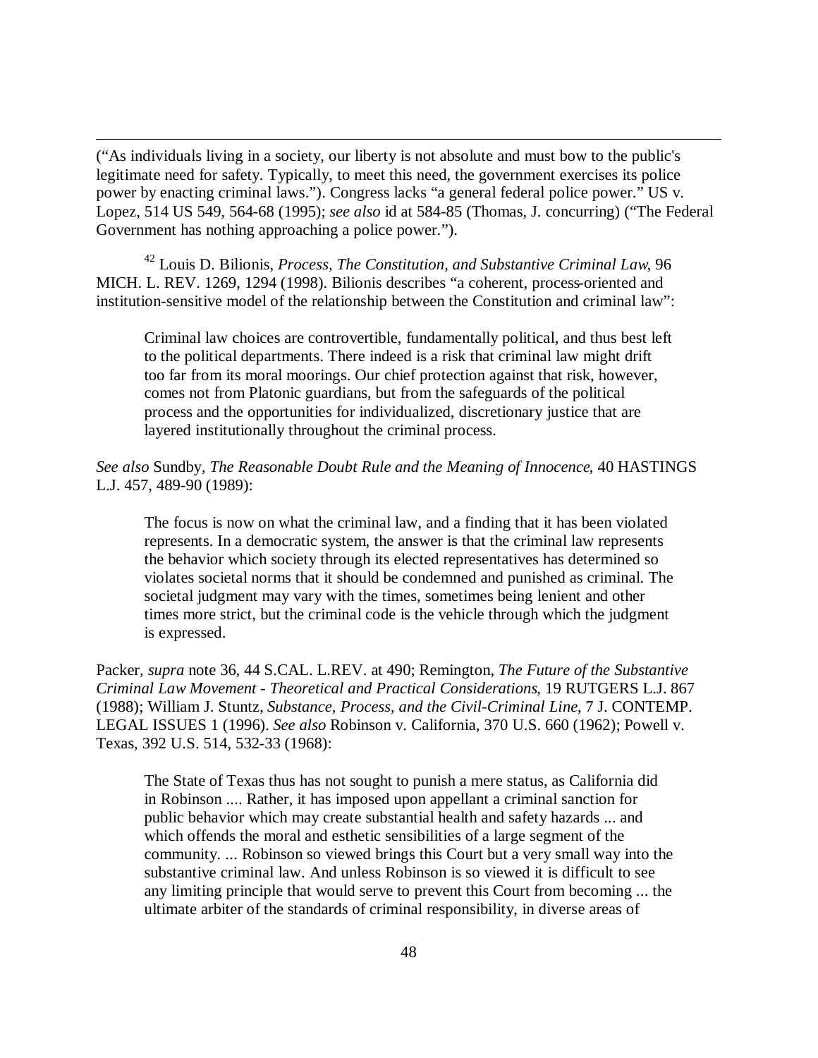("As individuals living in a society, our liberty is not absolute and must bow to the public's legitimate need for safety. Typically, to meet this need, the government exercises its police power by enacting criminal laws."). Congress lacks "a general federal police power." US v. Lopez, 514 US 549, 564-68 (1995); *see also* id at 584-85 (Thomas, J. concurring) ("The Federal Government has nothing approaching a police power.").

[42] Louis D. Bilionis, *Process, The Constitution, and Substantive Criminal Law*, 96 MICH. L. REV. 1269, 1294 (1998). Bilionis describes "a coherent, process-oriented and institution-sensitive model of the relationship between the Constitution and criminal law":

> Criminal law choices are controvertible, fundamentally political, and thus best left to the political departments. There indeed is a risk that criminal law might drift too far from its moral moorings. Our chief protection against that risk, however, comes not from Platonic guardians, but from the safeguards of the political process and the opportunities for individualized, discretionary justice that are layered institutionally throughout the criminal process.

*See also* Sundby, *The Reasonable Doubt Rule and the Meaning of Innocence*, 40 HASTINGS L.J. 457, 489-90 (1989):

> The focus is now on what the criminal law, and a finding that it has been violated represents. In a democratic system, the answer is that the criminal law represents the behavior which society through its elected representatives has determined so violates societal norms that it should be condemned and punished as criminal. The societal judgment may vary with the times, sometimes being lenient and other times more strict, but the criminal code is the vehicle through which the judgment is expressed.

Packer, *supra* note 36, 44 S.CAL. L.REV. at 490; Remington, *The Future of the Substantive Criminal Law Movement - Theoretical and Practical Considerations*, 19 RUTGERS L.J. 867 (1988); William J. Stuntz, *Substance, Process, and the Civil-Criminal Line*, 7 J. CONTEMP. LEGAL ISSUES 1 (1996). *See also* Robinson v. California, 370 U.S. 660 (1962); Powell v. Texas, 392 U.S. 514, 532-33 (1968):

> The State of Texas thus has not sought to punish a mere status, as California did in Robinson .... Rather, it has imposed upon appellant a criminal sanction for public behavior which may create substantial health and safety hazards ... and which offends the moral and esthetic sensibilities of a large segment of the community. ... Robinson so viewed brings this Court but a very small way into the substantive criminal law. And unless Robinson is so viewed it is difficult to see any limiting principle that would serve to prevent this Court from becoming ... the ultimate arbiter of the standards of criminal responsibility, in diverse areas of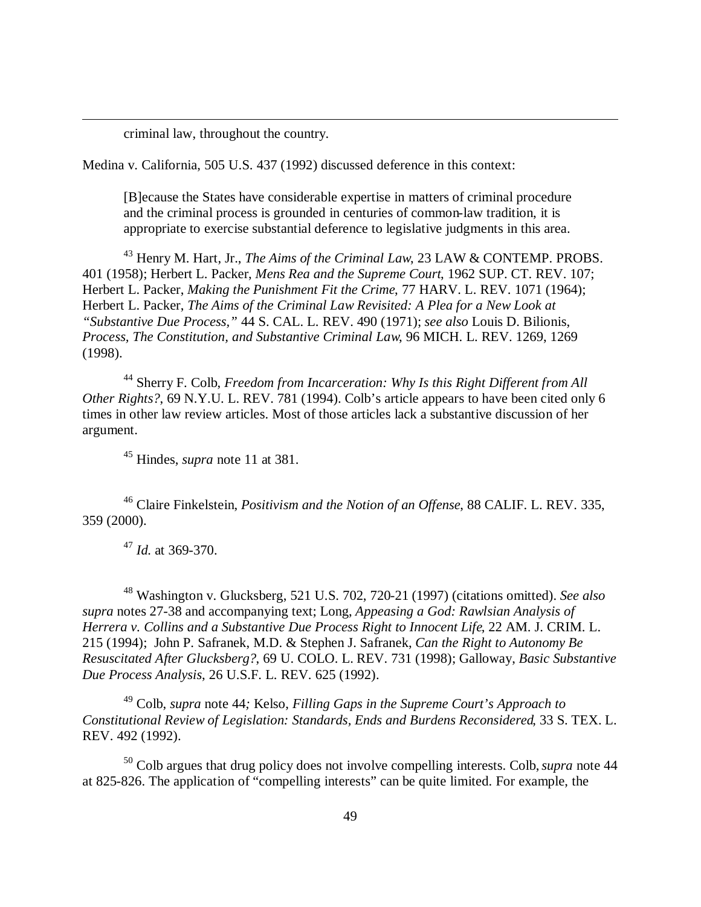criminal law, throughout the country.

Medina v. California, 505 U.S. 437 (1992) discussed deference in this context:

> [B]ecause the States have considerable expertise in matters of criminal procedure and the criminal process is grounded in centuries of common-law tradition, it is appropriate to exercise substantial deference to legislative judgments in this area.

[43] Henry M. Hart, Jr., *The Aims of the Criminal Law*, 23 LAW & CONTEMP. PROBS. 401 (1958); Herbert L. Packer, *Mens Rea and the Supreme Court*, 1962 SUP. CT. REV. 107; Herbert L. Packer, *Making the Punishment Fit the Crime*, 77 HARV. L. REV. 1071 (1964); Herbert L. Packer, *The Aims of the Criminal Law Revisited: A Plea for a New Look at "Substantive Due Process,"* 44 S. CAL. L. REV. 490 (1971); *see also* Louis D. Bilionis, *Process, The Constitution, and Substantive Criminal Law*, 96 MICH. L. REV. 1269, 1269 (1998).

[44] Sherry F. Colb, *Freedom from Incarceration: Why Is this Right Different from All Other Rights?*, 69 N.Y.U. L. REV. 781 (1994). Colb's article appears to have been cited only 6 times in other law review articles. Most of those articles lack a substantive discussion of her argument.

[45] Hindes, *supra* note 11 at 381.

[46] Claire Finkelstein, *Positivism and the Notion of an Offense*, 88 CALIF. L. REV. 335, 359 (2000).

[47] *Id.* at 369-370.

[48] Washington v. Glucksberg, 521 U.S. 702, 720-21 (1997) (citations omitted). *See also supra* notes 27-38 and accompanying text; Long, *Appeasing a God: Rawlsian Analysis of Herrera v. Collins and a Substantive Due Process Right to Innocent Life*, 22 AM. J. CRIM. L. 215 (1994); John P. Safranek, M.D. & Stephen J. Safranek, *Can the Right to Autonomy Be Resuscitated After Glucksberg?*, 69 U. COLO. L. REV. 731 (1998); Galloway, *Basic Substantive Due Process Analysis*, 26 U.S.F. L. REV. 625 (1992).

[49] Colb, *supra* note 44*;* Kelso, *Filling Gaps in the Supreme Court's Approach to Constitutional Review of Legislation: Standards, Ends and Burdens Reconsidered*, 33 S. TEX. L. REV. 492 (1992).

[50] Colb argues that drug policy does not involve compelling interests. Colb, *supra* note 44 at 825-826. The application of "compelling interests" can be quite limited. For example, the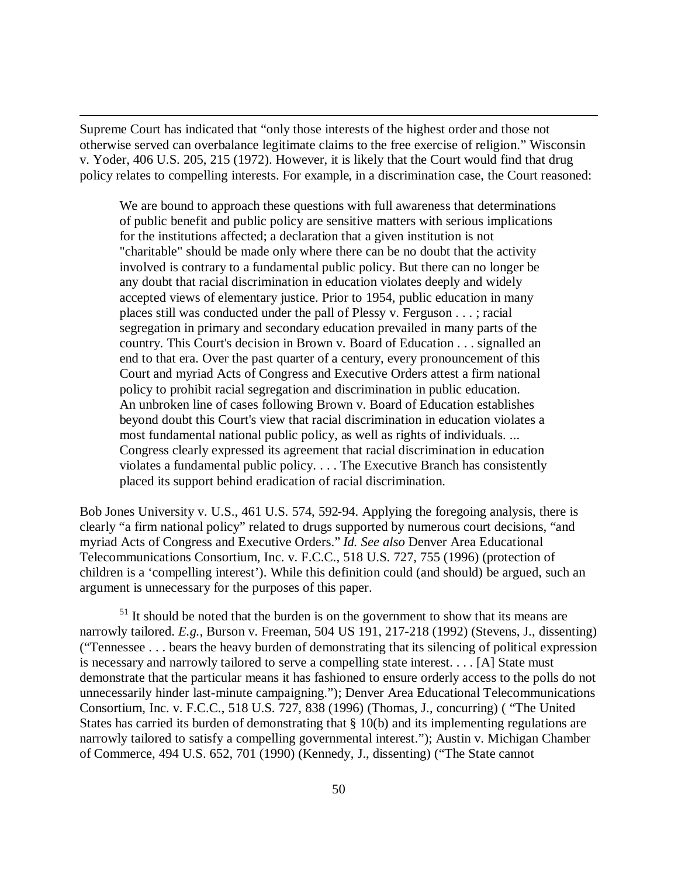Supreme Court has indicated that "only those interests of the highest order and those not otherwise served can overbalance legitimate claims to the free exercise of religion." Wisconsin v. Yoder, 406 U.S. 205, 215 (1972). However, it is likely that the Court would find that drug policy relates to compelling interests. For example, in a discrimination case, the Court reasoned:

> We are bound to approach these questions with full awareness that determinations of public benefit and public policy are sensitive matters with serious implications for the institutions affected; a declaration that a given institution is not "charitable" should be made only where there can be no doubt that the activity involved is contrary to a fundamental public policy. But there can no longer be any doubt that racial discrimination in education violates deeply and widely accepted views of elementary justice. Prior to 1954, public education in many places still was conducted under the pall of Plessy v. Ferguson . . . ; racial segregation in primary and secondary education prevailed in many parts of the country. This Court's decision in Brown v. Board of Education . . . signalled an end to that era. Over the past quarter of a century, every pronouncement of this Court and myriad Acts of Congress and Executive Orders attest a firm national policy to prohibit racial segregation and discrimination in public education. An unbroken line of cases following Brown v. Board of Education establishes beyond doubt this Court's view that racial discrimination in education violates a most fundamental national public policy, as well as rights of individuals. ... Congress clearly expressed its agreement that racial discrimination in education violates a fundamental public policy. . . . The Executive Branch has consistently placed its support behind eradication of racial discrimination.

Bob Jones University v. U.S., 461 U.S. 574, 592-94. Applying the foregoing analysis, there is clearly "a firm national policy" related to drugs supported by numerous court decisions, "and myriad Acts of Congress and Executive Orders." *Id. See also* Denver Area Educational Telecommunications Consortium, Inc. v. F.C.C., 518 U.S. 727, 755 (1996) (protection of children is a 'compelling interest'). While this definition could (and should) be argued, such an argument is unnecessary for the purposes of this paper.

[51] It should be noted that the burden is on the government to show that its means are narrowly tailored. *E.g.,* Burson v. Freeman, 504 US 191, 217-218 (1992) (Stevens, J., dissenting) ("Tennessee . . . bears the heavy burden of demonstrating that its silencing of political expression is necessary and narrowly tailored to serve a compelling state interest. . . . [A] State must demonstrate that the particular means it has fashioned to ensure orderly access to the polls do not unnecessarily hinder last-minute campaigning."); Denver Area Educational Telecommunications Consortium, Inc. v. F.C.C., 518 U.S. 727, 838 (1996) (Thomas, J., concurring) ( "The United States has carried its burden of demonstrating that § 10(b) and its implementing regulations are narrowly tailored to satisfy a compelling governmental interest."); Austin v. Michigan Chamber of Commerce, 494 U.S. 652, 701 (1990) (Kennedy, J., dissenting) ("The State cannot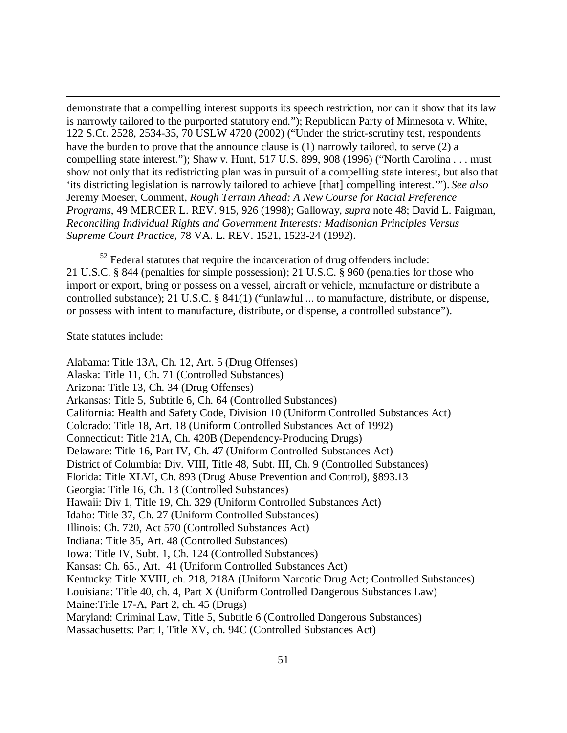demonstrate that a compelling interest supports its speech restriction, nor can it show that its law is narrowly tailored to the purported statutory end."); Republican Party of Minnesota v. White, 122 S.Ct. 2528, 2534-35, 70 USLW 4720 (2002) ("Under the strict-scrutiny test, respondents have the burden to prove that the announce clause is (1) narrowly tailored, to serve (2) a compelling state interest."); Shaw v. Hunt, 517 U.S. 899, 908 (1996) ("North Carolina . . . must show not only that its redistricting plan was in pursuit of a compelling state interest, but also that 'its districting legislation is narrowly tailored to achieve [that] compelling interest.'"). *See also* Jeremy Moeser, Comment, *Rough Terrain Ahead: A New Course for Racial Preference Programs*, 49 MERCER L. REV. 915, 926 (1998); Galloway, *supra* note 48; David L. Faigman, *Reconciling Individual Rights and Government Interests: Madisonian Principles Versus Supreme Court Practice*, 78 VA. L. REV. 1521, 1523-24 (1992).

[52] Federal statutes that require the incarceration of drug offenders include: 21 U.S.C. § 844 (penalties for simple possession); 21 U.S.C. § 960 (penalties for those who import or export, bring or possess on a vessel, aircraft or vehicle, manufacture or distribute a controlled substance); 21 U.S.C. § 841(1) ("unlawful ... to manufacture, distribute, or dispense, or possess with intent to manufacture, distribute, or dispense, a controlled substance").

State statutes include:

Alabama: Title 13A, Ch. 12, Art. 5 (Drug Offenses)
Alaska: Title 11, Ch. 71 (Controlled Substances)
Arizona: Title 13, Ch. 34 (Drug Offenses)
Arkansas: Title 5, Subtitle 6, Ch. 64 (Controlled Substances)
California: Health and Safety Code, Division 10 (Uniform Controlled Substances Act)
Colorado: Title 18, Art. 18 (Uniform Controlled Substances Act of 1992)
Connecticut: Title 21A, Ch. 420B (Dependency-Producing Drugs)
Delaware: Title 16, Part IV, Ch. 47 (Uniform Controlled Substances Act)
District of Columbia: Div. VIII, Title 48, Subt. III, Ch. 9 (Controlled Substances)
Florida: Title XLVI, Ch. 893 (Drug Abuse Prevention and Control), §893.13
Georgia: Title 16, Ch. 13 (Controlled Substances)
Hawaii: Div 1, Title 19, Ch. 329 (Uniform Controlled Substances Act)
Idaho: Title 37, Ch. 27 (Uniform Controlled Substances)
Illinois: Ch. 720, Act 570 (Controlled Substances Act)
Indiana: Title 35, Art. 48 (Controlled Substances)
Iowa: Title IV, Subt. 1, Ch. 124 (Controlled Substances)
Kansas: Ch. 65., Art. 41 (Uniform Controlled Substances Act)
Kentucky: Title XVIII, ch. 218, 218A (Uniform Narcotic Drug Act; Controlled Substances)
Louisiana: Title 40, ch. 4, Part X (Uniform Controlled Dangerous Substances Law)
Maine:Title 17-A, Part 2, ch. 45 (Drugs)
Maryland: Criminal Law, Title 5, Subtitle 6 (Controlled Dangerous Substances)
Massachusetts: Part I, Title XV, ch. 94C (Controlled Substances Act)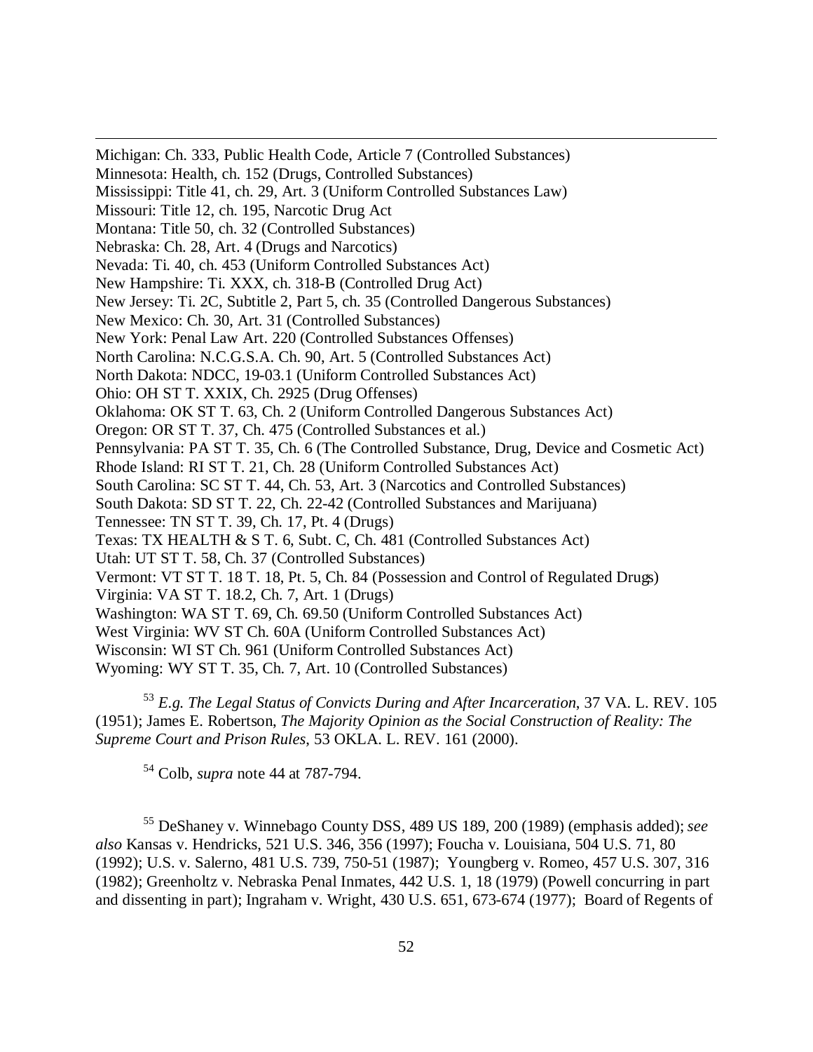Michigan: Ch. 333, Public Health Code, Article 7 (Controlled Substances)
Minnesota: Health, ch. 152 (Drugs, Controlled Substances)
Mississippi: Title 41, ch. 29, Art. 3 (Uniform Controlled Substances Law)
Missouri: Title 12, ch. 195, Narcotic Drug Act
Montana: Title 50, ch. 32 (Controlled Substances)
Nebraska: Ch. 28, Art. 4 (Drugs and Narcotics)
Nevada: Ti. 40, ch. 453 (Uniform Controlled Substances Act)
New Hampshire: Ti. XXX, ch. 318-B (Controlled Drug Act)
New Jersey: Ti. 2C, Subtitle 2, Part 5, ch. 35 (Controlled Dangerous Substances)
New Mexico: Ch. 30, Art. 31 (Controlled Substances)
New York: Penal Law Art. 220 (Controlled Substances Offenses)
North Carolina: N.C.G.S.A. Ch. 90, Art. 5 (Controlled Substances Act)
North Dakota: NDCC, 19-03.1 (Uniform Controlled Substances Act)
Ohio: OH ST T. XXIX, Ch. 2925 (Drug Offenses)
Oklahoma: OK ST T. 63, Ch. 2 (Uniform Controlled Dangerous Substances Act)
Oregon: OR ST T. 37, Ch. 475 (Controlled Substances et al.)
Pennsylvania: PA ST T. 35, Ch. 6 (The Controlled Substance, Drug, Device and Cosmetic Act)
Rhode Island: RI ST T. 21, Ch. 28 (Uniform Controlled Substances Act)
South Carolina: SC ST T. 44, Ch. 53, Art. 3 (Narcotics and Controlled Substances)
South Dakota: SD ST T. 22, Ch. 22-42 (Controlled Substances and Marijuana)
Tennessee: TN ST T. 39, Ch. 17, Pt. 4 (Drugs)
Texas: TX HEALTH & S T. 6, Subt. C, Ch. 481 (Controlled Substances Act)
Utah: UT ST T. 58, Ch. 37 (Controlled Substances)
Vermont: VT ST T. 18 T. 18, Pt. 5, Ch. 84 (Possession and Control of Regulated Drugs)
Virginia: VA ST T. 18.2, Ch. 7, Art. 1 (Drugs)
Washington: WA ST T. 69, Ch. 69.50 (Uniform Controlled Substances Act)
West Virginia: WV ST Ch. 60A (Uniform Controlled Substances Act)
Wisconsin: WI ST Ch. 961 (Uniform Controlled Substances Act)
Wyoming: WY ST T. 35, Ch. 7, Art. 10 (Controlled Substances)

[53] *E.g. The Legal Status of Convicts During and After Incarceration*, 37 VA. L. REV. 105 (1951); James E. Robertson, *The Majority Opinion as the Social Construction of Reality: The Supreme Court and Prison Rules*, 53 OKLA. L. REV. 161 (2000).

[54] Colb, *supra* note 44 at 787-794.

[55] DeShaney v. Winnebago County DSS, 489 US 189, 200 (1989) (emphasis added); *see also* Kansas v. Hendricks, 521 U.S. 346, 356 (1997); Foucha v. Louisiana, 504 U.S. 71, 80 (1992); U.S. v. Salerno, 481 U.S. 739, 750-51 (1987); Youngberg v. Romeo, 457 U.S. 307, 316 (1982); Greenholtz v. Nebraska Penal Inmates, 442 U.S. 1, 18 (1979) (Powell concurring in part and dissenting in part); Ingraham v. Wright, 430 U.S. 651, 673-674 (1977); Board of Regents of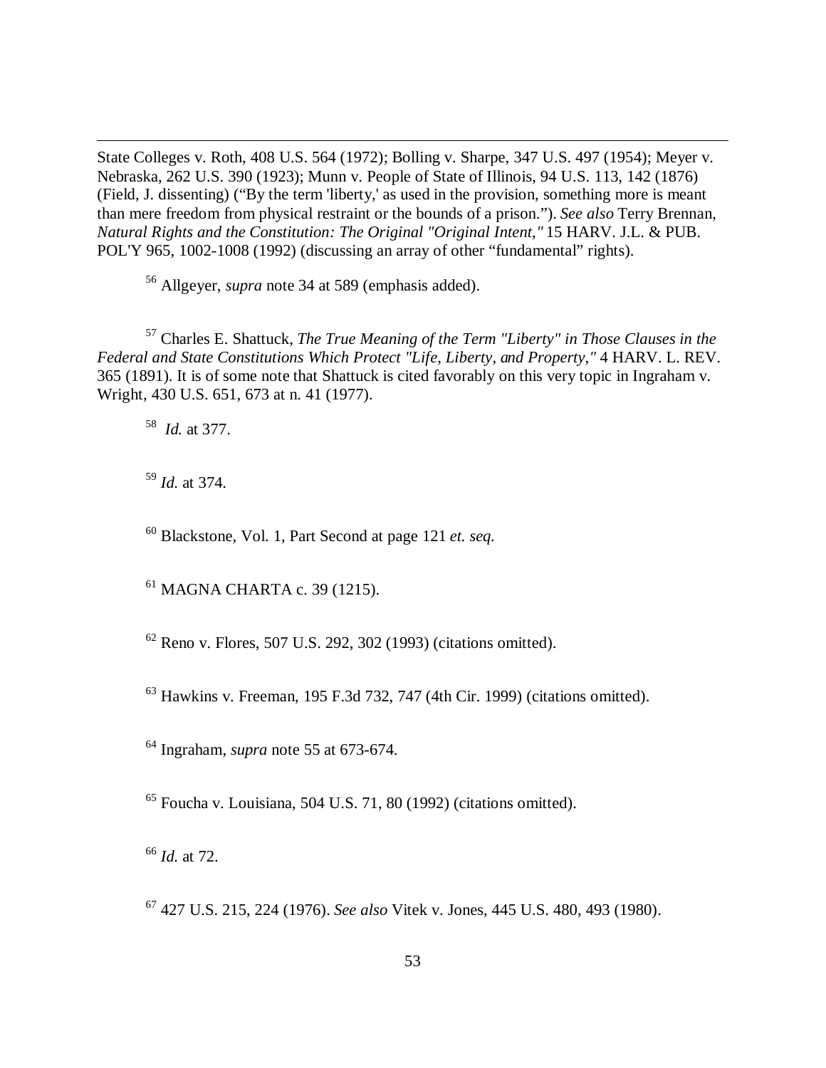State Colleges v. Roth, 408 U.S. 564 (1972); Bolling v. Sharpe, 347 U.S. 497 (1954); Meyer v. Nebraska, 262 U.S. 390 (1923); Munn v. People of State of Illinois, 94 U.S. 113, 142 (1876) (Field, J. dissenting) ("By the term 'liberty,' as used in the provision, something more is meant than mere freedom from physical restraint or the bounds of a prison."). *See also* Terry Brennan, *Natural Rights and the Constitution: The Original "Original Intent,"* 15 HARV. J.L. & PUB. POL'Y 965, 1002-1008 (1992) (discussing an array of other "fundamental" rights).

[56] Allgeyer, *supra* note 34 at 589 (emphasis added).

[57] Charles E. Shattuck, *The True Meaning of the Term "Liberty" in Those Clauses in the Federal and State Constitutions Which Protect "Life, Liberty, and Property,"* 4 HARV. L. REV. 365 (1891). It is of some note that Shattuck is cited favorably on this very topic in Ingraham v. Wright, 430 U.S. 651, 673 at n. 41 (1977).

[58] *Id.* at 377.

[59] *Id.* at 374.

[60] Blackstone, Vol. 1, Part Second at page 121 *et. seq.*

[61] MAGNA CHARTA c. 39 (1215).

[62] Reno v. Flores, 507 U.S. 292, 302 (1993) (citations omitted).

[63] Hawkins v. Freeman, 195 F.3d 732, 747 (4th Cir. 1999) (citations omitted).

[64] Ingraham, *supra* note 55 at 673-674.

[65] Foucha v. Louisiana, 504 U.S. 71, 80 (1992) (citations omitted).

[66] *Id.* at 72.

[67] 427 U.S. 215, 224 (1976). *See also* Vitek v. Jones, 445 U.S. 480, 493 (1980).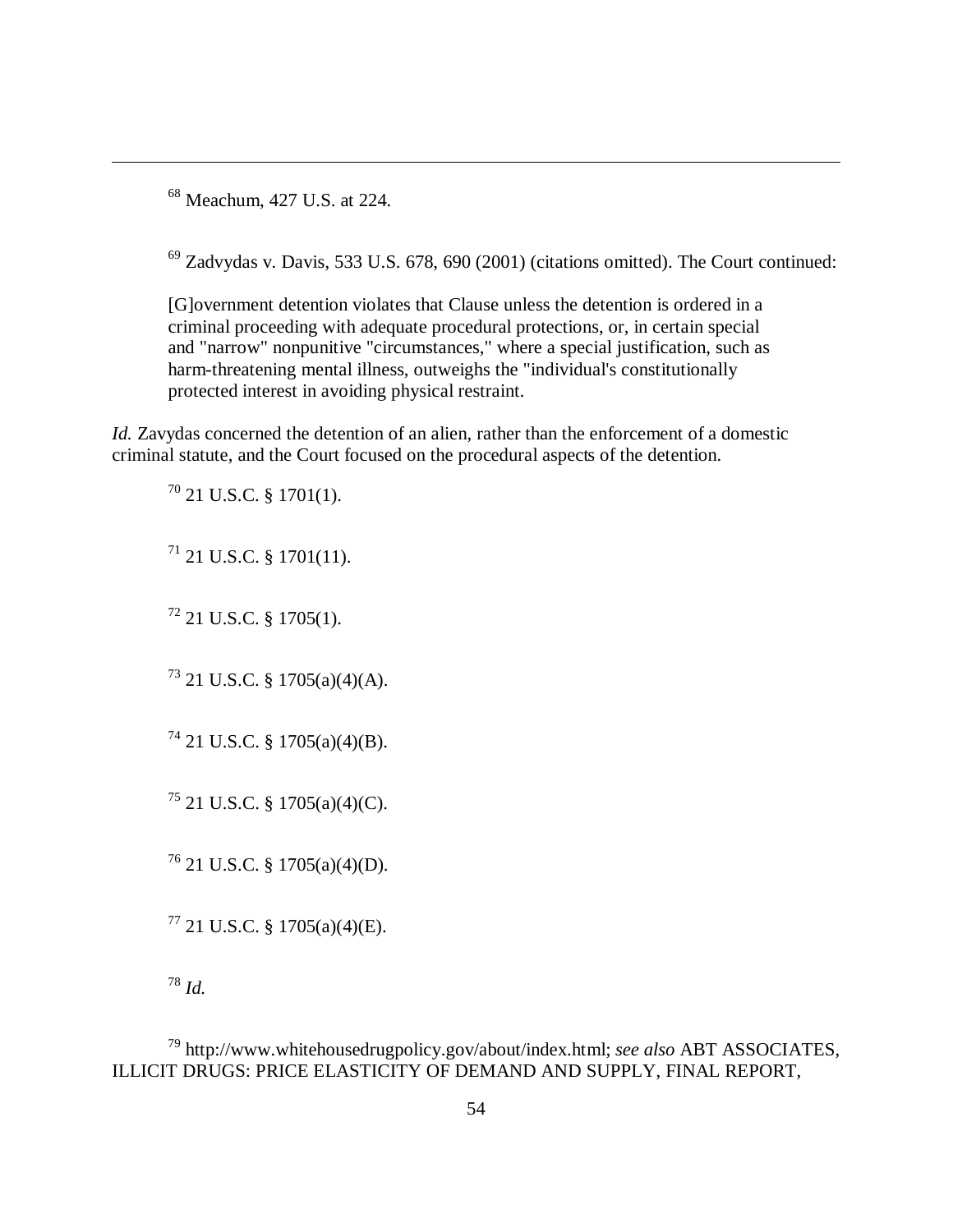[68] Meachum, 427 U.S. at 224.

[69] Zadvydas v. Davis, 533 U.S. 678, 690 (2001) (citations omitted). The Court continued:

> [G]overnment detention violates that Clause unless the detention is ordered in a criminal proceeding with adequate procedural protections, or, in certain special and "narrow" nonpunitive "circumstances," where a special justification, such as harm-threatening mental illness, outweighs the "individual's constitutionally protected interest in avoiding physical restraint.

*Id.* Zavydas concerned the detention of an alien, rather than the enforcement of a domestic criminal statute, and the Court focused on the procedural aspects of the detention.

[70] 21 U.S.C. § 1701(1).

[71] 21 U.S.C. § 1701(11).

[72] 21 U.S.C. § 1705(1).

[73] 21 U.S.C. § 1705(a)(4)(A).

[74] 21 U.S.C. § 1705(a)(4)(B).

[75] 21 U.S.C. § 1705(a)(4)(C).

[76] 21 U.S.C. § 1705(a)(4)(D).

[77] 21 U.S.C. § 1705(a)(4)(E).

[78] *Id.*

[79] http://www.whitehousedrugpolicy.gov/about/index.html; *see also* ABT ASSOCIATES, ILLICIT DRUGS: PRICE ELASTICITY OF DEMAND AND SUPPLY, FINAL REPORT,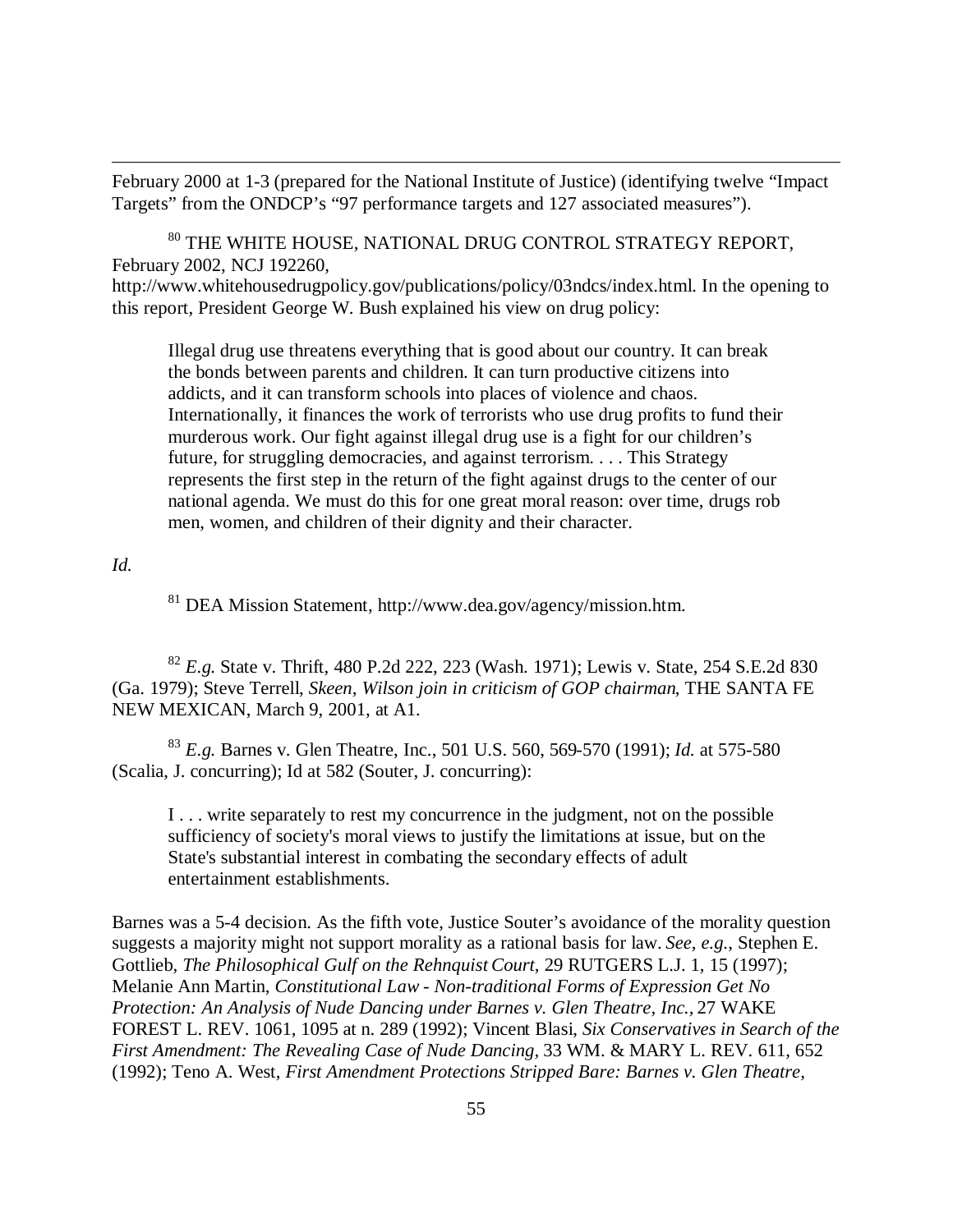February 2000 at 1-3 (prepared for the National Institute of Justice) (identifying twelve "Impact Targets" from the ONDCP's "97 performance targets and 127 associated measures").

[80] THE WHITE HOUSE, NATIONAL DRUG CONTROL STRATEGY REPORT, February 2002, NCJ 192260, http://www.whitehousedrugpolicy.gov/publications/policy/03ndcs/index.html. In the opening to this report, President George W. Bush explained his view on drug policy:

> Illegal drug use threatens everything that is good about our country. It can break the bonds between parents and children. It can turn productive citizens into addicts, and it can transform schools into places of violence and chaos. Internationally, it finances the work of terrorists who use drug profits to fund their murderous work. Our fight against illegal drug use is a fight for our children's future, for struggling democracies, and against terrorism. . . . This Strategy represents the first step in the return of the fight against drugs to the center of our national agenda. We must do this for one great moral reason: over time, drugs rob men, women, and children of their dignity and their character.

*Id.*

[81] DEA Mission Statement, http://www.dea.gov/agency/mission.htm.

[82] *E.g.* State v. Thrift, 480 P.2d 222, 223 (Wash. 1971); Lewis v. State, 254 S.E.2d 830 (Ga. 1979); Steve Terrell, *Skeen, Wilson join in criticism of GOP chairman*, THE SANTA FE NEW MEXICAN, March 9, 2001, at A1.

[83] *E.g.* Barnes v. Glen Theatre, Inc., 501 U.S. 560, 569-570 (1991); *Id.* at 575-580 (Scalia, J. concurring); Id at 582 (Souter, J. concurring):

> I . . . write separately to rest my concurrence in the judgment, not on the possible sufficiency of society's moral views to justify the limitations at issue, but on the State's substantial interest in combating the secondary effects of adult entertainment establishments.

Barnes was a 5-4 decision. As the fifth vote, Justice Souter's avoidance of the morality question suggests a majority might not support morality as a rational basis for law. *See, e.g.*, Stephen E. Gottlieb, *The Philosophical Gulf on the Rehnquist Court*, 29 RUTGERS L.J. 1, 15 (1997); Melanie Ann Martin, *Constitutional Law - Non-traditional Forms of Expression Get No Protection: An Analysis of Nude Dancing under Barnes v. Glen Theatre, Inc.*, 27 WAKE FOREST L. REV. 1061, 1095 at n. 289 (1992); Vincent Blasi, *Six Conservatives in Search of the First Amendment: The Revealing Case of Nude Dancing*, 33 WM. & MARY L. REV. 611, 652 (1992); Teno A. West, *First Amendment Protections Stripped Bare: Barnes v. Glen Theatre,*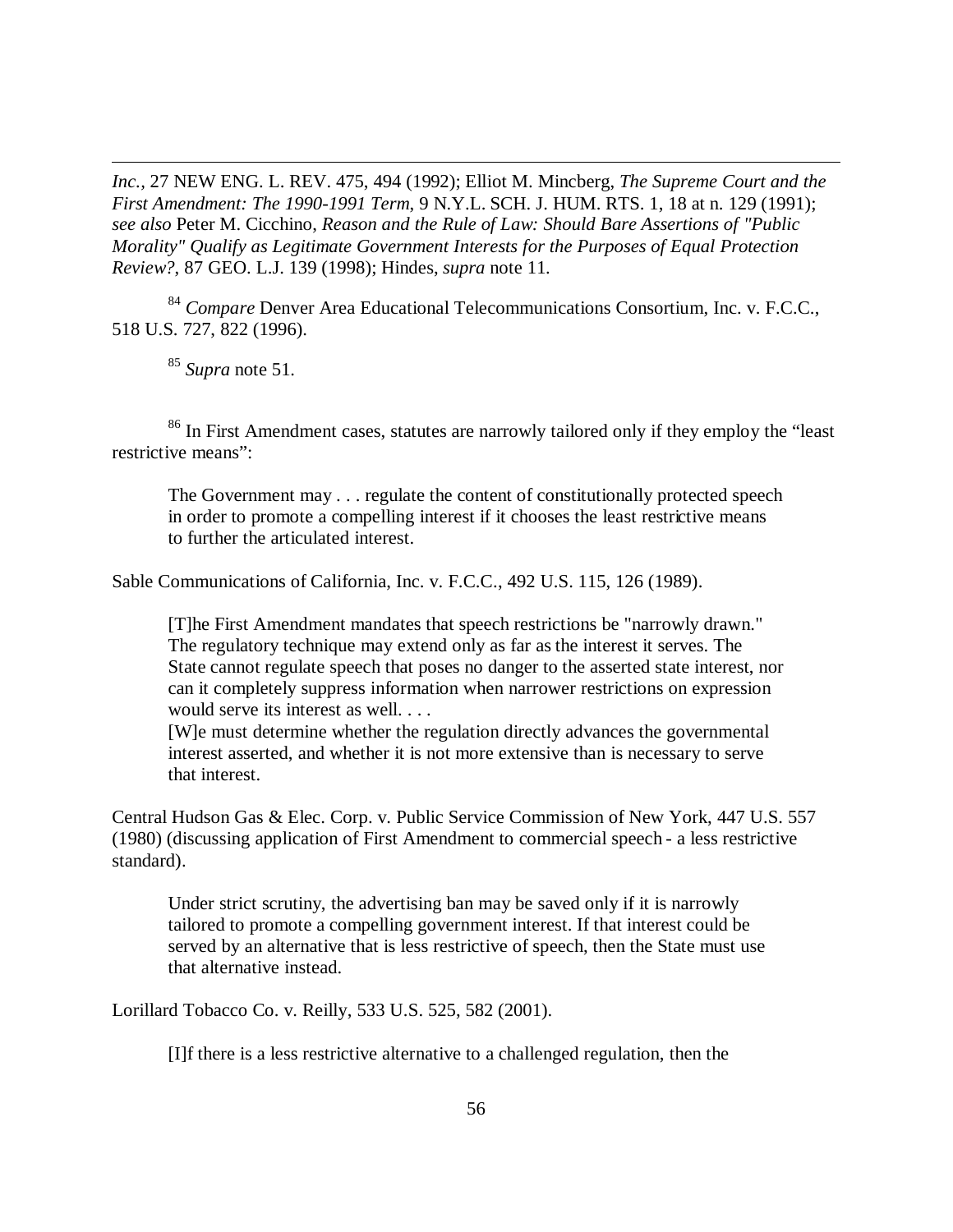*Inc.*, 27 NEW ENG. L. REV. 475, 494 (1992); Elliot M. Mincberg, *The Supreme Court and the First Amendment: The 1990-1991 Term*, 9 N.Y.L. SCH. J. HUM. RTS. 1, 18 at n. 129 (1991); *see also* Peter M. Cicchino, *Reason and the Rule of Law: Should Bare Assertions of "Public Morality" Qualify as Legitimate Government Interests for the Purposes of Equal Protection Review?*, 87 GEO. L.J. 139 (1998); Hindes, *supra* note 11.

[84] *Compare* Denver Area Educational Telecommunications Consortium, Inc. v. F.C.C., 518 U.S. 727, 822 (1996).

[85] *Supra* note 51.

[86] In First Amendment cases, statutes are narrowly tailored only if they employ the "least restrictive means":

> The Government may . . . regulate the content of constitutionally protected speech in order to promote a compelling interest if it chooses the least restrictive means to further the articulated interest.

Sable Communications of California, Inc. v. F.C.C., 492 U.S. 115, 126 (1989).

> [T]he First Amendment mandates that speech restrictions be "narrowly drawn." The regulatory technique may extend only as far as the interest it serves. The State cannot regulate speech that poses no danger to the asserted state interest, nor can it completely suppress information when narrower restrictions on expression would serve its interest as well. . . .
> [W]e must determine whether the regulation directly advances the governmental interest asserted, and whether it is not more extensive than is necessary to serve that interest.

Central Hudson Gas & Elec. Corp. v. Public Service Commission of New York, 447 U.S. 557 (1980) (discussing application of First Amendment to commercial speech - a less restrictive standard).

> Under strict scrutiny, the advertising ban may be saved only if it is narrowly tailored to promote a compelling government interest. If that interest could be served by an alternative that is less restrictive of speech, then the State must use that alternative instead.

Lorillard Tobacco Co. v. Reilly, 533 U.S. 525, 582 (2001).

> [I]f there is a less restrictive alternative to a challenged regulation, then the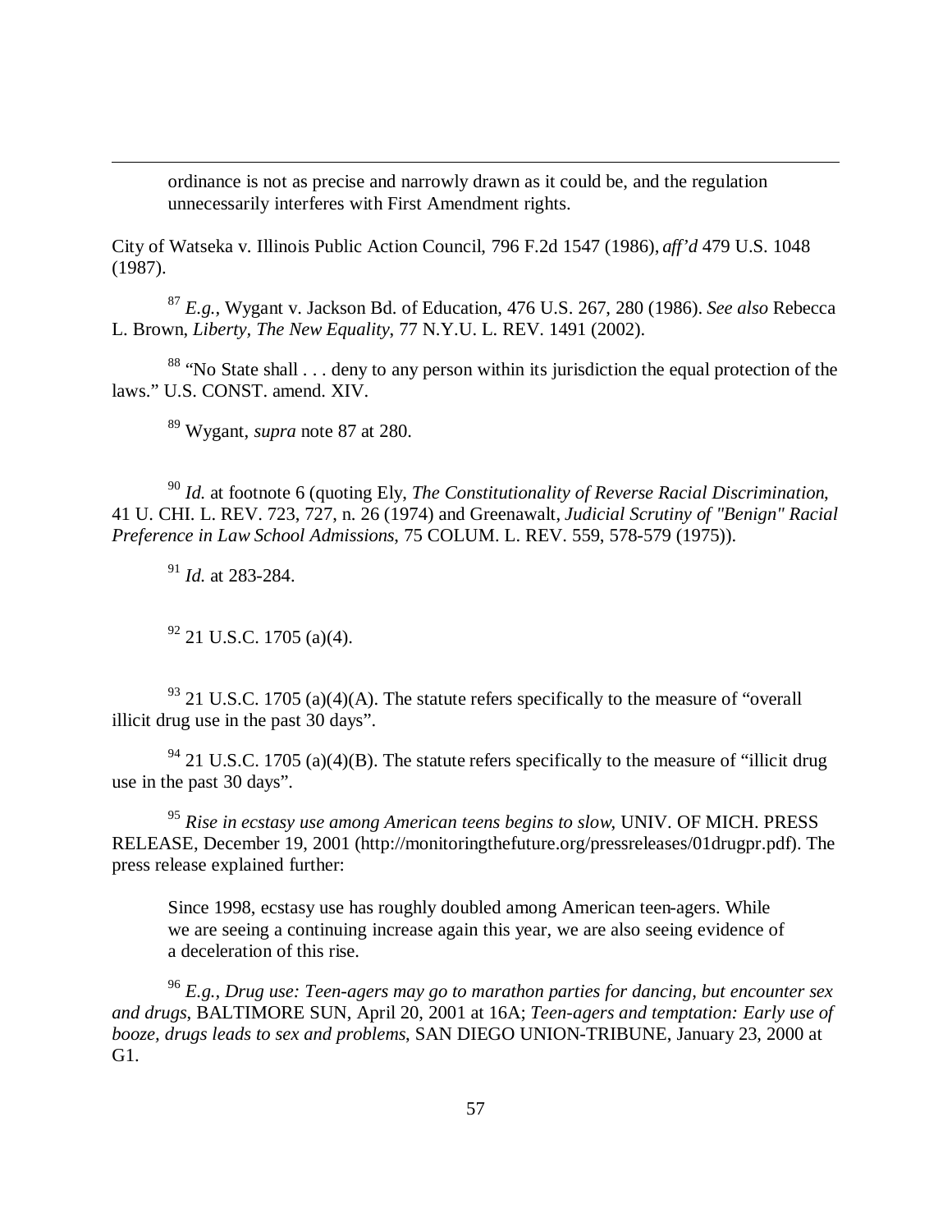> ordinance is not as precise and narrowly drawn as it could be, and the regulation unnecessarily interferes with First Amendment rights.

City of Watseka v. Illinois Public Action Council, 796 F.2d 1547 (1986), *aff'd* 479 U.S. 1048 (1987).

[87] *E.g.*, Wygant v. Jackson Bd. of Education, 476 U.S. 267, 280 (1986). *See also* Rebecca L. Brown, *Liberty, The New Equality*, 77 N.Y.U. L. REV. 1491 (2002).

[88] "No State shall . . . deny to any person within its jurisdiction the equal protection of the laws." U.S. CONST. amend. XIV.

[89] Wygant, *supra* note 87 at 280.

[90] *Id.* at footnote 6 (quoting Ely, *The Constitutionality of Reverse Racial Discrimination*, 41 U. CHI. L. REV. 723, 727, n. 26 (1974) and Greenawalt, *Judicial Scrutiny of "Benign" Racial Preference in Law School Admissions*, 75 COLUM. L. REV. 559, 578-579 (1975)).

[91] *Id.* at 283-284.

[92] 21 U.S.C. 1705 (a)(4).

[93] 21 U.S.C. 1705 (a)(4)(A). The statute refers specifically to the measure of "overall illicit drug use in the past 30 days".

[94] 21 U.S.C. 1705 (a)(4)(B). The statute refers specifically to the measure of "illicit drug use in the past 30 days".

[95] *Rise in ecstasy use among American teens begins to slow*, UNIV. OF MICH. PRESS RELEASE, December 19, 2001 (http://monitoringthefuture.org/pressreleases/01drugpr.pdf). The press release explained further:

> Since 1998, ecstasy use has roughly doubled among American teen-agers. While we are seeing a continuing increase again this year, we are also seeing evidence of a deceleration of this rise.

[96] *E.g.*, *Drug use: Teen-agers may go to marathon parties for dancing, but encounter sex and drugs*, BALTIMORE SUN, April 20, 2001 at 16A; *Teen-agers and temptation: Early use of booze, drugs leads to sex and problems*, SAN DIEGO UNION-TRIBUNE, January 23, 2000 at G1.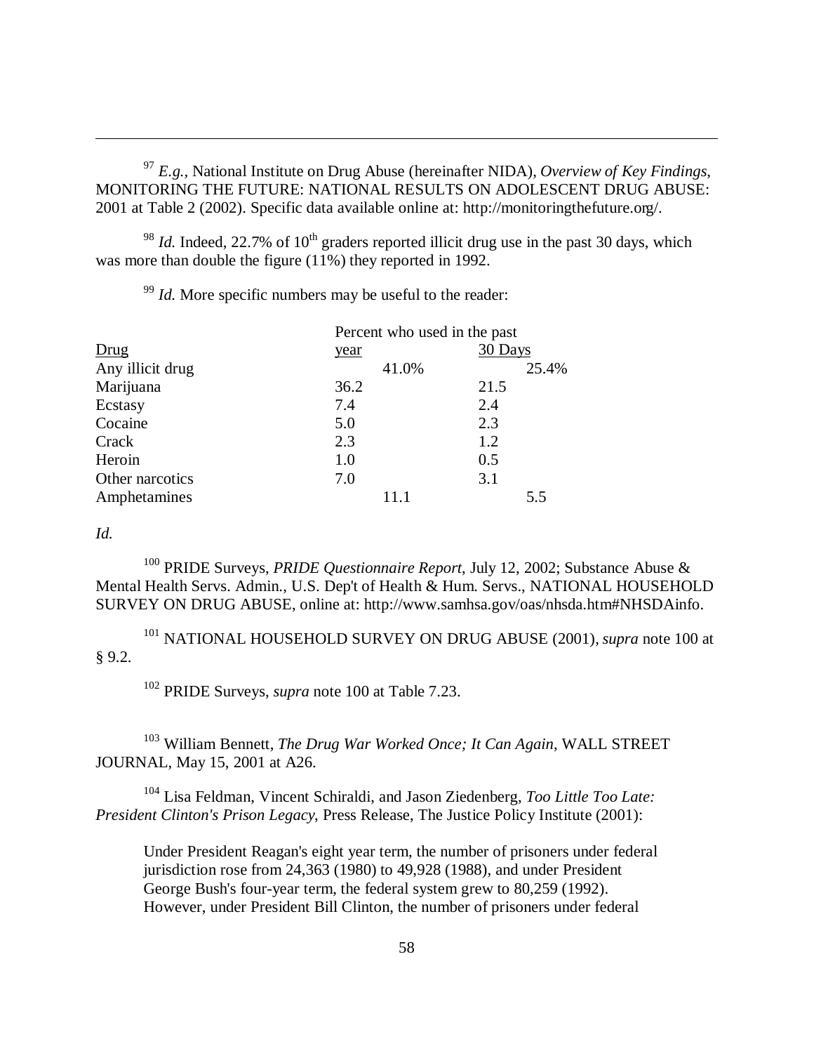[97] *E.g.*, National Institute on Drug Abuse (hereinafter NIDA), *Overview of Key Findings*, MONITORING THE FUTURE: NATIONAL RESULTS ON ADOLESCENT DRUG ABUSE: 2001 at Table 2 (2002). Specific data available online at: http://monitoringthefuture.org/.

[98] *Id.* Indeed, 22.7% of 10[th] graders reported illicit drug use in the past 30 days, which was more than double the figure (11%) they reported in 1992.

[99] *Id.* More specific numbers may be useful to the reader:

| | Percent who used in the past | |
|---|---|---|
| Drug | year | 30 Days |
| Any illicit drug | 41.0% | 25.4% |
| Marijuana | 36.2 | 21.5 |
| Ecstasy | 7.4 | 2.4 |
| Cocaine | 5.0 | 2.3 |
| Crack | 2.3 | 1.2 |
| Heroin | 1.0 | 0.5 |
| Other narcotics | 7.0 | 3.1 |
| Amphetamines | 11.1 | 5.5 |

*Id.*

[100] PRIDE Surveys, *PRIDE Questionnaire Report*, July 12, 2002; Substance Abuse & Mental Health Servs. Admin., U.S. Dep't of Health & Hum. Servs., NATIONAL HOUSEHOLD SURVEY ON DRUG ABUSE, online at: http://www.samhsa.gov/oas/nhsda.htm#NHSDAinfo.

[101] NATIONAL HOUSEHOLD SURVEY ON DRUG ABUSE (2001), *supra* note 100 at § 9.2.

[102] PRIDE Surveys, *supra* note 100 at Table 7.23.

[103] William Bennett, *The Drug War Worked Once; It Can Again*, WALL STREET JOURNAL, May 15, 2001 at A26.

[104] Lisa Feldman, Vincent Schiraldi, and Jason Ziedenberg, *Too Little Too Late: President Clinton's Prison Legacy*, Press Release, The Justice Policy Institute (2001):

> Under President Reagan's eight year term, the number of prisoners under federal jurisdiction rose from 24,363 (1980) to 49,928 (1988), and under President George Bush's four-year term, the federal system grew to 80,259 (1992). However, under President Bill Clinton, the number of prisoners under federal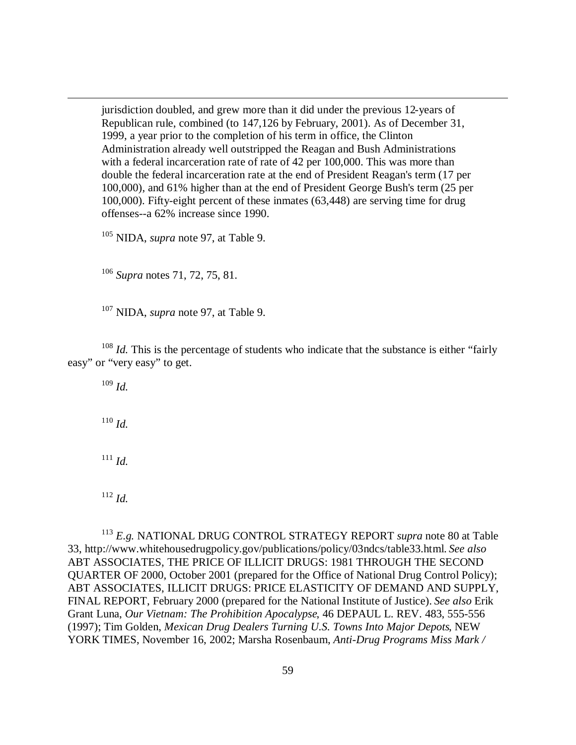jurisdiction doubled, and grew more than it did under the previous 12-years of Republican rule, combined (to 147,126 by February, 2001). As of December 31, 1999, a year prior to the completion of his term in office, the Clinton Administration already well outstripped the Reagan and Bush Administrations with a federal incarceration rate of rate of 42 per 100,000. This was more than double the federal incarceration rate at the end of President Reagan's term (17 per 100,000), and 61% higher than at the end of President George Bush's term (25 per 100,000). Fifty-eight percent of these inmates (63,448) are serving time for drug offenses--a 62% increase since 1990.

[105] NIDA, *supra* note 97, at Table 9.

[106] *Supra* notes 71, 72, 75, 81.

[107] NIDA, *supra* note 97, at Table 9.

[108] *Id.* This is the percentage of students who indicate that the substance is either "fairly easy" or "very easy" to get.

[109] *Id.*

[110] *Id.*

[111] *Id.*

[112] *Id.*

[113] *E.g.* NATIONAL DRUG CONTROL STRATEGY REPORT *supra* note 80 at Table 33, http://www.whitehousedrugpolicy.gov/publications/policy/03ndcs/table33.html. *See also* ABT ASSOCIATES, THE PRICE OF ILLICIT DRUGS: 1981 THROUGH THE SECOND QUARTER OF 2000, October 2001 (prepared for the Office of National Drug Control Policy); ABT ASSOCIATES, ILLICIT DRUGS: PRICE ELASTICITY OF DEMAND AND SUPPLY, FINAL REPORT, February 2000 (prepared for the National Institute of Justice). *See also* Erik Grant Luna, *Our Vietnam: The Prohibition Apocalypse*, 46 DEPAUL L. REV. 483, 555-556 (1997); Tim Golden, *Mexican Drug Dealers Turning U.S. Towns Into Major Depots*, NEW YORK TIMES, November 16, 2002; Marsha Rosenbaum, *Anti-Drug Programs Miss Mark /*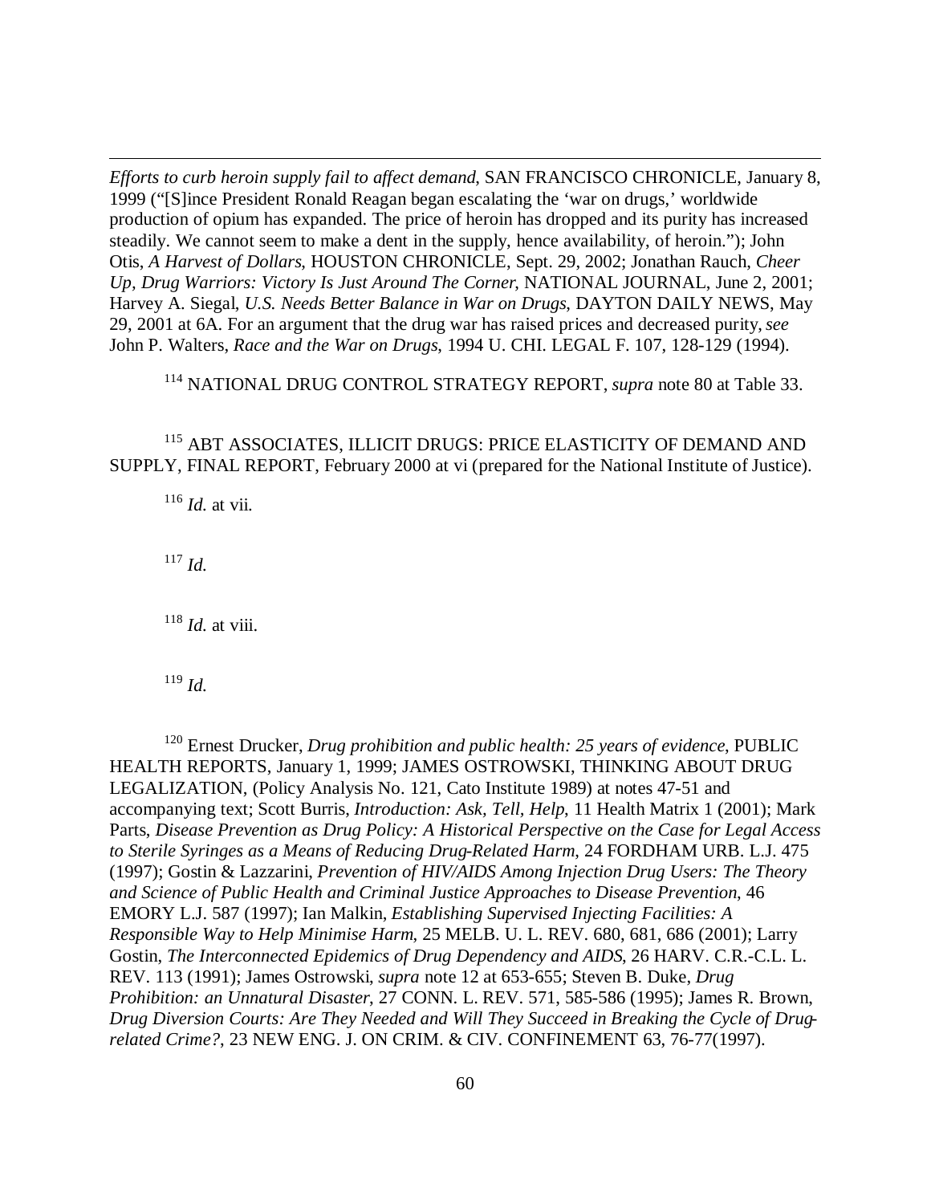*Efforts to curb heroin supply fail to affect demand*, SAN FRANCISCO CHRONICLE, January 8, 1999 ("[S]ince President Ronald Reagan began escalating the 'war on drugs,' worldwide production of opium has expanded. The price of heroin has dropped and its purity has increased steadily. We cannot seem to make a dent in the supply, hence availability, of heroin."); John Otis, *A Harvest of Dollars*, HOUSTON CHRONICLE, Sept. 29, 2002; Jonathan Rauch, *Cheer Up, Drug Warriors: Victory Is Just Around The Corner*, NATIONAL JOURNAL, June 2, 2001; Harvey A. Siegal, *U.S. Needs Better Balance in War on Drugs*, DAYTON DAILY NEWS, May 29, 2001 at 6A. For an argument that the drug war has raised prices and decreased purity, *see* John P. Walters, *Race and the War on Drugs*, 1994 U. CHI. LEGAL F. 107, 128-129 (1994).

[114] NATIONAL DRUG CONTROL STRATEGY REPORT, *supra* note 80 at Table 33.

[115] ABT ASSOCIATES, ILLICIT DRUGS: PRICE ELASTICITY OF DEMAND AND SUPPLY, FINAL REPORT, February 2000 at vi (prepared for the National Institute of Justice).

[116] *Id.* at vii.

[117] *Id.*

[118] *Id.* at viii.

[119] *Id.*

[120] Ernest Drucker, *Drug prohibition and public health: 25 years of evidence*, PUBLIC HEALTH REPORTS, January 1, 1999; JAMES OSTROWSKI, THINKING ABOUT DRUG LEGALIZATION, (Policy Analysis No. 121, Cato Institute 1989) at notes 47-51 and accompanying text; Scott Burris, *Introduction: Ask, Tell, Help*, 11 Health Matrix 1 (2001); Mark Parts, *Disease Prevention as Drug Policy: A Historical Perspective on the Case for Legal Access to Sterile Syringes as a Means of Reducing Drug-Related Harm*, 24 FORDHAM URB. L.J. 475 (1997); Gostin & Lazzarini, *Prevention of HIV/AIDS Among Injection Drug Users: The Theory and Science of Public Health and Criminal Justice Approaches to Disease Prevention*, 46 EMORY L.J. 587 (1997); Ian Malkin, *Establishing Supervised Injecting Facilities: A Responsible Way to Help Minimise Harm*, 25 MELB. U. L. REV. 680, 681, 686 (2001); Larry Gostin, *The Interconnected Epidemics of Drug Dependency and AIDS*, 26 HARV. C.R.-C.L. L. REV. 113 (1991); James Ostrowski, *supra* note 12 at 653-655; Steven B. Duke, *Drug Prohibition: an Unnatural Disaster*, 27 CONN. L. REV. 571, 585-586 (1995); James R. Brown, *Drug Diversion Courts: Are They Needed and Will They Succeed in Breaking the Cycle of Drug-related Crime?*, 23 NEW ENG. J. ON CRIM. & CIV. CONFINEMENT 63, 76-77(1997).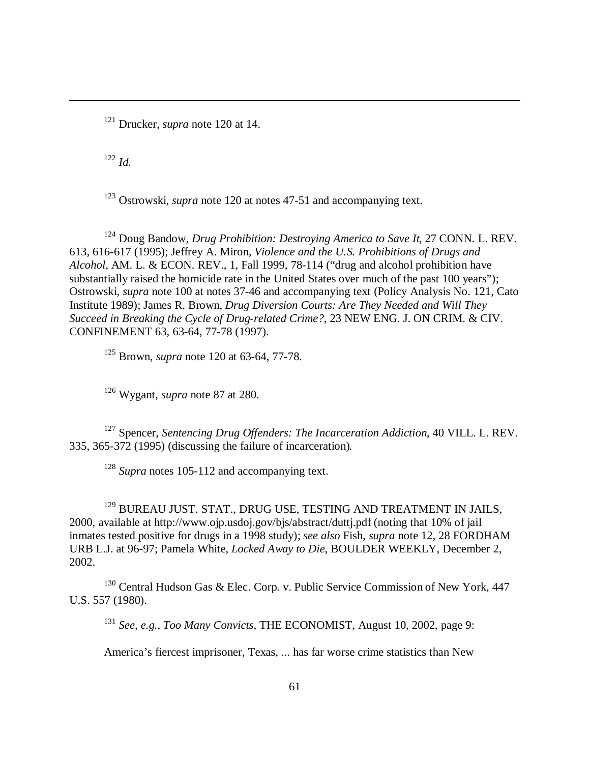[121] Drucker, *supra* note 120 at 14.

[122] *Id.*

[123] Ostrowski, *supra* note 120 at notes 47-51 and accompanying text.

[124] Doug Bandow, *Drug Prohibition: Destroying America to Save It*, 27 CONN. L. REV. 613, 616-617 (1995); Jeffrey A. Miron, *Violence and the U.S. Prohibitions of Drugs and Alcohol*, AM. L. & ECON. REV., 1, Fall 1999, 78-114 ("drug and alcohol prohibition have substantially raised the homicide rate in the United States over much of the past 100 years"); Ostrowski, *supra* note 100 at notes 37-46 and accompanying text (Policy Analysis No. 121, Cato Institute 1989); James R. Brown, *Drug Diversion Courts: Are They Needed and Will They Succeed in Breaking the Cycle of Drug-related Crime?*, 23 NEW ENG. J. ON CRIM. & CIV. CONFINEMENT 63, 63-64, 77-78 (1997).

[125] Brown, *supra* note 120 at 63-64, 77-78.

[126] Wygant, *supra* note 87 at 280.

[127] Spencer, *Sentencing Drug Offenders: The Incarceration Addiction*, 40 VILL. L. REV. 335, 365-372 (1995) (discussing the failure of incarceration).

[128] *Supra* notes 105-112 and accompanying text.

[129] BUREAU JUST. STAT., DRUG USE, TESTING AND TREATMENT IN JAILS, 2000, available at http://www.ojp.usdoj.gov/bjs/abstract/duttj.pdf (noting that 10% of jail inmates tested positive for drugs in a 1998 study); *see also* Fish, *supra* note 12, 28 FORDHAM URB L.J. at 96-97; Pamela White, *Locked Away to Die*, BOULDER WEEKLY, December 2, 2002.

[130] Central Hudson Gas & Elec. Corp. v. Public Service Commission of New York, 447 U.S. 557 (1980).

[131] *See, e.g.*, *Too Many Convicts*, THE ECONOMIST, August 10, 2002, page 9:

America's fiercest imprisoner, Texas, ... has far worse crime statistics than New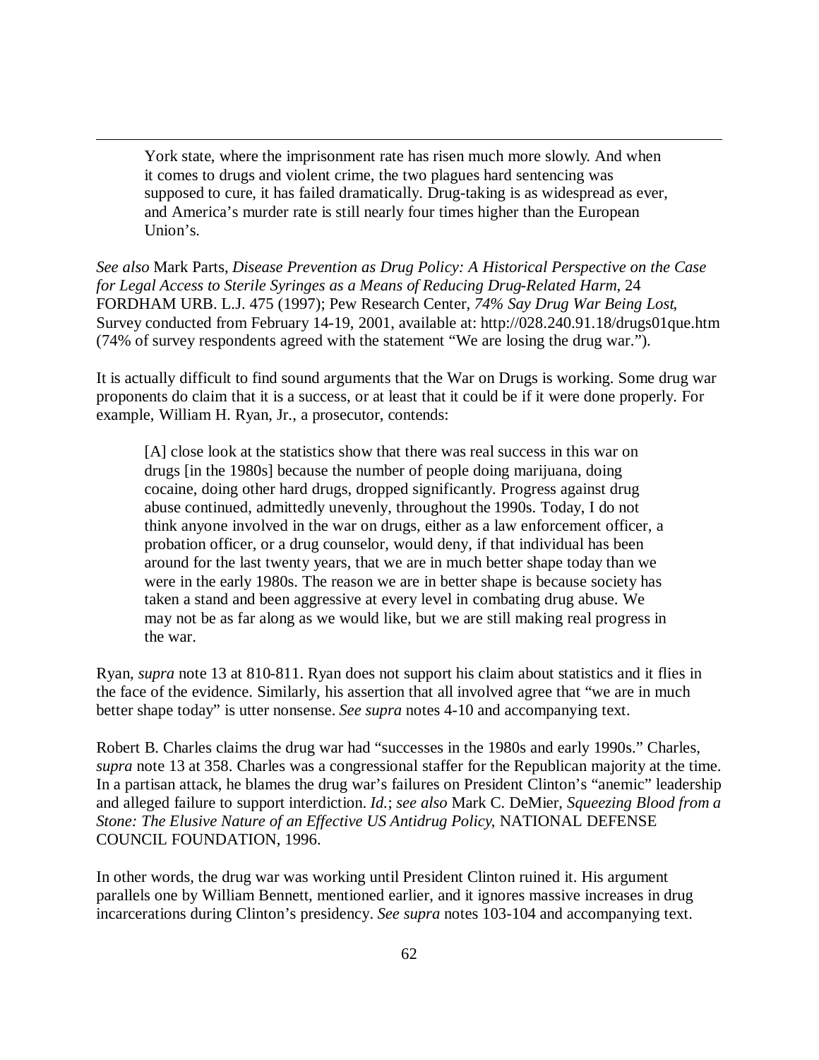> York state, where the imprisonment rate has risen much more slowly. And when it comes to drugs and violent crime, the two plagues hard sentencing was supposed to cure, it has failed dramatically. Drug-taking is as widespread as ever, and America's murder rate is still nearly four times higher than the European Union's.

*See also* Mark Parts, *Disease Prevention as Drug Policy: A Historical Perspective on the Case for Legal Access to Sterile Syringes as a Means of Reducing Drug-Related Harm*, 24 FORDHAM URB. L.J. 475 (1997); Pew Research Center, *74% Say Drug War Being Lost*, Survey conducted from February 14-19, 2001, available at: http://028.240.91.18/drugs01que.htm (74% of survey respondents agreed with the statement "We are losing the drug war.").

It is actually difficult to find sound arguments that the War on Drugs is working. Some drug war proponents do claim that it is a success, or at least that it could be if it were done properly. For example, William H. Ryan, Jr., a prosecutor, contends:

> [A] close look at the statistics show that there was real success in this war on drugs [in the 1980s] because the number of people doing marijuana, doing cocaine, doing other hard drugs, dropped significantly. Progress against drug abuse continued, admittedly unevenly, throughout the 1990s. Today, I do not think anyone involved in the war on drugs, either as a law enforcement officer, a probation officer, or a drug counselor, would deny, if that individual has been around for the last twenty years, that we are in much better shape today than we were in the early 1980s. The reason we are in better shape is because society has taken a stand and been aggressive at every level in combating drug abuse. We may not be as far along as we would like, but we are still making real progress in the war.

Ryan, *supra* note 13 at 810-811. Ryan does not support his claim about statistics and it flies in the face of the evidence. Similarly, his assertion that all involved agree that "we are in much better shape today" is utter nonsense. *See supra* notes 4-10 and accompanying text.

Robert B. Charles claims the drug war had "successes in the 1980s and early 1990s." Charles, *supra* note 13 at 358. Charles was a congressional staffer for the Republican majority at the time. In a partisan attack, he blames the drug war's failures on President Clinton's "anemic" leadership and alleged failure to support interdiction. *Id.*; *see also* Mark C. DeMier, *Squeezing Blood from a Stone: The Elusive Nature of an Effective US Antidrug Policy*, NATIONAL DEFENSE COUNCIL FOUNDATION, 1996.

In other words, the drug war was working until President Clinton ruined it. His argument parallels one by William Bennett, mentioned earlier, and it ignores massive increases in drug incarcerations during Clinton's presidency. *See supra* notes 103-104 and accompanying text.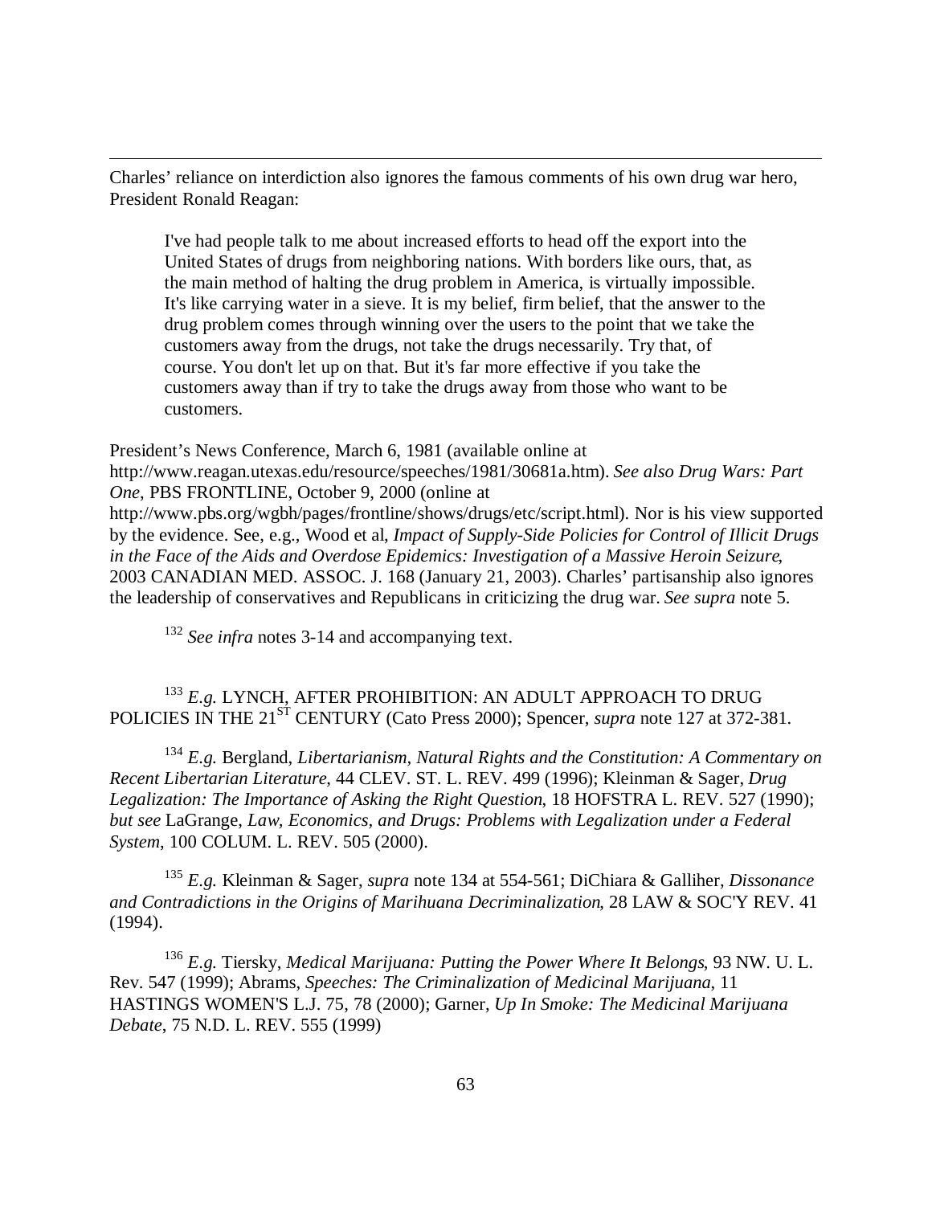Charles' reliance on interdiction also ignores the famous comments of his own drug war hero, President Ronald Reagan:

> I've had people talk to me about increased efforts to head off the export into the United States of drugs from neighboring nations. With borders like ours, that, as the main method of halting the drug problem in America, is virtually impossible. It's like carrying water in a sieve. It is my belief, firm belief, that the answer to the drug problem comes through winning over the users to the point that we take the customers away from the drugs, not take the drugs necessarily. Try that, of course. You don't let up on that. But it's far more effective if you take the customers away than if try to take the drugs away from those who want to be customers.

President's News Conference, March 6, 1981 (available online at http://www.reagan.utexas.edu/resource/speeches/1981/30681a.htm). *See also Drug Wars: Part One*, PBS FRONTLINE, October 9, 2000 (online at http://www.pbs.org/wgbh/pages/frontline/shows/drugs/etc/script.html). Nor is his view supported by the evidence. See, e.g., Wood et al, *Impact of Supply-Side Policies for Control of Illicit Drugs in the Face of the Aids and Overdose Epidemics: Investigation of a Massive Heroin Seizure*, 2003 CANADIAN MED. ASSOC. J. 168 (January 21, 2003). Charles' partisanship also ignores the leadership of conservatives and Republicans in criticizing the drug war. *See supra* note 5.

[132] *See infra* notes 3-14 and accompanying text.

[133] *E.g.* LYNCH, AFTER PROHIBITION: AN ADULT APPROACH TO DRUG POLICIES IN THE 21ST CENTURY (Cato Press 2000); Spencer, *supra* note 127 at 372-381.

[134] *E.g.* Bergland, *Libertarianism, Natural Rights and the Constitution: A Commentary on Recent Libertarian Literature*, 44 CLEV. ST. L. REV. 499 (1996); Kleinman & Sager, *Drug Legalization: The Importance of Asking the Right Question*, 18 HOFSTRA L. REV. 527 (1990); *but see* LaGrange, *Law, Economics, and Drugs: Problems with Legalization under a Federal System*, 100 COLUM. L. REV. 505 (2000).

[135] *E.g.* Kleinman & Sager, *supra* note 134 at 554-561; DiChiara & Galliher, *Dissonance and Contradictions in the Origins of Marihuana Decriminalization*, 28 LAW & SOC'Y REV. 41 (1994).

[136] *E.g.* Tiersky, *Medical Marijuana: Putting the Power Where It Belongs*, 93 NW. U. L. Rev. 547 (1999); Abrams, *Speeches: The Criminalization of Medicinal Marijuana*, 11 HASTINGS WOMEN'S L.J. 75, 78 (2000); Garner, *Up In Smoke: The Medicinal Marijuana Debate*, 75 N.D. L. REV. 555 (1999)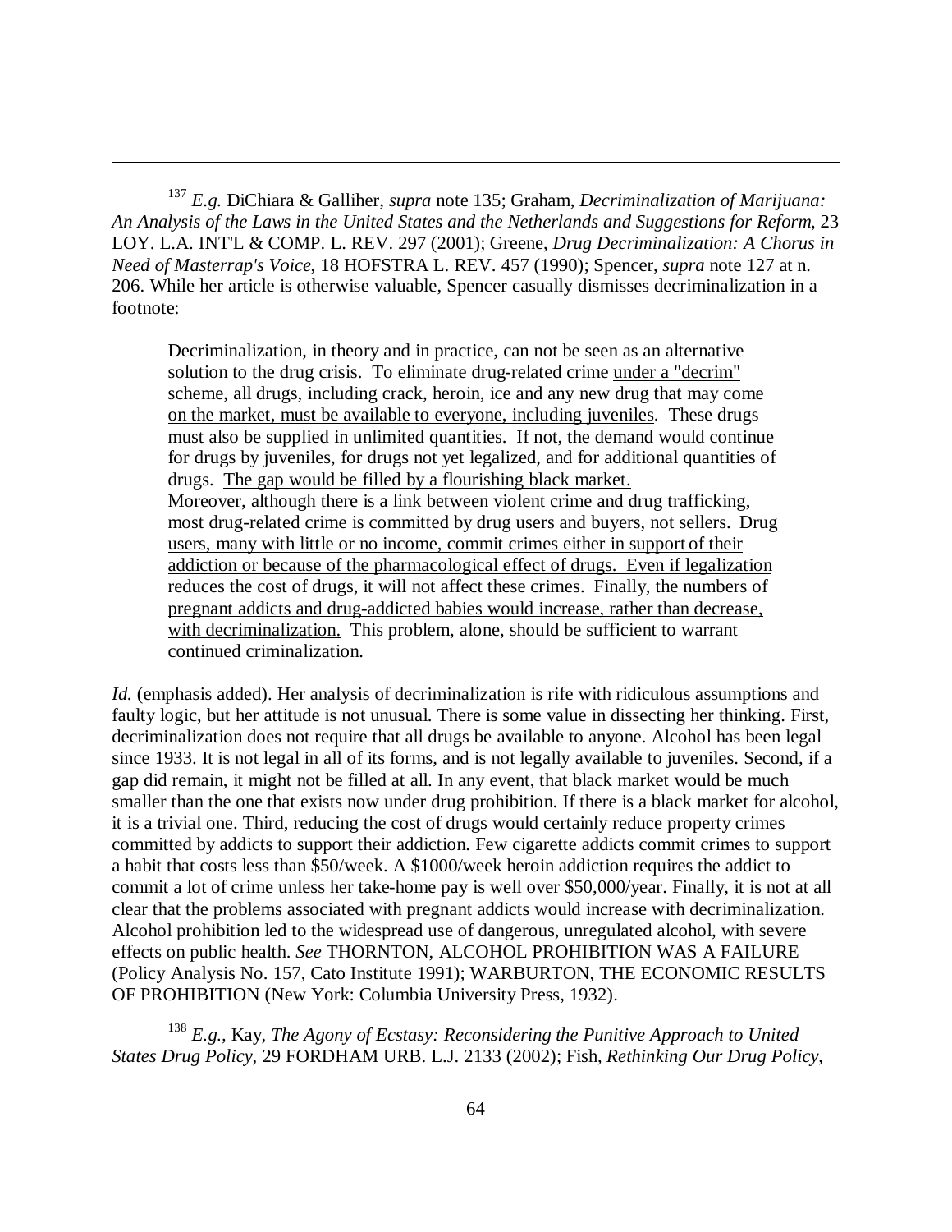[137] *E.g.* DiChiara & Galliher, *supra* note 135; Graham, *Decriminalization of Marijuana: An Analysis of the Laws in the United States and the Netherlands and Suggestions for Reform*, 23 LOY. L.A. INT'L & COMP. L. REV. 297 (2001); Greene, *Drug Decriminalization: A Chorus in Need of Masterrap's Voice*, 18 HOFSTRA L. REV. 457 (1990); Spencer, *supra* note 127 at n. 206. While her article is otherwise valuable, Spencer casually dismisses decriminalization in a footnote:

> Decriminalization, in theory and in practice, can not be seen as an alternative solution to the drug crisis. To eliminate drug-related crime <u>under a "decrim" scheme, all drugs, including crack, heroin, ice and any new drug that may come on the market, must be available to everyone, including juveniles</u>. These drugs must also be supplied in unlimited quantities. If not, the demand would continue for drugs by juveniles, for drugs not yet legalized, and for additional quantities of drugs. <u>The gap would be filled by a flourishing black market.</u> Moreover, although there is a link between violent crime and drug trafficking, most drug-related crime is committed by drug users and buyers, not sellers. <u>Drug users, many with little or no income, commit crimes either in support of their addiction or because of the pharmacological effect of drugs. Even if legalization reduces the cost of drugs, it will not affect these crimes.</u> Finally, <u>the numbers of pregnant addicts and drug-addicted babies would increase, rather than decrease, with decriminalization.</u> This problem, alone, should be sufficient to warrant continued criminalization.

*Id.* (emphasis added). Her analysis of decriminalization is rife with ridiculous assumptions and faulty logic, but her attitude is not unusual. There is some value in dissecting her thinking. First, decriminalization does not require that all drugs be available to anyone. Alcohol has been legal since 1933. It is not legal in all of its forms, and is not legally available to juveniles. Second, if a gap did remain, it might not be filled at all. In any event, that black market would be much smaller than the one that exists now under drug prohibition. If there is a black market for alcohol, it is a trivial one. Third, reducing the cost of drugs would certainly reduce property crimes committed by addicts to support their addiction. Few cigarette addicts commit crimes to support a habit that costs less than $50/week. A $1000/week heroin addiction requires the addict to commit a lot of crime unless her take-home pay is well over $50,000/year. Finally, it is not at all clear that the problems associated with pregnant addicts would increase with decriminalization. Alcohol prohibition led to the widespread use of dangerous, unregulated alcohol, with severe effects on public health. *See* THORNTON, ALCOHOL PROHIBITION WAS A FAILURE (Policy Analysis No. 157, Cato Institute 1991); WARBURTON, THE ECONOMIC RESULTS OF PROHIBITION (New York: Columbia University Press, 1932).

[138] *E.g.*, Kay, *The Agony of Ecstasy: Reconsidering the Punitive Approach to United States Drug Policy*, 29 FORDHAM URB. L.J. 2133 (2002); Fish, *Rethinking Our Drug Policy*,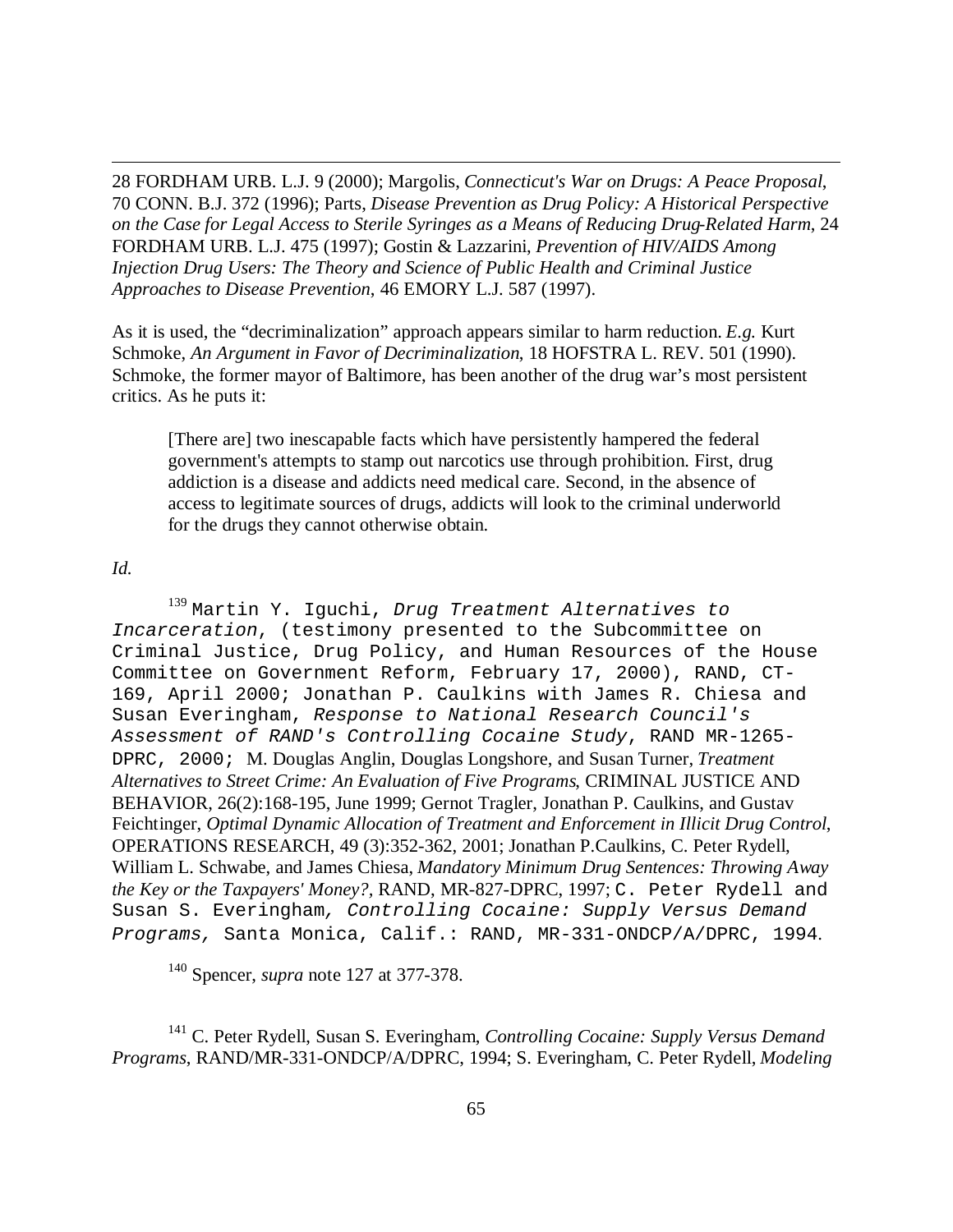28 FORDHAM URB. L.J. 9 (2000); Margolis, *Connecticut's War on Drugs: A Peace Proposal*, 70 CONN. B.J. 372 (1996); Parts, *Disease Prevention as Drug Policy: A Historical Perspective on the Case for Legal Access to Sterile Syringes as a Means of Reducing Drug-Related Harm*, 24 FORDHAM URB. L.J. 475 (1997); Gostin & Lazzarini, *Prevention of HIV/AIDS Among Injection Drug Users: The Theory and Science of Public Health and Criminal Justice Approaches to Disease Prevention*, 46 EMORY L.J. 587 (1997).

As it is used, the "decriminalization" approach appears similar to harm reduction. *E.g.* Kurt Schmoke, *An Argument in Favor of Decriminalization*, 18 HOFSTRA L. REV. 501 (1990). Schmoke, the former mayor of Baltimore, has been another of the drug war's most persistent critics. As he puts it:

> [There are] two inescapable facts which have persistently hampered the federal government's attempts to stamp out narcotics use through prohibition. First, drug addiction is a disease and addicts need medical care. Second, in the absence of access to legitimate sources of drugs, addicts will look to the criminal underworld for the drugs they cannot otherwise obtain.

*Id.*

[139] Martin Y. Iguchi, *Drug Treatment Alternatives to Incarceration*, (testimony presented to the Subcommittee on Criminal Justice, Drug Policy, and Human Resources of the House Committee on Government Reform, February 17, 2000), RAND, CT-169, April 2000; Jonathan P. Caulkins with James R. Chiesa and Susan Everingham, *Response to National Research Council's Assessment of RAND's Controlling Cocaine Study*, RAND MR-1265-DPRC, 2000; M. Douglas Anglin, Douglas Longshore, and Susan Turner, *Treatment Alternatives to Street Crime: An Evaluation of Five Programs*, CRIMINAL JUSTICE AND BEHAVIOR, 26(2):168-195, June 1999; Gernot Tragler, Jonathan P. Caulkins, and Gustav Feichtinger, *Optimal Dynamic Allocation of Treatment and Enforcement in Illicit Drug Control*, OPERATIONS RESEARCH, 49 (3):352-362, 2001; Jonathan P.Caulkins, C. Peter Rydell, William L. Schwabe, and James Chiesa, *Mandatory Minimum Drug Sentences: Throwing Away the Key or the Taxpayers' Money?*, RAND, MR-827-DPRC, 1997; C. Peter Rydell and Susan S. Everingham*, Controlling Cocaine: Supply Versus Demand Programs,* Santa Monica, Calif.: RAND, MR-331-ONDCP/A/DPRC, 1994.

[140] Spencer, *supra* note 127 at 377-378.

[141] C. Peter Rydell, Susan S. Everingham, *Controlling Cocaine: Supply Versus Demand Programs*, RAND/MR-331-ONDCP/A/DPRC, 1994; S. Everingham, C. Peter Rydell, *Modeling*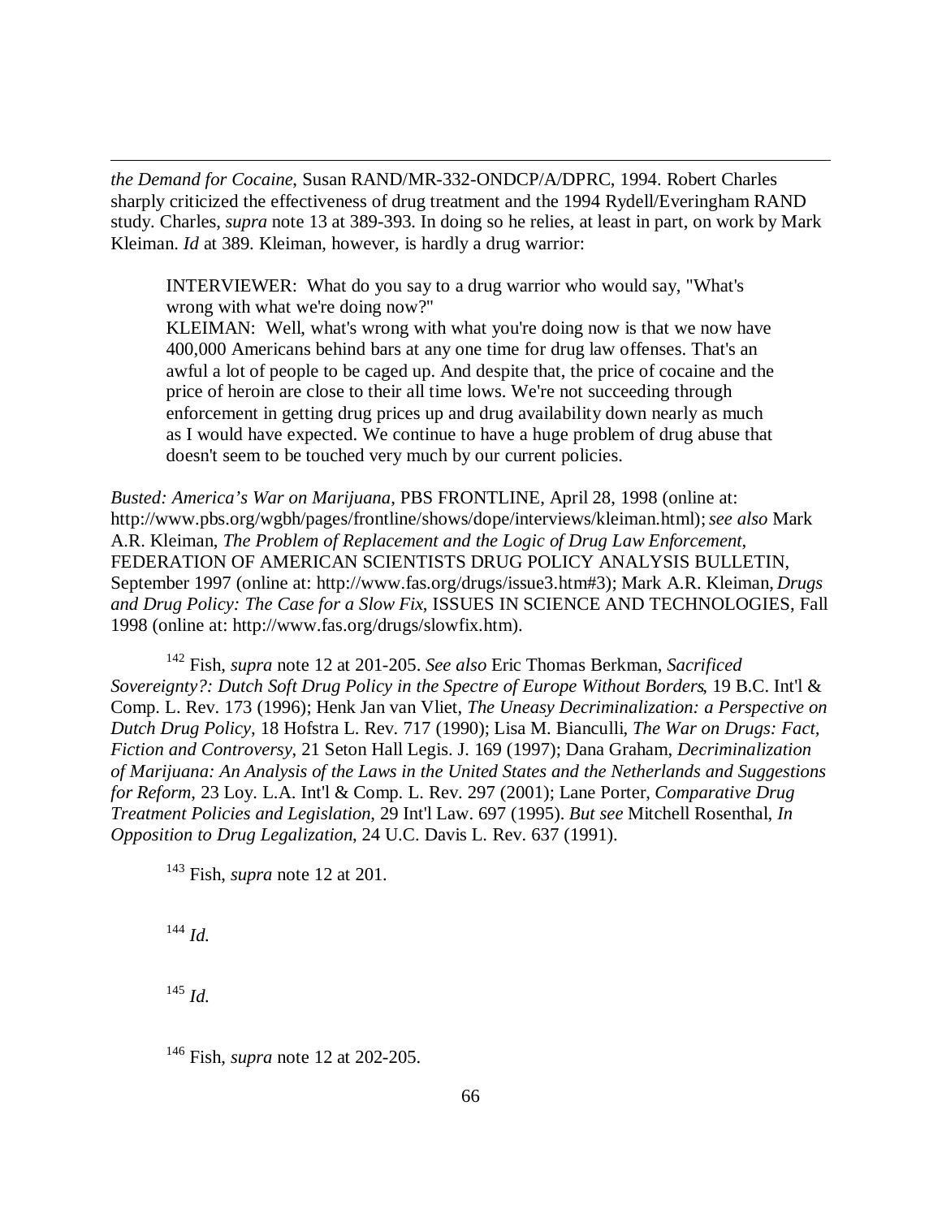*the Demand for Cocaine*, Susan RAND/MR-332-ONDCP/A/DPRC, 1994. Robert Charles sharply criticized the effectiveness of drug treatment and the 1994 Rydell/Everingham RAND study. Charles, *supra* note 13 at 389-393. In doing so he relies, at least in part, on work by Mark Kleiman. *Id* at 389. Kleiman, however, is hardly a drug warrior:

> INTERVIEWER: What do you say to a drug warrior who would say, "What's wrong with what we're doing now?"
> KLEIMAN: Well, what's wrong with what you're doing now is that we now have 400,000 Americans behind bars at any one time for drug law offenses. That's an awful a lot of people to be caged up. And despite that, the price of cocaine and the price of heroin are close to their all time lows. We're not succeeding through enforcement in getting drug prices up and drug availability down nearly as much as I would have expected. We continue to have a huge problem of drug abuse that doesn't seem to be touched very much by our current policies.

*Busted: America's War on Marijuana*, PBS FRONTLINE, April 28, 1998 (online at: http://www.pbs.org/wgbh/pages/frontline/shows/dope/interviews/kleiman.html); *see also* Mark A.R. Kleiman, *The Problem of Replacement and the Logic of Drug Law Enforcement*, FEDERATION OF AMERICAN SCIENTISTS DRUG POLICY ANALYSIS BULLETIN, September 1997 (online at: http://www.fas.org/drugs/issue3.htm#3); Mark A.R. Kleiman, *Drugs and Drug Policy: The Case for a Slow Fix*, ISSUES IN SCIENCE AND TECHNOLOGIES, Fall 1998 (online at: http://www.fas.org/drugs/slowfix.htm).

[142] Fish, *supra* note 12 at 201-205. *See also* Eric Thomas Berkman, *Sacrificed Sovereignty?: Dutch Soft Drug Policy in the Spectre of Europe Without Borders*, 19 B.C. Int'l & Comp. L. Rev. 173 (1996); Henk Jan van Vliet, *The Uneasy Decriminalization: a Perspective on Dutch Drug Policy*, 18 Hofstra L. Rev. 717 (1990); Lisa M. Bianculli, *The War on Drugs: Fact, Fiction and Controversy*, 21 Seton Hall Legis. J. 169 (1997); Dana Graham, *Decriminalization of Marijuana: An Analysis of the Laws in the United States and the Netherlands and Suggestions for Reform*, 23 Loy. L.A. Int'l & Comp. L. Rev. 297 (2001); Lane Porter, *Comparative Drug Treatment Policies and Legislation*, 29 Int'l Law. 697 (1995). *But see* Mitchell Rosenthal, *In Opposition to Drug Legalization*, 24 U.C. Davis L. Rev. 637 (1991).

[143] Fish, *supra* note 12 at 201.

[144] *Id.*

[145] *Id.*

[146] Fish, *supra* note 12 at 202-205.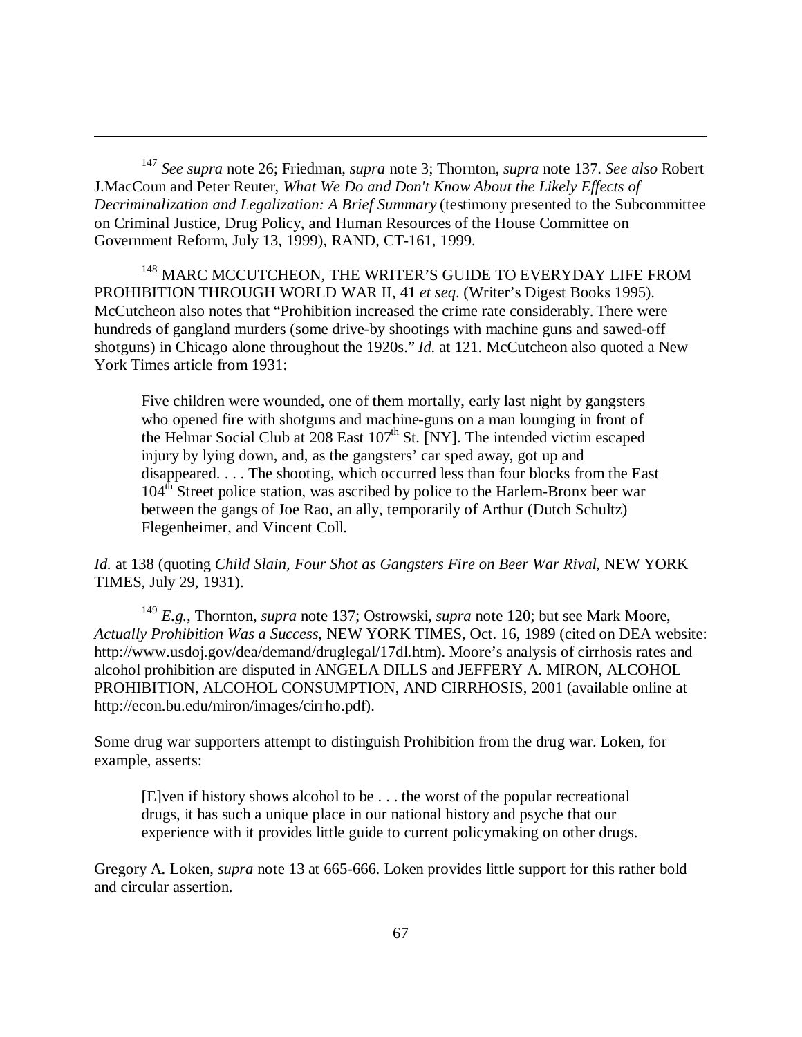---

[147] *See supra* note 26; Friedman, *supra* note 3; Thornton, *supra* note 137. *See also* Robert J.MacCoun and Peter Reuter, *What We Do and Don't Know About the Likely Effects of Decriminalization and Legalization: A Brief Summary* (testimony presented to the Subcommittee on Criminal Justice, Drug Policy, and Human Resources of the House Committee on Government Reform, July 13, 1999), RAND, CT-161, 1999.

[148] MARC MCCUTCHEON, THE WRITER'S GUIDE TO EVERYDAY LIFE FROM PROHIBITION THROUGH WORLD WAR II, 41 *et seq*. (Writer's Digest Books 1995). McCutcheon also notes that "Prohibition increased the crime rate considerably. There were hundreds of gangland murders (some drive-by shootings with machine guns and sawed-off shotguns) in Chicago alone throughout the 1920s." *Id.* at 121. McCutcheon also quoted a New York Times article from 1931:

> Five children were wounded, one of them mortally, early last night by gangsters who opened fire with shotguns and machine-guns on a man lounging in front of the Helmar Social Club at 208 East 107th St. [NY]. The intended victim escaped injury by lying down, and, as the gangsters' car sped away, got up and disappeared. . . . The shooting, which occurred less than four blocks from the East 104th Street police station, was ascribed by police to the Harlem-Bronx beer war between the gangs of Joe Rao, an ally, temporarily of Arthur (Dutch Schultz) Flegenheimer, and Vincent Coll.

*Id.* at 138 (quoting *Child Slain, Four Shot as Gangsters Fire on Beer War Rival*, NEW YORK TIMES, July 29, 1931).

[149] *E.g.*, Thornton, *supra* note 137; Ostrowski, *supra* note 120; but see Mark Moore, *Actually Prohibition Was a Success*, NEW YORK TIMES, Oct. 16, 1989 (cited on DEA website: http://www.usdoj.gov/dea/demand/druglegal/17dl.htm). Moore's analysis of cirrhosis rates and alcohol prohibition are disputed in ANGELA DILLS and JEFFERY A. MIRON, ALCOHOL PROHIBITION, ALCOHOL CONSUMPTION, AND CIRRHOSIS, 2001 (available online at http://econ.bu.edu/miron/images/cirrho.pdf).

Some drug war supporters attempt to distinguish Prohibition from the drug war. Loken, for example, asserts:

> [E]ven if history shows alcohol to be . . . the worst of the popular recreational drugs, it has such a unique place in our national history and psyche that our experience with it provides little guide to current policymaking on other drugs.

Gregory A. Loken, *supra* note 13 at 665-666. Loken provides little support for this rather bold and circular assertion.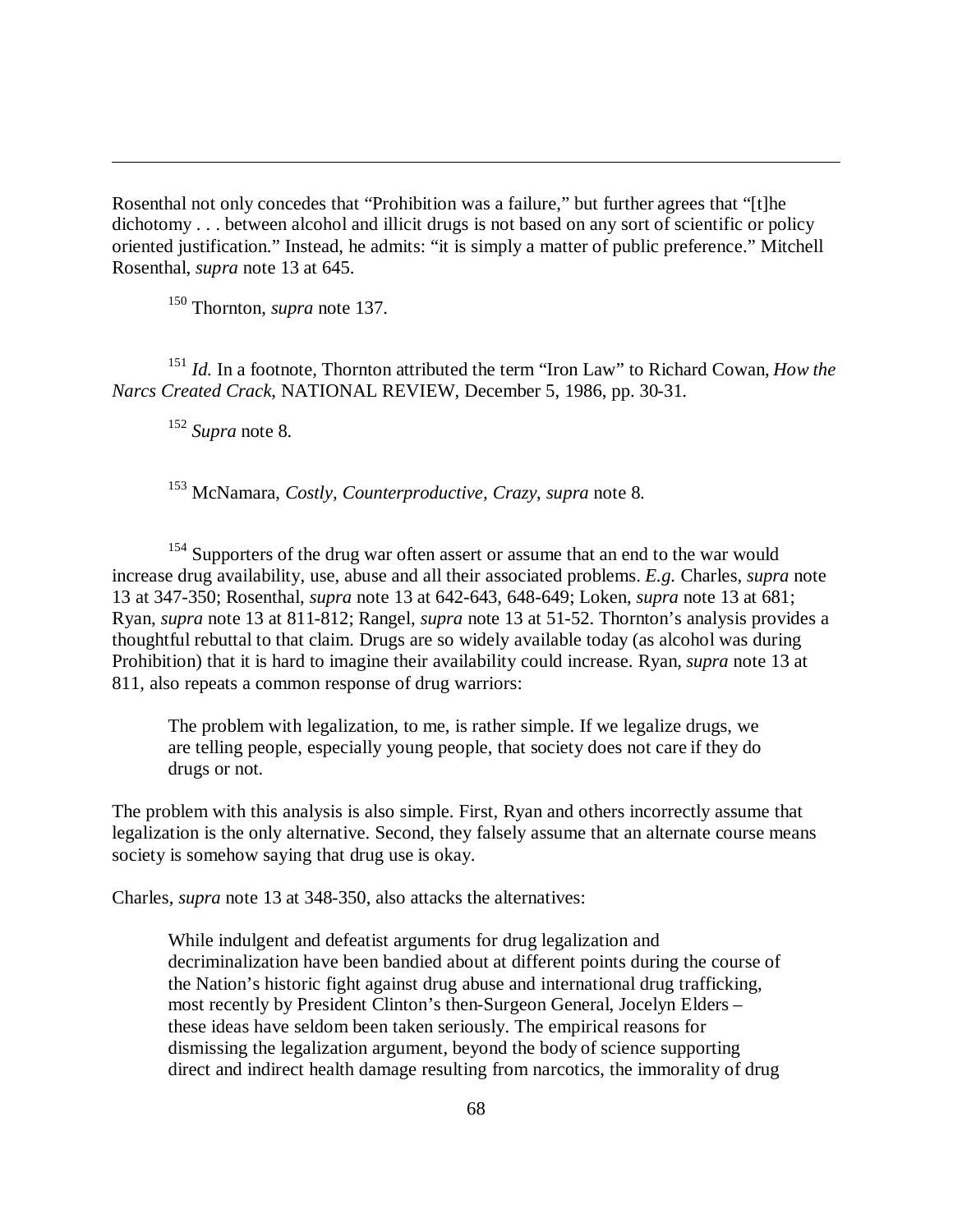Rosenthal not only concedes that "Prohibition was a failure," but further agrees that "[t]he dichotomy . . . between alcohol and illicit drugs is not based on any sort of scientific or policy oriented justification." Instead, he admits: "it is simply a matter of public preference." Mitchell Rosenthal, *supra* note 13 at 645.

[150] Thornton, *supra* note 137.

[151] *Id.* In a footnote, Thornton attributed the term "Iron Law" to Richard Cowan, *How the Narcs Created Crack*, NATIONAL REVIEW, December 5, 1986, pp. 30-31.

[152] *Supra* note 8.

[153] McNamara, *Costly, Counterproductive, Crazy*, *supra* note 8.

[154] Supporters of the drug war often assert or assume that an end to the war would increase drug availability, use, abuse and all their associated problems. *E.g.* Charles, *supra* note 13 at 347-350; Rosenthal, *supra* note 13 at 642-643, 648-649; Loken, *supra* note 13 at 681; Ryan, *supra* note 13 at 811-812; Rangel, *supra* note 13 at 51-52. Thornton's analysis provides a thoughtful rebuttal to that claim. Drugs are so widely available today (as alcohol was during Prohibition) that it is hard to imagine their availability could increase. Ryan, *supra* note 13 at 811, also repeats a common response of drug warriors:

> The problem with legalization, to me, is rather simple. If we legalize drugs, we are telling people, especially young people, that society does not care if they do drugs or not.

The problem with this analysis is also simple. First, Ryan and others incorrectly assume that legalization is the only alternative. Second, they falsely assume that an alternate course means society is somehow saying that drug use is okay.

Charles, *supra* note 13 at 348-350, also attacks the alternatives:

> While indulgent and defeatist arguments for drug legalization and decriminalization have been bandied about at different points during the course of the Nation's historic fight against drug abuse and international drug trafficking, most recently by President Clinton's then-Surgeon General, Jocelyn Elders – these ideas have seldom been taken seriously. The empirical reasons for dismissing the legalization argument, beyond the body of science supporting direct and indirect health damage resulting from narcotics, the immorality of drug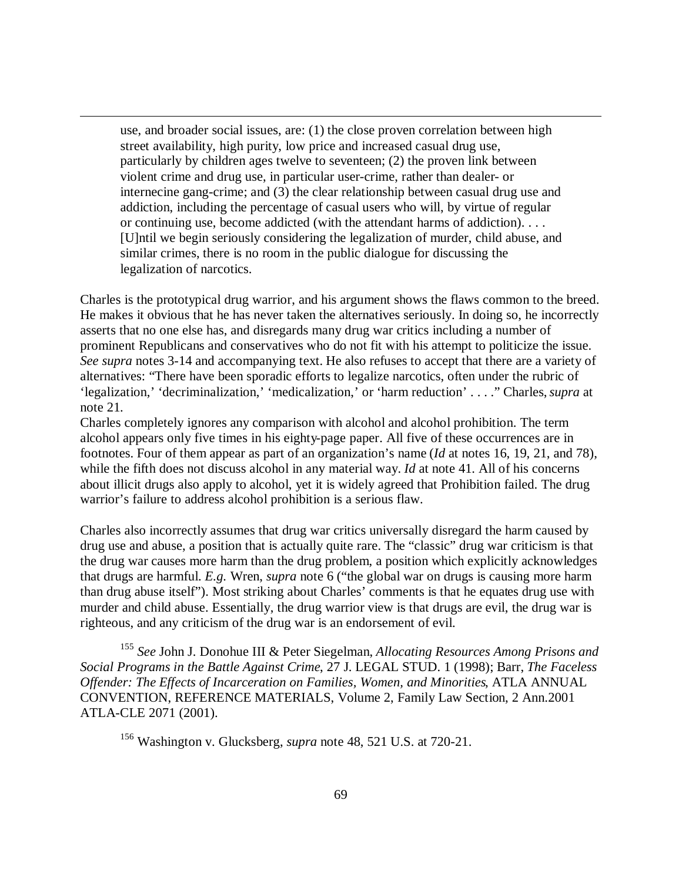> use, and broader social issues, are: (1) the close proven correlation between high street availability, high purity, low price and increased casual drug use, particularly by children ages twelve to seventeen; (2) the proven link between violent crime and drug use, in particular user-crime, rather than dealer- or internecine gang-crime; and (3) the clear relationship between casual drug use and addiction, including the percentage of casual users who will, by virtue of regular or continuing use, become addicted (with the attendant harms of addiction). . . . [U]ntil we begin seriously considering the legalization of murder, child abuse, and similar crimes, there is no room in the public dialogue for discussing the legalization of narcotics.

Charles is the prototypical drug warrior, and his argument shows the flaws common to the breed. He makes it obvious that he has never taken the alternatives seriously. In doing so, he incorrectly asserts that no one else has, and disregards many drug war critics including a number of prominent Republicans and conservatives who do not fit with his attempt to politicize the issue. *See supra* notes 3-14 and accompanying text. He also refuses to accept that there are a variety of alternatives: "There have been sporadic efforts to legalize narcotics, often under the rubric of 'legalization,' 'decriminalization,' 'medicalization,' or 'harm reduction' . . . ." Charles, *supra* at note 21.

Charles completely ignores any comparison with alcohol and alcohol prohibition. The term alcohol appears only five times in his eighty-page paper. All five of these occurrences are in footnotes. Four of them appear as part of an organization's name (*Id* at notes 16, 19, 21, and 78), while the fifth does not discuss alcohol in any material way. *Id* at note 41. All of his concerns about illicit drugs also apply to alcohol, yet it is widely agreed that Prohibition failed. The drug warrior's failure to address alcohol prohibition is a serious flaw.

Charles also incorrectly assumes that drug war critics universally disregard the harm caused by drug use and abuse, a position that is actually quite rare. The "classic" drug war criticism is that the drug war causes more harm than the drug problem, a position which explicitly acknowledges that drugs are harmful. *E.g.* Wren, *supra* note 6 ("the global war on drugs is causing more harm than drug abuse itself"). Most striking about Charles' comments is that he equates drug use with murder and child abuse. Essentially, the drug warrior view is that drugs are evil, the drug war is righteous, and any criticism of the drug war is an endorsement of evil.

[155] *See* John J. Donohue III & Peter Siegelman, *Allocating Resources Among Prisons and Social Programs in the Battle Against Crime*, 27 J. LEGAL STUD. 1 (1998); Barr, *The Faceless Offender: The Effects of Incarceration on Families, Women, and Minorities*, ATLA ANNUAL CONVENTION, REFERENCE MATERIALS, Volume 2, Family Law Section, 2 Ann.2001 ATLA-CLE 2071 (2001).

[156] Washington v. Glucksberg, *supra* note 48, 521 U.S. at 720-21.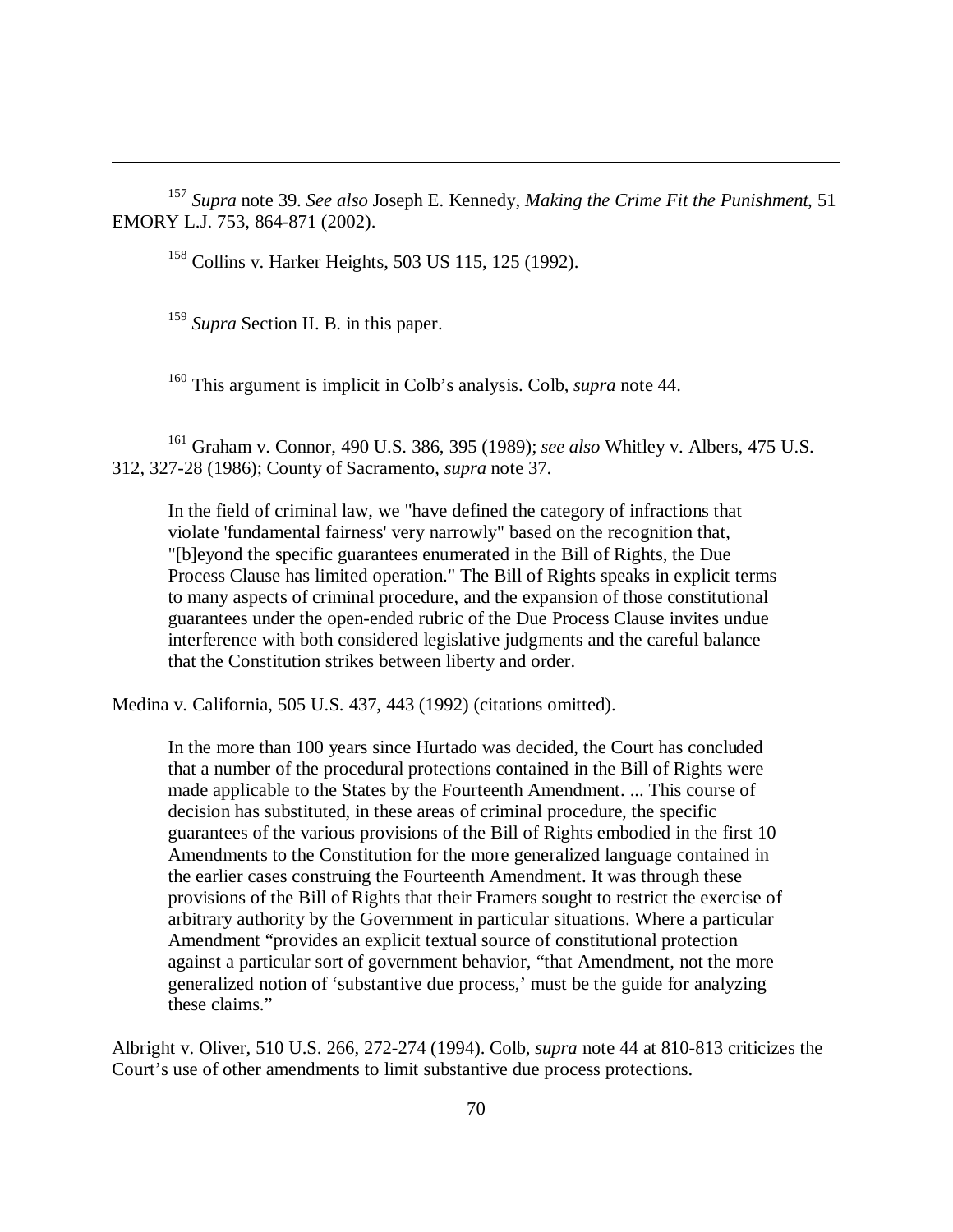[157] *Supra* note 39. *See also* Joseph E. Kennedy, *Making the Crime Fit the Punishment*, 51 EMORY L.J. 753, 864-871 (2002).

[158] Collins v. Harker Heights, 503 US 115, 125 (1992).

[159] *Supra* Section II. B. in this paper.

[160] This argument is implicit in Colb's analysis. Colb, *supra* note 44.

[161] Graham v. Connor, 490 U.S. 386, 395 (1989); *see also* Whitley v. Albers, 475 U.S. 312, 327-28 (1986); County of Sacramento, *supra* note 37.

> In the field of criminal law, we "have defined the category of infractions that violate 'fundamental fairness' very narrowly" based on the recognition that, "[b]eyond the specific guarantees enumerated in the Bill of Rights, the Due Process Clause has limited operation." The Bill of Rights speaks in explicit terms to many aspects of criminal procedure, and the expansion of those constitutional guarantees under the open-ended rubric of the Due Process Clause invites undue interference with both considered legislative judgments and the careful balance that the Constitution strikes between liberty and order.

Medina v. California, 505 U.S. 437, 443 (1992) (citations omitted).

> In the more than 100 years since Hurtado was decided, the Court has concluded that a number of the procedural protections contained in the Bill of Rights were made applicable to the States by the Fourteenth Amendment. ... This course of decision has substituted, in these areas of criminal procedure, the specific guarantees of the various provisions of the Bill of Rights embodied in the first 10 Amendments to the Constitution for the more generalized language contained in the earlier cases construing the Fourteenth Amendment. It was through these provisions of the Bill of Rights that their Framers sought to restrict the exercise of arbitrary authority by the Government in particular situations. Where a particular Amendment "provides an explicit textual source of constitutional protection against a particular sort of government behavior, "that Amendment, not the more generalized notion of 'substantive due process,' must be the guide for analyzing these claims."

Albright v. Oliver, 510 U.S. 266, 272-274 (1994). Colb, *supra* note 44 at 810-813 criticizes the Court's use of other amendments to limit substantive due process protections.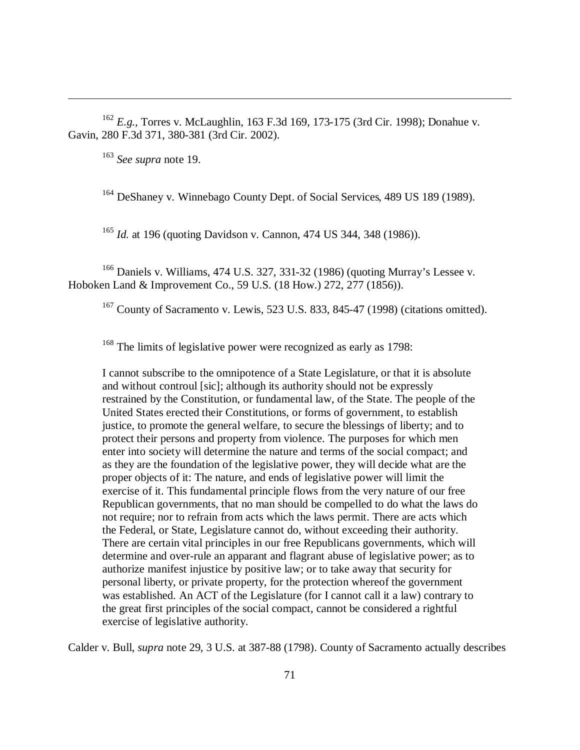---

[162] *E.g.*, Torres v. McLaughlin, 163 F.3d 169, 173-175 (3rd Cir. 1998); Donahue v. Gavin, 280 F.3d 371, 380-381 (3rd Cir. 2002).

[163] *See supra* note 19.

[164] DeShaney v. Winnebago County Dept. of Social Services, 489 US 189 (1989).

[165] *Id.* at 196 (quoting Davidson v. Cannon, 474 US 344, 348 (1986)).

[166] Daniels v. Williams, 474 U.S. 327, 331-32 (1986) (quoting Murray's Lessee v. Hoboken Land & Improvement Co., 59 U.S. (18 How.) 272, 277 (1856)).

[167] County of Sacramento v. Lewis, 523 U.S. 833, 845-47 (1998) (citations omitted).

[168] The limits of legislative power were recognized as early as 1798:

> I cannot subscribe to the omnipotence of a State Legislature, or that it is absolute and without controul [sic]; although its authority should not be expressly restrained by the Constitution, or fundamental law, of the State. The people of the United States erected their Constitutions, or forms of government, to establish justice, to promote the general welfare, to secure the blessings of liberty; and to protect their persons and property from violence. The purposes for which men enter into society will determine the nature and terms of the social compact; and as they are the foundation of the legislative power, they will decide what are the proper objects of it: The nature, and ends of legislative power will limit the exercise of it. This fundamental principle flows from the very nature of our free Republican governments, that no man should be compelled to do what the laws do not require; nor to refrain from acts which the laws permit. There are acts which the Federal, or State, Legislature cannot do, without exceeding their authority. There are certain vital principles in our free Republicans governments, which will determine and over-rule an apparant and flagrant abuse of legislative power; as to authorize manifest injustice by positive law; or to take away that security for personal liberty, or private property, for the protection whereof the government was established. An ACT of the Legislature (for I cannot call it a law) contrary to the great first principles of the social compact, cannot be considered a rightful exercise of legislative authority.

Calder v. Bull, *supra* note 29, 3 U.S. at 387-88 (1798). County of Sacramento actually describes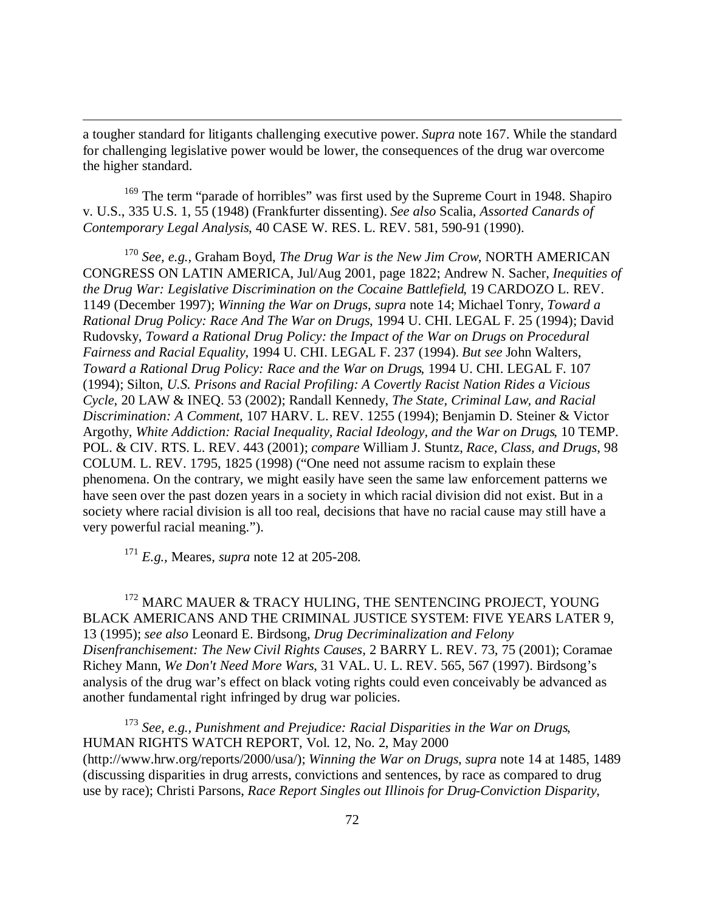a tougher standard for litigants challenging executive power. *Supra* note 167. While the standard for challenging legislative power would be lower, the consequences of the drug war overcome the higher standard.

[169] The term "parade of horribles" was first used by the Supreme Court in 1948. Shapiro v. U.S., 335 U.S. 1, 55 (1948) (Frankfurter dissenting). *See also* Scalia, *Assorted Canards of Contemporary Legal Analysis*, 40 CASE W. RES. L. REV. 581, 590-91 (1990).

[170] *See, e.g.*, Graham Boyd, *The Drug War is the New Jim Crow*, NORTH AMERICAN CONGRESS ON LATIN AMERICA, Jul/Aug 2001, page 1822; Andrew N. Sacher, *Inequities of the Drug War: Legislative Discrimination on the Cocaine Battlefield*, 19 CARDOZO L. REV. 1149 (December 1997); *Winning the War on Drugs*, *supra* note 14; Michael Tonry, *Toward a Rational Drug Policy: Race And The War on Drugs*, 1994 U. CHI. LEGAL F. 25 (1994); David Rudovsky, *Toward a Rational Drug Policy: the Impact of the War on Drugs on Procedural Fairness and Racial Equality*, 1994 U. CHI. LEGAL F. 237 (1994). *But see* John Walters, *Toward a Rational Drug Policy: Race and the War on Drugs*, 1994 U. CHI. LEGAL F. 107 (1994); Silton, *U.S. Prisons and Racial Profiling: A Covertly Racist Nation Rides a Vicious Cycle*, 20 LAW & INEQ. 53 (2002); Randall Kennedy, *The State, Criminal Law, and Racial Discrimination: A Comment*, 107 HARV. L. REV. 1255 (1994); Benjamin D. Steiner & Victor Argothy, *White Addiction: Racial Inequality, Racial Ideology, and the War on Drugs*, 10 TEMP. POL. & CIV. RTS. L. REV. 443 (2001); *compare* William J. Stuntz, *Race, Class, and Drugs*, 98 COLUM. L. REV. 1795, 1825 (1998) ("One need not assume racism to explain these phenomena. On the contrary, we might easily have seen the same law enforcement patterns we have seen over the past dozen years in a society in which racial division did not exist. But in a society where racial division is all too real, decisions that have no racial cause may still have a very powerful racial meaning.").

[171] *E.g.*, Meares, *supra* note 12 at 205-208.

[172] MARC MAUER & TRACY HULING, THE SENTENCING PROJECT, YOUNG BLACK AMERICANS AND THE CRIMINAL JUSTICE SYSTEM: FIVE YEARS LATER 9, 13 (1995); *see also* Leonard E. Birdsong, *Drug Decriminalization and Felony Disenfranchisement: The New Civil Rights Causes*, 2 BARRY L. REV. 73, 75 (2001); Coramae Richey Mann, *We Don't Need More Wars*, 31 VAL. U. L. REV. 565, 567 (1997). Birdsong's analysis of the drug war's effect on black voting rights could even conceivably be advanced as another fundamental right infringed by drug war policies.

[173] *See, e.g.*, *Punishment and Prejudice: Racial Disparities in the War on Drugs*, HUMAN RIGHTS WATCH REPORT, Vol. 12, No. 2, May 2000 (http://www.hrw.org/reports/2000/usa/); *Winning the War on Drugs*, *supra* note 14 at 1485, 1489 (discussing disparities in drug arrests, convictions and sentences, by race as compared to drug use by race); Christi Parsons, *Race Report Singles out Illinois for Drug-Conviction Disparity*,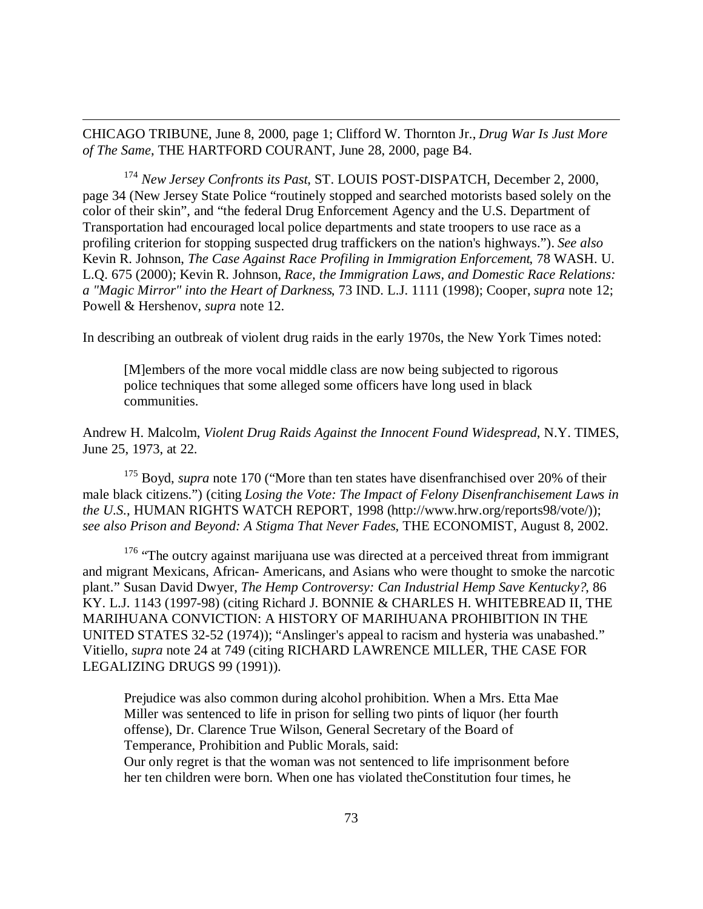CHICAGO TRIBUNE, June 8, 2000, page 1; Clifford W. Thornton Jr., *Drug War Is Just More of The Same*, THE HARTFORD COURANT, June 28, 2000, page B4.

[174] *New Jersey Confronts its Past*, ST. LOUIS POST-DISPATCH, December 2, 2000, page 34 (New Jersey State Police "routinely stopped and searched motorists based solely on the color of their skin", and "the federal Drug Enforcement Agency and the U.S. Department of Transportation had encouraged local police departments and state troopers to use race as a profiling criterion for stopping suspected drug traffickers on the nation's highways."). *See also* Kevin R. Johnson, *The Case Against Race Profiling in Immigration Enforcement*, 78 WASH. U. L.Q. 675 (2000); Kevin R. Johnson, *Race, the Immigration Laws, and Domestic Race Relations: a "Magic Mirror" into the Heart of Darkness*, 73 IND. L.J. 1111 (1998); Cooper, *supra* note 12; Powell & Hershenov, *supra* note 12.

In describing an outbreak of violent drug raids in the early 1970s, the New York Times noted:

> [M]embers of the more vocal middle class are now being subjected to rigorous police techniques that some alleged some officers have long used in black communities.

Andrew H. Malcolm, *Violent Drug Raids Against the Innocent Found Widespread*, N.Y. TIMES, June 25, 1973, at 22.

[175] Boyd, *supra* note 170 ("More than ten states have disenfranchised over 20% of their male black citizens.") (citing *Losing the Vote: The Impact of Felony Disenfranchisement Laws in the U.S.*, HUMAN RIGHTS WATCH REPORT, 1998 (http://www.hrw.org/reports98/vote/)); *see also Prison and Beyond: A Stigma That Never Fades*, THE ECONOMIST, August 8, 2002.

[176] "The outcry against marijuana use was directed at a perceived threat from immigrant and migrant Mexicans, African- Americans, and Asians who were thought to smoke the narcotic plant." Susan David Dwyer, *The Hemp Controversy: Can Industrial Hemp Save Kentucky?*, 86 KY. L.J. 1143 (1997-98) (citing Richard J. BONNIE & CHARLES H. WHITEBREAD II, THE MARIHUANA CONVICTION: A HISTORY OF MARIHUANA PROHIBITION IN THE UNITED STATES 32-52 (1974)); "Anslinger's appeal to racism and hysteria was unabashed." Vitiello, *supra* note 24 at 749 (citing RICHARD LAWRENCE MILLER, THE CASE FOR LEGALIZING DRUGS 99 (1991)).

> Prejudice was also common during alcohol prohibition. When a Mrs. Etta Mae Miller was sentenced to life in prison for selling two pints of liquor (her fourth offense), Dr. Clarence True Wilson, General Secretary of the Board of Temperance, Prohibition and Public Morals, said:
> Our only regret is that the woman was not sentenced to life imprisonment before her ten children were born. When one has violated theConstitution four times, he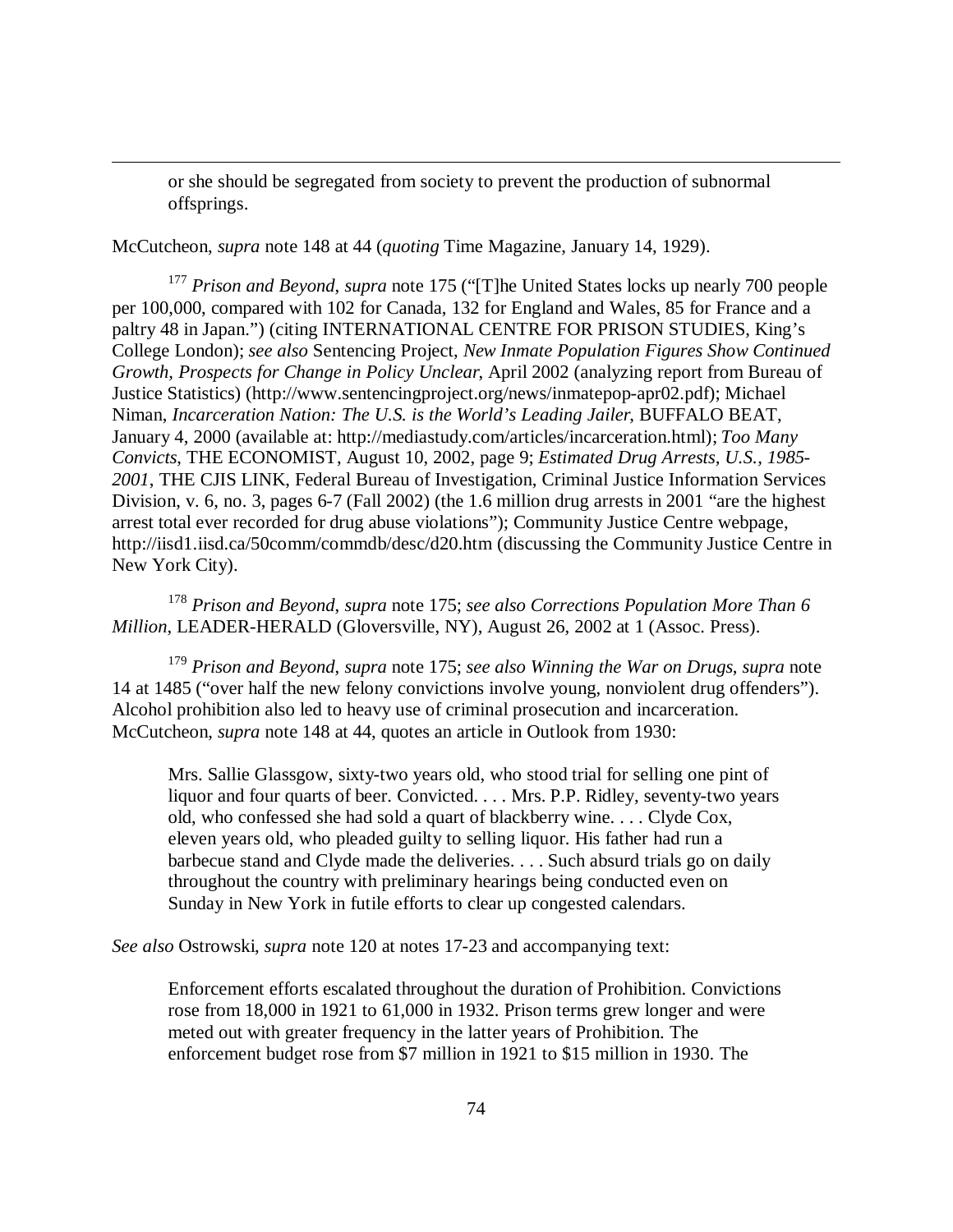> or she should be segregated from society to prevent the production of subnormal offsprings.

McCutcheon, *supra* note 148 at 44 (*quoting* Time Magazine, January 14, 1929).

[177] *Prison and Beyond*, *supra* note 175 ("[T]he United States locks up nearly 700 people per 100,000, compared with 102 for Canada, 132 for England and Wales, 85 for France and a paltry 48 in Japan.") (citing INTERNATIONAL CENTRE FOR PRISON STUDIES, King's College London); *see also* Sentencing Project, *New Inmate Population Figures Show Continued Growth, Prospects for Change in Policy Unclear*, April 2002 (analyzing report from Bureau of Justice Statistics) (http://www.sentencingproject.org/news/inmatepop-apr02.pdf); Michael Niman, *Incarceration Nation: The U.S. is the World's Leading Jailer*, BUFFALO BEAT, January 4, 2000 (available at: http://mediastudy.com/articles/incarceration.html); *Too Many Convicts*, THE ECONOMIST, August 10, 2002, page 9; *Estimated Drug Arrests, U.S., 1985-2001*, THE CJIS LINK, Federal Bureau of Investigation, Criminal Justice Information Services Division, v. 6, no. 3, pages 6-7 (Fall 2002) (the 1.6 million drug arrests in 2001 "are the highest arrest total ever recorded for drug abuse violations"); Community Justice Centre webpage, http://iisd1.iisd.ca/50comm/commdb/desc/d20.htm (discussing the Community Justice Centre in New York City).

[178] *Prison and Beyond*, *supra* note 175; *see also Corrections Population More Than 6 Million*, LEADER-HERALD (Gloversville, NY), August 26, 2002 at 1 (Assoc. Press).

[179] *Prison and Beyond*, *supra* note 175; *see also Winning the War on Drugs*, *supra* note 14 at 1485 ("over half the new felony convictions involve young, nonviolent drug offenders"). Alcohol prohibition also led to heavy use of criminal prosecution and incarceration. McCutcheon, *supra* note 148 at 44, quotes an article in Outlook from 1930:

> Mrs. Sallie Glassgow, sixty-two years old, who stood trial for selling one pint of liquor and four quarts of beer. Convicted. . . . Mrs. P.P. Ridley, seventy-two years old, who confessed she had sold a quart of blackberry wine. . . . Clyde Cox, eleven years old, who pleaded guilty to selling liquor. His father had run a barbecue stand and Clyde made the deliveries. . . . Such absurd trials go on daily throughout the country with preliminary hearings being conducted even on Sunday in New York in futile efforts to clear up congested calendars.

*See also* Ostrowski, *supra* note 120 at notes 17-23 and accompanying text:

> Enforcement efforts escalated throughout the duration of Prohibition. Convictions rose from 18,000 in 1921 to 61,000 in 1932. Prison terms grew longer and were meted out with greater frequency in the latter years of Prohibition. The enforcement budget rose from $7 million in 1921 to $15 million in 1930. The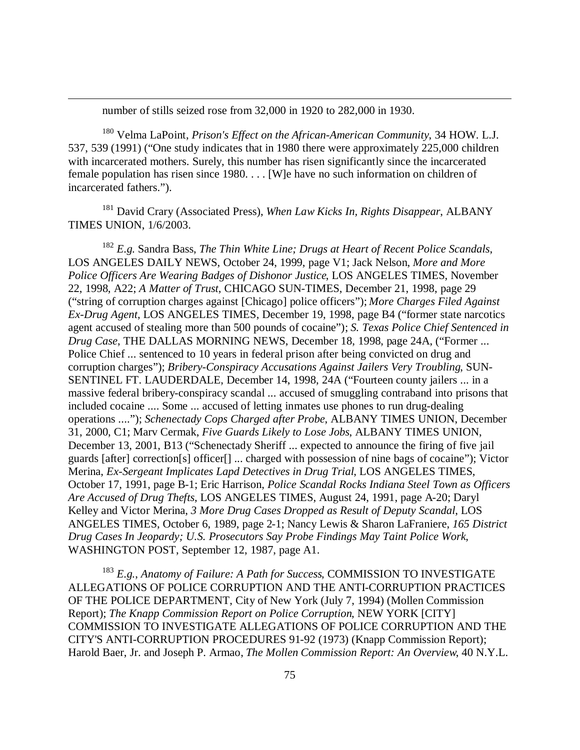number of stills seized rose from 32,000 in 1920 to 282,000 in 1930.

[180] Velma LaPoint, *Prison's Effect on the African-American Community*, 34 HOW. L.J. 537, 539 (1991) ("One study indicates that in 1980 there were approximately 225,000 children with incarcerated mothers. Surely, this number has risen significantly since the incarcerated female population has risen since 1980. . . . [W]e have no such information on children of incarcerated fathers.").

[181] David Crary (Associated Press), *When Law Kicks In, Rights Disappear*, ALBANY TIMES UNION, 1/6/2003.

[182] *E.g.* Sandra Bass, *The Thin White Line; Drugs at Heart of Recent Police Scandals*, LOS ANGELES DAILY NEWS, October 24, 1999, page V1; Jack Nelson, *More and More Police Officers Are Wearing Badges of Dishonor Justice*, LOS ANGELES TIMES, November 22, 1998, A22; *A Matter of Trust*, CHICAGO SUN-TIMES, December 21, 1998, page 29 ("string of corruption charges against [Chicago] police officers"); *More Charges Filed Against Ex-Drug Agent*, LOS ANGELES TIMES, December 19, 1998, page B4 ("former state narcotics agent accused of stealing more than 500 pounds of cocaine"); *S. Texas Police Chief Sentenced in Drug Case*, THE DALLAS MORNING NEWS, December 18, 1998, page 24A, ("Former ... Police Chief ... sentenced to 10 years in federal prison after being convicted on drug and corruption charges"); *Bribery-Conspiracy Accusations Against Jailers Very Troubling*, SUN-SENTINEL FT. LAUDERDALE, December 14, 1998, 24A ("Fourteen county jailers ... in a massive federal bribery-conspiracy scandal ... accused of smuggling contraband into prisons that included cocaine .... Some ... accused of letting inmates use phones to run drug-dealing operations ...."); *Schenectady Cops Charged after Probe*, ALBANY TIMES UNION, December 31, 2000, C1; Marv Cermak, *Five Guards Likely to Lose Jobs*, ALBANY TIMES UNION, December 13, 2001, B13 ("Schenectady Sheriff ... expected to announce the firing of five jail guards [after] correction[s] officer[] ... charged with possession of nine bags of cocaine"); Victor Merina, *Ex-Sergeant Implicates Lapd Detectives in Drug Trial*, LOS ANGELES TIMES, October 17, 1991, page B-1; Eric Harrison, *Police Scandal Rocks Indiana Steel Town as Officers Are Accused of Drug Thefts*, LOS ANGELES TIMES, August 24, 1991, page A-20; Daryl Kelley and Victor Merina, *3 More Drug Cases Dropped as Result of Deputy Scandal*, LOS ANGELES TIMES, October 6, 1989, page 2-1; Nancy Lewis & Sharon LaFraniere, *165 District Drug Cases In Jeopardy; U.S. Prosecutors Say Probe Findings May Taint Police Work*, WASHINGTON POST, September 12, 1987, page A1.

[183] *E.g.*, *Anatomy of Failure: A Path for Success*, COMMISSION TO INVESTIGATE ALLEGATIONS OF POLICE CORRUPTION AND THE ANTI-CORRUPTION PRACTICES OF THE POLICE DEPARTMENT, City of New York (July 7, 1994) (Mollen Commission Report); *The Knapp Commission Report on Police Corruption*, NEW YORK [CITY] COMMISSION TO INVESTIGATE ALLEGATIONS OF POLICE CORRUPTION AND THE CITY'S ANTI-CORRUPTION PROCEDURES 91-92 (1973) (Knapp Commission Report); Harold Baer, Jr. and Joseph P. Armao, *The Mollen Commission Report: An Overview*, 40 N.Y.L.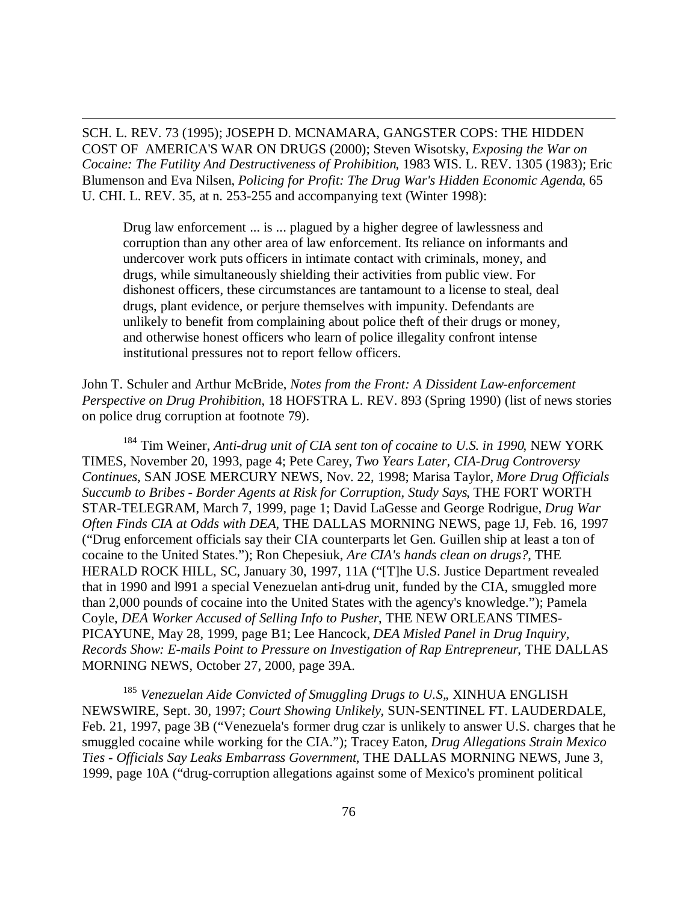SCH. L. REV. 73 (1995); JOSEPH D. MCNAMARA, GANGSTER COPS: THE HIDDEN COST OF AMERICA'S WAR ON DRUGS (2000); Steven Wisotsky, *Exposing the War on Cocaine: The Futility And Destructiveness of Prohibition*, 1983 WIS. L. REV. 1305 (1983); Eric Blumenson and Eva Nilsen, *Policing for Profit: The Drug War's Hidden Economic Agenda*, 65 U. CHI. L. REV. 35, at n. 253-255 and accompanying text (Winter 1998):

> Drug law enforcement ... is ... plagued by a higher degree of lawlessness and corruption than any other area of law enforcement. Its reliance on informants and undercover work puts officers in intimate contact with criminals, money, and drugs, while simultaneously shielding their activities from public view. For dishonest officers, these circumstances are tantamount to a license to steal, deal drugs, plant evidence, or perjure themselves with impunity. Defendants are unlikely to benefit from complaining about police theft of their drugs or money, and otherwise honest officers who learn of police illegality confront intense institutional pressures not to report fellow officers.

John T. Schuler and Arthur McBride, *Notes from the Front: A Dissident Law-enforcement Perspective on Drug Prohibition*, 18 HOFSTRA L. REV. 893 (Spring 1990) (list of news stories on police drug corruption at footnote 79).

[184] Tim Weiner, *Anti-drug unit of CIA sent ton of cocaine to U.S. in 1990*, NEW YORK TIMES, November 20, 1993, page 4; Pete Carey, *Two Years Later, CIA-Drug Controversy Continues*, SAN JOSE MERCURY NEWS, Nov. 22, 1998; Marisa Taylor, *More Drug Officials Succumb to Bribes - Border Agents at Risk for Corruption, Study Says*, THE FORT WORTH STAR-TELEGRAM, March 7, 1999, page 1; David LaGesse and George Rodrigue, *Drug War Often Finds CIA at Odds with DEA*, THE DALLAS MORNING NEWS, page 1J, Feb. 16, 1997 ("Drug enforcement officials say their CIA counterparts let Gen. Guillen ship at least a ton of cocaine to the United States."); Ron Chepesiuk, *Are CIA's hands clean on drugs?*, THE HERALD ROCK HILL, SC, January 30, 1997, 11A ("[T]he U.S. Justice Department revealed that in 1990 and l991 a special Venezuelan anti-drug unit, funded by the CIA, smuggled more than 2,000 pounds of cocaine into the United States with the agency's knowledge."); Pamela Coyle, *DEA Worker Accused of Selling Info to Pusher*, THE NEW ORLEANS TIMES-PICAYUNE, May 28, 1999, page B1; Lee Hancock, *DEA Misled Panel in Drug Inquiry, Records Show: E-mails Point to Pressure on Investigation of Rap Entrepreneur*, THE DALLAS MORNING NEWS, October 27, 2000, page 39A.

[185] *Venezuelan Aide Convicted of Smuggling Drugs to U.S,*, XINHUA ENGLISH NEWSWIRE, Sept. 30, 1997; *Court Showing Unlikely*, SUN-SENTINEL FT. LAUDERDALE, Feb. 21, 1997, page 3B ("Venezuela's former drug czar is unlikely to answer U.S. charges that he smuggled cocaine while working for the CIA."); Tracey Eaton, *Drug Allegations Strain Mexico Ties - Officials Say Leaks Embarrass Government*, THE DALLAS MORNING NEWS, June 3, 1999, page 10A ("drug-corruption allegations against some of Mexico's prominent political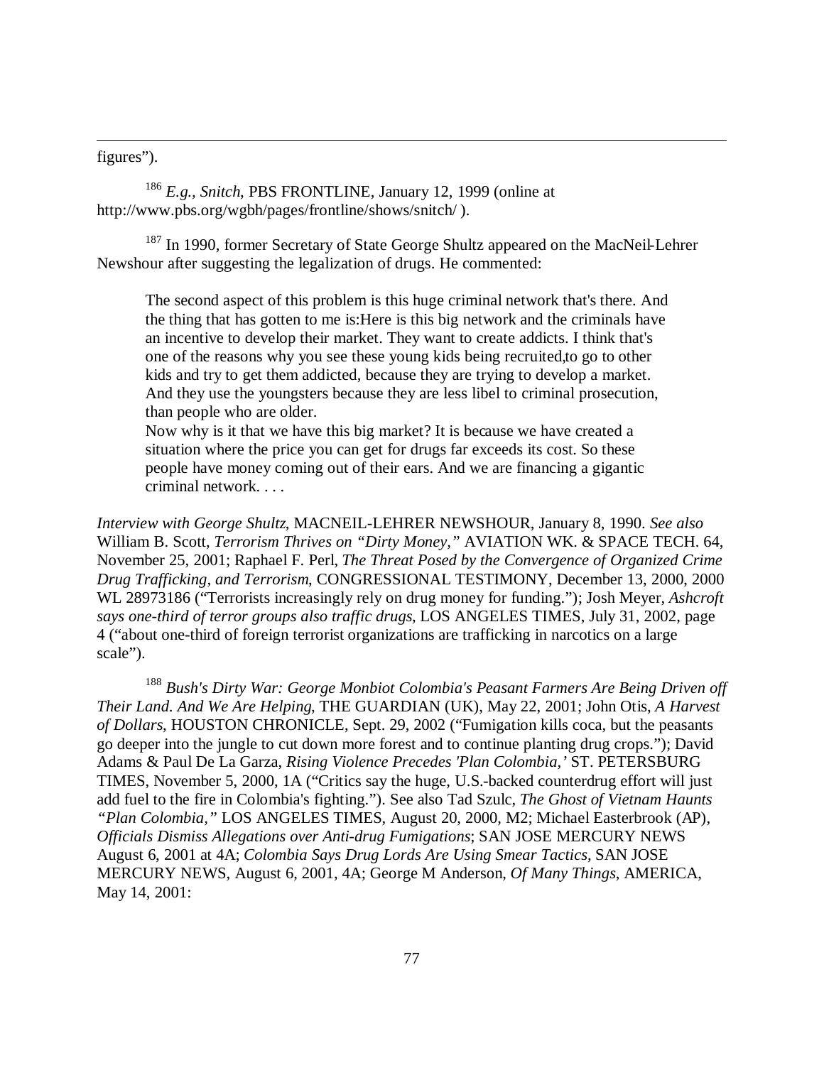figures”).

[186] *E.g., Snitch*, PBS FRONTLINE, January 12, 1999 (online at http://www.pbs.org/wgbh/pages/frontline/shows/snitch/ ).

[187] In 1990, former Secretary of State George Shultz appeared on the MacNeil-Lehrer Newshour after suggesting the legalization of drugs. He commented:

> The second aspect of this problem is this huge criminal network that's there. And the thing that has gotten to me is:Here is this big network and the criminals have an incentive to develop their market. They want to create addicts. I think that's one of the reasons why you see these young kids being recruited,to go to other kids and try to get them addicted, because they are trying to develop a market. And they use the youngsters because they are less libel to criminal prosecution, than people who are older.
>
> Now why is it that we have this big market? It is because we have created a situation where the price you can get for drugs far exceeds its cost. So these people have money coming out of their ears. And we are financing a gigantic criminal network. . . .

*Interview with George Shultz*, MACNEIL-LEHRER NEWSHOUR, January 8, 1990. *See also* William B. Scott, *Terrorism Thrives on "Dirty Money,"* AVIATION WK. & SPACE TECH. 64, November 25, 2001; Raphael F. Perl, *The Threat Posed by the Convergence of Organized Crime Drug Trafficking, and Terrorism*, CONGRESSIONAL TESTIMONY, December 13, 2000, 2000 WL 28973186 ("Terrorists increasingly rely on drug money for funding."); Josh Meyer, *Ashcroft says one-third of terror groups also traffic drugs*, LOS ANGELES TIMES, July 31, 2002, page 4 ("about one-third of foreign terrorist organizations are trafficking in narcotics on a large scale").

[188] *Bush's Dirty War: George Monbiot Colombia's Peasant Farmers Are Being Driven off Their Land. And We Are Helping*, THE GUARDIAN (UK), May 22, 2001; John Otis, *A Harvest of Dollars*, HOUSTON CHRONICLE, Sept. 29, 2002 ("Fumigation kills coca, but the peasants go deeper into the jungle to cut down more forest and to continue planting drug crops."); David Adams & Paul De La Garza, *Rising Violence Precedes 'Plan Colombia,'* ST. PETERSBURG TIMES, November 5, 2000, 1A ("Critics say the huge, U.S.-backed counterdrug effort will just add fuel to the fire in Colombia's fighting."). See also Tad Szulc, *The Ghost of Vietnam Haunts "Plan Colombia,"* LOS ANGELES TIMES, August 20, 2000, M2; Michael Easterbrook (AP), *Officials Dismiss Allegations over Anti-drug Fumigations*; SAN JOSE MERCURY NEWS August 6, 2001 at 4A; *Colombia Says Drug Lords Are Using Smear Tactics*, SAN JOSE MERCURY NEWS, August 6, 2001, 4A; George M Anderson, *Of Many Things*, AMERICA, May 14, 2001: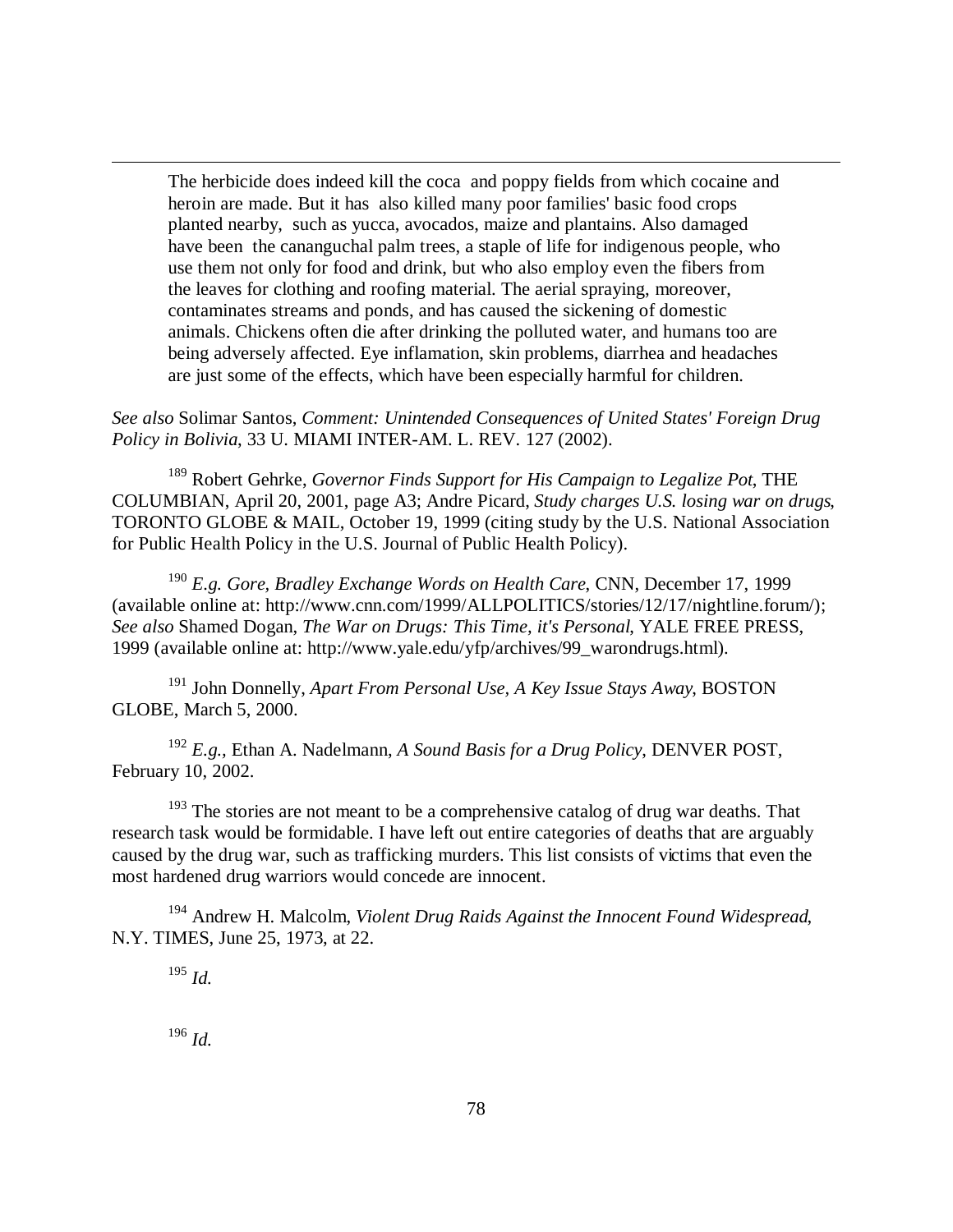> The herbicide does indeed kill the coca and poppy fields from which cocaine and heroin are made. But it has also killed many poor families' basic food crops planted nearby, such as yucca, avocados, maize and plantains. Also damaged have been the cananguchal palm trees, a staple of life for indigenous people, who use them not only for food and drink, but who also employ even the fibers from the leaves for clothing and roofing material. The aerial spraying, moreover, contaminates streams and ponds, and has caused the sickening of domestic animals. Chickens often die after drinking the polluted water, and humans too are being adversely affected. Eye inflamation, skin problems, diarrhea and headaches are just some of the effects, which have been especially harmful for children.

*See also* Solimar Santos, *Comment: Unintended Consequences of United States' Foreign Drug Policy in Bolivia*, 33 U. MIAMI INTER-AM. L. REV. 127 (2002).

[189] Robert Gehrke, *Governor Finds Support for His Campaign to Legalize Pot*, THE COLUMBIAN, April 20, 2001, page A3; Andre Picard, *Study charges U.S. losing war on drugs*, TORONTO GLOBE & MAIL, October 19, 1999 (citing study by the U.S. National Association for Public Health Policy in the U.S. Journal of Public Health Policy).

[190] *E.g. Gore, Bradley Exchange Words on Health Care*, CNN, December 17, 1999 (available online at: http://www.cnn.com/1999/ALLPOLITICS/stories/12/17/nightline.forum/); *See also* Shamed Dogan, *The War on Drugs: This Time, it's Personal*, YALE FREE PRESS, 1999 (available online at: http://www.yale.edu/yfp/archives/99_warondrugs.html).

[191] John Donnelly, *Apart From Personal Use, A Key Issue Stays Away*, BOSTON GLOBE, March 5, 2000.

[192] *E.g.,* Ethan A. Nadelmann, *A Sound Basis for a Drug Policy*, DENVER POST, February 10, 2002.

[193] The stories are not meant to be a comprehensive catalog of drug war deaths. That research task would be formidable. I have left out entire categories of deaths that are arguably caused by the drug war, such as trafficking murders. This list consists of victims that even the most hardened drug warriors would concede are innocent.

[194] Andrew H. Malcolm, *Violent Drug Raids Against the Innocent Found Widespread*, N.Y. TIMES, June 25, 1973, at 22.

[195] *Id.*

[196] *Id.*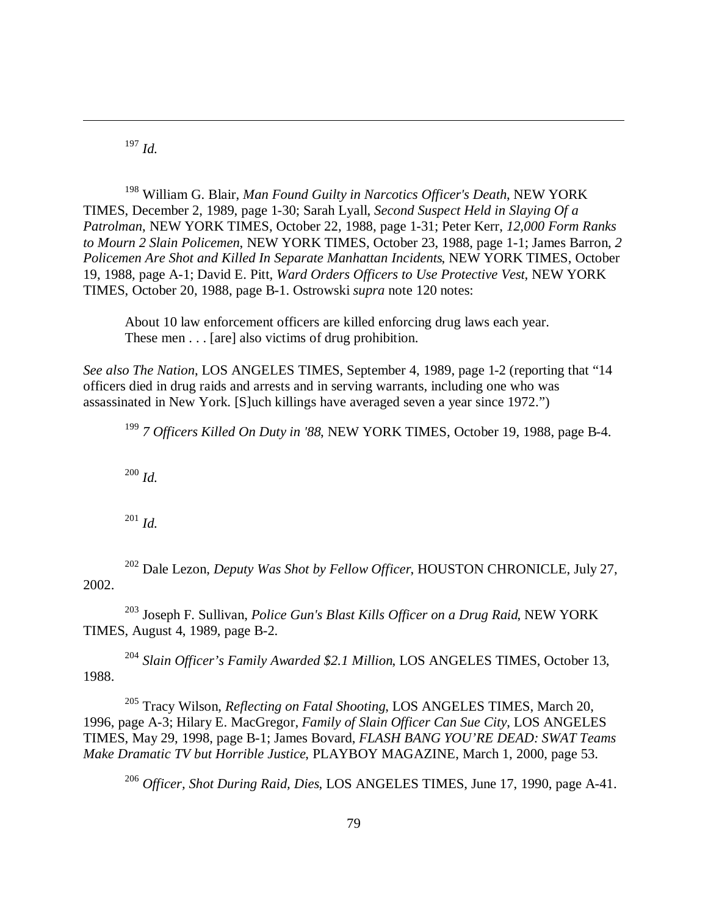[197] *Id.*

[198] William G. Blair, *Man Found Guilty in Narcotics Officer's Death*, NEW YORK TIMES, December 2, 1989, page 1-30; Sarah Lyall, *Second Suspect Held in Slaying Of a Patrolman*, NEW YORK TIMES, October 22, 1988, page 1-31; Peter Kerr, *12,000 Form Ranks to Mourn 2 Slain Policemen*, NEW YORK TIMES, October 23, 1988, page 1-1; James Barron, *2 Policemen Are Shot and Killed In Separate Manhattan Incidents*, NEW YORK TIMES, October 19, 1988, page A-1; David E. Pitt, *Ward Orders Officers to Use Protective Vest*, NEW YORK TIMES, October 20, 1988, page B-1. Ostrowski *supra* note 120 notes:

> About 10 law enforcement officers are killed enforcing drug laws each year. These men . . . [are] also victims of drug prohibition.

*See also The Nation*, LOS ANGELES TIMES, September 4, 1989, page 1-2 (reporting that "14 officers died in drug raids and arrests and in serving warrants, including one who was assassinated in New York. [S]uch killings have averaged seven a year since 1972.")

[199] *7 Officers Killed On Duty in '88*, NEW YORK TIMES, October 19, 1988, page B-4.

[200] *Id.*

[201] *Id.*

[202] Dale Lezon, *Deputy Was Shot by Fellow Officer*, HOUSTON CHRONICLE, July 27, 2002.

[203] Joseph F. Sullivan, *Police Gun's Blast Kills Officer on a Drug Raid*, NEW YORK TIMES, August 4, 1989, page B-2.

[204] *Slain Officer's Family Awarded $2.1 Million*, LOS ANGELES TIMES, October 13, 1988.

[205] Tracy Wilson, *Reflecting on Fatal Shooting*, LOS ANGELES TIMES, March 20, 1996, page A-3; Hilary E. MacGregor, *Family of Slain Officer Can Sue City*, LOS ANGELES TIMES, May 29, 1998, page B-1; James Bovard, *FLASH BANG YOU'RE DEAD: SWAT Teams Make Dramatic TV but Horrible Justice*, PLAYBOY MAGAZINE, March 1, 2000, page 53.

[206] *Officer, Shot During Raid, Dies*, LOS ANGELES TIMES, June 17, 1990, page A-41.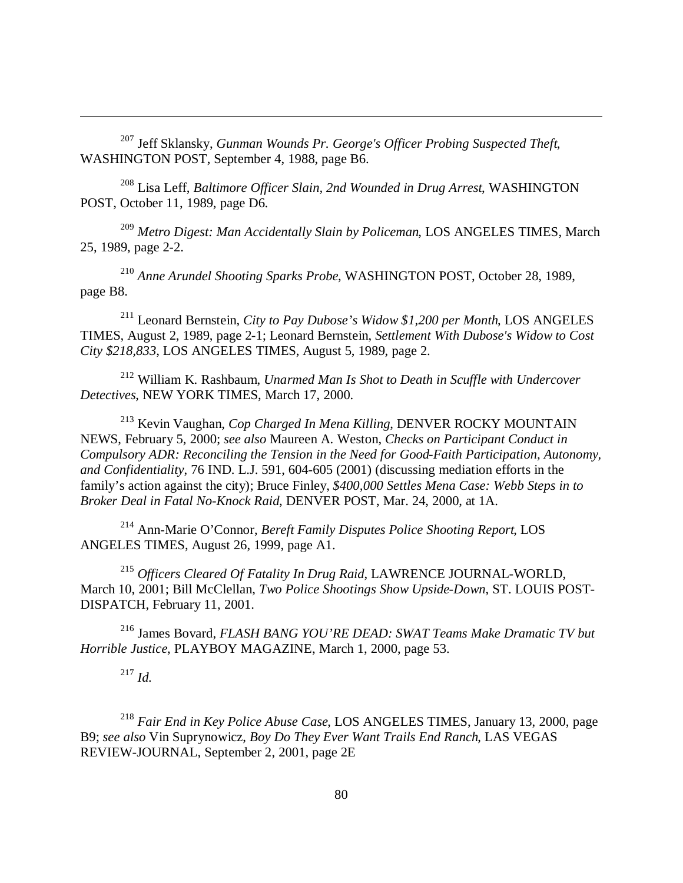[207] Jeff Sklansky, *Gunman Wounds Pr. George's Officer Probing Suspected Theft*, WASHINGTON POST, September 4, 1988, page B6.

[208] Lisa Leff, *Baltimore Officer Slain, 2nd Wounded in Drug Arrest*, WASHINGTON POST, October 11, 1989, page D6.

[209] *Metro Digest: Man Accidentally Slain by Policeman*, LOS ANGELES TIMES, March 25, 1989, page 2-2.

[210] *Anne Arundel Shooting Sparks Probe*, WASHINGTON POST, October 28, 1989, page B8.

[211] Leonard Bernstein, *City to Pay Dubose's Widow $1,200 per Month*, LOS ANGELES TIMES, August 2, 1989, page 2-1; Leonard Bernstein, *Settlement With Dubose's Widow to Cost City $218,833*, LOS ANGELES TIMES, August 5, 1989, page 2.

[212] William K. Rashbaum, *Unarmed Man Is Shot to Death in Scuffle with Undercover Detectives*, NEW YORK TIMES, March 17, 2000.

[213] Kevin Vaughan, *Cop Charged In Mena Killing*, DENVER ROCKY MOUNTAIN NEWS, February 5, 2000; *see also* Maureen A. Weston, *Checks on Participant Conduct in Compulsory ADR: Reconciling the Tension in the Need for Good-Faith Participation, Autonomy, and Confidentiality*, 76 IND. L.J. 591, 604-605 (2001) (discussing mediation efforts in the family's action against the city); Bruce Finley, *$400,000 Settles Mena Case: Webb Steps in to Broker Deal in Fatal No-Knock Raid*, DENVER POST, Mar. 24, 2000, at 1A.

[214] Ann-Marie O'Connor, *Bereft Family Disputes Police Shooting Report*, LOS ANGELES TIMES, August 26, 1999, page A1.

[215] *Officers Cleared Of Fatality In Drug Raid*, LAWRENCE JOURNAL-WORLD, March 10, 2001; Bill McClellan, *Two Police Shootings Show Upside-Down*, ST. LOUIS POST-DISPATCH, February 11, 2001.

[216] James Bovard, *FLASH BANG YOU'RE DEAD: SWAT Teams Make Dramatic TV but Horrible Justice*, PLAYBOY MAGAZINE, March 1, 2000, page 53.

[217] *Id.*

[218] *Fair End in Key Police Abuse Case*, LOS ANGELES TIMES, January 13, 2000, page B9; *see also* Vin Suprynowicz, *Boy Do They Ever Want Trails End Ranch*, LAS VEGAS REVIEW-JOURNAL, September 2, 2001, page 2E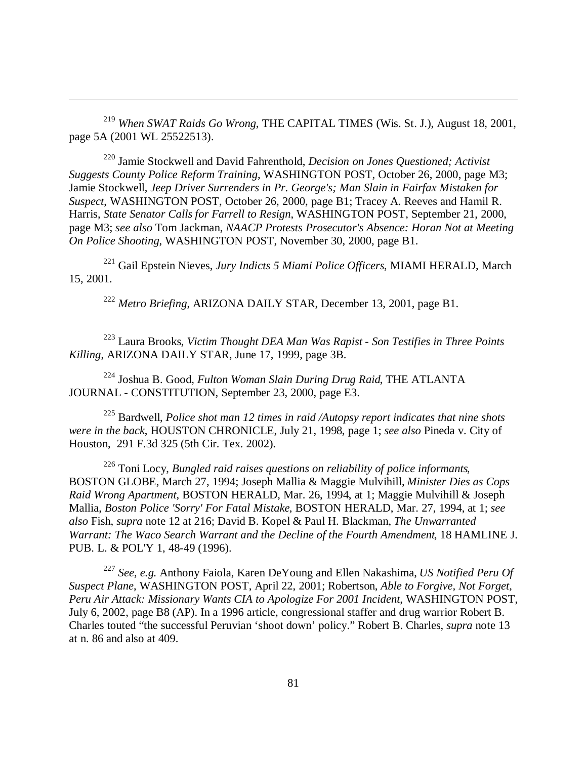[219] *When SWAT Raids Go Wrong*, THE CAPITAL TIMES (Wis. St. J.), August 18, 2001, page 5A (2001 WL 25522513).

[220] Jamie Stockwell and David Fahrenthold, *Decision on Jones Questioned; Activist Suggests County Police Reform Training*, WASHINGTON POST, October 26, 2000, page M3; Jamie Stockwell, *Jeep Driver Surrenders in Pr. George's; Man Slain in Fairfax Mistaken for Suspect*, WASHINGTON POST, October 26, 2000, page B1; Tracey A. Reeves and Hamil R. Harris, *State Senator Calls for Farrell to Resign*, WASHINGTON POST, September 21, 2000, page M3; *see also* Tom Jackman, *NAACP Protests Prosecutor's Absence: Horan Not at Meeting On Police Shooting*, WASHINGTON POST, November 30, 2000, page B1.

[221] Gail Epstein Nieves, *Jury Indicts 5 Miami Police Officers*, MIAMI HERALD, March 15, 2001.

[222] *Metro Briefing*, ARIZONA DAILY STAR, December 13, 2001, page B1.

[223] Laura Brooks, *Victim Thought DEA Man Was Rapist - Son Testifies in Three Points Killing*, ARIZONA DAILY STAR, June 17, 1999, page 3B.

[224] Joshua B. Good, *Fulton Woman Slain During Drug Raid*, THE ATLANTA JOURNAL - CONSTITUTION, September 23, 2000, page E3.

[225] Bardwell, *Police shot man 12 times in raid /Autopsy report indicates that nine shots were in the back*, HOUSTON CHRONICLE, July 21, 1998, page 1; *see also* Pineda v. City of Houston, 291 F.3d 325 (5th Cir. Tex. 2002).

[226] Toni Locy, *Bungled raid raises questions on reliability of police informants*, BOSTON GLOBE, March 27, 1994; Joseph Mallia & Maggie Mulvihill, *Minister Dies as Cops Raid Wrong Apartment*, BOSTON HERALD, Mar. 26, 1994, at 1; Maggie Mulvihill & Joseph Mallia, *Boston Police 'Sorry' For Fatal Mistake*, BOSTON HERALD, Mar. 27, 1994, at 1; *see also* Fish, *supra* note 12 at 216; David B. Kopel & Paul H. Blackman, *The Unwarranted Warrant: The Waco Search Warrant and the Decline of the Fourth Amendment*, 18 HAMLINE J. PUB. L. & POL'Y 1, 48-49 (1996).

[227] *See, e.g.* Anthony Faiola, Karen DeYoung and Ellen Nakashima, *US Notified Peru Of Suspect Plane*, WASHINGTON POST, April 22, 2001; Robertson, *Able to Forgive, Not Forget, Peru Air Attack: Missionary Wants CIA to Apologize For 2001 Incident*, WASHINGTON POST, July 6, 2002, page B8 (AP). In a 1996 article, congressional staffer and drug warrior Robert B. Charles touted "the successful Peruvian 'shoot down' policy." Robert B. Charles, *supra* note 13 at n. 86 and also at 409.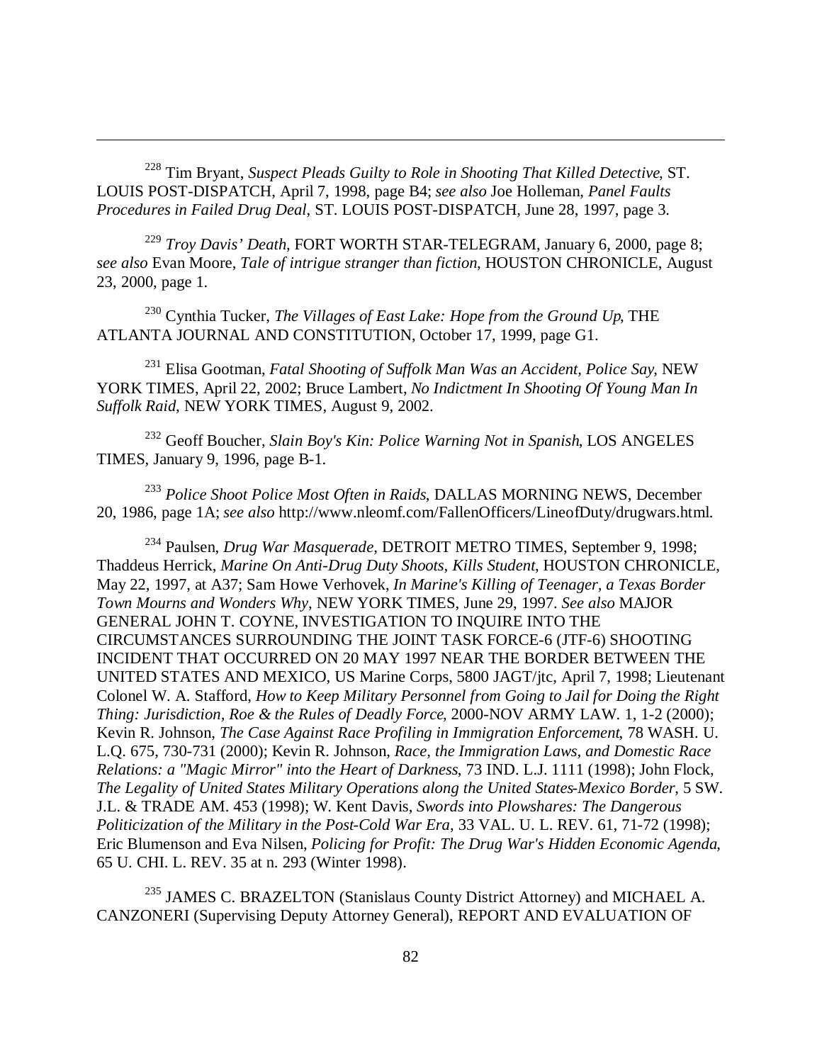[228] Tim Bryant, *Suspect Pleads Guilty to Role in Shooting That Killed Detective*, ST. LOUIS POST-DISPATCH, April 7, 1998, page B4; *see also* Joe Holleman, *Panel Faults Procedures in Failed Drug Deal*, ST. LOUIS POST-DISPATCH, June 28, 1997, page 3.

[229] *Troy Davis' Death*, FORT WORTH STAR-TELEGRAM, January 6, 2000, page 8; *see also* Evan Moore, *Tale of intrigue stranger than fiction*, HOUSTON CHRONICLE, August 23, 2000, page 1.

[230] Cynthia Tucker, *The Villages of East Lake: Hope from the Ground Up*, THE ATLANTA JOURNAL AND CONSTITUTION, October 17, 1999, page G1.

[231] Elisa Gootman, *Fatal Shooting of Suffolk Man Was an Accident, Police Say*, NEW YORK TIMES, April 22, 2002; Bruce Lambert, *No Indictment In Shooting Of Young Man In Suffolk Raid*, NEW YORK TIMES, August 9, 2002.

[232] Geoff Boucher, *Slain Boy's Kin: Police Warning Not in Spanish*, LOS ANGELES TIMES, January 9, 1996, page B-1.

[233] *Police Shoot Police Most Often in Raids*, DALLAS MORNING NEWS, December 20, 1986, page 1A; *see also* http://www.nleomf.com/FallenOfficers/LineofDuty/drugwars.html.

[234] Paulsen, *Drug War Masquerade*, DETROIT METRO TIMES, September 9, 1998; Thaddeus Herrick, *Marine On Anti-Drug Duty Shoots, Kills Student*, HOUSTON CHRONICLE, May 22, 1997, at A37; Sam Howe Verhovek, *In Marine's Killing of Teenager, a Texas Border Town Mourns and Wonders Why*, NEW YORK TIMES, June 29, 1997. *See also* MAJOR GENERAL JOHN T. COYNE, INVESTIGATION TO INQUIRE INTO THE CIRCUMSTANCES SURROUNDING THE JOINT TASK FORCE-6 (JTF-6) SHOOTING INCIDENT THAT OCCURRED ON 20 MAY 1997 NEAR THE BORDER BETWEEN THE UNITED STATES AND MEXICO, US Marine Corps, 5800 JAGT/jtc, April 7, 1998; Lieutenant Colonel W. A. Stafford, *How to Keep Military Personnel from Going to Jail for Doing the Right Thing: Jurisdiction, Roe & the Rules of Deadly Force*, 2000-NOV ARMY LAW. 1, 1-2 (2000); Kevin R. Johnson, *The Case Against Race Profiling in Immigration Enforcement*, 78 WASH. U. L.Q. 675, 730-731 (2000); Kevin R. Johnson, *Race, the Immigration Laws, and Domestic Race Relations: a "Magic Mirror" into the Heart of Darkness*, 73 IND. L.J. 1111 (1998); John Flock, *The Legality of United States Military Operations along the United States-Mexico Border*, 5 SW. J.L. & TRADE AM. 453 (1998); W. Kent Davis, *Swords into Plowshares: The Dangerous Politicization of the Military in the Post-Cold War Era*, 33 VAL. U. L. REV. 61, 71-72 (1998); Eric Blumenson and Eva Nilsen, *Policing for Profit: The Drug War's Hidden Economic Agenda*, 65 U. CHI. L. REV. 35 at n. 293 (Winter 1998).

[235] JAMES C. BRAZELTON (Stanislaus County District Attorney) and MICHAEL A. CANZONERI (Supervising Deputy Attorney General), REPORT AND EVALUATION OF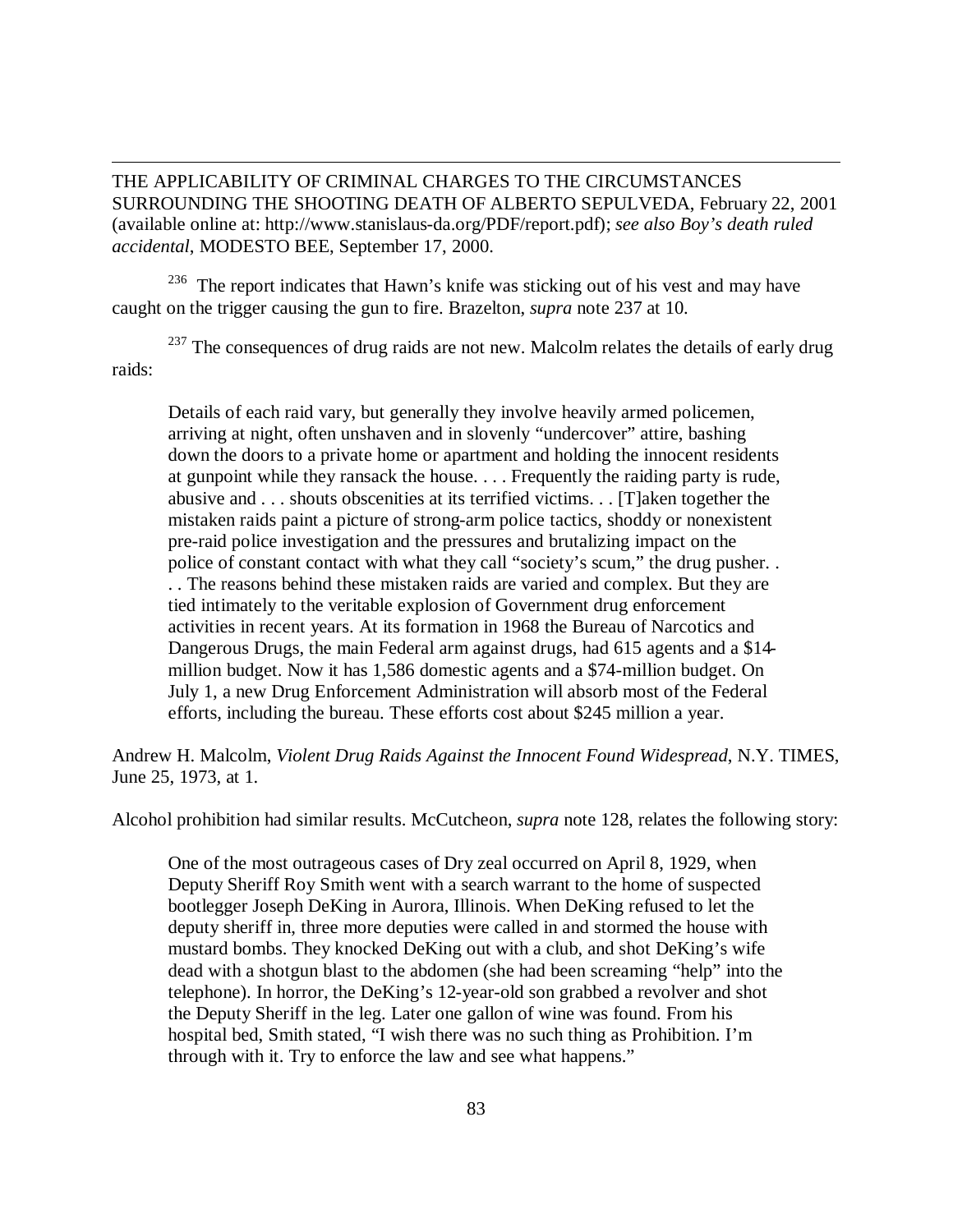THE APPLICABILITY OF CRIMINAL CHARGES TO THE CIRCUMSTANCES SURROUNDING THE SHOOTING DEATH OF ALBERTO SEPULVEDA, February 22, 2001 (available online at: http://www.stanislaus-da.org/PDF/report.pdf); *see also Boy's death ruled accidental*, MODESTO BEE, September 17, 2000.

[236] The report indicates that Hawn's knife was sticking out of his vest and may have caught on the trigger causing the gun to fire. Brazelton, *supra* note 237 at 10.

[237] The consequences of drug raids are not new. Malcolm relates the details of early drug raids:

> Details of each raid vary, but generally they involve heavily armed policemen, arriving at night, often unshaven and in slovenly "undercover" attire, bashing down the doors to a private home or apartment and holding the innocent residents at gunpoint while they ransack the house. . . . Frequently the raiding party is rude, abusive and . . . shouts obscenities at its terrified victims. . . [T]aken together the mistaken raids paint a picture of strong-arm police tactics, shoddy or nonexistent pre-raid police investigation and the pressures and brutalizing impact on the police of constant contact with what they call "society's scum," the drug pusher. . . . The reasons behind these mistaken raids are varied and complex. But they are tied intimately to the veritable explosion of Government drug enforcement activities in recent years. At its formation in 1968 the Bureau of Narcotics and Dangerous Drugs, the main Federal arm against drugs, had 615 agents and a $14-million budget. Now it has 1,586 domestic agents and a $74-million budget. On July 1, a new Drug Enforcement Administration will absorb most of the Federal efforts, including the bureau. These efforts cost about $245 million a year.

Andrew H. Malcolm, *Violent Drug Raids Against the Innocent Found Widespread*, N.Y. TIMES, June 25, 1973, at 1.

Alcohol prohibition had similar results. McCutcheon, *supra* note 128, relates the following story:

> One of the most outrageous cases of Dry zeal occurred on April 8, 1929, when Deputy Sheriff Roy Smith went with a search warrant to the home of suspected bootlegger Joseph DeKing in Aurora, Illinois. When DeKing refused to let the deputy sheriff in, three more deputies were called in and stormed the house with mustard bombs. They knocked DeKing out with a club, and shot DeKing's wife dead with a shotgun blast to the abdomen (she had been screaming "help" into the telephone). In horror, the DeKing's 12-year-old son grabbed a revolver and shot the Deputy Sheriff in the leg. Later one gallon of wine was found. From his hospital bed, Smith stated, "I wish there was no such thing as Prohibition. I'm through with it. Try to enforce the law and see what happens."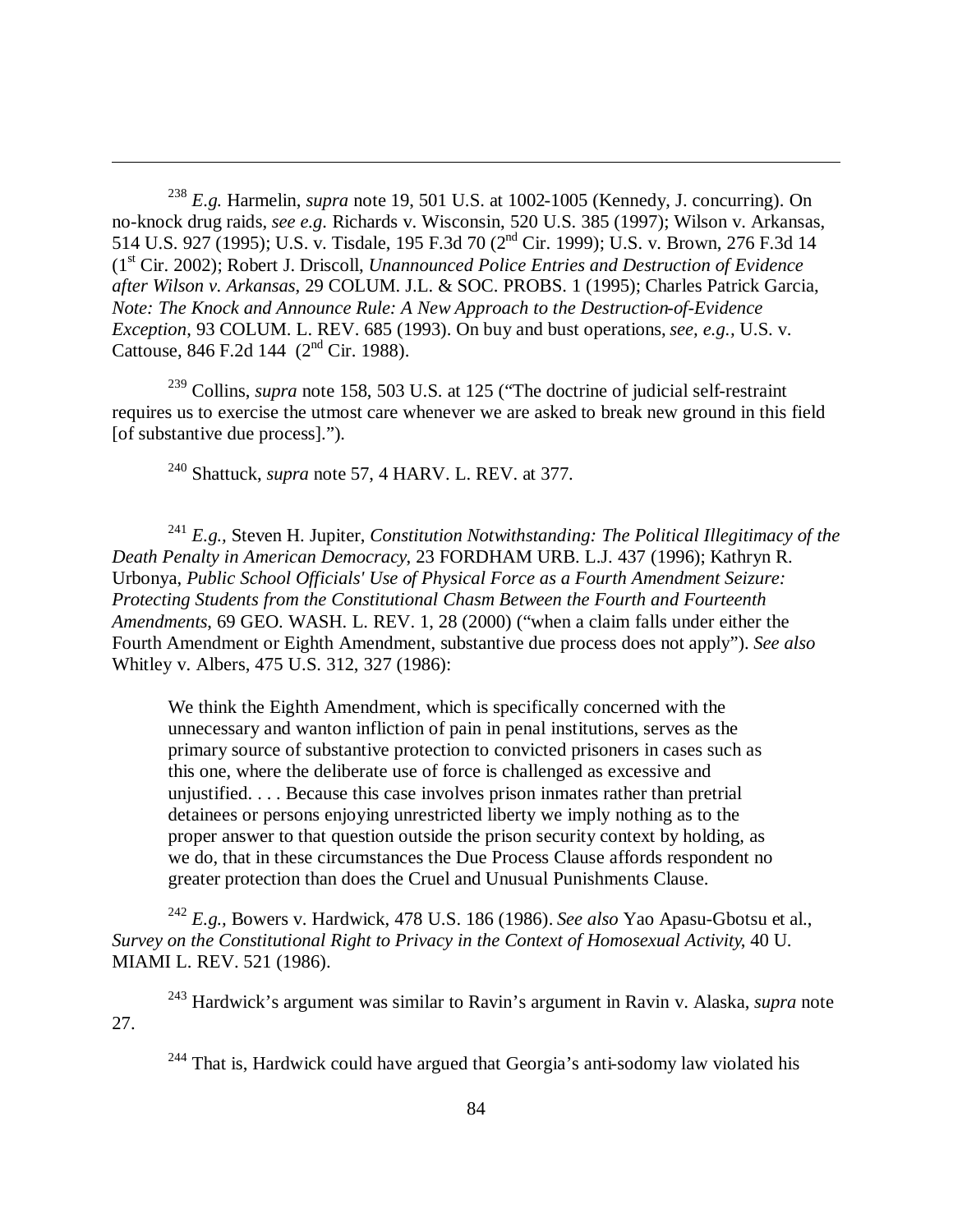[238] *E.g.* Harmelin, *supra* note 19, 501 U.S. at 1002-1005 (Kennedy, J. concurring). On no-knock drug raids, *see e.g.* Richards v. Wisconsin, 520 U.S. 385 (1997); Wilson v. Arkansas, 514 U.S. 927 (1995); U.S. v. Tisdale, 195 F.3d 70 (2nd Cir. 1999); U.S. v. Brown, 276 F.3d 14 (1st Cir. 2002); Robert J. Driscoll, *Unannounced Police Entries and Destruction of Evidence after Wilson v. Arkansas*, 29 COLUM. J.L. & SOC. PROBS. 1 (1995); Charles Patrick Garcia, *Note: The Knock and Announce Rule: A New Approach to the Destruction-of-Evidence Exception*, 93 COLUM. L. REV. 685 (1993). On buy and bust operations, *see, e.g.*, U.S. v. Cattouse, 846 F.2d 144 (2nd Cir. 1988).

[239] Collins, *supra* note 158, 503 U.S. at 125 ("The doctrine of judicial self-restraint requires us to exercise the utmost care whenever we are asked to break new ground in this field [of substantive due process].").

[240] Shattuck, *supra* note 57, 4 HARV. L. REV. at 377.

[241] *E.g.*, Steven H. Jupiter, *Constitution Notwithstanding: The Political Illegitimacy of the Death Penalty in American Democracy*, 23 FORDHAM URB. L.J. 437 (1996); Kathryn R. Urbonya, *Public School Officials' Use of Physical Force as a Fourth Amendment Seizure: Protecting Students from the Constitutional Chasm Between the Fourth and Fourteenth Amendments*, 69 GEO. WASH. L. REV. 1, 28 (2000) ("when a claim falls under either the Fourth Amendment or Eighth Amendment, substantive due process does not apply"). *See also* Whitley v. Albers, 475 U.S. 312, 327 (1986):

> We think the Eighth Amendment, which is specifically concerned with the unnecessary and wanton infliction of pain in penal institutions, serves as the primary source of substantive protection to convicted prisoners in cases such as this one, where the deliberate use of force is challenged as excessive and unjustified. . . . Because this case involves prison inmates rather than pretrial detainees or persons enjoying unrestricted liberty we imply nothing as to the proper answer to that question outside the prison security context by holding, as we do, that in these circumstances the Due Process Clause affords respondent no greater protection than does the Cruel and Unusual Punishments Clause.

[242] *E.g.*, Bowers v. Hardwick, 478 U.S. 186 (1986). *See also* Yao Apasu-Gbotsu et al., *Survey on the Constitutional Right to Privacy in the Context of Homosexual Activity*, 40 U. MIAMI L. REV. 521 (1986).

[243] Hardwick's argument was similar to Ravin's argument in Ravin v. Alaska, *supra* note 27.

[244] That is, Hardwick could have argued that Georgia's anti-sodomy law violated his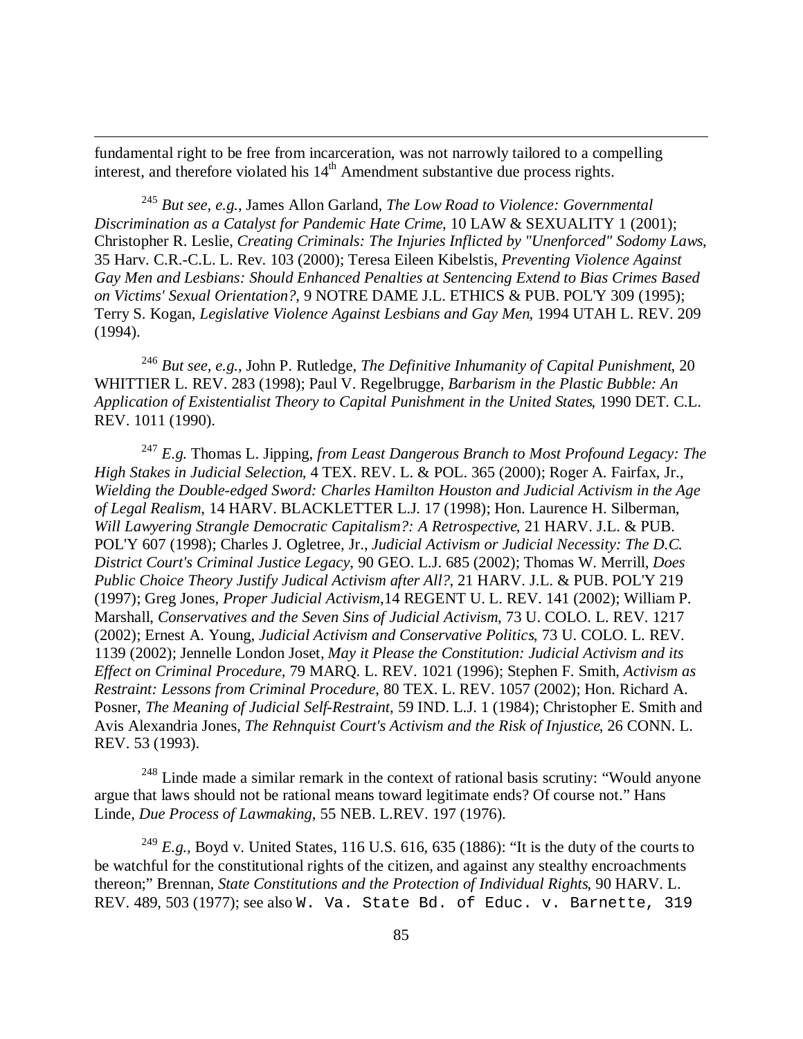fundamental right to be free from incarceration, was not narrowly tailored to a compelling interest, and therefore violated his 14th Amendment substantive due process rights.

[245] *But see, e.g.,* James Allon Garland, *The Low Road to Violence: Governmental Discrimination as a Catalyst for Pandemic Hate Crime*, 10 LAW & SEXUALITY 1 (2001); Christopher R. Leslie, *Creating Criminals: The Injuries Inflicted by "Unenforced" Sodomy Laws*, 35 Harv. C.R.-C.L. L. Rev. 103 (2000); Teresa Eileen Kibelstis, *Preventing Violence Against Gay Men and Lesbians: Should Enhanced Penalties at Sentencing Extend to Bias Crimes Based on Victims' Sexual Orientation?*, 9 NOTRE DAME J.L. ETHICS & PUB. POL'Y 309 (1995); Terry S. Kogan, *Legislative Violence Against Lesbians and Gay Men*, 1994 UTAH L. REV. 209 (1994).

[246] *But see, e.g.*, John P. Rutledge, *The Definitive Inhumanity of Capital Punishment*, 20 WHITTIER L. REV. 283 (1998); Paul V. Regelbrugge, *Barbarism in the Plastic Bubble: An Application of Existentialist Theory to Capital Punishment in the United States*, 1990 DET. C.L. REV. 1011 (1990).

[247] *E.g.* Thomas L. Jipping, *from Least Dangerous Branch to Most Profound Legacy: The High Stakes in Judicial Selection*, 4 TEX. REV. L. & POL. 365 (2000); Roger A. Fairfax, Jr., *Wielding the Double-edged Sword: Charles Hamilton Houston and Judicial Activism in the Age of Legal Realism*, 14 HARV. BLACKLETTER L.J. 17 (1998); Hon. Laurence H. Silberman, *Will Lawyering Strangle Democratic Capitalism?: A Retrospective*, 21 HARV. J.L. & PUB. POL'Y 607 (1998); Charles J. Ogletree, Jr., *Judicial Activism or Judicial Necessity: The D.C. District Court's Criminal Justice Legacy*, 90 GEO. L.J. 685 (2002); Thomas W. Merrill, *Does Public Choice Theory Justify Judical Activism after All?*, 21 HARV. J.L. & PUB. POL'Y 219 (1997); Greg Jones, *Proper Judicial Activism*,14 REGENT U. L. REV. 141 (2002); William P. Marshall, *Conservatives and the Seven Sins of Judicial Activism*, 73 U. COLO. L. REV. 1217 (2002); Ernest A. Young, *Judicial Activism and Conservative Politics*, 73 U. COLO. L. REV. 1139 (2002); Jennelle London Joset, *May it Please the Constitution: Judicial Activism and its Effect on Criminal Procedure*, 79 MARQ. L. REV. 1021 (1996); Stephen F. Smith, *Activism as Restraint: Lessons from Criminal Procedure*, 80 TEX. L. REV. 1057 (2002); Hon. Richard A. Posner, *The Meaning of Judicial Self-Restraint*, 59 IND. L.J. 1 (1984); Christopher E. Smith and Avis Alexandria Jones, *The Rehnquist Court's Activism and the Risk of Injustice*, 26 CONN. L. REV. 53 (1993).

[248] Linde made a similar remark in the context of rational basis scrutiny: "Would anyone argue that laws should not be rational means toward legitimate ends? Of course not." Hans Linde, *Due Process of Lawmaking*, 55 NEB. L.REV. 197 (1976).

[249] *E.g.,* Boyd v. United States, 116 U.S. 616, 635 (1886): "It is the duty of the courts to be watchful for the constitutional rights of the citizen, and against any stealthy encroachments thereon;" Brennan, *State Constitutions and the Protection of Individual Rights*, 90 HARV. L. REV. 489, 503 (1977); see also W. Va. State Bd. of Educ. v. Barnette, 319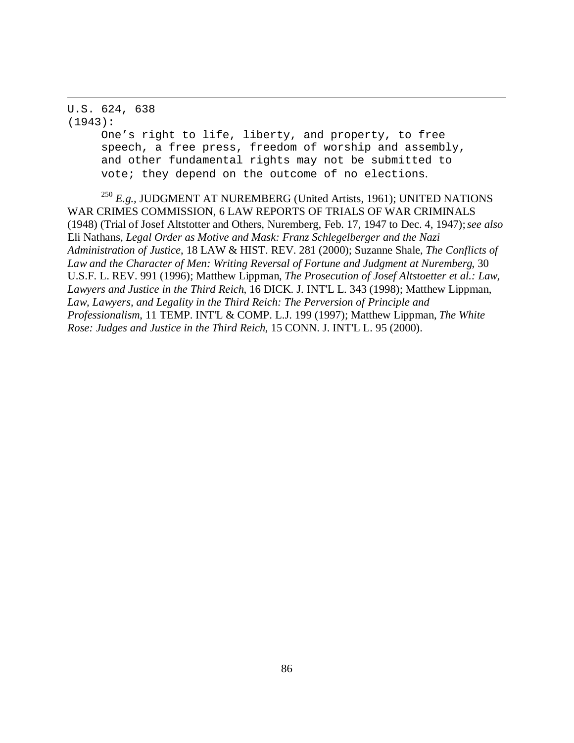U.S. 624, 638 (1943):

> One's right to life, liberty, and property, to free speech, a free press, freedom of worship and assembly, and other fundamental rights may not be submitted to vote; they depend on the outcome of no elections.

[250] *E.g.,* JUDGMENT AT NUREMBERG (United Artists, 1961); UNITED NATIONS WAR CRIMES COMMISSION, 6 LAW REPORTS OF TRIALS OF WAR CRIMINALS (1948) (Trial of Josef Altstotter and Others, Nuremberg, Feb. 17, 1947 to Dec. 4, 1947); *see also* Eli Nathans, *Legal Order as Motive and Mask: Franz Schlegelberger and the Nazi Administration of Justice*, 18 LAW & HIST. REV. 281 (2000); Suzanne Shale, *The Conflicts of Law and the Character of Men: Writing Reversal of Fortune and Judgment at Nuremberg*, 30 U.S.F. L. REV. 991 (1996); Matthew Lippman, *The Prosecution of Josef Altstoetter et al.: Law, Lawyers and Justice in the Third Reich*, 16 DICK. J. INT'L L. 343 (1998); Matthew Lippman, *Law, Lawyers, and Legality in the Third Reich: The Perversion of Principle and Professionalism*, 11 TEMP. INT'L & COMP. L.J. 199 (1997); Matthew Lippman, *The White Rose: Judges and Justice in the Third Reich*, 15 CONN. J. INT'L L. 95 (2000).